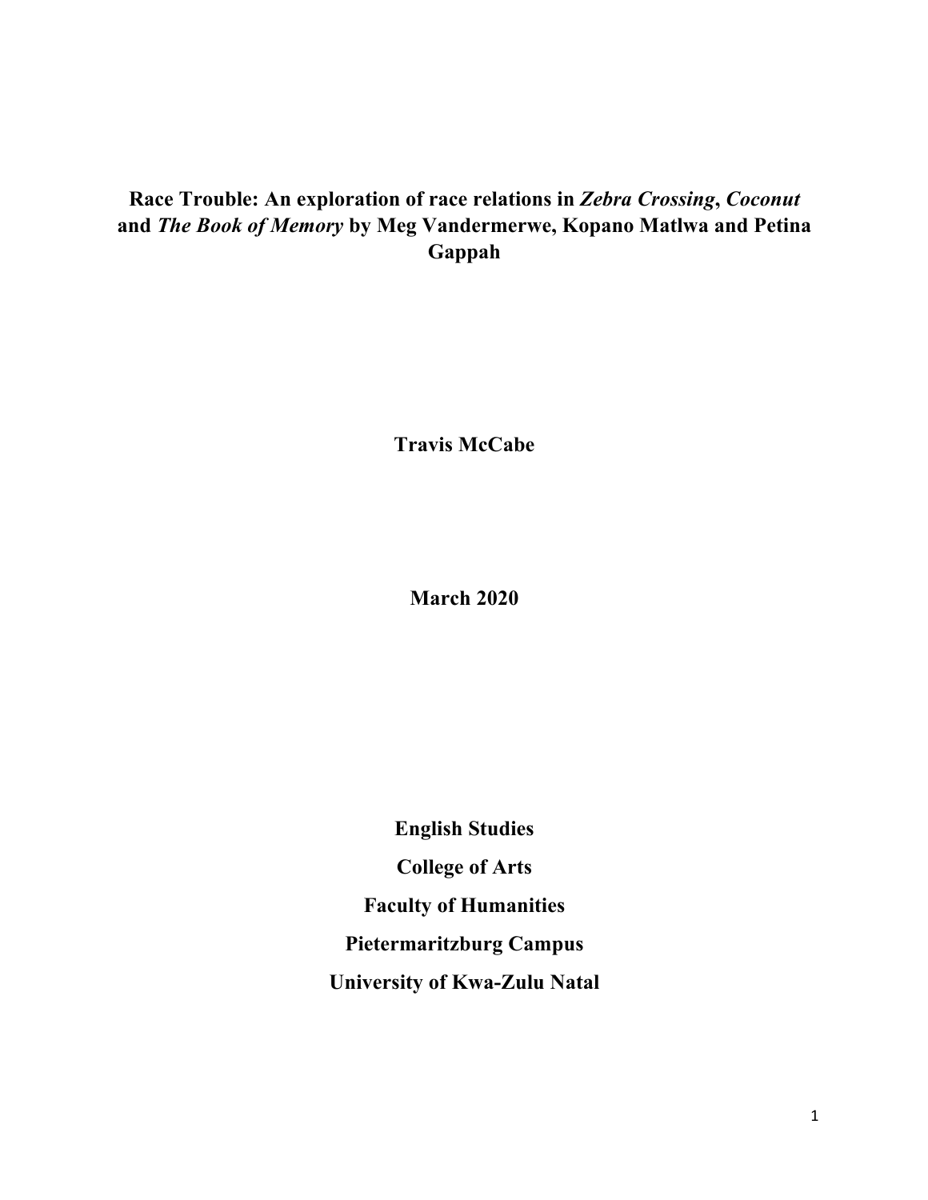# Race Trouble: An exploration of race relations in *Zebra Crossing*, *Coconut* and *The Book of Memory* by Meg Vandermerwe, Kopano Matlwa and Petina Gappah

**Travis McCabe**

**March 2020**

**English Studies**

**College of Arts**

**Faculty of Humanities**

**Pietermaritzburg Campus**

**University of Kwa-Zulu Natal**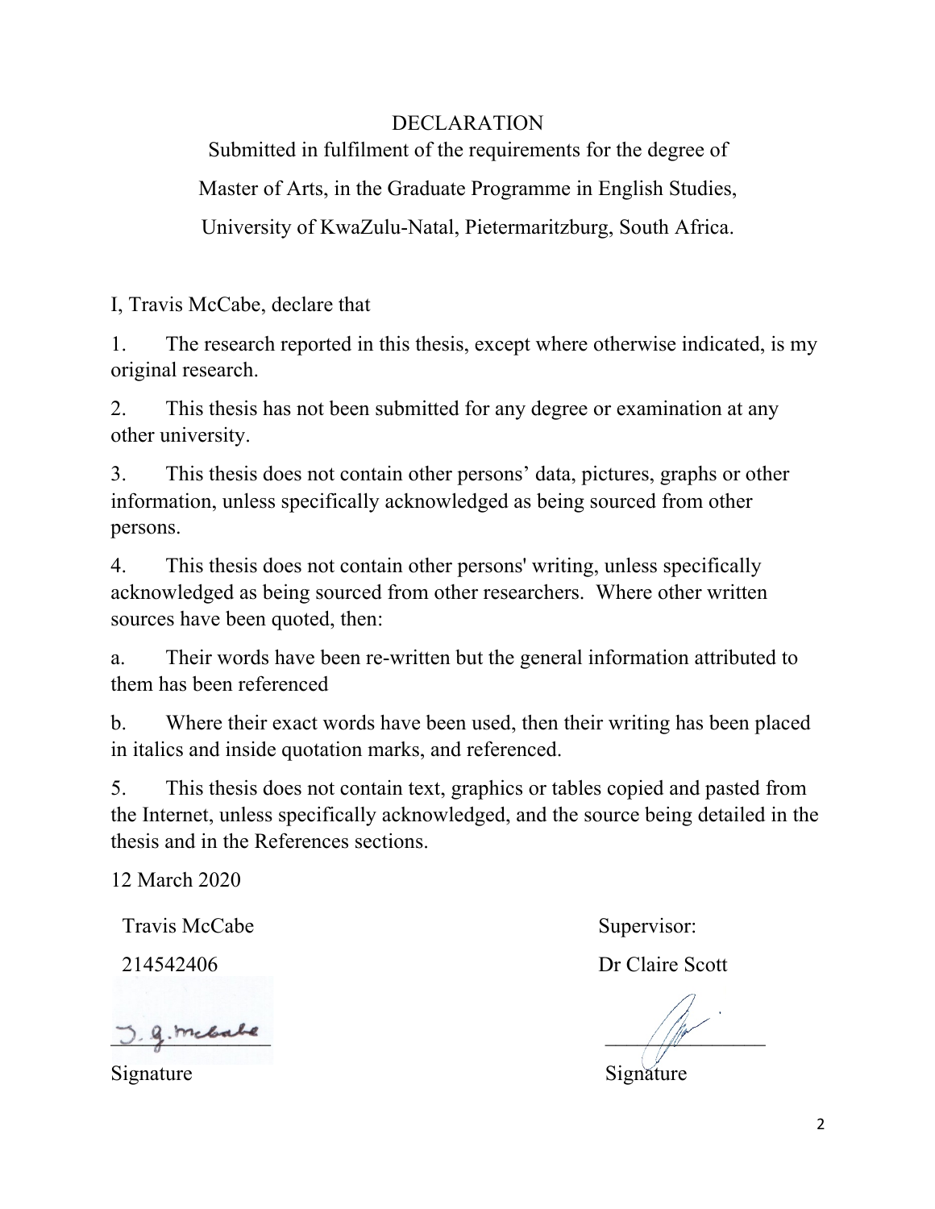# DECLARATION

Submitted in fulfilment of the requirements for the degree of

Master of Arts, in the Graduate Programme in English Studies,

University of KwaZulu-Natal, Pietermaritzburg, South Africa.

I, Travis McCabe, declare that

1. The research reported in this thesis, except where otherwise indicated, is my original research.

2. This thesis has not been submitted for any degree or examination at any other university.

3. This thesis does not contain other persons' data, pictures, graphs or other information, unless specifically acknowledged as being sourced from other persons.

4. This thesis does not contain other persons' writing, unless specifically acknowledged as being sourced from other researchers. Where other written sources have been quoted, then:

a. Their words have been re-written but the general information attributed to them has been referenced

b. Where their exact words have been used, then their writing has been placed in italics and inside quotation marks, and referenced.

5. This thesis does not contain text, graphics or tables copied and pasted from the Internet, unless specifically acknowledged, and the source being detailed in the thesis and in the References sections.

12 March 2020

Travis McCabe

214542406

Signature

Supervisor:

Dr Claire Scott

Signature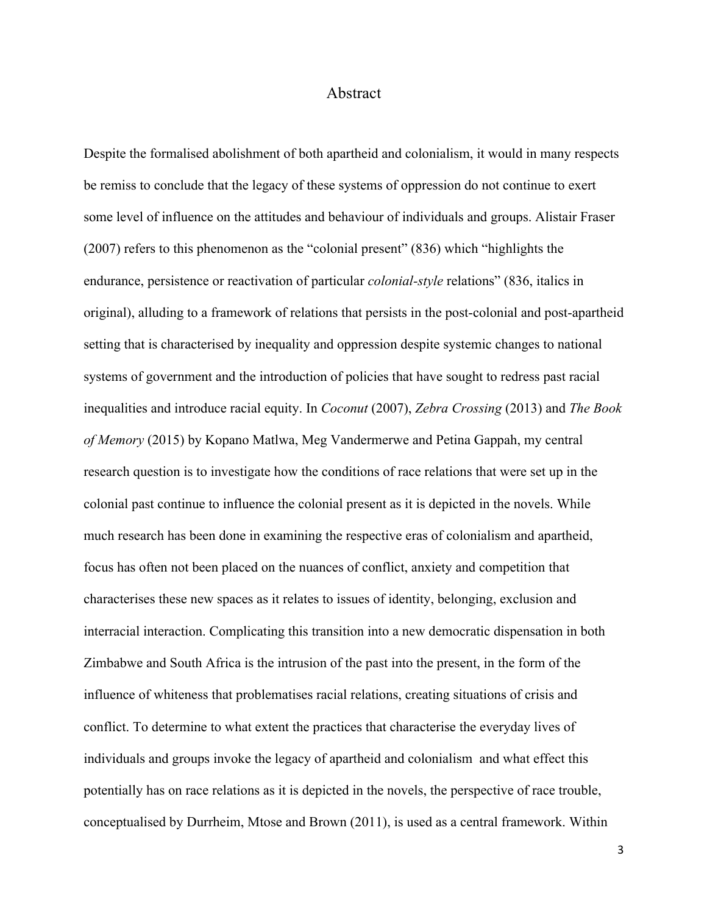# Abstract

Despite the formalised abolishment of both apartheid and colonialism, it would in many respects be remiss to conclude that the legacy of these systems of oppression do not continue to exert some level of influence on the attitudes and behaviour of individuals and groups. Alistair Fraser (2007) refers to this phenomenon as the "colonial present" (836) which "highlights the endurance, persistence or reactivation of particular *colonial-style* relations" (836, italics in original), alluding to a framework of relations that persists in the post-colonial and post-apartheid setting that is characterised by inequality and oppression despite systemic changes to national systems of government and the introduction of policies that have sought to redress past racial inequalities and introduce racial equity. In *Coconut* (2007), *Zebra Crossing* (2013) and *The Book of Memory* (2015) by Kopano Matlwa, Meg Vandermerwe and Petina Gappah, my central research question is to investigate how the conditions of race relations that were set up in the colonial past continue to influence the colonial present as it is depicted in the novels. While much research has been done in examining the respective eras of colonialism and apartheid, focus has often not been placed on the nuances of conflict, anxiety and competition that characterises these new spaces as it relates to issues of identity, belonging, exclusion and interracial interaction. Complicating this transition into a new democratic dispensation in both Zimbabwe and South Africa is the intrusion of the past into the present, in the form of the influence of whiteness that problematises racial relations, creating situations of crisis and conflict. To determine to what extent the practices that characterise the everyday lives of individuals and groups invoke the legacy of apartheid and colonialism and what effect this potentially has on race relations as it is depicted in the novels, the perspective of race trouble, conceptualised by Durrheim, Mtose and Brown (2011), is used as a central framework. Within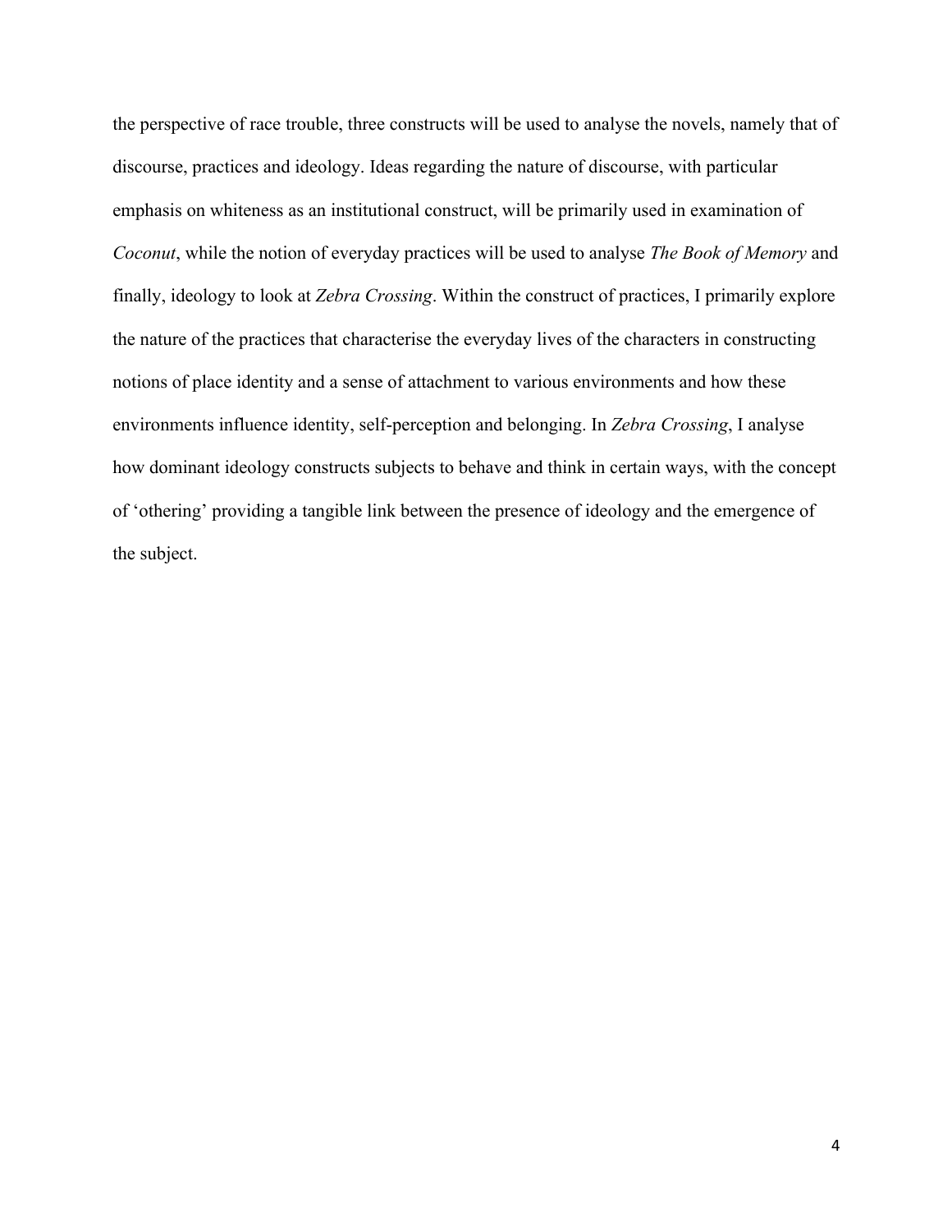the perspective of race trouble, three constructs will be used to analyse the novels, namely that of discourse, practices and ideology. Ideas regarding the nature of discourse, with particular emphasis on whiteness as an institutional construct, will be primarily used in examination of *Coconut*, while the notion of everyday practices will be used to analyse *The Book of Memory* and finally, ideology to look at *Zebra Crossing*. Within the construct of practices, I primarily explore the nature of the practices that characterise the everyday lives of the characters in constructing notions of place identity and a sense of attachment to various environments and how these environments influence identity, self-perception and belonging. In *Zebra Crossing*, I analyse how dominant ideology constructs subjects to behave and think in certain ways, with the concept of 'othering' providing a tangible link between the presence of ideology and the emergence of the subject.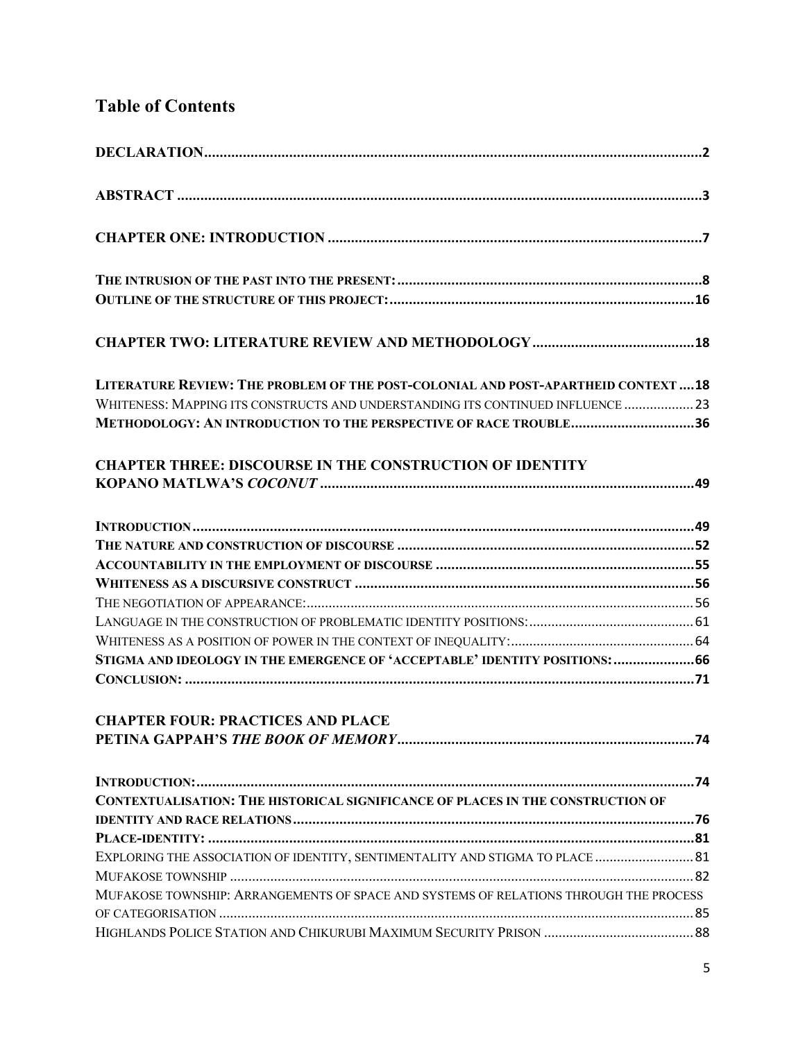## Table of Contents

**DECLARATION** ..... 2

**ABSTRACT** ..... 3

**CHAPTER ONE: INTRODUCTION** ..... 7

**THE INTRUSION OF THE PAST INTO THE PRESENT:** ..... 8
**OUTLINE OF THE STRUCTURE OF THIS PROJECT:** ..... 16

**CHAPTER TWO: LITERATURE REVIEW AND METHODOLOGY** ..... 18

**LITERATURE REVIEW: THE PROBLEM OF THE POST-COLONIAL AND POST-APARTHEID CONTEXT** ..... 18
WHITENESS: MAPPING ITS CONSTRUCTS AND UNDERSTANDING ITS CONTINUED INFLUENCE ..... 23
**METHODOLOGY: AN INTRODUCTION TO THE PERSPECTIVE OF RACE TROUBLE** ..... 36

**CHAPTER THREE: DISCOURSE IN THE CONSTRUCTION OF IDENTITY KOPANO MATLWA'S *COCONUT*** ..... 49

**INTRODUCTION** ..... 49
**THE NATURE AND CONSTRUCTION OF DISCOURSE** ..... 52
**ACCOUNTABILITY IN THE EMPLOYMENT OF DISCOURSE** ..... 55
**WHITENESS AS A DISCURSIVE CONSTRUCT** ..... 56
THE NEGOTIATION OF APPEARANCE: ..... 56
LANGUAGE IN THE CONSTRUCTION OF PROBLEMATIC IDENTITY POSITIONS: ..... 61
WHITENESS AS A POSITION OF POWER IN THE CONTEXT OF INEQUALITY: ..... 64
**STIGMA AND IDEOLOGY IN THE EMERGENCE OF 'ACCEPTABLE' IDENTITY POSITIONS:** ..... 66
**CONCLUSION:** ..... 71

**CHAPTER FOUR: PRACTICES AND PLACE PETINA GAPPAH'S *THE BOOK OF MEMORY*** ..... 74

**INTRODUCTION:** ..... 74
**CONTEXTUALISATION: THE HISTORICAL SIGNIFICANCE OF PLACES IN THE CONSTRUCTION OF IDENTITY AND RACE RELATIONS** ..... 76
**PLACE-IDENTITY:** ..... 81
EXPLORING THE ASSOCIATION OF IDENTITY, SENTIMENTALITY AND STIGMA TO PLACE ..... 81
MUFAKOSE TOWNSHIP ..... 82
MUFAKOSE TOWNSHIP: ARRANGEMENTS OF SPACE AND SYSTEMS OF RELATIONS THROUGH THE PROCESS OF CATEGORISATION ..... 85
HIGHLANDS POLICE STATION AND CHIKURUBI MAXIMUM SECURITY PRISON ..... 88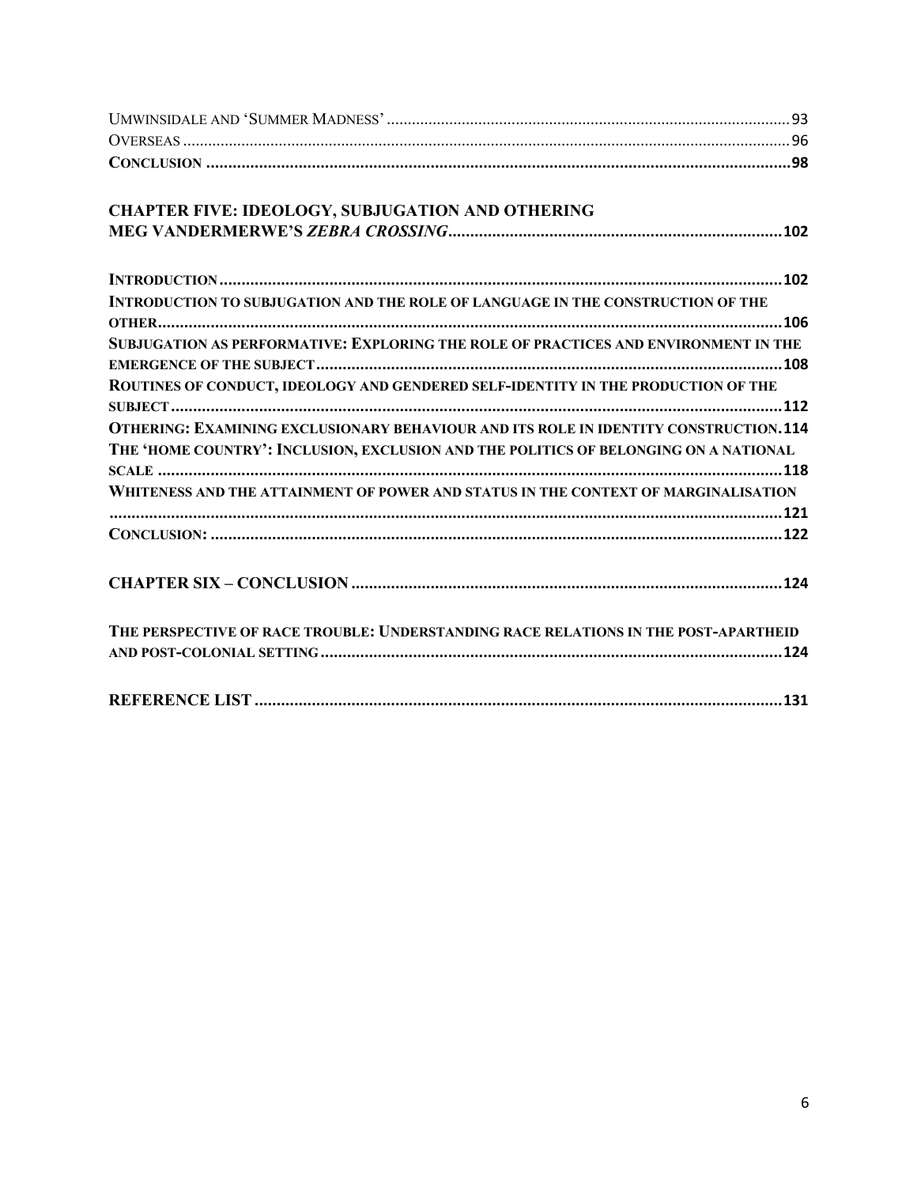Umwinsidale and 'Summer Madness' .... 93
Overseas .... 96
**Conclusion** .... 98

**CHAPTER FIVE: IDEOLOGY, SUBJUGATION AND OTHERING MEG VANDERMERWE'S *ZEBRA CROSSING*** .... 102

**Introduction** .... 102
**Introduction to subjugation and the role of language in the construction of the other** .... 106
**Subjugation as performative: Exploring the role of practices and environment in the emergence of the subject** .... 108
**Routines of conduct, ideology and gendered self-identity in the production of the subject** .... 112
**Othering: Examining exclusionary behaviour and its role in identity construction** .... 114
**The 'home country': Inclusion, exclusion and the politics of belonging on a national scale** .... 118
**Whiteness and the attainment of power and status in the context of marginalisation** .... 121
**Conclusion:** .... 122

**CHAPTER SIX – CONCLUSION** .... 124

**The perspective of race trouble: Understanding race relations in the post-apartheid and post-colonial setting** .... 124

**REFERENCE LIST** .... 131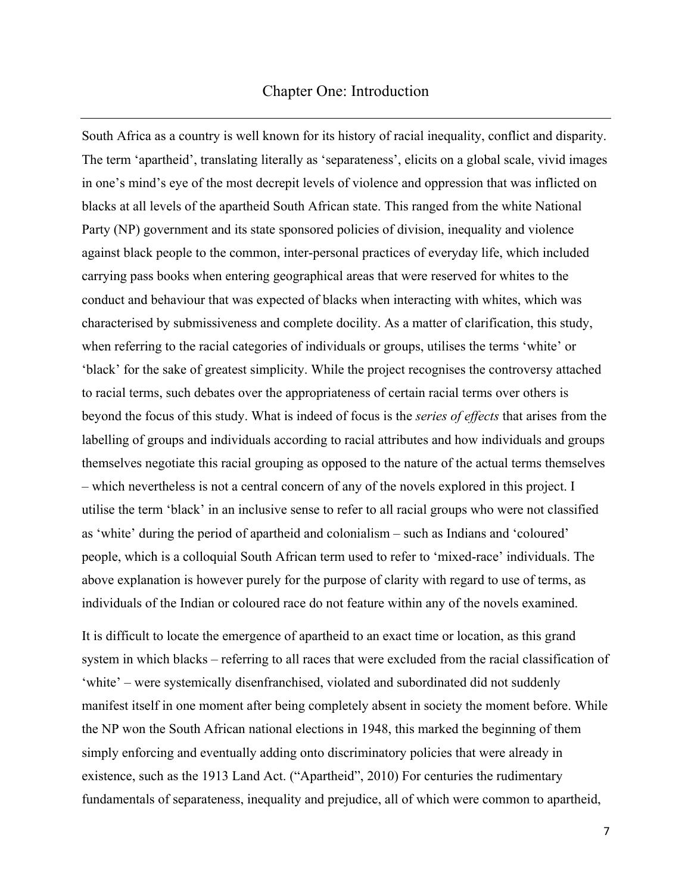# Chapter One: Introduction

South Africa as a country is well known for its history of racial inequality, conflict and disparity. The term 'apartheid', translating literally as 'separateness', elicits on a global scale, vivid images in one's mind's eye of the most decrepit levels of violence and oppression that was inflicted on blacks at all levels of the apartheid South African state. This ranged from the white National Party (NP) government and its state sponsored policies of division, inequality and violence against black people to the common, inter-personal practices of everyday life, which included carrying pass books when entering geographical areas that were reserved for whites to the conduct and behaviour that was expected of blacks when interacting with whites, which was characterised by submissiveness and complete docility. As a matter of clarification, this study, when referring to the racial categories of individuals or groups, utilises the terms 'white' or 'black' for the sake of greatest simplicity. While the project recognises the controversy attached to racial terms, such debates over the appropriateness of certain racial terms over others is beyond the focus of this study. What is indeed of focus is the *series of effects* that arises from the labelling of groups and individuals according to racial attributes and how individuals and groups themselves negotiate this racial grouping as opposed to the nature of the actual terms themselves – which nevertheless is not a central concern of any of the novels explored in this project. I utilise the term 'black' in an inclusive sense to refer to all racial groups who were not classified as 'white' during the period of apartheid and colonialism – such as Indians and 'coloured' people, which is a colloquial South African term used to refer to 'mixed-race' individuals. The above explanation is however purely for the purpose of clarity with regard to use of terms, as individuals of the Indian or coloured race do not feature within any of the novels examined.

It is difficult to locate the emergence of apartheid to an exact time or location, as this grand system in which blacks – referring to all races that were excluded from the racial classification of 'white' – were systemically disenfranchised, violated and subordinated did not suddenly manifest itself in one moment after being completely absent in society the moment before. While the NP won the South African national elections in 1948, this marked the beginning of them simply enforcing and eventually adding onto discriminatory policies that were already in existence, such as the 1913 Land Act. ("Apartheid", 2010) For centuries the rudimentary fundamentals of separateness, inequality and prejudice, all of which were common to apartheid,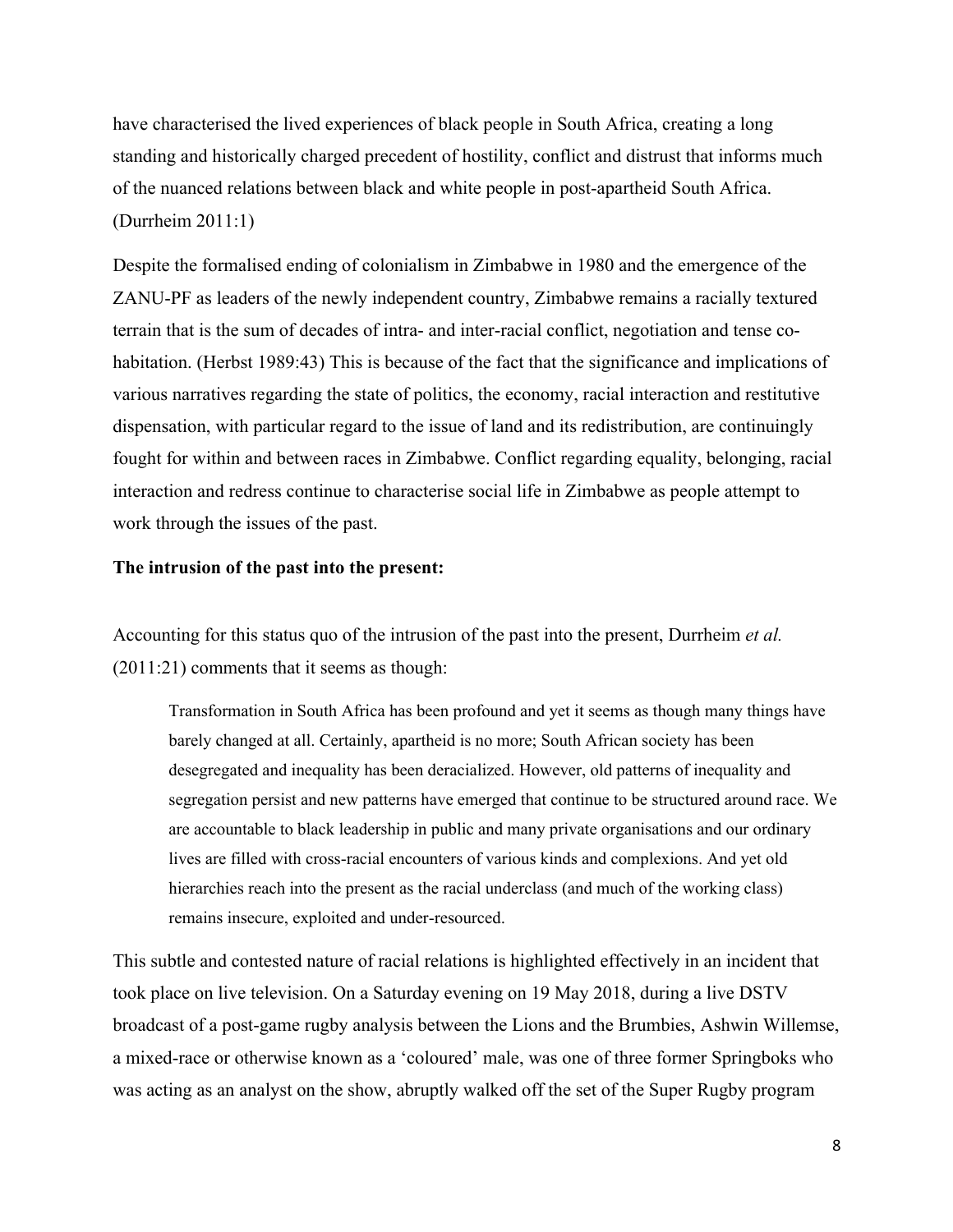have characterised the lived experiences of black people in South Africa, creating a long standing and historically charged precedent of hostility, conflict and distrust that informs much of the nuanced relations between black and white people in post-apartheid South Africa. (Durrheim 2011:1)

Despite the formalised ending of colonialism in Zimbabwe in 1980 and the emergence of the ZANU-PF as leaders of the newly independent country, Zimbabwe remains a racially textured terrain that is the sum of decades of intra- and inter-racial conflict, negotiation and tense co-habitation. (Herbst 1989:43) This is because of the fact that the significance and implications of various narratives regarding the state of politics, the economy, racial interaction and restitutive dispensation, with particular regard to the issue of land and its redistribution, are continuingly fought for within and between races in Zimbabwe. Conflict regarding equality, belonging, racial interaction and redress continue to characterise social life in Zimbabwe as people attempt to work through the issues of the past.

**The intrusion of the past into the present:**

Accounting for this status quo of the intrusion of the past into the present, Durrheim *et al.* (2011:21) comments that it seems as though:

> Transformation in South Africa has been profound and yet it seems as though many things have barely changed at all. Certainly, apartheid is no more; South African society has been desegregated and inequality has been deracialized. However, old patterns of inequality and segregation persist and new patterns have emerged that continue to be structured around race. We are accountable to black leadership in public and many private organisations and our ordinary lives are filled with cross-racial encounters of various kinds and complexions. And yet old hierarchies reach into the present as the racial underclass (and much of the working class) remains insecure, exploited and under-resourced.

This subtle and contested nature of racial relations is highlighted effectively in an incident that took place on live television. On a Saturday evening on 19 May 2018, during a live DSTV broadcast of a post-game rugby analysis between the Lions and the Brumbies, Ashwin Willemse, a mixed-race or otherwise known as a 'coloured' male, was one of three former Springboks who was acting as an analyst on the show, abruptly walked off the set of the Super Rugby program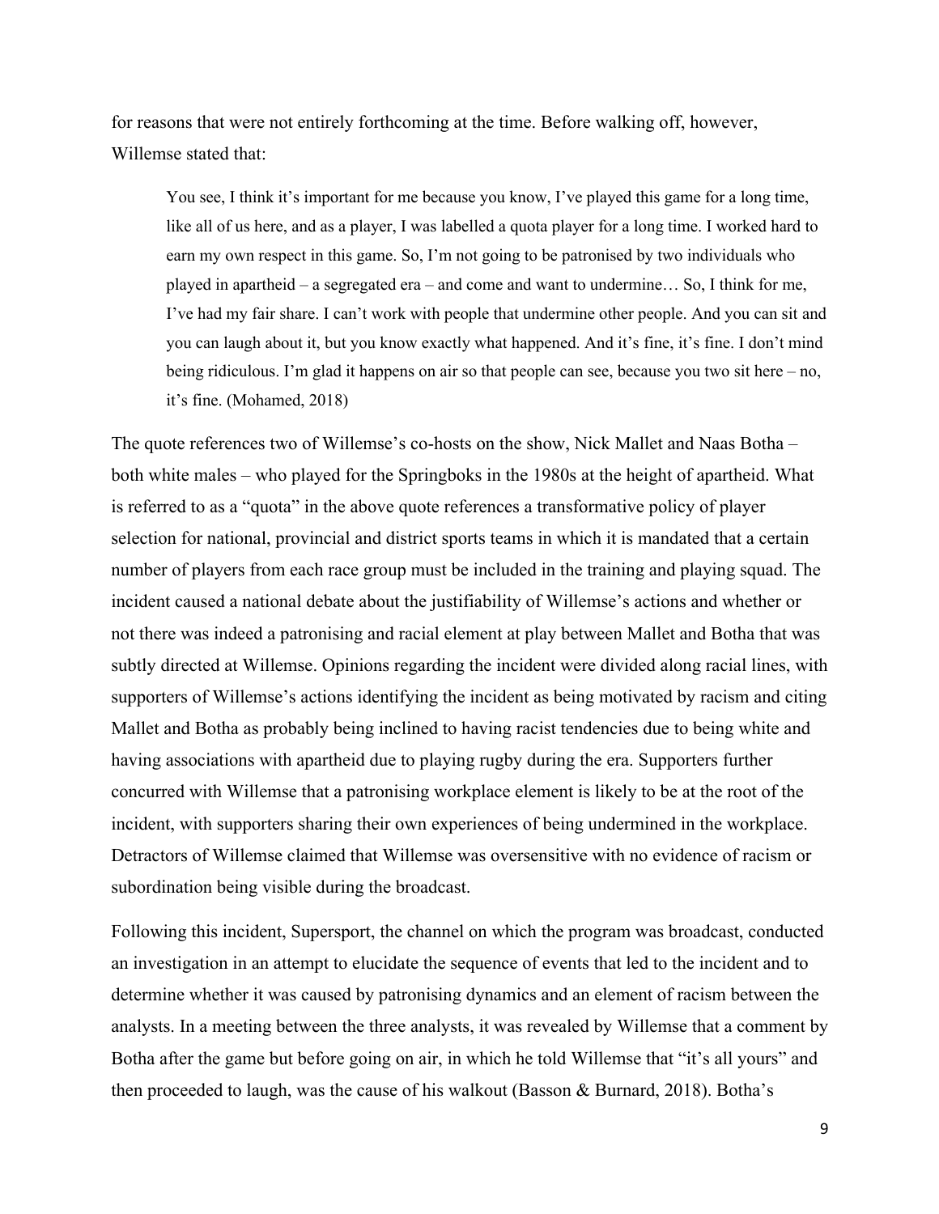for reasons that were not entirely forthcoming at the time. Before walking off, however, Willemse stated that:

> You see, I think it's important for me because you know, I've played this game for a long time, like all of us here, and as a player, I was labelled a quota player for a long time. I worked hard to earn my own respect in this game. So, I'm not going to be patronised by two individuals who played in apartheid – a segregated era – and come and want to undermine… So, I think for me, I've had my fair share. I can't work with people that undermine other people. And you can sit and you can laugh about it, but you know exactly what happened. And it's fine, it's fine. I don't mind being ridiculous. I'm glad it happens on air so that people can see, because you two sit here – no, it's fine. (Mohamed, 2018)

The quote references two of Willemse's co-hosts on the show, Nick Mallet and Naas Botha – both white males – who played for the Springboks in the 1980s at the height of apartheid. What is referred to as a "quota" in the above quote references a transformative policy of player selection for national, provincial and district sports teams in which it is mandated that a certain number of players from each race group must be included in the training and playing squad. The incident caused a national debate about the justifiability of Willemse's actions and whether or not there was indeed a patronising and racial element at play between Mallet and Botha that was subtly directed at Willemse. Opinions regarding the incident were divided along racial lines, with supporters of Willemse's actions identifying the incident as being motivated by racism and citing Mallet and Botha as probably being inclined to having racist tendencies due to being white and having associations with apartheid due to playing rugby during the era. Supporters further concurred with Willemse that a patronising workplace element is likely to be at the root of the incident, with supporters sharing their own experiences of being undermined in the workplace. Detractors of Willemse claimed that Willemse was oversensitive with no evidence of racism or subordination being visible during the broadcast.

Following this incident, Supersport, the channel on which the program was broadcast, conducted an investigation in an attempt to elucidate the sequence of events that led to the incident and to determine whether it was caused by patronising dynamics and an element of racism between the analysts. In a meeting between the three analysts, it was revealed by Willemse that a comment by Botha after the game but before going on air, in which he told Willemse that "it's all yours" and then proceeded to laugh, was the cause of his walkout (Basson & Burnard, 2018). Botha's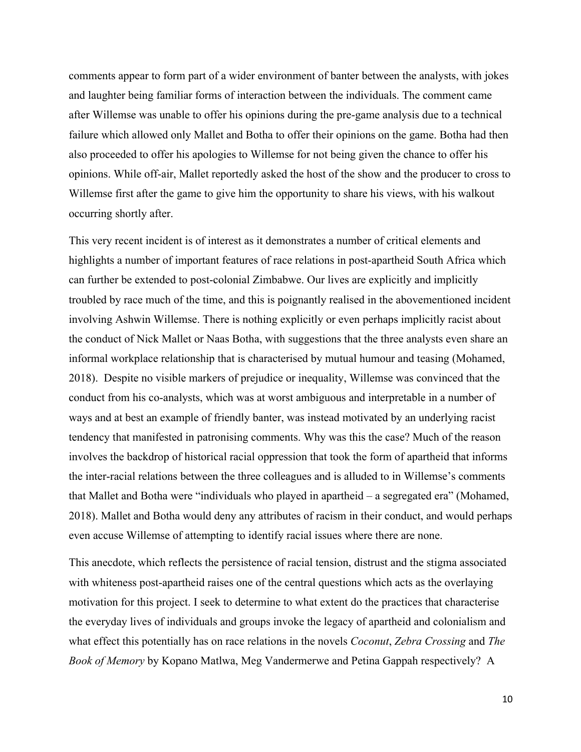comments appear to form part of a wider environment of banter between the analysts, with jokes and laughter being familiar forms of interaction between the individuals. The comment came after Willemse was unable to offer his opinions during the pre-game analysis due to a technical failure which allowed only Mallet and Botha to offer their opinions on the game. Botha had then also proceeded to offer his apologies to Willemse for not being given the chance to offer his opinions. While off-air, Mallet reportedly asked the host of the show and the producer to cross to Willemse first after the game to give him the opportunity to share his views, with his walkout occurring shortly after.

This very recent incident is of interest as it demonstrates a number of critical elements and highlights a number of important features of race relations in post-apartheid South Africa which can further be extended to post-colonial Zimbabwe. Our lives are explicitly and implicitly troubled by race much of the time, and this is poignantly realised in the abovementioned incident involving Ashwin Willemse. There is nothing explicitly or even perhaps implicitly racist about the conduct of Nick Mallet or Naas Botha, with suggestions that the three analysts even share an informal workplace relationship that is characterised by mutual humour and teasing (Mohamed, 2018). Despite no visible markers of prejudice or inequality, Willemse was convinced that the conduct from his co-analysts, which was at worst ambiguous and interpretable in a number of ways and at best an example of friendly banter, was instead motivated by an underlying racist tendency that manifested in patronising comments. Why was this the case? Much of the reason involves the backdrop of historical racial oppression that took the form of apartheid that informs the inter-racial relations between the three colleagues and is alluded to in Willemse's comments that Mallet and Botha were "individuals who played in apartheid – a segregated era" (Mohamed, 2018). Mallet and Botha would deny any attributes of racism in their conduct, and would perhaps even accuse Willemse of attempting to identify racial issues where there are none.

This anecdote, which reflects the persistence of racial tension, distrust and the stigma associated with whiteness post-apartheid raises one of the central questions which acts as the overlaying motivation for this project. I seek to determine to what extent do the practices that characterise the everyday lives of individuals and groups invoke the legacy of apartheid and colonialism and what effect this potentially has on race relations in the novels *Coconut*, *Zebra Crossing* and *The Book of Memory* by Kopano Matlwa, Meg Vandermerwe and Petina Gappah respectively? A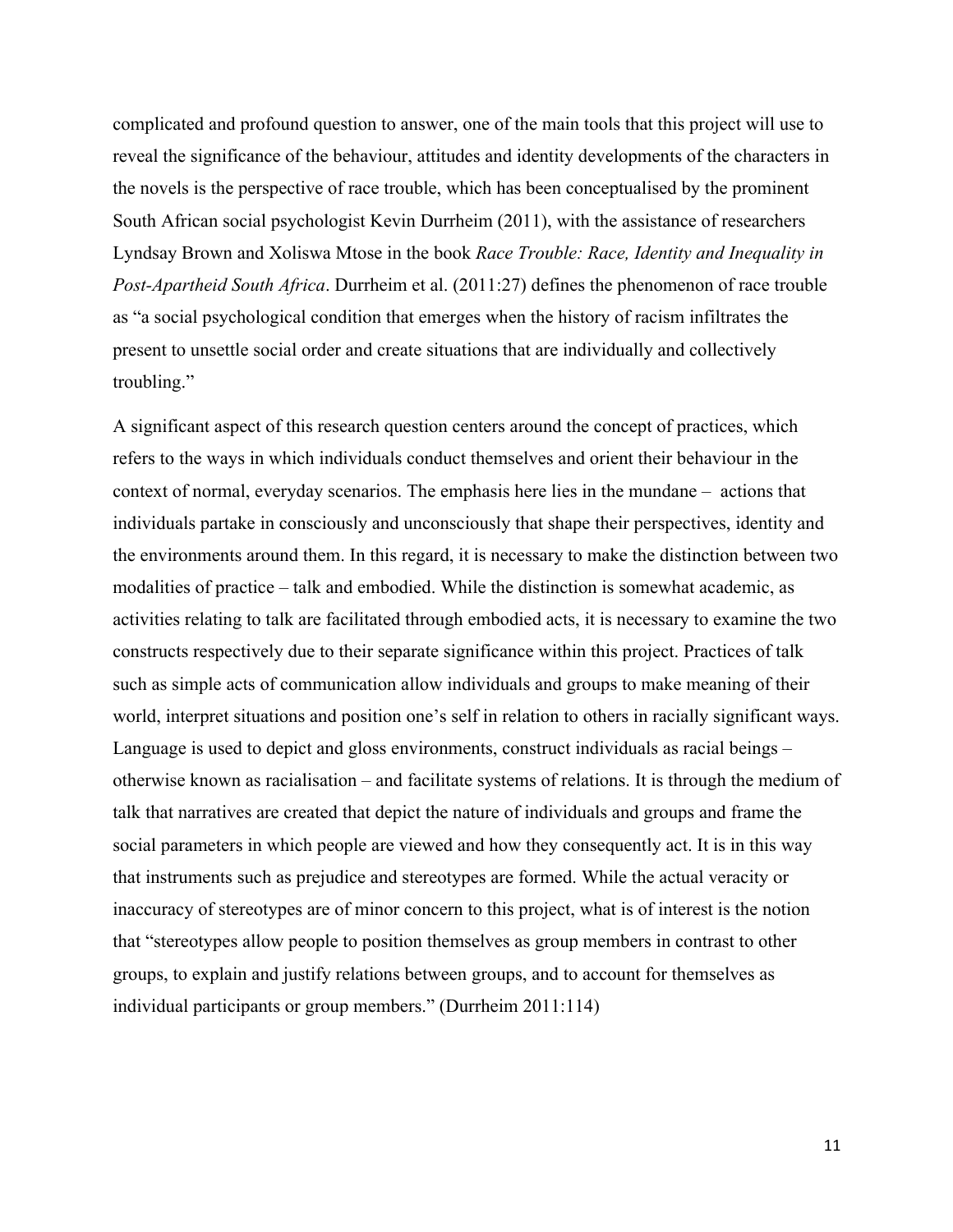complicated and profound question to answer, one of the main tools that this project will use to reveal the significance of the behaviour, attitudes and identity developments of the characters in the novels is the perspective of race trouble, which has been conceptualised by the prominent South African social psychologist Kevin Durrheim (2011), with the assistance of researchers Lyndsay Brown and Xoliswa Mtose in the book *Race Trouble: Race, Identity and Inequality in Post-Apartheid South Africa*. Durrheim et al. (2011:27) defines the phenomenon of race trouble as "a social psychological condition that emerges when the history of racism infiltrates the present to unsettle social order and create situations that are individually and collectively troubling."

A significant aspect of this research question centers around the concept of practices, which refers to the ways in which individuals conduct themselves and orient their behaviour in the context of normal, everyday scenarios. The emphasis here lies in the mundane – actions that individuals partake in consciously and unconsciously that shape their perspectives, identity and the environments around them. In this regard, it is necessary to make the distinction between two modalities of practice – talk and embodied. While the distinction is somewhat academic, as activities relating to talk are facilitated through embodied acts, it is necessary to examine the two constructs respectively due to their separate significance within this project. Practices of talk such as simple acts of communication allow individuals and groups to make meaning of their world, interpret situations and position one's self in relation to others in racially significant ways. Language is used to depict and gloss environments, construct individuals as racial beings – otherwise known as racialisation – and facilitate systems of relations. It is through the medium of talk that narratives are created that depict the nature of individuals and groups and frame the social parameters in which people are viewed and how they consequently act. It is in this way that instruments such as prejudice and stereotypes are formed. While the actual veracity or inaccuracy of stereotypes are of minor concern to this project, what is of interest is the notion that "stereotypes allow people to position themselves as group members in contrast to other groups, to explain and justify relations between groups, and to account for themselves as individual participants or group members." (Durrheim 2011:114)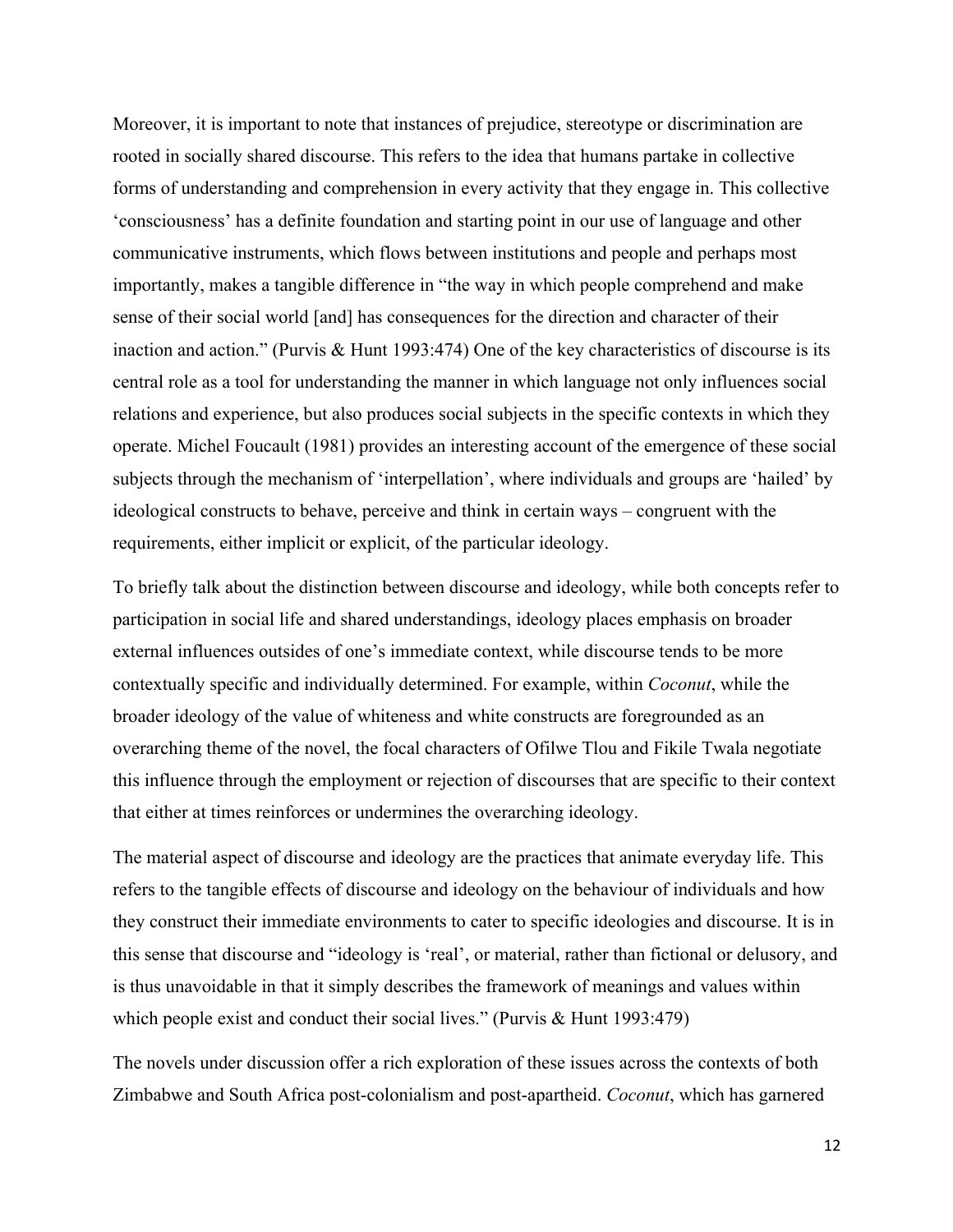Moreover, it is important to note that instances of prejudice, stereotype or discrimination are rooted in socially shared discourse. This refers to the idea that humans partake in collective forms of understanding and comprehension in every activity that they engage in. This collective 'consciousness' has a definite foundation and starting point in our use of language and other communicative instruments, which flows between institutions and people and perhaps most importantly, makes a tangible difference in "the way in which people comprehend and make sense of their social world [and] has consequences for the direction and character of their inaction and action." (Purvis & Hunt 1993:474) One of the key characteristics of discourse is its central role as a tool for understanding the manner in which language not only influences social relations and experience, but also produces social subjects in the specific contexts in which they operate. Michel Foucault (1981) provides an interesting account of the emergence of these social subjects through the mechanism of 'interpellation', where individuals and groups are 'hailed' by ideological constructs to behave, perceive and think in certain ways – congruent with the requirements, either implicit or explicit, of the particular ideology.

To briefly talk about the distinction between discourse and ideology, while both concepts refer to participation in social life and shared understandings, ideology places emphasis on broader external influences outsides of one's immediate context, while discourse tends to be more contextually specific and individually determined. For example, within *Coconut*, while the broader ideology of the value of whiteness and white constructs are foregrounded as an overarching theme of the novel, the focal characters of Ofilwe Tlou and Fikile Twala negotiate this influence through the employment or rejection of discourses that are specific to their context that either at times reinforces or undermines the overarching ideology.

The material aspect of discourse and ideology are the practices that animate everyday life. This refers to the tangible effects of discourse and ideology on the behaviour of individuals and how they construct their immediate environments to cater to specific ideologies and discourse. It is in this sense that discourse and "ideology is 'real', or material, rather than fictional or delusory, and is thus unavoidable in that it simply describes the framework of meanings and values within which people exist and conduct their social lives." (Purvis & Hunt 1993:479)

The novels under discussion offer a rich exploration of these issues across the contexts of both Zimbabwe and South Africa post-colonialism and post-apartheid. *Coconut*, which has garnered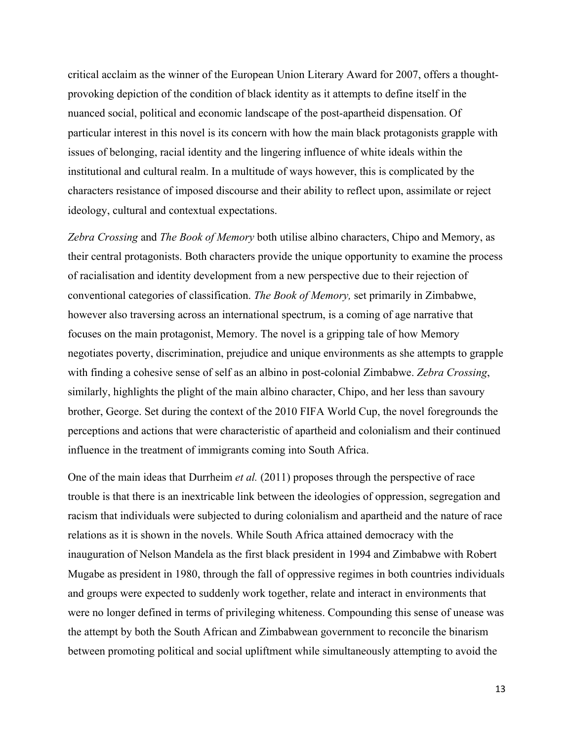critical acclaim as the winner of the European Union Literary Award for 2007, offers a thought-provoking depiction of the condition of black identity as it attempts to define itself in the nuanced social, political and economic landscape of the post-apartheid dispensation. Of particular interest in this novel is its concern with how the main black protagonists grapple with issues of belonging, racial identity and the lingering influence of white ideals within the institutional and cultural realm. In a multitude of ways however, this is complicated by the characters resistance of imposed discourse and their ability to reflect upon, assimilate or reject ideology, cultural and contextual expectations.

*Zebra Crossing* and *The Book of Memory* both utilise albino characters, Chipo and Memory, as their central protagonists. Both characters provide the unique opportunity to examine the process of racialisation and identity development from a new perspective due to their rejection of conventional categories of classification. *The Book of Memory,* set primarily in Zimbabwe, however also traversing across an international spectrum, is a coming of age narrative that focuses on the main protagonist, Memory. The novel is a gripping tale of how Memory negotiates poverty, discrimination, prejudice and unique environments as she attempts to grapple with finding a cohesive sense of self as an albino in post-colonial Zimbabwe. *Zebra Crossing*, similarly, highlights the plight of the main albino character, Chipo, and her less than savoury brother, George. Set during the context of the 2010 FIFA World Cup, the novel foregrounds the perceptions and actions that were characteristic of apartheid and colonialism and their continued influence in the treatment of immigrants coming into South Africa.

One of the main ideas that Durrheim *et al.* (2011) proposes through the perspective of race trouble is that there is an inextricable link between the ideologies of oppression, segregation and racism that individuals were subjected to during colonialism and apartheid and the nature of race relations as it is shown in the novels. While South Africa attained democracy with the inauguration of Nelson Mandela as the first black president in 1994 and Zimbabwe with Robert Mugabe as president in 1980, through the fall of oppressive regimes in both countries individuals and groups were expected to suddenly work together, relate and interact in environments that were no longer defined in terms of privileging whiteness. Compounding this sense of unease was the attempt by both the South African and Zimbabwean government to reconcile the binarism between promoting political and social upliftment while simultaneously attempting to avoid the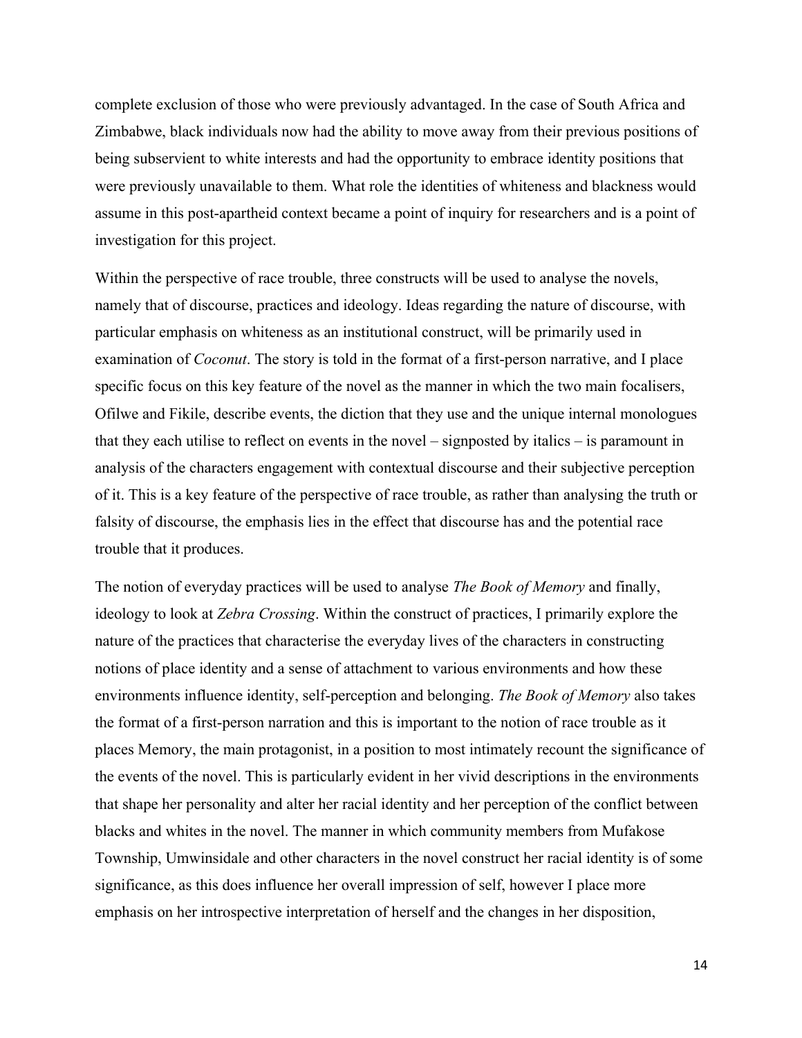complete exclusion of those who were previously advantaged. In the case of South Africa and Zimbabwe, black individuals now had the ability to move away from their previous positions of being subservient to white interests and had the opportunity to embrace identity positions that were previously unavailable to them. What role the identities of whiteness and blackness would assume in this post-apartheid context became a point of inquiry for researchers and is a point of investigation for this project.

Within the perspective of race trouble, three constructs will be used to analyse the novels, namely that of discourse, practices and ideology. Ideas regarding the nature of discourse, with particular emphasis on whiteness as an institutional construct, will be primarily used in examination of *Coconut*. The story is told in the format of a first-person narrative, and I place specific focus on this key feature of the novel as the manner in which the two main focalisers, Ofilwe and Fikile, describe events, the diction that they use and the unique internal monologues that they each utilise to reflect on events in the novel – signposted by italics – is paramount in analysis of the characters engagement with contextual discourse and their subjective perception of it. This is a key feature of the perspective of race trouble, as rather than analysing the truth or falsity of discourse, the emphasis lies in the effect that discourse has and the potential race trouble that it produces.

The notion of everyday practices will be used to analyse *The Book of Memory* and finally, ideology to look at *Zebra Crossing*. Within the construct of practices, I primarily explore the nature of the practices that characterise the everyday lives of the characters in constructing notions of place identity and a sense of attachment to various environments and how these environments influence identity, self-perception and belonging. *The Book of Memory* also takes the format of a first-person narration and this is important to the notion of race trouble as it places Memory, the main protagonist, in a position to most intimately recount the significance of the events of the novel. This is particularly evident in her vivid descriptions in the environments that shape her personality and alter her racial identity and her perception of the conflict between blacks and whites in the novel. The manner in which community members from Mufakose Township, Umwinsidale and other characters in the novel construct her racial identity is of some significance, as this does influence her overall impression of self, however I place more emphasis on her introspective interpretation of herself and the changes in her disposition,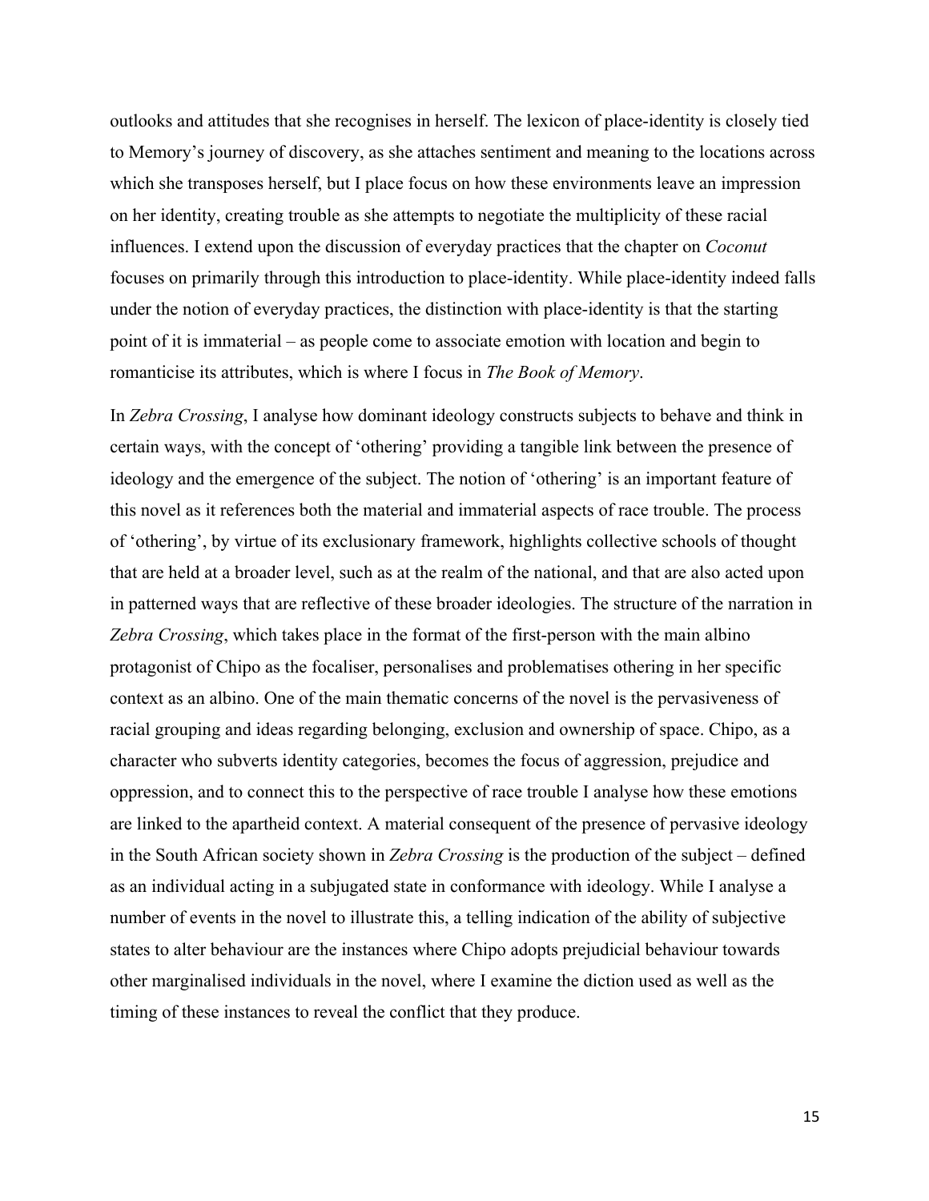outlooks and attitudes that she recognises in herself. The lexicon of place-identity is closely tied to Memory's journey of discovery, as she attaches sentiment and meaning to the locations across which she transposes herself, but I place focus on how these environments leave an impression on her identity, creating trouble as she attempts to negotiate the multiplicity of these racial influences. I extend upon the discussion of everyday practices that the chapter on *Coconut* focuses on primarily through this introduction to place-identity. While place-identity indeed falls under the notion of everyday practices, the distinction with place-identity is that the starting point of it is immaterial – as people come to associate emotion with location and begin to romanticise its attributes, which is where I focus in *The Book of Memory*.

In *Zebra Crossing*, I analyse how dominant ideology constructs subjects to behave and think in certain ways, with the concept of 'othering' providing a tangible link between the presence of ideology and the emergence of the subject. The notion of 'othering' is an important feature of this novel as it references both the material and immaterial aspects of race trouble. The process of 'othering', by virtue of its exclusionary framework, highlights collective schools of thought that are held at a broader level, such as at the realm of the national, and that are also acted upon in patterned ways that are reflective of these broader ideologies. The structure of the narration in *Zebra Crossing*, which takes place in the format of the first-person with the main albino protagonist of Chipo as the focaliser, personalises and problematises othering in her specific context as an albino. One of the main thematic concerns of the novel is the pervasiveness of racial grouping and ideas regarding belonging, exclusion and ownership of space. Chipo, as a character who subverts identity categories, becomes the focus of aggression, prejudice and oppression, and to connect this to the perspective of race trouble I analyse how these emotions are linked to the apartheid context. A material consequent of the presence of pervasive ideology in the South African society shown in *Zebra Crossing* is the production of the subject – defined as an individual acting in a subjugated state in conformance with ideology. While I analyse a number of events in the novel to illustrate this, a telling indication of the ability of subjective states to alter behaviour are the instances where Chipo adopts prejudicial behaviour towards other marginalised individuals in the novel, where I examine the diction used as well as the timing of these instances to reveal the conflict that they produce.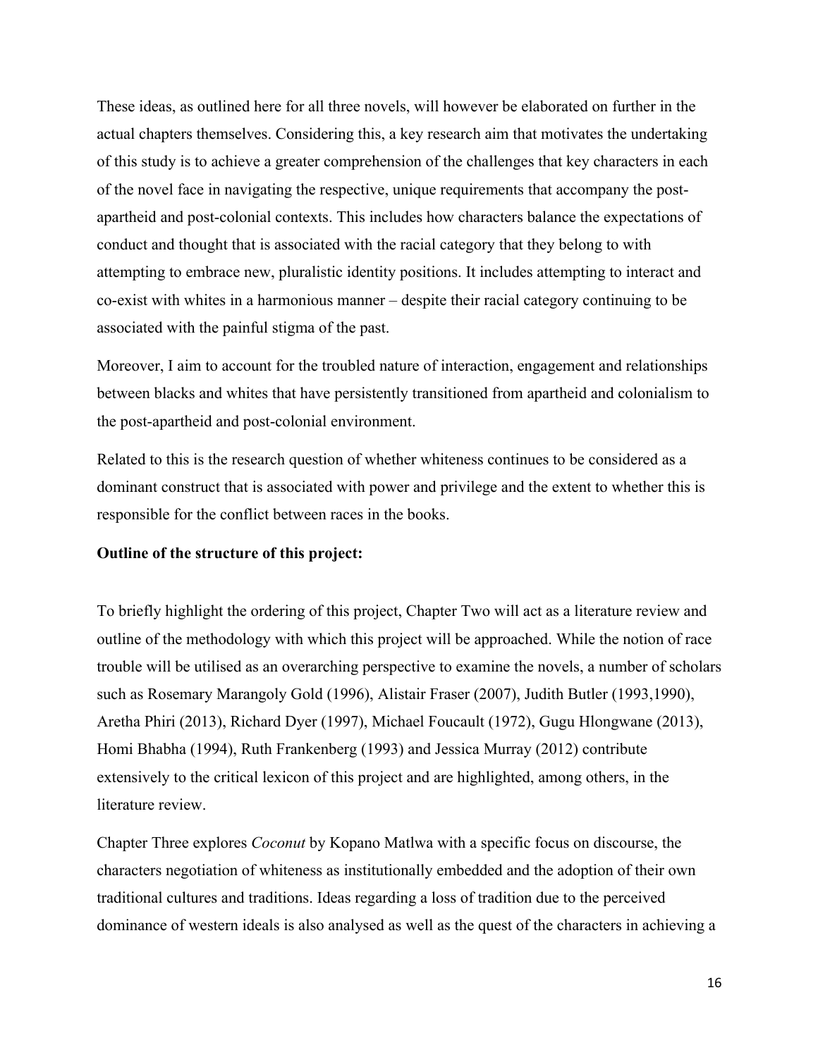These ideas, as outlined here for all three novels, will however be elaborated on further in the actual chapters themselves. Considering this, a key research aim that motivates the undertaking of this study is to achieve a greater comprehension of the challenges that key characters in each of the novel face in navigating the respective, unique requirements that accompany the post-apartheid and post-colonial contexts. This includes how characters balance the expectations of conduct and thought that is associated with the racial category that they belong to with attempting to embrace new, pluralistic identity positions. It includes attempting to interact and co-exist with whites in a harmonious manner – despite their racial category continuing to be associated with the painful stigma of the past.

Moreover, I aim to account for the troubled nature of interaction, engagement and relationships between blacks and whites that have persistently transitioned from apartheid and colonialism to the post-apartheid and post-colonial environment.

Related to this is the research question of whether whiteness continues to be considered as a dominant construct that is associated with power and privilege and the extent to whether this is responsible for the conflict between races in the books.

**Outline of the structure of this project:**

To briefly highlight the ordering of this project, Chapter Two will act as a literature review and outline of the methodology with which this project will be approached. While the notion of race trouble will be utilised as an overarching perspective to examine the novels, a number of scholars such as Rosemary Marangoly Gold (1996), Alistair Fraser (2007), Judith Butler (1993,1990), Aretha Phiri (2013), Richard Dyer (1997), Michael Foucault (1972), Gugu Hlongwane (2013), Homi Bhabha (1994), Ruth Frankenberg (1993) and Jessica Murray (2012) contribute extensively to the critical lexicon of this project and are highlighted, among others, in the literature review.

Chapter Three explores *Coconut* by Kopano Matlwa with a specific focus on discourse, the characters negotiation of whiteness as institutionally embedded and the adoption of their own traditional cultures and traditions. Ideas regarding a loss of tradition due to the perceived dominance of western ideals is also analysed as well as the quest of the characters in achieving a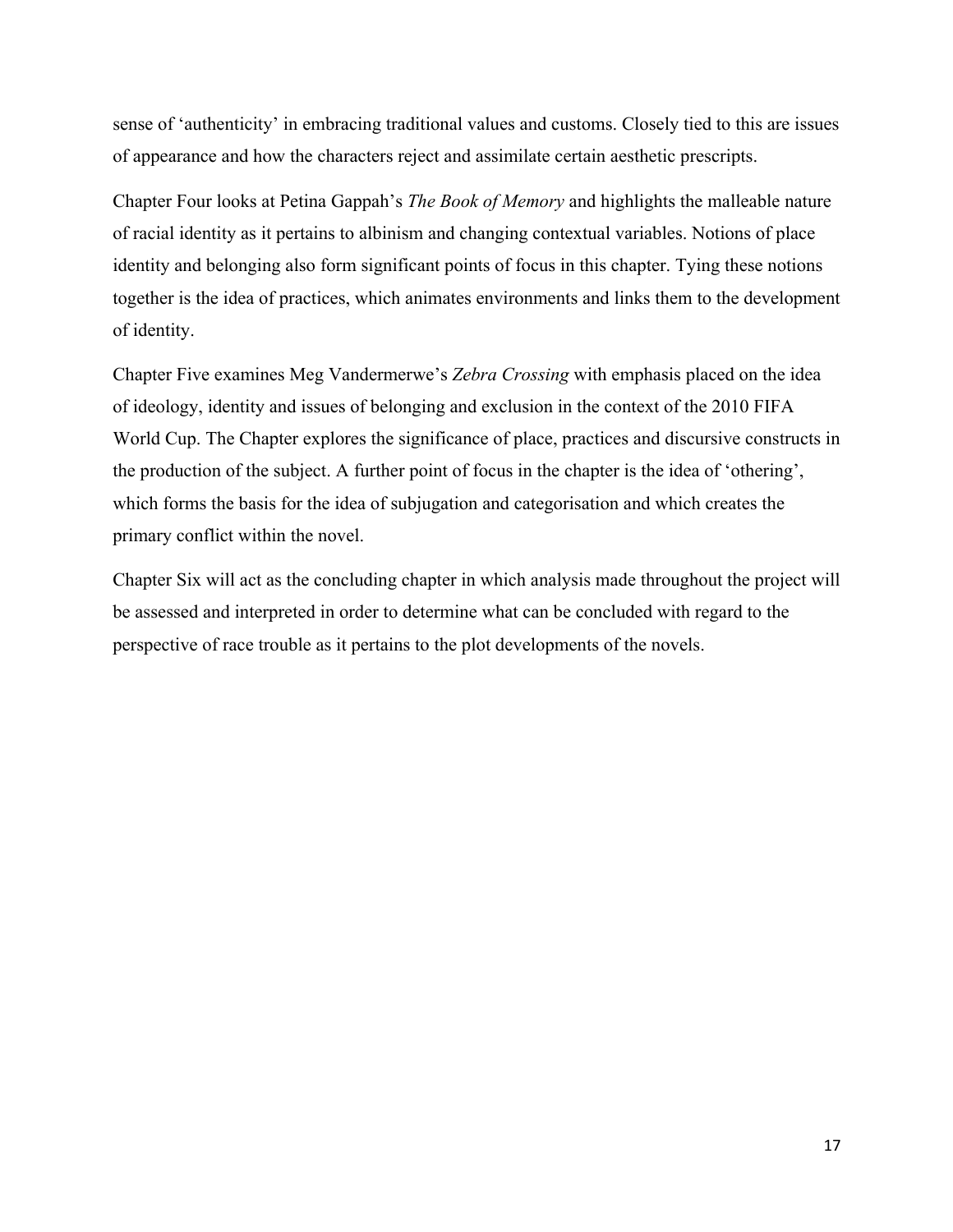sense of 'authenticity' in embracing traditional values and customs. Closely tied to this are issues of appearance and how the characters reject and assimilate certain aesthetic prescripts.

Chapter Four looks at Petina Gappah's *The Book of Memory* and highlights the malleable nature of racial identity as it pertains to albinism and changing contextual variables. Notions of place identity and belonging also form significant points of focus in this chapter. Tying these notions together is the idea of practices, which animates environments and links them to the development of identity.

Chapter Five examines Meg Vandermerwe's *Zebra Crossing* with emphasis placed on the idea of ideology, identity and issues of belonging and exclusion in the context of the 2010 FIFA World Cup. The Chapter explores the significance of place, practices and discursive constructs in the production of the subject. A further point of focus in the chapter is the idea of 'othering', which forms the basis for the idea of subjugation and categorisation and which creates the primary conflict within the novel.

Chapter Six will act as the concluding chapter in which analysis made throughout the project will be assessed and interpreted in order to determine what can be concluded with regard to the perspective of race trouble as it pertains to the plot developments of the novels.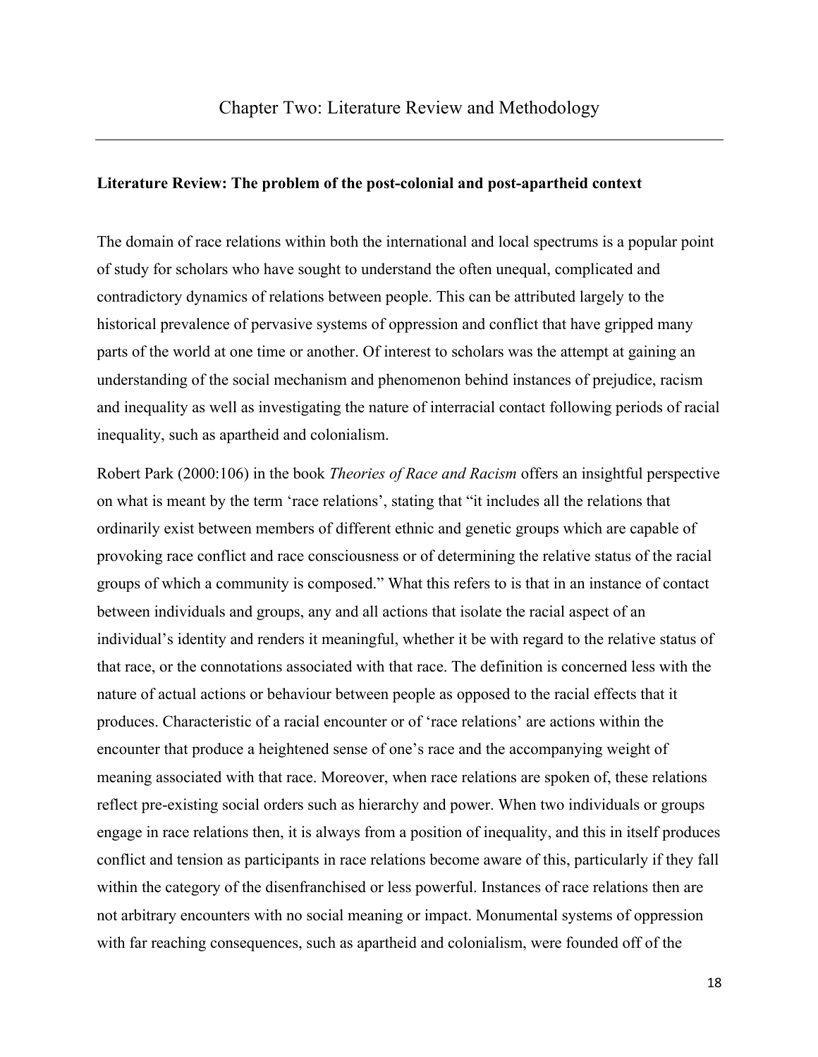# Chapter Two: Literature Review and Methodology

---

**Literature Review: The problem of the post-colonial and post-apartheid context**

The domain of race relations within both the international and local spectrums is a popular point of study for scholars who have sought to understand the often unequal, complicated and contradictory dynamics of relations between people. This can be attributed largely to the historical prevalence of pervasive systems of oppression and conflict that have gripped many parts of the world at one time or another. Of interest to scholars was the attempt at gaining an understanding of the social mechanism and phenomenon behind instances of prejudice, racism and inequality as well as investigating the nature of interracial contact following periods of racial inequality, such as apartheid and colonialism.

Robert Park (2000:106) in the book *Theories of Race and Racism* offers an insightful perspective on what is meant by the term 'race relations', stating that "it includes all the relations that ordinarily exist between members of different ethnic and genetic groups which are capable of provoking race conflict and race consciousness or of determining the relative status of the racial groups of which a community is composed." What this refers to is that in an instance of contact between individuals and groups, any and all actions that isolate the racial aspect of an individual's identity and renders it meaningful, whether it be with regard to the relative status of that race, or the connotations associated with that race. The definition is concerned less with the nature of actual actions or behaviour between people as opposed to the racial effects that it produces. Characteristic of a racial encounter or of 'race relations' are actions within the encounter that produce a heightened sense of one's race and the accompanying weight of meaning associated with that race. Moreover, when race relations are spoken of, these relations reflect pre-existing social orders such as hierarchy and power. When two individuals or groups engage in race relations then, it is always from a position of inequality, and this in itself produces conflict and tension as participants in race relations become aware of this, particularly if they fall within the category of the disenfranchised or less powerful. Instances of race relations then are not arbitrary encounters with no social meaning or impact. Monumental systems of oppression with far reaching consequences, such as apartheid and colonialism, were founded off of the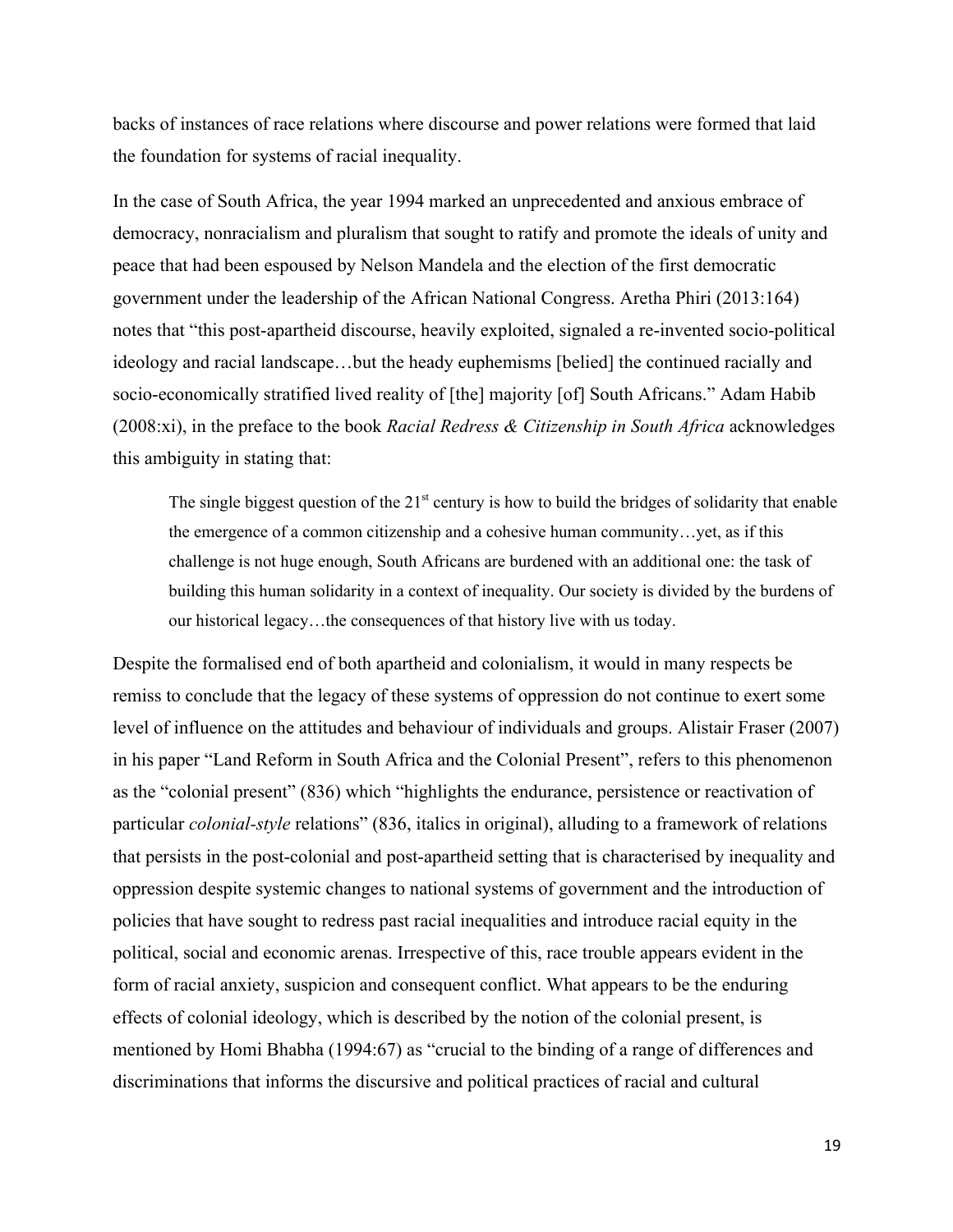backs of instances of race relations where discourse and power relations were formed that laid the foundation for systems of racial inequality.

In the case of South Africa, the year 1994 marked an unprecedented and anxious embrace of democracy, nonracialism and pluralism that sought to ratify and promote the ideals of unity and peace that had been espoused by Nelson Mandela and the election of the first democratic government under the leadership of the African National Congress. Aretha Phiri (2013:164) notes that "this post-apartheid discourse, heavily exploited, signaled a re-invented socio-political ideology and racial landscape…but the heady euphemisms [belied] the continued racially and socio-economically stratified lived reality of [the] majority [of] South Africans." Adam Habib (2008:xi), in the preface to the book *Racial Redress & Citizenship in South Africa* acknowledges this ambiguity in stating that:

> The single biggest question of the 21st century is how to build the bridges of solidarity that enable the emergence of a common citizenship and a cohesive human community…yet, as if this challenge is not huge enough, South Africans are burdened with an additional one: the task of building this human solidarity in a context of inequality. Our society is divided by the burdens of our historical legacy…the consequences of that history live with us today.

Despite the formalised end of both apartheid and colonialism, it would in many respects be remiss to conclude that the legacy of these systems of oppression do not continue to exert some level of influence on the attitudes and behaviour of individuals and groups. Alistair Fraser (2007) in his paper "Land Reform in South Africa and the Colonial Present", refers to this phenomenon as the "colonial present" (836) which "highlights the endurance, persistence or reactivation of particular *colonial-style* relations" (836, italics in original), alluding to a framework of relations that persists in the post-colonial and post-apartheid setting that is characterised by inequality and oppression despite systemic changes to national systems of government and the introduction of policies that have sought to redress past racial inequalities and introduce racial equity in the political, social and economic arenas. Irrespective of this, race trouble appears evident in the form of racial anxiety, suspicion and consequent conflict. What appears to be the enduring effects of colonial ideology, which is described by the notion of the colonial present, is mentioned by Homi Bhabha (1994:67) as "crucial to the binding of a range of differences and discriminations that informs the discursive and political practices of racial and cultural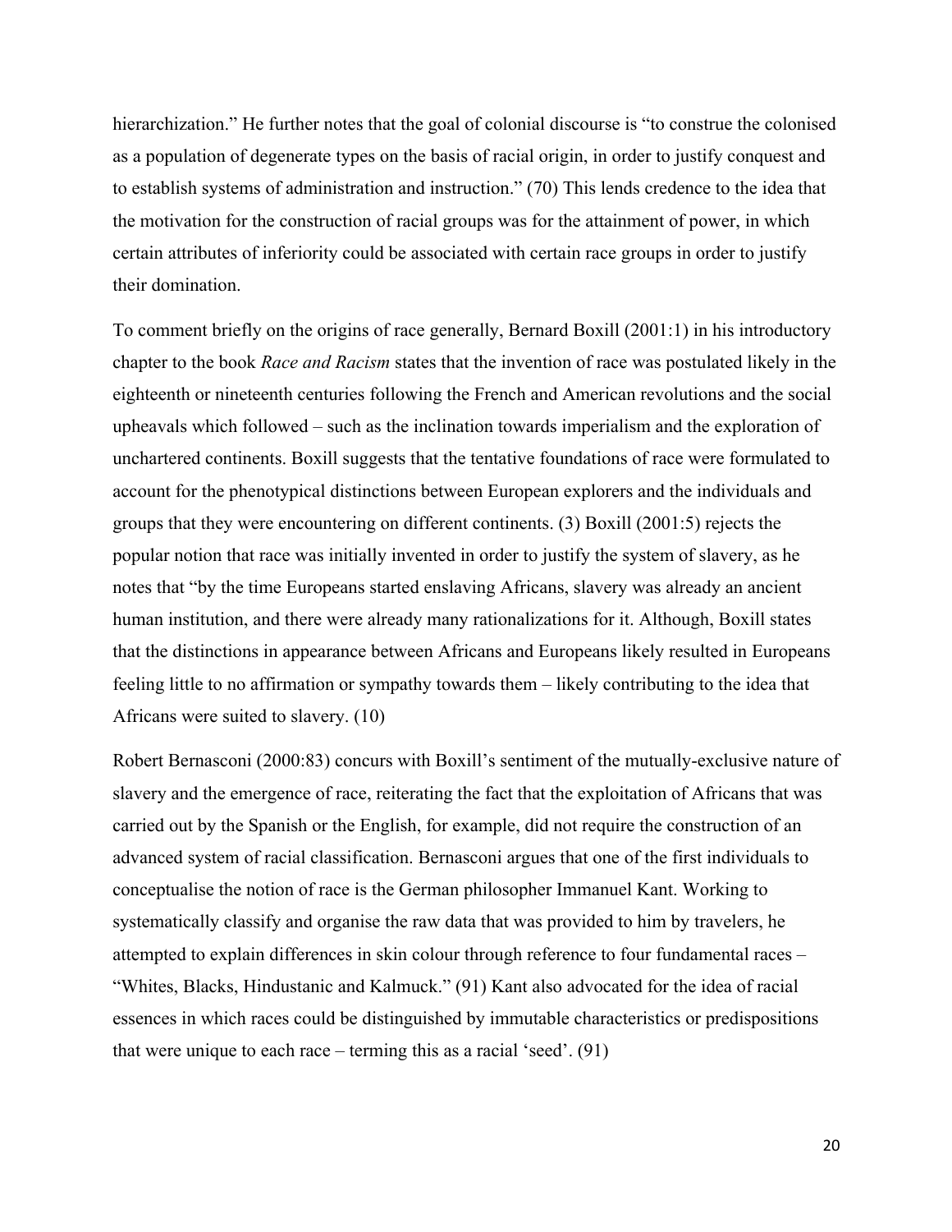hierarchization." He further notes that the goal of colonial discourse is "to construe the colonised as a population of degenerate types on the basis of racial origin, in order to justify conquest and to establish systems of administration and instruction." (70) This lends credence to the idea that the motivation for the construction of racial groups was for the attainment of power, in which certain attributes of inferiority could be associated with certain race groups in order to justify their domination.

To comment briefly on the origins of race generally, Bernard Boxill (2001:1) in his introductory chapter to the book *Race and Racism* states that the invention of race was postulated likely in the eighteenth or nineteenth centuries following the French and American revolutions and the social upheavals which followed – such as the inclination towards imperialism and the exploration of unchartered continents. Boxill suggests that the tentative foundations of race were formulated to account for the phenotypical distinctions between European explorers and the individuals and groups that they were encountering on different continents. (3) Boxill (2001:5) rejects the popular notion that race was initially invented in order to justify the system of slavery, as he notes that "by the time Europeans started enslaving Africans, slavery was already an ancient human institution, and there were already many rationalizations for it. Although, Boxill states that the distinctions in appearance between Africans and Europeans likely resulted in Europeans feeling little to no affirmation or sympathy towards them – likely contributing to the idea that Africans were suited to slavery. (10)

Robert Bernasconi (2000:83) concurs with Boxill's sentiment of the mutually-exclusive nature of slavery and the emergence of race, reiterating the fact that the exploitation of Africans that was carried out by the Spanish or the English, for example, did not require the construction of an advanced system of racial classification. Bernasconi argues that one of the first individuals to conceptualise the notion of race is the German philosopher Immanuel Kant. Working to systematically classify and organise the raw data that was provided to him by travelers, he attempted to explain differences in skin colour through reference to four fundamental races – "Whites, Blacks, Hindustanic and Kalmuck." (91) Kant also advocated for the idea of racial essences in which races could be distinguished by immutable characteristics or predispositions that were unique to each race – terming this as a racial 'seed'. (91)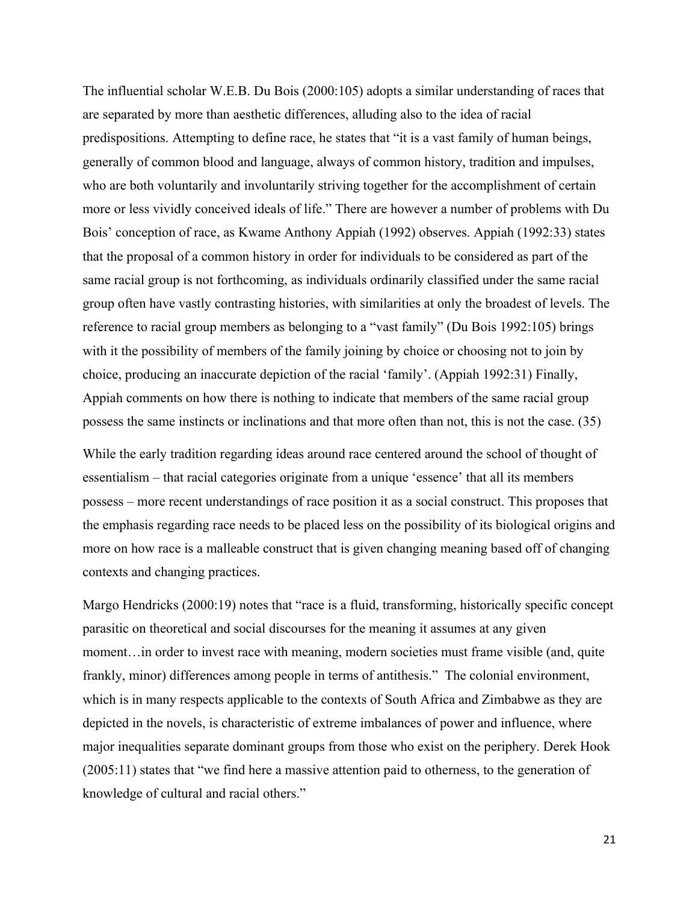The influential scholar W.E.B. Du Bois (2000:105) adopts a similar understanding of races that are separated by more than aesthetic differences, alluding also to the idea of racial predispositions. Attempting to define race, he states that "it is a vast family of human beings, generally of common blood and language, always of common history, tradition and impulses, who are both voluntarily and involuntarily striving together for the accomplishment of certain more or less vividly conceived ideals of life." There are however a number of problems with Du Bois' conception of race, as Kwame Anthony Appiah (1992) observes. Appiah (1992:33) states that the proposal of a common history in order for individuals to be considered as part of the same racial group is not forthcoming, as individuals ordinarily classified under the same racial group often have vastly contrasting histories, with similarities at only the broadest of levels. The reference to racial group members as belonging to a "vast family" (Du Bois 1992:105) brings with it the possibility of members of the family joining by choice or choosing not to join by choice, producing an inaccurate depiction of the racial 'family'. (Appiah 1992:31) Finally, Appiah comments on how there is nothing to indicate that members of the same racial group possess the same instincts or inclinations and that more often than not, this is not the case. (35)

While the early tradition regarding ideas around race centered around the school of thought of essentialism – that racial categories originate from a unique 'essence' that all its members possess – more recent understandings of race position it as a social construct. This proposes that the emphasis regarding race needs to be placed less on the possibility of its biological origins and more on how race is a malleable construct that is given changing meaning based off of changing contexts and changing practices.

Margo Hendricks (2000:19) notes that "race is a fluid, transforming, historically specific concept parasitic on theoretical and social discourses for the meaning it assumes at any given moment…in order to invest race with meaning, modern societies must frame visible (and, quite frankly, minor) differences among people in terms of antithesis." The colonial environment, which is in many respects applicable to the contexts of South Africa and Zimbabwe as they are depicted in the novels, is characteristic of extreme imbalances of power and influence, where major inequalities separate dominant groups from those who exist on the periphery. Derek Hook (2005:11) states that "we find here a massive attention paid to otherness, to the generation of knowledge of cultural and racial others."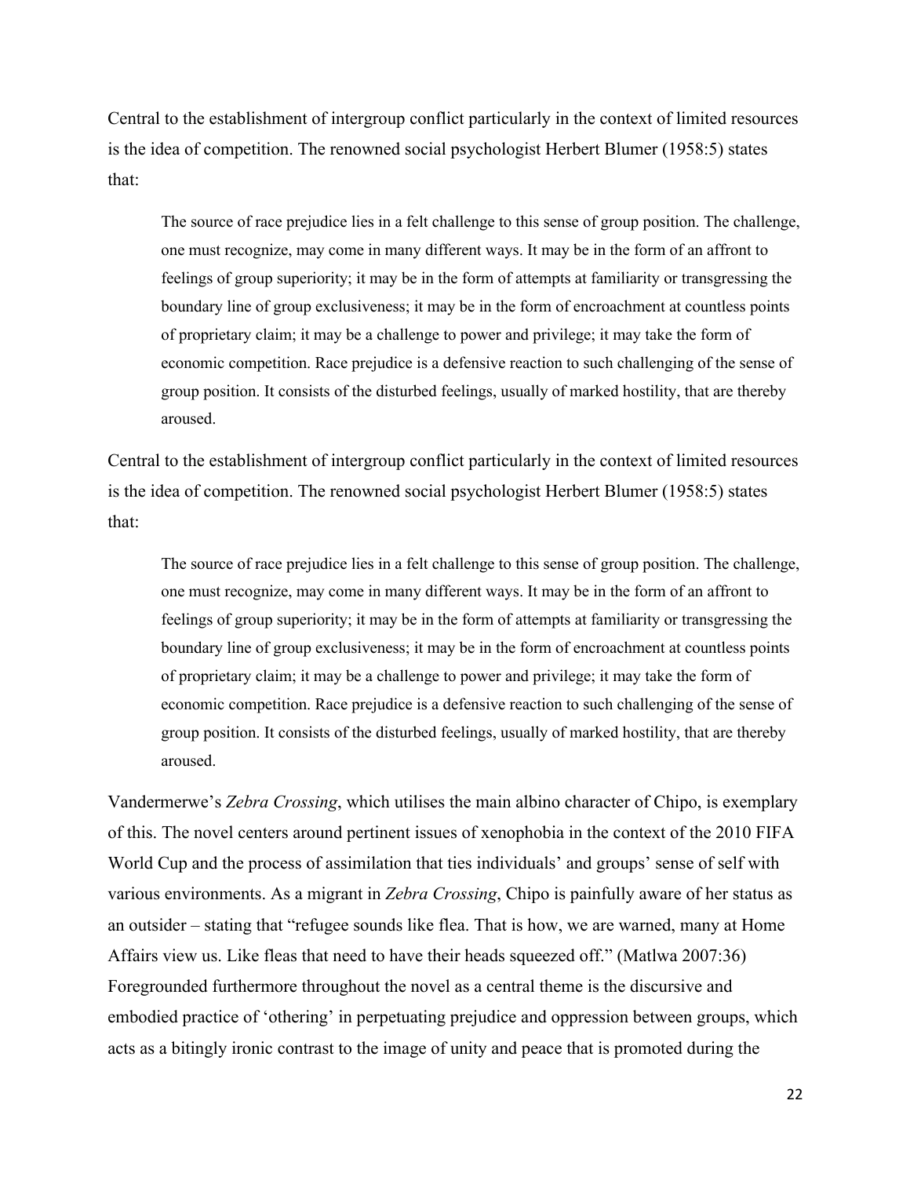Central to the establishment of intergroup conflict particularly in the context of limited resources is the idea of competition. The renowned social psychologist Herbert Blumer (1958:5) states that:

> The source of race prejudice lies in a felt challenge to this sense of group position. The challenge, one must recognize, may come in many different ways. It may be in the form of an affront to feelings of group superiority; it may be in the form of attempts at familiarity or transgressing the boundary line of group exclusiveness; it may be in the form of encroachment at countless points of proprietary claim; it may be a challenge to power and privilege; it may take the form of economic competition. Race prejudice is a defensive reaction to such challenging of the sense of group position. It consists of the disturbed feelings, usually of marked hostility, that are thereby aroused.

Central to the establishment of intergroup conflict particularly in the context of limited resources is the idea of competition. The renowned social psychologist Herbert Blumer (1958:5) states that:

> The source of race prejudice lies in a felt challenge to this sense of group position. The challenge, one must recognize, may come in many different ways. It may be in the form of an affront to feelings of group superiority; it may be in the form of attempts at familiarity or transgressing the boundary line of group exclusiveness; it may be in the form of encroachment at countless points of proprietary claim; it may be a challenge to power and privilege; it may take the form of economic competition. Race prejudice is a defensive reaction to such challenging of the sense of group position. It consists of the disturbed feelings, usually of marked hostility, that are thereby aroused.

Vandermerwe's *Zebra Crossing*, which utilises the main albino character of Chipo, is exemplary of this. The novel centers around pertinent issues of xenophobia in the context of the 2010 FIFA World Cup and the process of assimilation that ties individuals' and groups' sense of self with various environments. As a migrant in *Zebra Crossing*, Chipo is painfully aware of her status as an outsider – stating that "refugee sounds like flea. That is how, we are warned, many at Home Affairs view us. Like fleas that need to have their heads squeezed off." (Matlwa 2007:36) Foregrounded furthermore throughout the novel as a central theme is the discursive and embodied practice of 'othering' in perpetuating prejudice and oppression between groups, which acts as a bitingly ironic contrast to the image of unity and peace that is promoted during the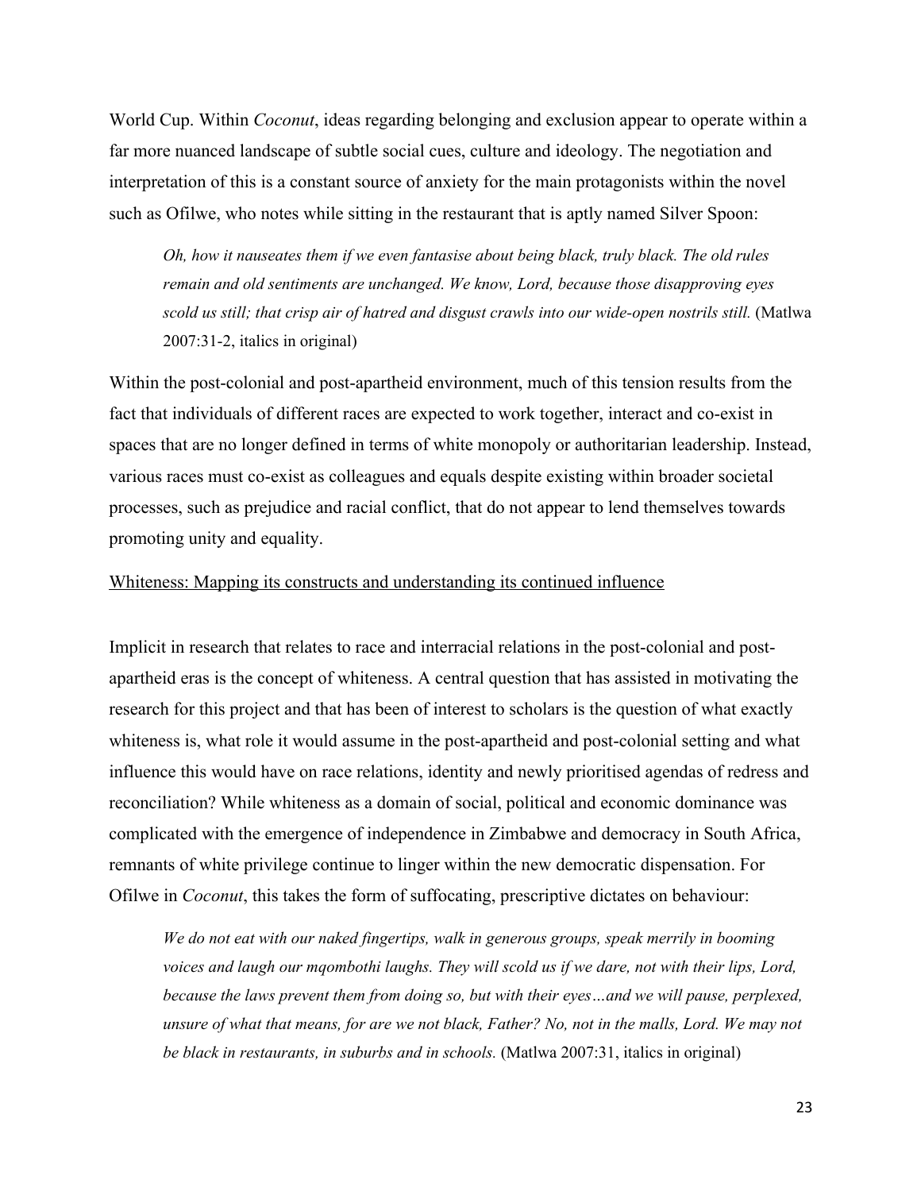World Cup. Within *Coconut*, ideas regarding belonging and exclusion appear to operate within a far more nuanced landscape of subtle social cues, culture and ideology. The negotiation and interpretation of this is a constant source of anxiety for the main protagonists within the novel such as Ofilwe, who notes while sitting in the restaurant that is aptly named Silver Spoon:

> *Oh, how it nauseates them if we even fantasise about being black, truly black. The old rules remain and old sentiments are unchanged. We know, Lord, because those disapproving eyes scold us still; that crisp air of hatred and disgust crawls into our wide-open nostrils still.* (Matlwa 2007:31-2, italics in original)

Within the post-colonial and post-apartheid environment, much of this tension results from the fact that individuals of different races are expected to work together, interact and co-exist in spaces that are no longer defined in terms of white monopoly or authoritarian leadership. Instead, various races must co-exist as colleagues and equals despite existing within broader societal processes, such as prejudice and racial conflict, that do not appear to lend themselves towards promoting unity and equality.

<u>Whiteness: Mapping its constructs and understanding its continued influence</u>

Implicit in research that relates to race and interracial relations in the post-colonial and post-apartheid eras is the concept of whiteness. A central question that has assisted in motivating the research for this project and that has been of interest to scholars is the question of what exactly whiteness is, what role it would assume in the post-apartheid and post-colonial setting and what influence this would have on race relations, identity and newly prioritised agendas of redress and reconciliation? While whiteness as a domain of social, political and economic dominance was complicated with the emergence of independence in Zimbabwe and democracy in South Africa, remnants of white privilege continue to linger within the new democratic dispensation. For Ofilwe in *Coconut*, this takes the form of suffocating, prescriptive dictates on behaviour:

> *We do not eat with our naked fingertips, walk in generous groups, speak merrily in booming voices and laugh our mqombothi laughs. They will scold us if we dare, not with their lips, Lord, because the laws prevent them from doing so, but with their eyes…and we will pause, perplexed, unsure of what that means, for are we not black, Father? No, not in the malls, Lord. We may not be black in restaurants, in suburbs and in schools.* (Matlwa 2007:31, italics in original)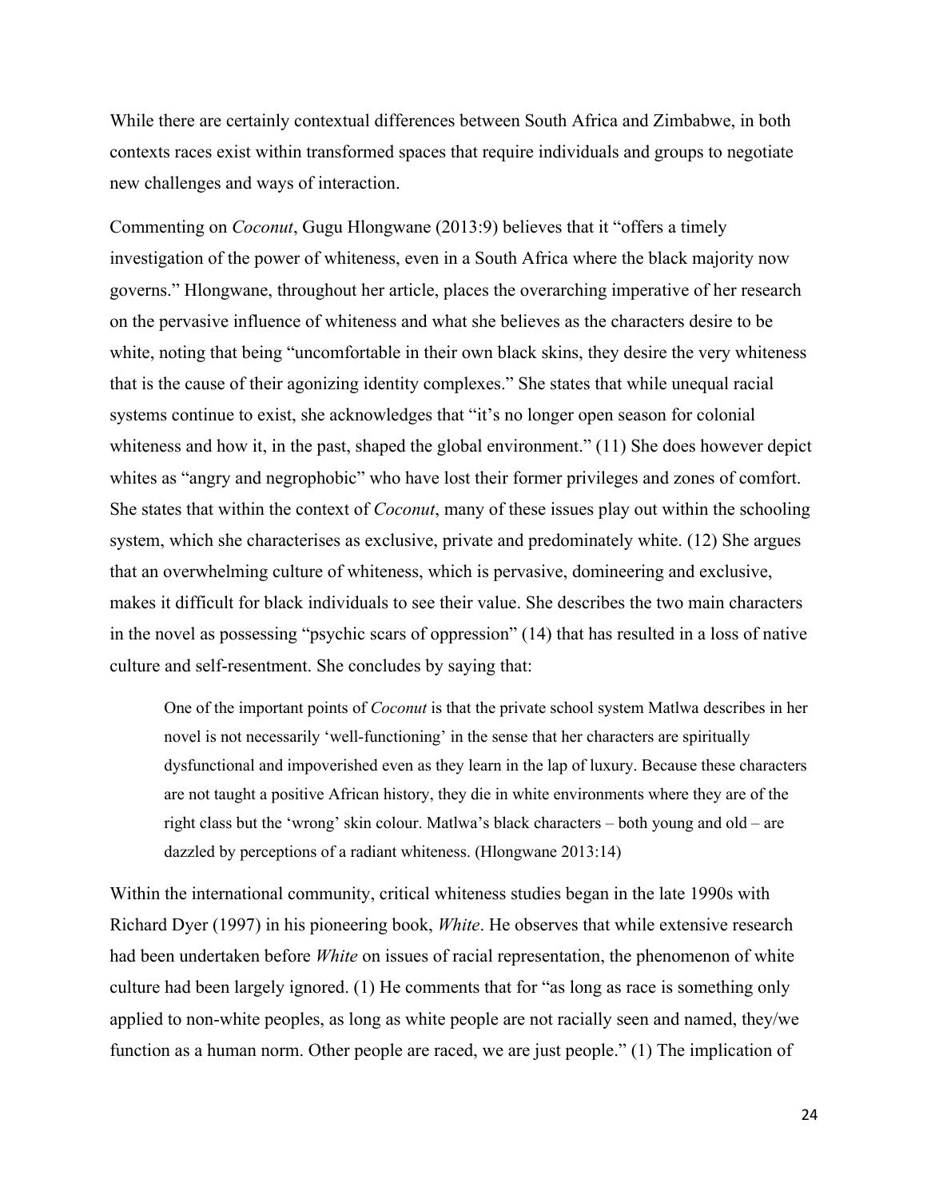While there are certainly contextual differences between South Africa and Zimbabwe, in both contexts races exist within transformed spaces that require individuals and groups to negotiate new challenges and ways of interaction.

Commenting on *Coconut*, Gugu Hlongwane (2013:9) believes that it "offers a timely investigation of the power of whiteness, even in a South Africa where the black majority now governs." Hlongwane, throughout her article, places the overarching imperative of her research on the pervasive influence of whiteness and what she believes as the characters desire to be white, noting that being "uncomfortable in their own black skins, they desire the very whiteness that is the cause of their agonizing identity complexes." She states that while unequal racial systems continue to exist, she acknowledges that "it's no longer open season for colonial whiteness and how it, in the past, shaped the global environment." (11) She does however depict whites as "angry and negrophobic" who have lost their former privileges and zones of comfort. She states that within the context of *Coconut*, many of these issues play out within the schooling system, which she characterises as exclusive, private and predominately white. (12) She argues that an overwhelming culture of whiteness, which is pervasive, domineering and exclusive, makes it difficult for black individuals to see their value. She describes the two main characters in the novel as possessing "psychic scars of oppression" (14) that has resulted in a loss of native culture and self-resentment. She concludes by saying that:

> One of the important points of *Coconut* is that the private school system Matlwa describes in her novel is not necessarily 'well-functioning' in the sense that her characters are spiritually dysfunctional and impoverished even as they learn in the lap of luxury. Because these characters are not taught a positive African history, they die in white environments where they are of the right class but the 'wrong' skin colour. Matlwa's black characters – both young and old – are dazzled by perceptions of a radiant whiteness. (Hlongwane 2013:14)

Within the international community, critical whiteness studies began in the late 1990s with Richard Dyer (1997) in his pioneering book, *White*. He observes that while extensive research had been undertaken before *White* on issues of racial representation, the phenomenon of white culture had been largely ignored. (1) He comments that for "as long as race is something only applied to non-white peoples, as long as white people are not racially seen and named, they/we function as a human norm. Other people are raced, we are just people." (1) The implication of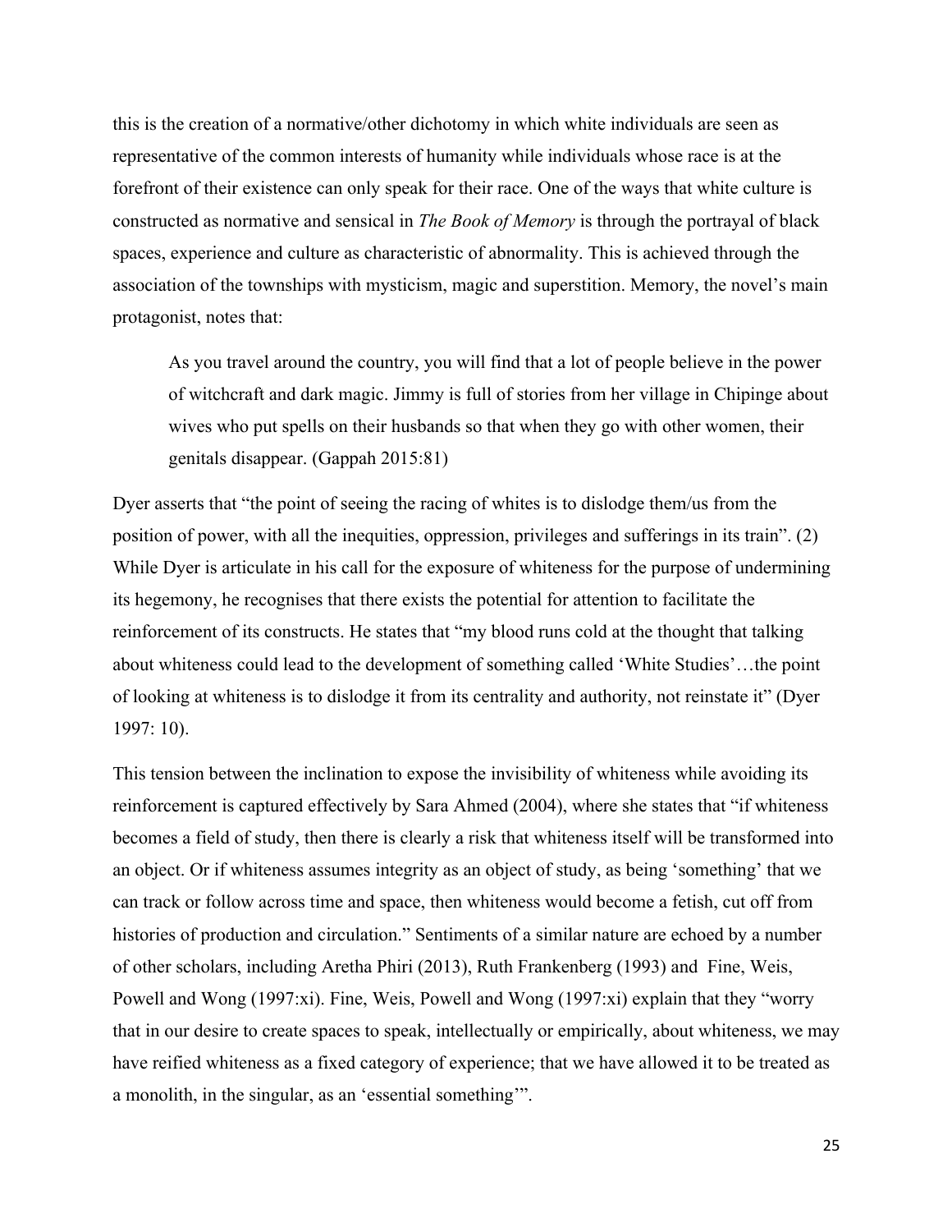this is the creation of a normative/other dichotomy in which white individuals are seen as representative of the common interests of humanity while individuals whose race is at the forefront of their existence can only speak for their race. One of the ways that white culture is constructed as normative and sensical in *The Book of Memory* is through the portrayal of black spaces, experience and culture as characteristic of abnormality. This is achieved through the association of the townships with mysticism, magic and superstition. Memory, the novel's main protagonist, notes that:

> As you travel around the country, you will find that a lot of people believe in the power of witchcraft and dark magic. Jimmy is full of stories from her village in Chipinge about wives who put spells on their husbands so that when they go with other women, their genitals disappear. (Gappah 2015:81)

Dyer asserts that "the point of seeing the racing of whites is to dislodge them/us from the position of power, with all the inequities, oppression, privileges and sufferings in its train". (2) While Dyer is articulate in his call for the exposure of whiteness for the purpose of undermining its hegemony, he recognises that there exists the potential for attention to facilitate the reinforcement of its constructs. He states that "my blood runs cold at the thought that talking about whiteness could lead to the development of something called 'White Studies'…the point of looking at whiteness is to dislodge it from its centrality and authority, not reinstate it" (Dyer 1997: 10).

This tension between the inclination to expose the invisibility of whiteness while avoiding its reinforcement is captured effectively by Sara Ahmed (2004), where she states that "if whiteness becomes a field of study, then there is clearly a risk that whiteness itself will be transformed into an object. Or if whiteness assumes integrity as an object of study, as being 'something' that we can track or follow across time and space, then whiteness would become a fetish, cut off from histories of production and circulation." Sentiments of a similar nature are echoed by a number of other scholars, including Aretha Phiri (2013), Ruth Frankenberg (1993) and Fine, Weis, Powell and Wong (1997:xi). Fine, Weis, Powell and Wong (1997:xi) explain that they "worry that in our desire to create spaces to speak, intellectually or empirically, about whiteness, we may have reified whiteness as a fixed category of experience; that we have allowed it to be treated as a monolith, in the singular, as an 'essential something'".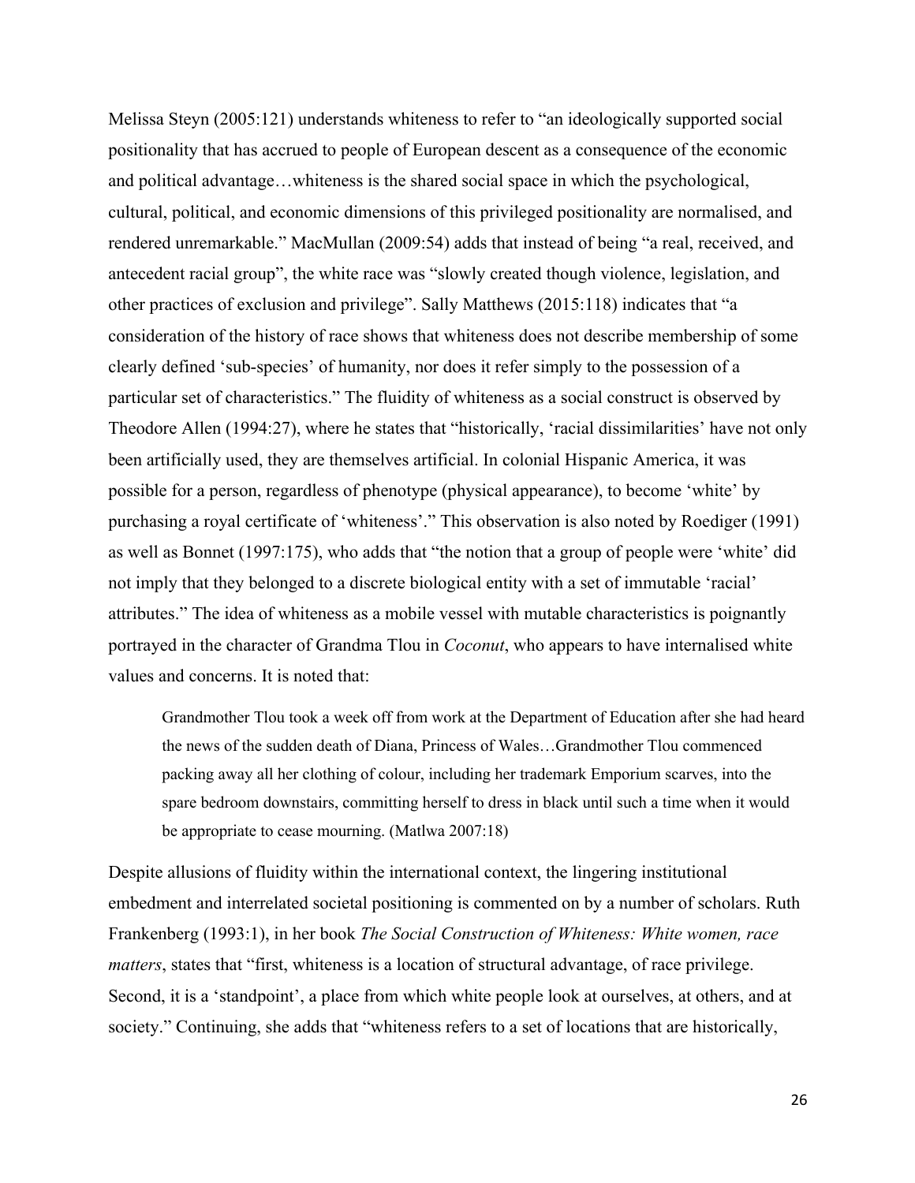Melissa Steyn (2005:121) understands whiteness to refer to "an ideologically supported social positionality that has accrued to people of European descent as a consequence of the economic and political advantage…whiteness is the shared social space in which the psychological, cultural, political, and economic dimensions of this privileged positionality are normalised, and rendered unremarkable." MacMullan (2009:54) adds that instead of being "a real, received, and antecedent racial group", the white race was "slowly created though violence, legislation, and other practices of exclusion and privilege". Sally Matthews (2015:118) indicates that "a consideration of the history of race shows that whiteness does not describe membership of some clearly defined 'sub-species' of humanity, nor does it refer simply to the possession of a particular set of characteristics." The fluidity of whiteness as a social construct is observed by Theodore Allen (1994:27), where he states that "historically, 'racial dissimilarities' have not only been artificially used, they are themselves artificial. In colonial Hispanic America, it was possible for a person, regardless of phenotype (physical appearance), to become 'white' by purchasing a royal certificate of 'whiteness'." This observation is also noted by Roediger (1991) as well as Bonnet (1997:175), who adds that "the notion that a group of people were 'white' did not imply that they belonged to a discrete biological entity with a set of immutable 'racial' attributes." The idea of whiteness as a mobile vessel with mutable characteristics is poignantly portrayed in the character of Grandma Tlou in *Coconut*, who appears to have internalised white values and concerns. It is noted that:

> Grandmother Tlou took a week off from work at the Department of Education after she had heard the news of the sudden death of Diana, Princess of Wales…Grandmother Tlou commenced packing away all her clothing of colour, including her trademark Emporium scarves, into the spare bedroom downstairs, committing herself to dress in black until such a time when it would be appropriate to cease mourning. (Matlwa 2007:18)

Despite allusions of fluidity within the international context, the lingering institutional embedment and interrelated societal positioning is commented on by a number of scholars. Ruth Frankenberg (1993:1), in her book *The Social Construction of Whiteness: White women, race matters*, states that "first, whiteness is a location of structural advantage, of race privilege. Second, it is a 'standpoint', a place from which white people look at ourselves, at others, and at society." Continuing, she adds that "whiteness refers to a set of locations that are historically,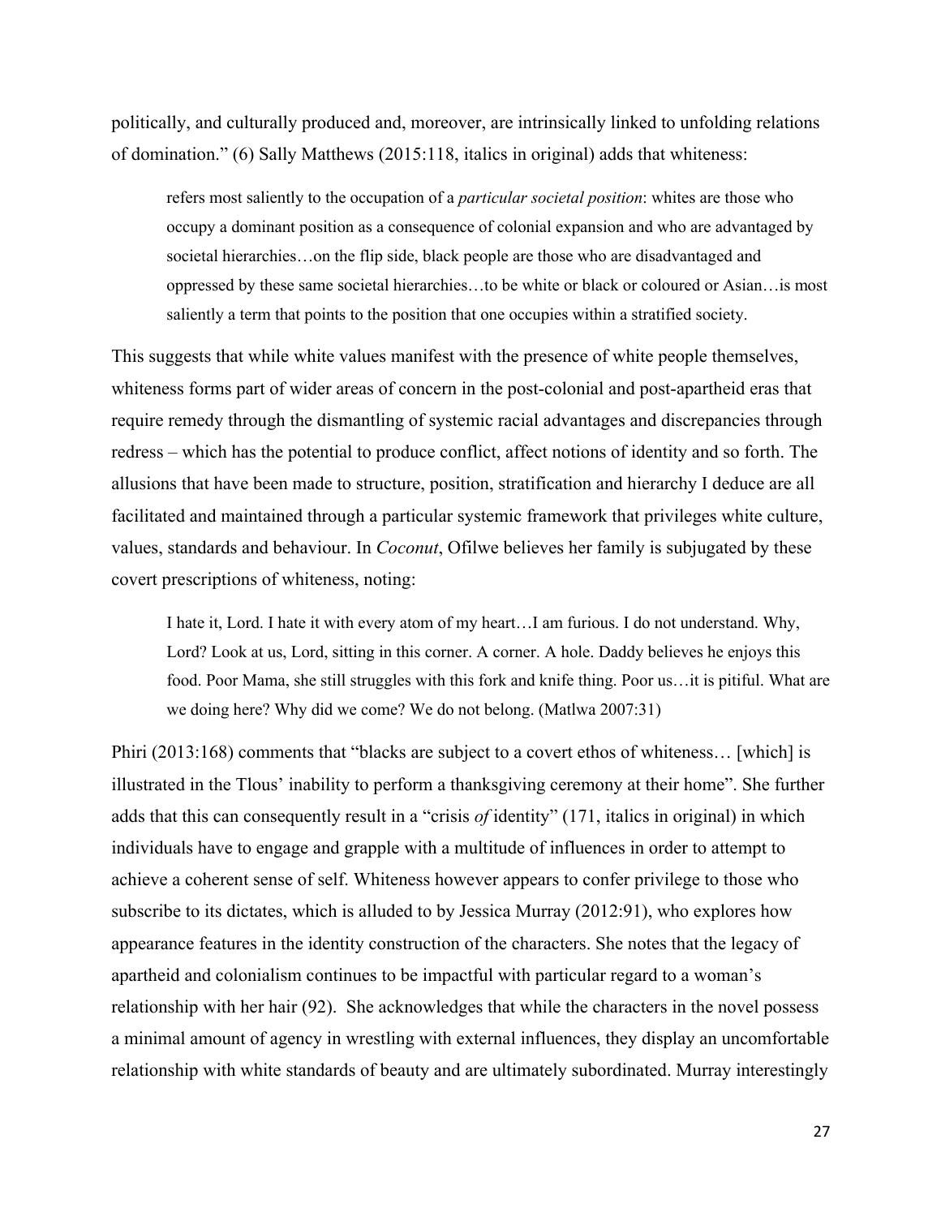politically, and culturally produced and, moreover, are intrinsically linked to unfolding relations of domination." (6) Sally Matthews (2015:118, italics in original) adds that whiteness:

> refers most saliently to the occupation of a *particular societal position*: whites are those who occupy a dominant position as a consequence of colonial expansion and who are advantaged by societal hierarchies…on the flip side, black people are those who are disadvantaged and oppressed by these same societal hierarchies…to be white or black or coloured or Asian…is most saliently a term that points to the position that one occupies within a stratified society.

This suggests that while white values manifest with the presence of white people themselves, whiteness forms part of wider areas of concern in the post-colonial and post-apartheid eras that require remedy through the dismantling of systemic racial advantages and discrepancies through redress – which has the potential to produce conflict, affect notions of identity and so forth. The allusions that have been made to structure, position, stratification and hierarchy I deduce are all facilitated and maintained through a particular systemic framework that privileges white culture, values, standards and behaviour. In *Coconut*, Ofilwe believes her family is subjugated by these covert prescriptions of whiteness, noting:

> I hate it, Lord. I hate it with every atom of my heart…I am furious. I do not understand. Why, Lord? Look at us, Lord, sitting in this corner. A corner. A hole. Daddy believes he enjoys this food. Poor Mama, she still struggles with this fork and knife thing. Poor us…it is pitiful. What are we doing here? Why did we come? We do not belong. (Matlwa 2007:31)

Phiri (2013:168) comments that "blacks are subject to a covert ethos of whiteness… [which] is illustrated in the Tlous' inability to perform a thanksgiving ceremony at their home". She further adds that this can consequently result in a "crisis *of* identity" (171, italics in original) in which individuals have to engage and grapple with a multitude of influences in order to attempt to achieve a coherent sense of self. Whiteness however appears to confer privilege to those who subscribe to its dictates, which is alluded to by Jessica Murray (2012:91), who explores how appearance features in the identity construction of the characters. She notes that the legacy of apartheid and colonialism continues to be impactful with particular regard to a woman's relationship with her hair (92). She acknowledges that while the characters in the novel possess a minimal amount of agency in wrestling with external influences, they display an uncomfortable relationship with white standards of beauty and are ultimately subordinated. Murray interestingly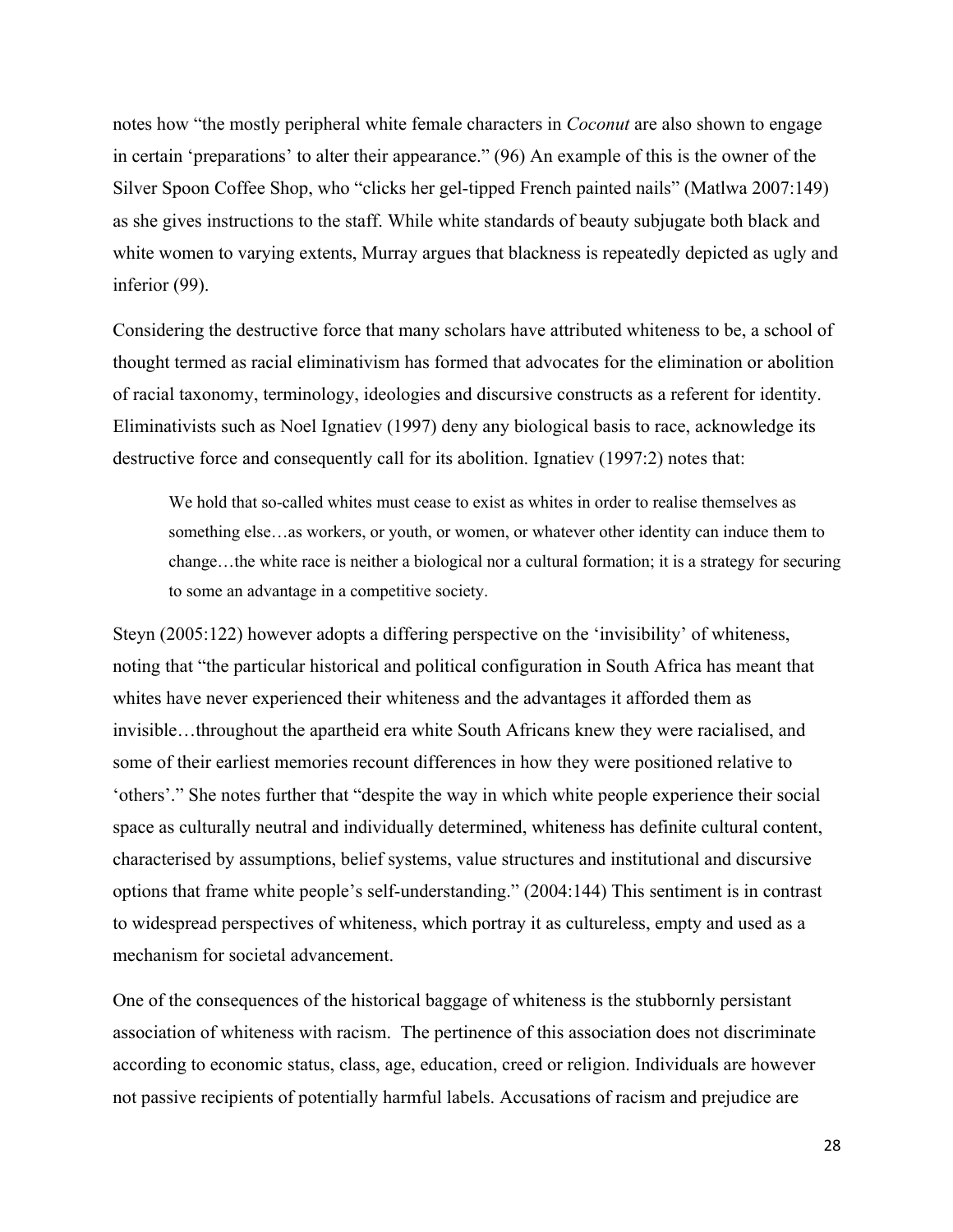notes how "the mostly peripheral white female characters in *Coconut* are also shown to engage in certain 'preparations' to alter their appearance." (96) An example of this is the owner of the Silver Spoon Coffee Shop, who "clicks her gel-tipped French painted nails" (Matlwa 2007:149) as she gives instructions to the staff. While white standards of beauty subjugate both black and white women to varying extents, Murray argues that blackness is repeatedly depicted as ugly and inferior (99).

Considering the destructive force that many scholars have attributed whiteness to be, a school of thought termed as racial eliminativism has formed that advocates for the elimination or abolition of racial taxonomy, terminology, ideologies and discursive constructs as a referent for identity. Eliminativists such as Noel Ignatiev (1997) deny any biological basis to race, acknowledge its destructive force and consequently call for its abolition. Ignatiev (1997:2) notes that:

> We hold that so-called whites must cease to exist as whites in order to realise themselves as something else…as workers, or youth, or women, or whatever other identity can induce them to change…the white race is neither a biological nor a cultural formation; it is a strategy for securing to some an advantage in a competitive society.

Steyn (2005:122) however adopts a differing perspective on the 'invisibility' of whiteness, noting that "the particular historical and political configuration in South Africa has meant that whites have never experienced their whiteness and the advantages it afforded them as invisible…throughout the apartheid era white South Africans knew they were racialised, and some of their earliest memories recount differences in how they were positioned relative to 'others'." She notes further that "despite the way in which white people experience their social space as culturally neutral and individually determined, whiteness has definite cultural content, characterised by assumptions, belief systems, value structures and institutional and discursive options that frame white people's self-understanding." (2004:144) This sentiment is in contrast to widespread perspectives of whiteness, which portray it as cultureless, empty and used as a mechanism for societal advancement.

One of the consequences of the historical baggage of whiteness is the stubbornly persistant association of whiteness with racism. The pertinence of this association does not discriminate according to economic status, class, age, education, creed or religion. Individuals are however not passive recipients of potentially harmful labels. Accusations of racism and prejudice are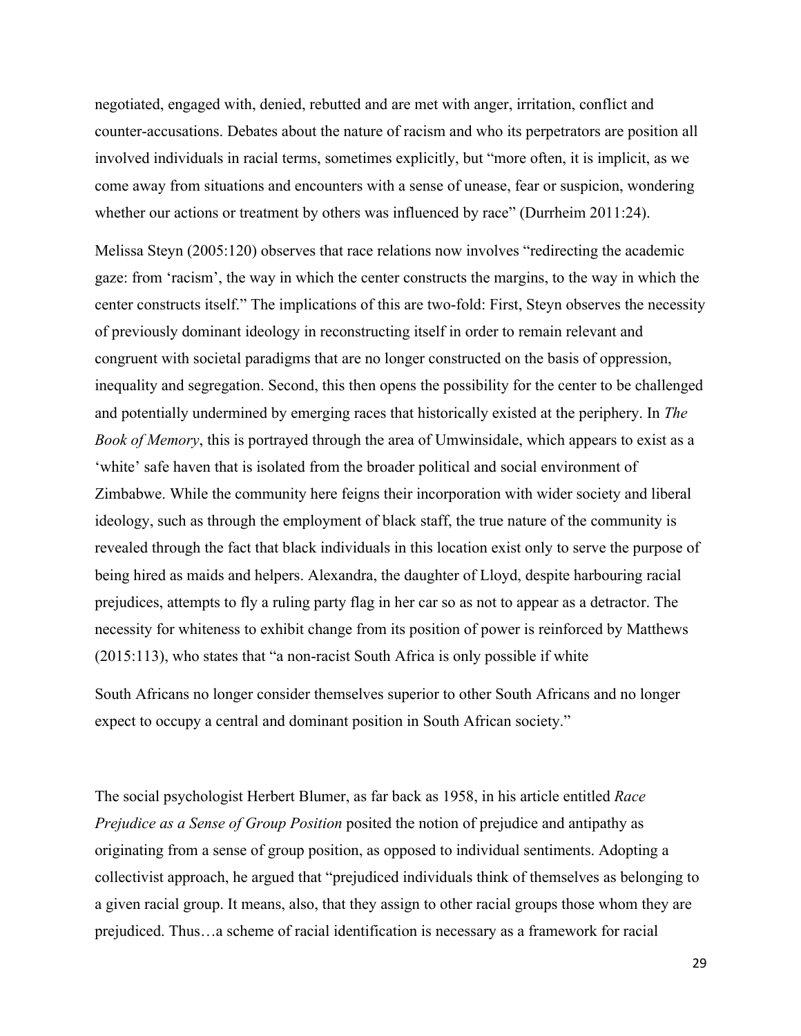negotiated, engaged with, denied, rebutted and are met with anger, irritation, conflict and counter-accusations. Debates about the nature of racism and who its perpetrators are position all involved individuals in racial terms, sometimes explicitly, but "more often, it is implicit, as we come away from situations and encounters with a sense of unease, fear or suspicion, wondering whether our actions or treatment by others was influenced by race" (Durrheim 2011:24).

Melissa Steyn (2005:120) observes that race relations now involves "redirecting the academic gaze: from 'racism', the way in which the center constructs the margins, to the way in which the center constructs itself." The implications of this are two-fold: First, Steyn observes the necessity of previously dominant ideology in reconstructing itself in order to remain relevant and congruent with societal paradigms that are no longer constructed on the basis of oppression, inequality and segregation. Second, this then opens the possibility for the center to be challenged and potentially undermined by emerging races that historically existed at the periphery. In *The Book of Memory*, this is portrayed through the area of Umwinsidale, which appears to exist as a 'white' safe haven that is isolated from the broader political and social environment of Zimbabwe. While the community here feigns their incorporation with wider society and liberal ideology, such as through the employment of black staff, the true nature of the community is revealed through the fact that black individuals in this location exist only to serve the purpose of being hired as maids and helpers. Alexandra, the daughter of Lloyd, despite harbouring racial prejudices, attempts to fly a ruling party flag in her car so as not to appear as a detractor. The necessity for whiteness to exhibit change from its position of power is reinforced by Matthews (2015:113), who states that "a non-racist South Africa is only possible if white South Africans no longer consider themselves superior to other South Africans and no longer expect to occupy a central and dominant position in South African society."

The social psychologist Herbert Blumer, as far back as 1958, in his article entitled *Race Prejudice as a Sense of Group Position* posited the notion of prejudice and antipathy as originating from a sense of group position, as opposed to individual sentiments. Adopting a collectivist approach, he argued that "prejudiced individuals think of themselves as belonging to a given racial group. It means, also, that they assign to other racial groups those whom they are prejudiced. Thus…a scheme of racial identification is necessary as a framework for racial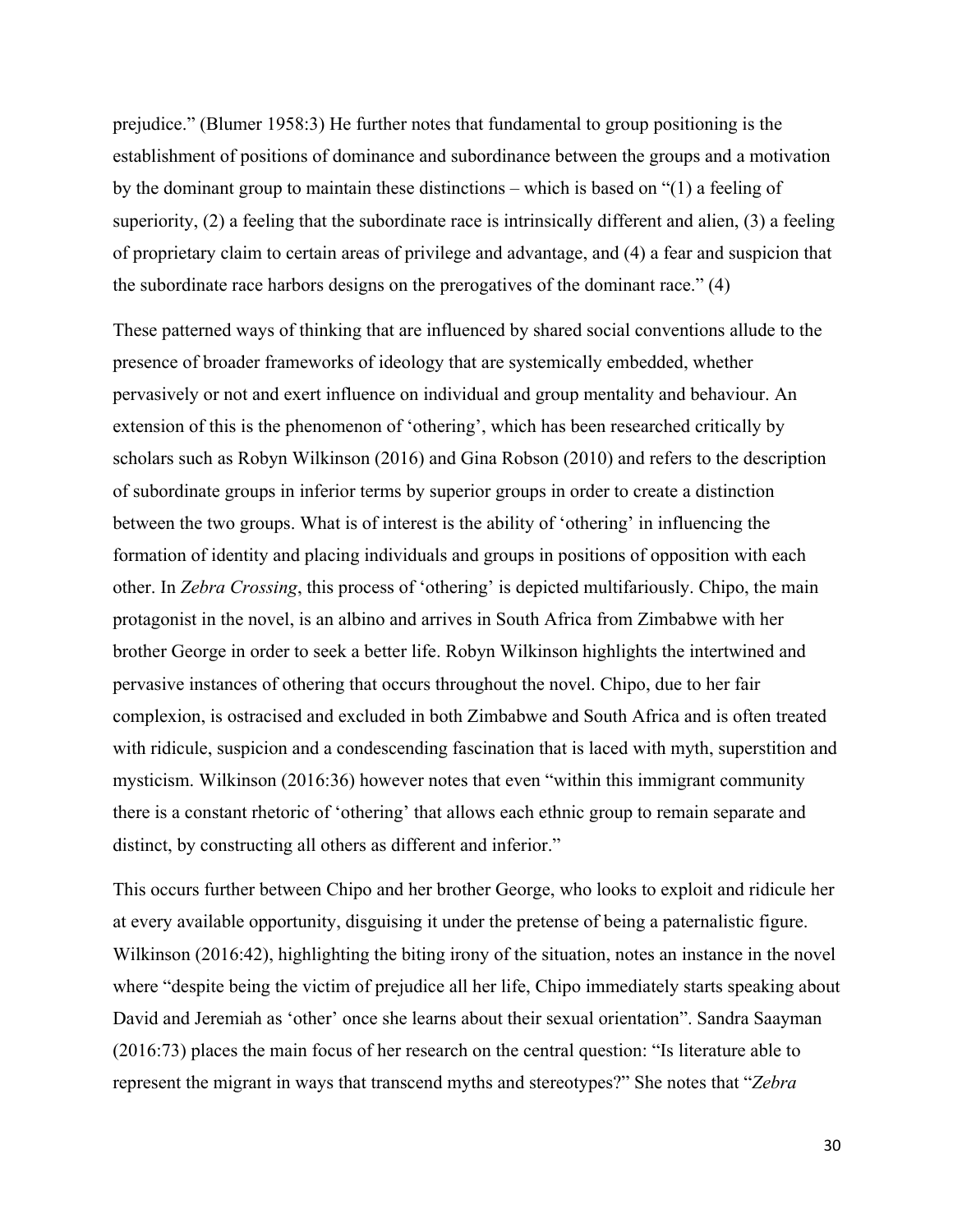prejudice." (Blumer 1958:3) He further notes that fundamental to group positioning is the establishment of positions of dominance and subordinance between the groups and a motivation by the dominant group to maintain these distinctions – which is based on "(1) a feeling of superiority, (2) a feeling that the subordinate race is intrinsically different and alien, (3) a feeling of proprietary claim to certain areas of privilege and advantage, and (4) a fear and suspicion that the subordinate race harbors designs on the prerogatives of the dominant race." (4)

These patterned ways of thinking that are influenced by shared social conventions allude to the presence of broader frameworks of ideology that are systemically embedded, whether pervasively or not and exert influence on individual and group mentality and behaviour. An extension of this is the phenomenon of 'othering', which has been researched critically by scholars such as Robyn Wilkinson (2016) and Gina Robson (2010) and refers to the description of subordinate groups in inferior terms by superior groups in order to create a distinction between the two groups. What is of interest is the ability of 'othering' in influencing the formation of identity and placing individuals and groups in positions of opposition with each other. In *Zebra Crossing*, this process of 'othering' is depicted multifariously. Chipo, the main protagonist in the novel, is an albino and arrives in South Africa from Zimbabwe with her brother George in order to seek a better life. Robyn Wilkinson highlights the intertwined and pervasive instances of othering that occurs throughout the novel. Chipo, due to her fair complexion, is ostracised and excluded in both Zimbabwe and South Africa and is often treated with ridicule, suspicion and a condescending fascination that is laced with myth, superstition and mysticism. Wilkinson (2016:36) however notes that even "within this immigrant community there is a constant rhetoric of 'othering' that allows each ethnic group to remain separate and distinct, by constructing all others as different and inferior."

This occurs further between Chipo and her brother George, who looks to exploit and ridicule her at every available opportunity, disguising it under the pretense of being a paternalistic figure. Wilkinson (2016:42), highlighting the biting irony of the situation, notes an instance in the novel where "despite being the victim of prejudice all her life, Chipo immediately starts speaking about David and Jeremiah as 'other' once she learns about their sexual orientation". Sandra Saayman (2016:73) places the main focus of her research on the central question: "Is literature able to represent the migrant in ways that transcend myths and stereotypes?" She notes that "*Zebra*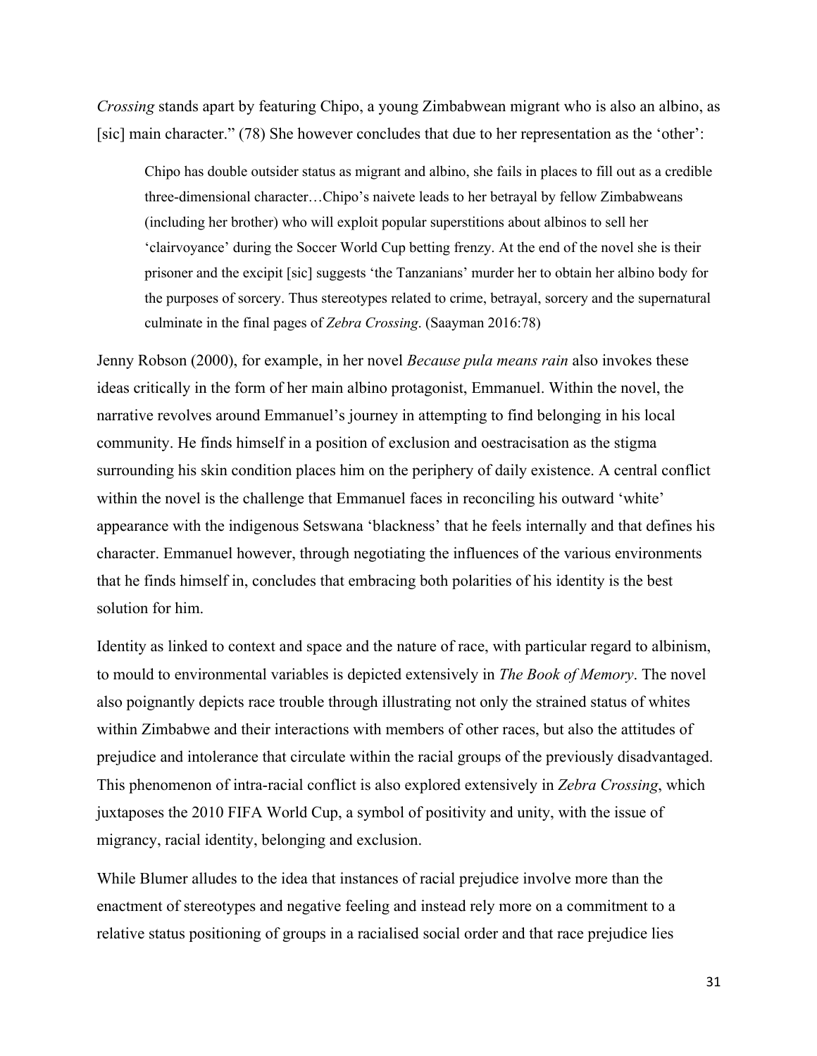*Crossing* stands apart by featuring Chipo, a young Zimbabwean migrant who is also an albino, as [sic] main character." (78) She however concludes that due to her representation as the 'other':

> Chipo has double outsider status as migrant and albino, she fails in places to fill out as a credible three-dimensional character…Chipo's naivete leads to her betrayal by fellow Zimbabweans (including her brother) who will exploit popular superstitions about albinos to sell her 'clairvoyance' during the Soccer World Cup betting frenzy. At the end of the novel she is their prisoner and the excipit [sic] suggests 'the Tanzanians' murder her to obtain her albino body for the purposes of sorcery. Thus stereotypes related to crime, betrayal, sorcery and the supernatural culminate in the final pages of *Zebra Crossing*. (Saayman 2016:78)

Jenny Robson (2000), for example, in her novel *Because pula means rain* also invokes these ideas critically in the form of her main albino protagonist, Emmanuel. Within the novel, the narrative revolves around Emmanuel's journey in attempting to find belonging in his local community. He finds himself in a position of exclusion and oestracisation as the stigma surrounding his skin condition places him on the periphery of daily existence. A central conflict within the novel is the challenge that Emmanuel faces in reconciling his outward 'white' appearance with the indigenous Setswana 'blackness' that he feels internally and that defines his character. Emmanuel however, through negotiating the influences of the various environments that he finds himself in, concludes that embracing both polarities of his identity is the best solution for him.

Identity as linked to context and space and the nature of race, with particular regard to albinism, to mould to environmental variables is depicted extensively in *The Book of Memory*. The novel also poignantly depicts race trouble through illustrating not only the strained status of whites within Zimbabwe and their interactions with members of other races, but also the attitudes of prejudice and intolerance that circulate within the racial groups of the previously disadvantaged. This phenomenon of intra-racial conflict is also explored extensively in *Zebra Crossing*, which juxtaposes the 2010 FIFA World Cup, a symbol of positivity and unity, with the issue of migrancy, racial identity, belonging and exclusion.

While Blumer alludes to the idea that instances of racial prejudice involve more than the enactment of stereotypes and negative feeling and instead rely more on a commitment to a relative status positioning of groups in a racialised social order and that race prejudice lies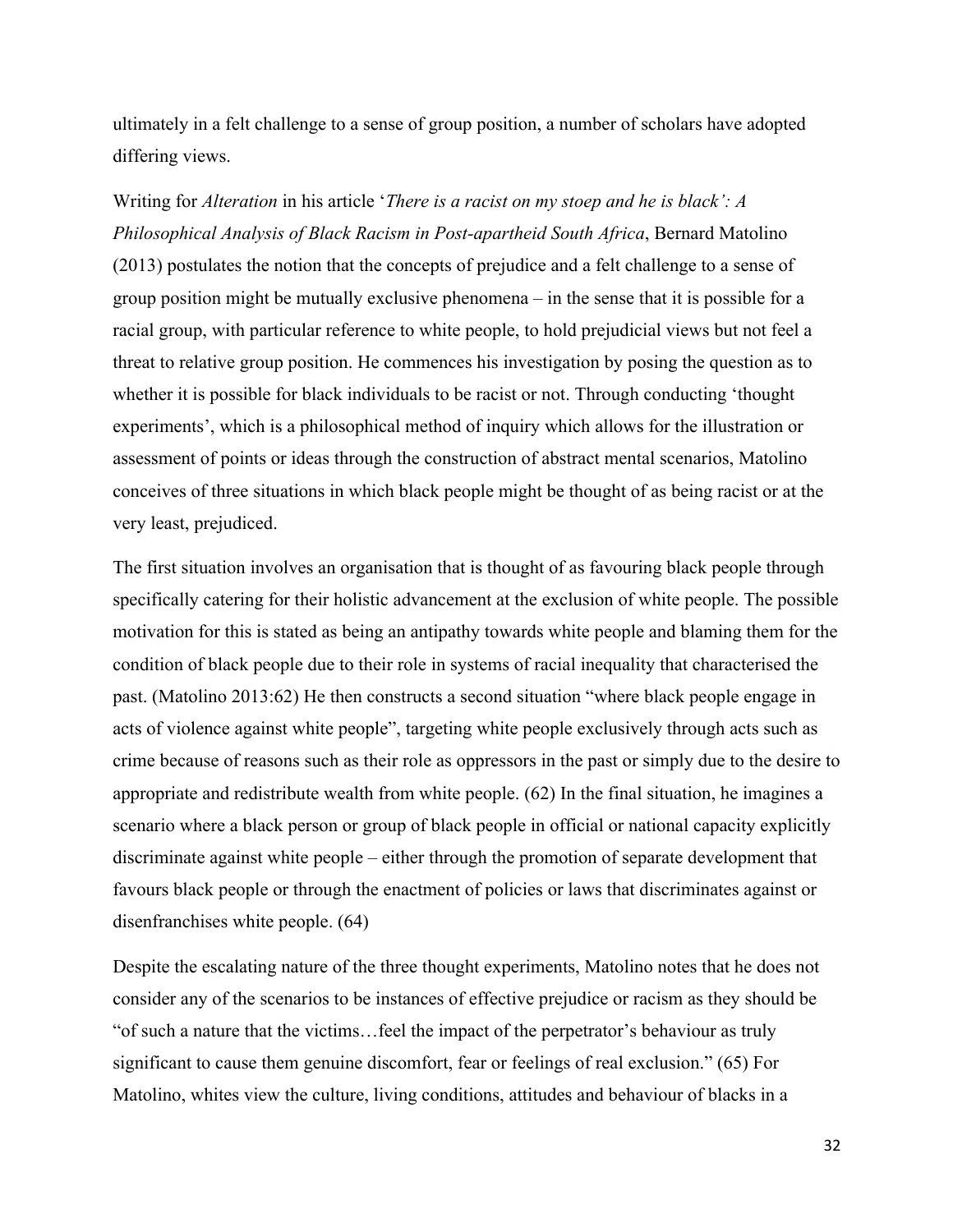ultimately in a felt challenge to a sense of group position, a number of scholars have adopted differing views.

Writing for *Alteration* in his article '*There is a racist on my stoep and he is black': A Philosophical Analysis of Black Racism in Post-apartheid South Africa*, Bernard Matolino (2013) postulates the notion that the concepts of prejudice and a felt challenge to a sense of group position might be mutually exclusive phenomena – in the sense that it is possible for a racial group, with particular reference to white people, to hold prejudicial views but not feel a threat to relative group position. He commences his investigation by posing the question as to whether it is possible for black individuals to be racist or not. Through conducting 'thought experiments', which is a philosophical method of inquiry which allows for the illustration or assessment of points or ideas through the construction of abstract mental scenarios, Matolino conceives of three situations in which black people might be thought of as being racist or at the very least, prejudiced.

The first situation involves an organisation that is thought of as favouring black people through specifically catering for their holistic advancement at the exclusion of white people. The possible motivation for this is stated as being an antipathy towards white people and blaming them for the condition of black people due to their role in systems of racial inequality that characterised the past. (Matolino 2013:62) He then constructs a second situation "where black people engage in acts of violence against white people", targeting white people exclusively through acts such as crime because of reasons such as their role as oppressors in the past or simply due to the desire to appropriate and redistribute wealth from white people. (62) In the final situation, he imagines a scenario where a black person or group of black people in official or national capacity explicitly discriminate against white people – either through the promotion of separate development that favours black people or through the enactment of policies or laws that discriminates against or disenfranchises white people. (64)

Despite the escalating nature of the three thought experiments, Matolino notes that he does not consider any of the scenarios to be instances of effective prejudice or racism as they should be "of such a nature that the victims…feel the impact of the perpetrator's behaviour as truly significant to cause them genuine discomfort, fear or feelings of real exclusion." (65) For Matolino, whites view the culture, living conditions, attitudes and behaviour of blacks in a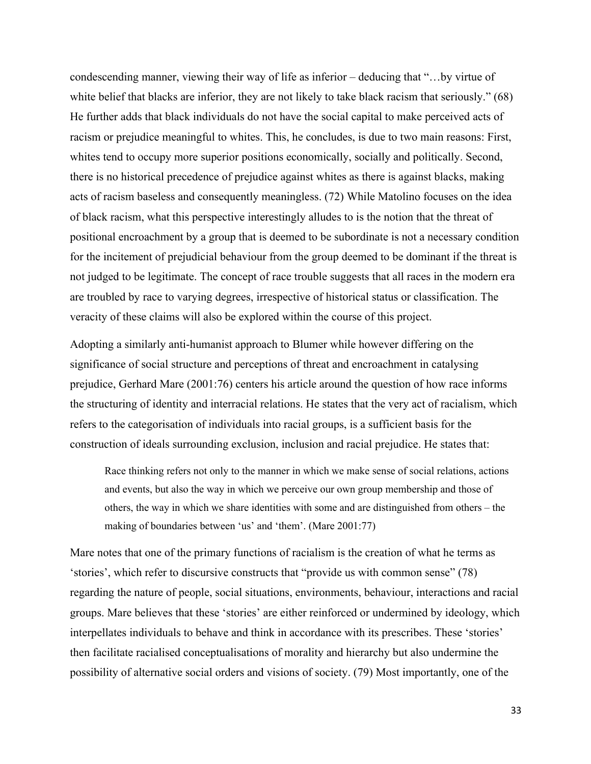condescending manner, viewing their way of life as inferior – deducing that "…by virtue of white belief that blacks are inferior, they are not likely to take black racism that seriously." (68) He further adds that black individuals do not have the social capital to make perceived acts of racism or prejudice meaningful to whites. This, he concludes, is due to two main reasons: First, whites tend to occupy more superior positions economically, socially and politically. Second, there is no historical precedence of prejudice against whites as there is against blacks, making acts of racism baseless and consequently meaningless. (72) While Matolino focuses on the idea of black racism, what this perspective interestingly alludes to is the notion that the threat of positional encroachment by a group that is deemed to be subordinate is not a necessary condition for the incitement of prejudicial behaviour from the group deemed to be dominant if the threat is not judged to be legitimate. The concept of race trouble suggests that all races in the modern era are troubled by race to varying degrees, irrespective of historical status or classification. The veracity of these claims will also be explored within the course of this project.

Adopting a similarly anti-humanist approach to Blumer while however differing on the significance of social structure and perceptions of threat and encroachment in catalysing prejudice, Gerhard Mare (2001:76) centers his article around the question of how race informs the structuring of identity and interracial relations. He states that the very act of racialism, which refers to the categorisation of individuals into racial groups, is a sufficient basis for the construction of ideals surrounding exclusion, inclusion and racial prejudice. He states that:

> Race thinking refers not only to the manner in which we make sense of social relations, actions and events, but also the way in which we perceive our own group membership and those of others, the way in which we share identities with some and are distinguished from others – the making of boundaries between 'us' and 'them'. (Mare 2001:77)

Mare notes that one of the primary functions of racialism is the creation of what he terms as 'stories', which refer to discursive constructs that "provide us with common sense" (78) regarding the nature of people, social situations, environments, behaviour, interactions and racial groups. Mare believes that these 'stories' are either reinforced or undermined by ideology, which interpellates individuals to behave and think in accordance with its prescribes. These 'stories' then facilitate racialised conceptualisations of morality and hierarchy but also undermine the possibility of alternative social orders and visions of society. (79) Most importantly, one of the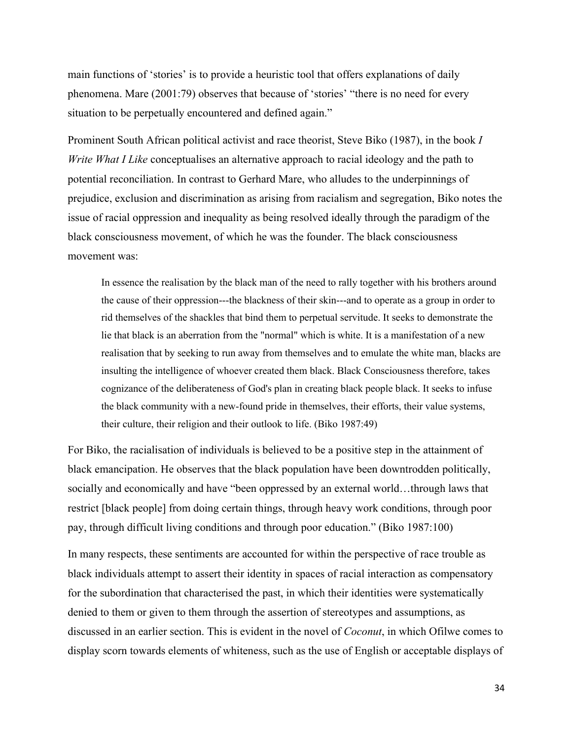main functions of 'stories' is to provide a heuristic tool that offers explanations of daily phenomena. Mare (2001:79) observes that because of 'stories' "there is no need for every situation to be perpetually encountered and defined again."

Prominent South African political activist and race theorist, Steve Biko (1987), in the book *I Write What I Like* conceptualises an alternative approach to racial ideology and the path to potential reconciliation. In contrast to Gerhard Mare, who alludes to the underpinnings of prejudice, exclusion and discrimination as arising from racialism and segregation, Biko notes the issue of racial oppression and inequality as being resolved ideally through the paradigm of the black consciousness movement, of which he was the founder. The black consciousness movement was:

> In essence the realisation by the black man of the need to rally together with his brothers around the cause of their oppression---the blackness of their skin---and to operate as a group in order to rid themselves of the shackles that bind them to perpetual servitude. It seeks to demonstrate the lie that black is an aberration from the "normal" which is white. It is a manifestation of a new realisation that by seeking to run away from themselves and to emulate the white man, blacks are insulting the intelligence of whoever created them black. Black Consciousness therefore, takes cognizance of the deliberateness of God's plan in creating black people black. It seeks to infuse the black community with a new-found pride in themselves, their efforts, their value systems, their culture, their religion and their outlook to life. (Biko 1987:49)

For Biko, the racialisation of individuals is believed to be a positive step in the attainment of black emancipation. He observes that the black population have been downtrodden politically, socially and economically and have "been oppressed by an external world…through laws that restrict [black people] from doing certain things, through heavy work conditions, through poor pay, through difficult living conditions and through poor education." (Biko 1987:100)

In many respects, these sentiments are accounted for within the perspective of race trouble as black individuals attempt to assert their identity in spaces of racial interaction as compensatory for the subordination that characterised the past, in which their identities were systematically denied to them or given to them through the assertion of stereotypes and assumptions, as discussed in an earlier section. This is evident in the novel of *Coconut*, in which Ofilwe comes to display scorn towards elements of whiteness, such as the use of English or acceptable displays of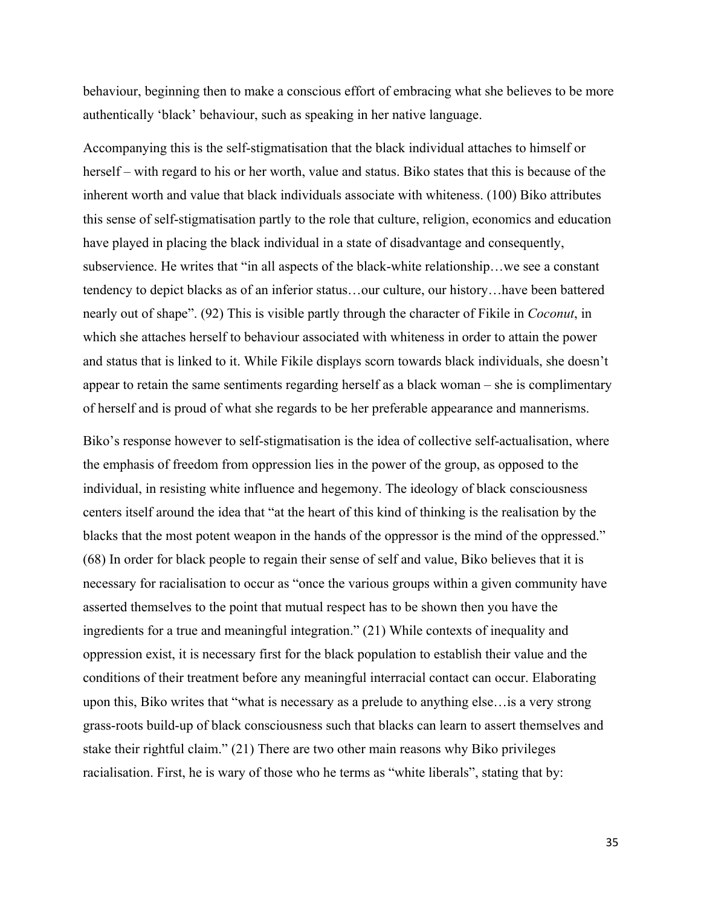behaviour, beginning then to make a conscious effort of embracing what she believes to be more authentically 'black' behaviour, such as speaking in her native language.

Accompanying this is the self-stigmatisation that the black individual attaches to himself or herself – with regard to his or her worth, value and status. Biko states that this is because of the inherent worth and value that black individuals associate with whiteness. (100) Biko attributes this sense of self-stigmatisation partly to the role that culture, religion, economics and education have played in placing the black individual in a state of disadvantage and consequently, subservience. He writes that "in all aspects of the black-white relationship…we see a constant tendency to depict blacks as of an inferior status…our culture, our history…have been battered nearly out of shape". (92) This is visible partly through the character of Fikile in *Coconut*, in which she attaches herself to behaviour associated with whiteness in order to attain the power and status that is linked to it. While Fikile displays scorn towards black individuals, she doesn't appear to retain the same sentiments regarding herself as a black woman – she is complimentary of herself and is proud of what she regards to be her preferable appearance and mannerisms.

Biko's response however to self-stigmatisation is the idea of collective self-actualisation, where the emphasis of freedom from oppression lies in the power of the group, as opposed to the individual, in resisting white influence and hegemony. The ideology of black consciousness centers itself around the idea that "at the heart of this kind of thinking is the realisation by the blacks that the most potent weapon in the hands of the oppressor is the mind of the oppressed." (68) In order for black people to regain their sense of self and value, Biko believes that it is necessary for racialisation to occur as "once the various groups within a given community have asserted themselves to the point that mutual respect has to be shown then you have the ingredients for a true and meaningful integration." (21) While contexts of inequality and oppression exist, it is necessary first for the black population to establish their value and the conditions of their treatment before any meaningful interracial contact can occur. Elaborating upon this, Biko writes that "what is necessary as a prelude to anything else…is a very strong grass-roots build-up of black consciousness such that blacks can learn to assert themselves and stake their rightful claim." (21) There are two other main reasons why Biko privileges racialisation. First, he is wary of those who he terms as "white liberals", stating that by: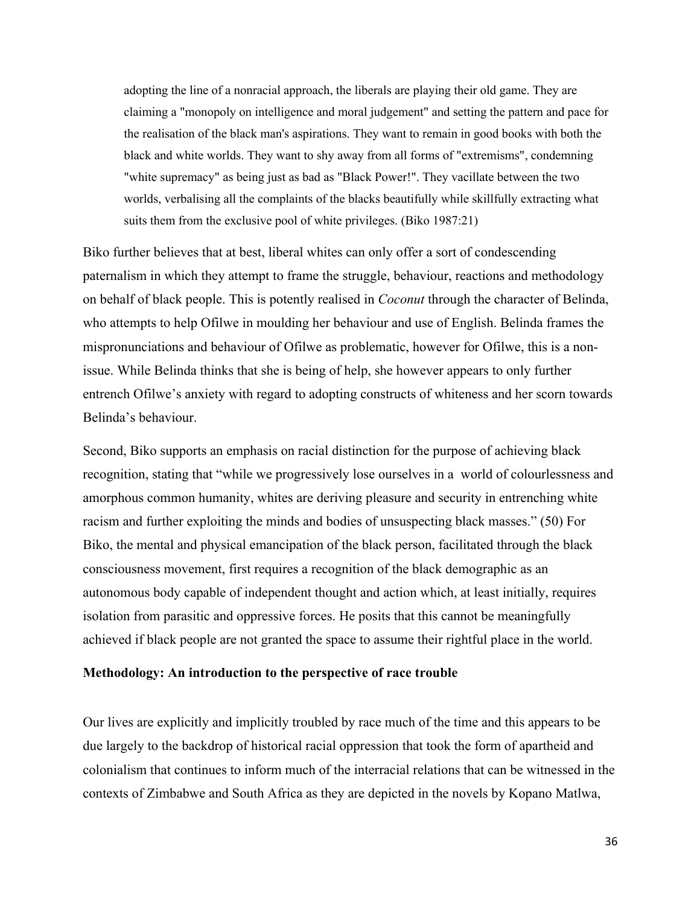> adopting the line of a nonracial approach, the liberals are playing their old game. They are claiming a "monopoly on intelligence and moral judgement" and setting the pattern and pace for the realisation of the black man's aspirations. They want to remain in good books with both the black and white worlds. They want to shy away from all forms of "extremisms", condemning "white supremacy" as being just as bad as "Black Power!". They vacillate between the two worlds, verbalising all the complaints of the blacks beautifully while skillfully extracting what suits them from the exclusive pool of white privileges. (Biko 1987:21)

Biko further believes that at best, liberal whites can only offer a sort of condescending paternalism in which they attempt to frame the struggle, behaviour, reactions and methodology on behalf of black people. This is potently realised in *Coconut* through the character of Belinda, who attempts to help Ofilwe in moulding her behaviour and use of English. Belinda frames the mispronunciations and behaviour of Ofilwe as problematic, however for Ofilwe, this is a non-issue. While Belinda thinks that she is being of help, she however appears to only further entrench Ofilwe's anxiety with regard to adopting constructs of whiteness and her scorn towards Belinda's behaviour.

Second, Biko supports an emphasis on racial distinction for the purpose of achieving black recognition, stating that "while we progressively lose ourselves in a world of colourlessness and amorphous common humanity, whites are deriving pleasure and security in entrenching white racism and further exploiting the minds and bodies of unsuspecting black masses." (50) For Biko, the mental and physical emancipation of the black person, facilitated through the black consciousness movement, first requires a recognition of the black demographic as an autonomous body capable of independent thought and action which, at least initially, requires isolation from parasitic and oppressive forces. He posits that this cannot be meaningfully achieved if black people are not granted the space to assume their rightful place in the world.

**Methodology: An introduction to the perspective of race trouble**

Our lives are explicitly and implicitly troubled by race much of the time and this appears to be due largely to the backdrop of historical racial oppression that took the form of apartheid and colonialism that continues to inform much of the interracial relations that can be witnessed in the contexts of Zimbabwe and South Africa as they are depicted in the novels by Kopano Matlwa,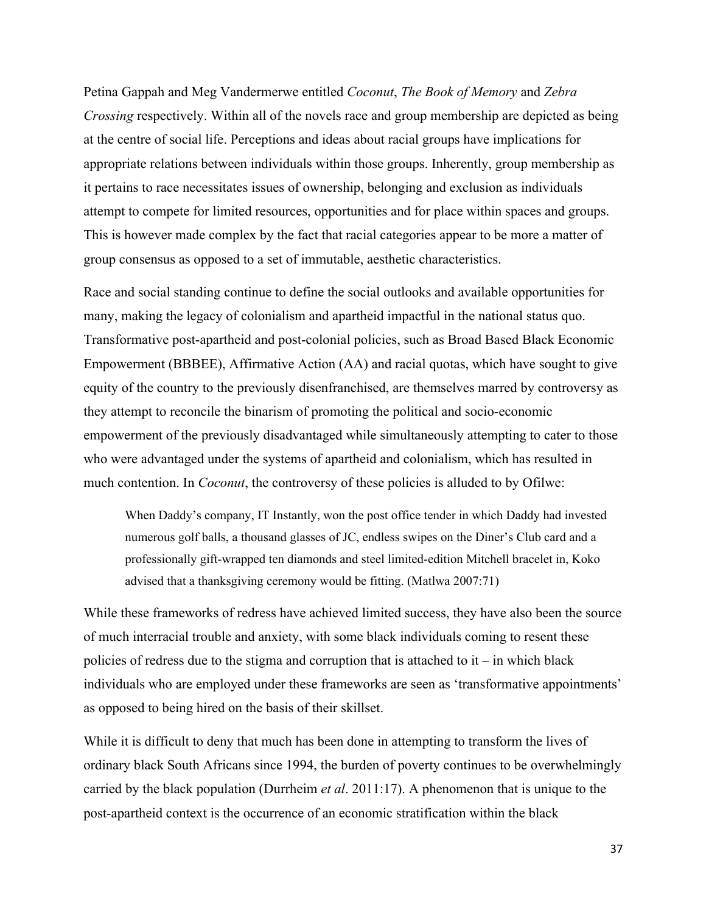Petina Gappah and Meg Vandermerwe entitled *Coconut*, *The Book of Memory* and *Zebra Crossing* respectively. Within all of the novels race and group membership are depicted as being at the centre of social life. Perceptions and ideas about racial groups have implications for appropriate relations between individuals within those groups. Inherently, group membership as it pertains to race necessitates issues of ownership, belonging and exclusion as individuals attempt to compete for limited resources, opportunities and for place within spaces and groups. This is however made complex by the fact that racial categories appear to be more a matter of group consensus as opposed to a set of immutable, aesthetic characteristics.

Race and social standing continue to define the social outlooks and available opportunities for many, making the legacy of colonialism and apartheid impactful in the national status quo. Transformative post-apartheid and post-colonial policies, such as Broad Based Black Economic Empowerment (BBBEE), Affirmative Action (AA) and racial quotas, which have sought to give equity of the country to the previously disenfranchised, are themselves marred by controversy as they attempt to reconcile the binarism of promoting the political and socio-economic empowerment of the previously disadvantaged while simultaneously attempting to cater to those who were advantaged under the systems of apartheid and colonialism, which has resulted in much contention. In *Coconut*, the controversy of these policies is alluded to by Ofilwe:

> When Daddy's company, IT Instantly, won the post office tender in which Daddy had invested numerous golf balls, a thousand glasses of JC, endless swipes on the Diner's Club card and a professionally gift-wrapped ten diamonds and steel limited-edition Mitchell bracelet in, Koko advised that a thanksgiving ceremony would be fitting. (Matlwa 2007:71)

While these frameworks of redress have achieved limited success, they have also been the source of much interracial trouble and anxiety, with some black individuals coming to resent these policies of redress due to the stigma and corruption that is attached to it – in which black individuals who are employed under these frameworks are seen as 'transformative appointments' as opposed to being hired on the basis of their skillset.

While it is difficult to deny that much has been done in attempting to transform the lives of ordinary black South Africans since 1994, the burden of poverty continues to be overwhelmingly carried by the black population (Durrheim *et al*. 2011:17). A phenomenon that is unique to the post-apartheid context is the occurrence of an economic stratification within the black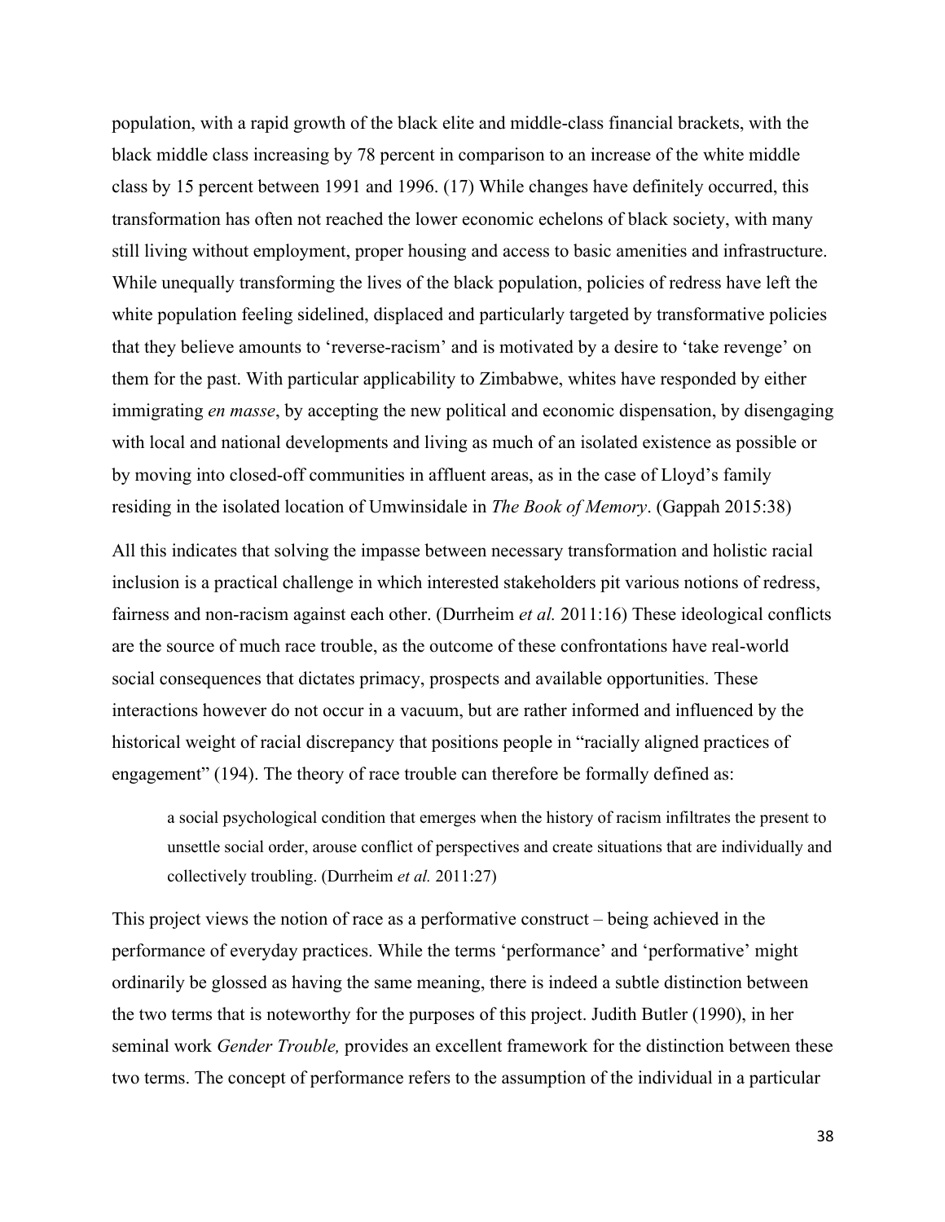population, with a rapid growth of the black elite and middle-class financial brackets, with the black middle class increasing by 78 percent in comparison to an increase of the white middle class by 15 percent between 1991 and 1996. (17) While changes have definitely occurred, this transformation has often not reached the lower economic echelons of black society, with many still living without employment, proper housing and access to basic amenities and infrastructure. While unequally transforming the lives of the black population, policies of redress have left the white population feeling sidelined, displaced and particularly targeted by transformative policies that they believe amounts to 'reverse-racism' and is motivated by a desire to 'take revenge' on them for the past. With particular applicability to Zimbabwe, whites have responded by either immigrating *en masse*, by accepting the new political and economic dispensation, by disengaging with local and national developments and living as much of an isolated existence as possible or by moving into closed-off communities in affluent areas, as in the case of Lloyd's family residing in the isolated location of Umwinsidale in *The Book of Memory*. (Gappah 2015:38)

All this indicates that solving the impasse between necessary transformation and holistic racial inclusion is a practical challenge in which interested stakeholders pit various notions of redress, fairness and non-racism against each other. (Durrheim *et al.* 2011:16) These ideological conflicts are the source of much race trouble, as the outcome of these confrontations have real-world social consequences that dictates primacy, prospects and available opportunities. These interactions however do not occur in a vacuum, but are rather informed and influenced by the historical weight of racial discrepancy that positions people in "racially aligned practices of engagement" (194). The theory of race trouble can therefore be formally defined as:

> a social psychological condition that emerges when the history of racism infiltrates the present to unsettle social order, arouse conflict of perspectives and create situations that are individually and collectively troubling. (Durrheim *et al.* 2011:27)

This project views the notion of race as a performative construct – being achieved in the performance of everyday practices. While the terms 'performance' and 'performative' might ordinarily be glossed as having the same meaning, there is indeed a subtle distinction between the two terms that is noteworthy for the purposes of this project. Judith Butler (1990), in her seminal work *Gender Trouble,* provides an excellent framework for the distinction between these two terms. The concept of performance refers to the assumption of the individual in a particular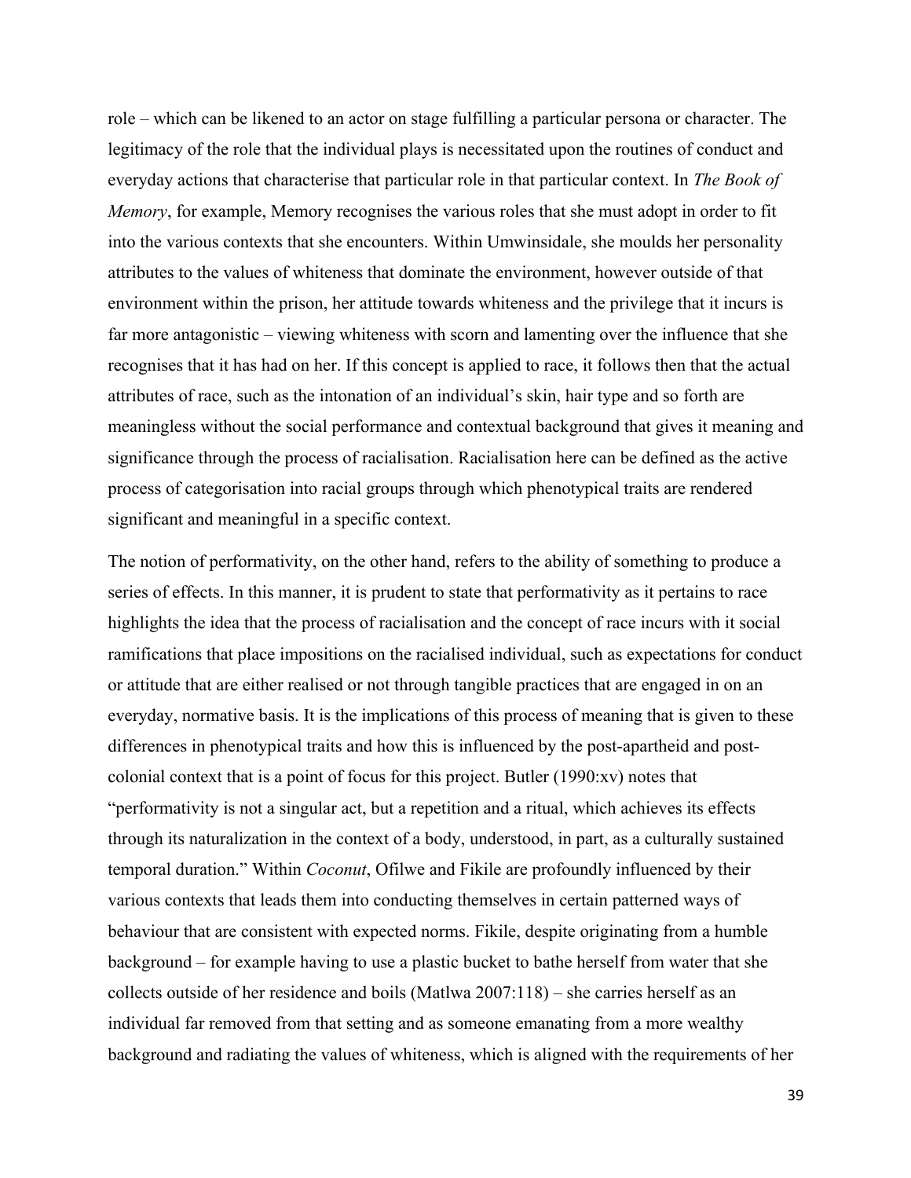role – which can be likened to an actor on stage fulfilling a particular persona or character. The legitimacy of the role that the individual plays is necessitated upon the routines of conduct and everyday actions that characterise that particular role in that particular context. In *The Book of Memory*, for example, Memory recognises the various roles that she must adopt in order to fit into the various contexts that she encounters. Within Umwinsidale, she moulds her personality attributes to the values of whiteness that dominate the environment, however outside of that environment within the prison, her attitude towards whiteness and the privilege that it incurs is far more antagonistic – viewing whiteness with scorn and lamenting over the influence that she recognises that it has had on her. If this concept is applied to race, it follows then that the actual attributes of race, such as the intonation of an individual's skin, hair type and so forth are meaningless without the social performance and contextual background that gives it meaning and significance through the process of racialisation. Racialisation here can be defined as the active process of categorisation into racial groups through which phenotypical traits are rendered significant and meaningful in a specific context.

The notion of performativity, on the other hand, refers to the ability of something to produce a series of effects. In this manner, it is prudent to state that performativity as it pertains to race highlights the idea that the process of racialisation and the concept of race incurs with it social ramifications that place impositions on the racialised individual, such as expectations for conduct or attitude that are either realised or not through tangible practices that are engaged in on an everyday, normative basis. It is the implications of this process of meaning that is given to these differences in phenotypical traits and how this is influenced by the post-apartheid and post-colonial context that is a point of focus for this project. Butler (1990:xv) notes that "performativity is not a singular act, but a repetition and a ritual, which achieves its effects through its naturalization in the context of a body, understood, in part, as a culturally sustained temporal duration." Within *Coconut*, Ofilwe and Fikile are profoundly influenced by their various contexts that leads them into conducting themselves in certain patterned ways of behaviour that are consistent with expected norms. Fikile, despite originating from a humble background – for example having to use a plastic bucket to bathe herself from water that she collects outside of her residence and boils (Matlwa 2007:118) – she carries herself as an individual far removed from that setting and as someone emanating from a more wealthy background and radiating the values of whiteness, which is aligned with the requirements of her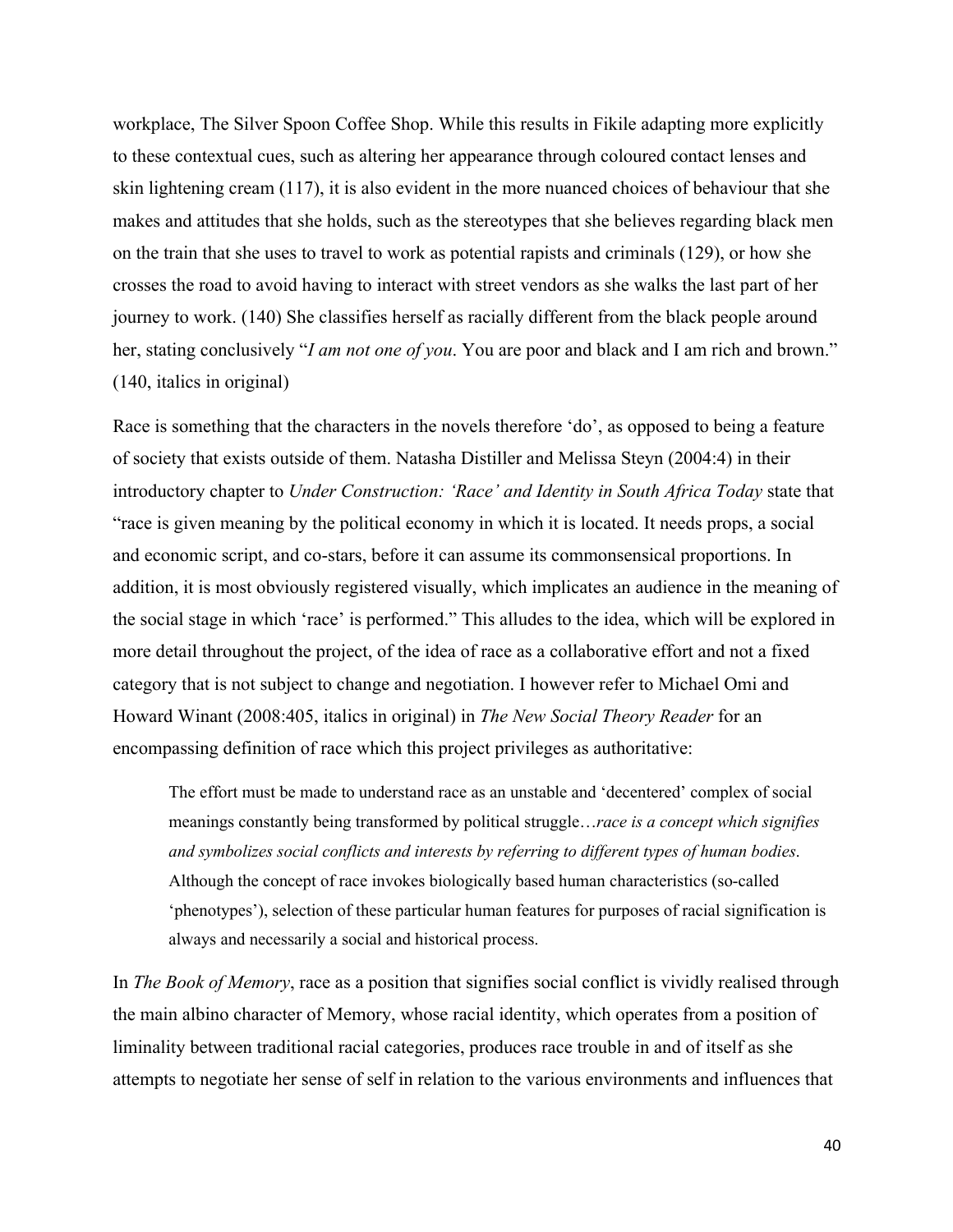workplace, The Silver Spoon Coffee Shop. While this results in Fikile adapting more explicitly to these contextual cues, such as altering her appearance through coloured contact lenses and skin lightening cream (117), it is also evident in the more nuanced choices of behaviour that she makes and attitudes that she holds, such as the stereotypes that she believes regarding black men on the train that she uses to travel to work as potential rapists and criminals (129), or how she crosses the road to avoid having to interact with street vendors as she walks the last part of her journey to work. (140) She classifies herself as racially different from the black people around her, stating conclusively "*I am not one of you*. You are poor and black and I am rich and brown." (140, italics in original)

Race is something that the characters in the novels therefore 'do', as opposed to being a feature of society that exists outside of them. Natasha Distiller and Melissa Steyn (2004:4) in their introductory chapter to *Under Construction: 'Race' and Identity in South Africa Today* state that "race is given meaning by the political economy in which it is located. It needs props, a social and economic script, and co-stars, before it can assume its commonsensical proportions. In addition, it is most obviously registered visually, which implicates an audience in the meaning of the social stage in which 'race' is performed." This alludes to the idea, which will be explored in more detail throughout the project, of the idea of race as a collaborative effort and not a fixed category that is not subject to change and negotiation. I however refer to Michael Omi and Howard Winant (2008:405, italics in original) in *The New Social Theory Reader* for an encompassing definition of race which this project privileges as authoritative:

> The effort must be made to understand race as an unstable and 'decentered' complex of social meanings constantly being transformed by political struggle…*race is a concept which signifies and symbolizes social conflicts and interests by referring to different types of human bodies*. Although the concept of race invokes biologically based human characteristics (so-called 'phenotypes'), selection of these particular human features for purposes of racial signification is always and necessarily a social and historical process.

In *The Book of Memory*, race as a position that signifies social conflict is vividly realised through the main albino character of Memory, whose racial identity, which operates from a position of liminality between traditional racial categories, produces race trouble in and of itself as she attempts to negotiate her sense of self in relation to the various environments and influences that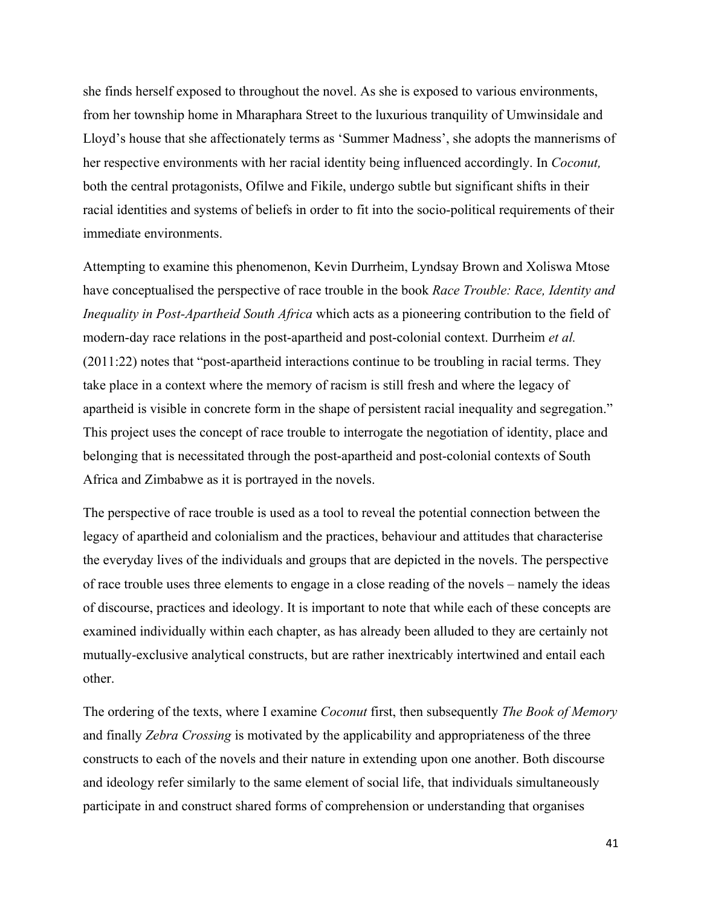she finds herself exposed to throughout the novel. As she is exposed to various environments, from her township home in Mharaphara Street to the luxurious tranquility of Umwinsidale and Lloyd's house that she affectionately terms as 'Summer Madness', she adopts the mannerisms of her respective environments with her racial identity being influenced accordingly. In *Coconut,* both the central protagonists, Ofilwe and Fikile, undergo subtle but significant shifts in their racial identities and systems of beliefs in order to fit into the socio-political requirements of their immediate environments.

Attempting to examine this phenomenon, Kevin Durrheim, Lyndsay Brown and Xoliswa Mtose have conceptualised the perspective of race trouble in the book *Race Trouble: Race, Identity and Inequality in Post-Apartheid South Africa* which acts as a pioneering contribution to the field of modern-day race relations in the post-apartheid and post-colonial context. Durrheim *et al.* (2011:22) notes that "post-apartheid interactions continue to be troubling in racial terms. They take place in a context where the memory of racism is still fresh and where the legacy of apartheid is visible in concrete form in the shape of persistent racial inequality and segregation." This project uses the concept of race trouble to interrogate the negotiation of identity, place and belonging that is necessitated through the post-apartheid and post-colonial contexts of South Africa and Zimbabwe as it is portrayed in the novels.

The perspective of race trouble is used as a tool to reveal the potential connection between the legacy of apartheid and colonialism and the practices, behaviour and attitudes that characterise the everyday lives of the individuals and groups that are depicted in the novels. The perspective of race trouble uses three elements to engage in a close reading of the novels – namely the ideas of discourse, practices and ideology. It is important to note that while each of these concepts are examined individually within each chapter, as has already been alluded to they are certainly not mutually-exclusive analytical constructs, but are rather inextricably intertwined and entail each other.

The ordering of the texts, where I examine *Coconut* first, then subsequently *The Book of Memory* and finally *Zebra Crossing* is motivated by the applicability and appropriateness of the three constructs to each of the novels and their nature in extending upon one another. Both discourse and ideology refer similarly to the same element of social life, that individuals simultaneously participate in and construct shared forms of comprehension or understanding that organises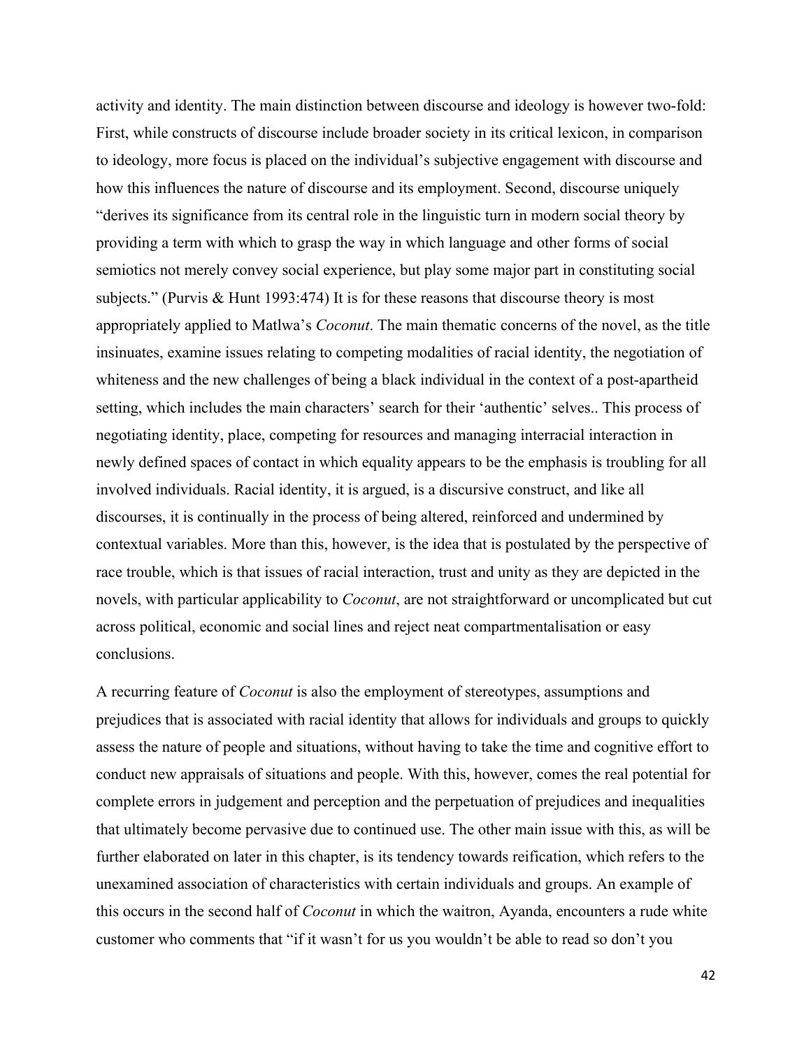activity and identity. The main distinction between discourse and ideology is however two-fold: First, while constructs of discourse include broader society in its critical lexicon, in comparison to ideology, more focus is placed on the individual's subjective engagement with discourse and how this influences the nature of discourse and its employment. Second, discourse uniquely "derives its significance from its central role in the linguistic turn in modern social theory by providing a term with which to grasp the way in which language and other forms of social semiotics not merely convey social experience, but play some major part in constituting social subjects." (Purvis & Hunt 1993:474) It is for these reasons that discourse theory is most appropriately applied to Matlwa's *Coconut*. The main thematic concerns of the novel, as the title insinuates, examine issues relating to competing modalities of racial identity, the negotiation of whiteness and the new challenges of being a black individual in the context of a post-apartheid setting, which includes the main characters' search for their 'authentic' selves.. This process of negotiating identity, place, competing for resources and managing interracial interaction in newly defined spaces of contact in which equality appears to be the emphasis is troubling for all involved individuals. Racial identity, it is argued, is a discursive construct, and like all discourses, it is continually in the process of being altered, reinforced and undermined by contextual variables. More than this, however, is the idea that is postulated by the perspective of race trouble, which is that issues of racial interaction, trust and unity as they are depicted in the novels, with particular applicability to *Coconut*, are not straightforward or uncomplicated but cut across political, economic and social lines and reject neat compartmentalisation or easy conclusions.

A recurring feature of *Coconut* is also the employment of stereotypes, assumptions and prejudices that is associated with racial identity that allows for individuals and groups to quickly assess the nature of people and situations, without having to take the time and cognitive effort to conduct new appraisals of situations and people. With this, however, comes the real potential for complete errors in judgement and perception and the perpetuation of prejudices and inequalities that ultimately become pervasive due to continued use. The other main issue with this, as will be further elaborated on later in this chapter, is its tendency towards reification, which refers to the unexamined association of characteristics with certain individuals and groups. An example of this occurs in the second half of *Coconut* in which the waitron, Ayanda, encounters a rude white customer who comments that "if it wasn't for us you wouldn't be able to read so don't you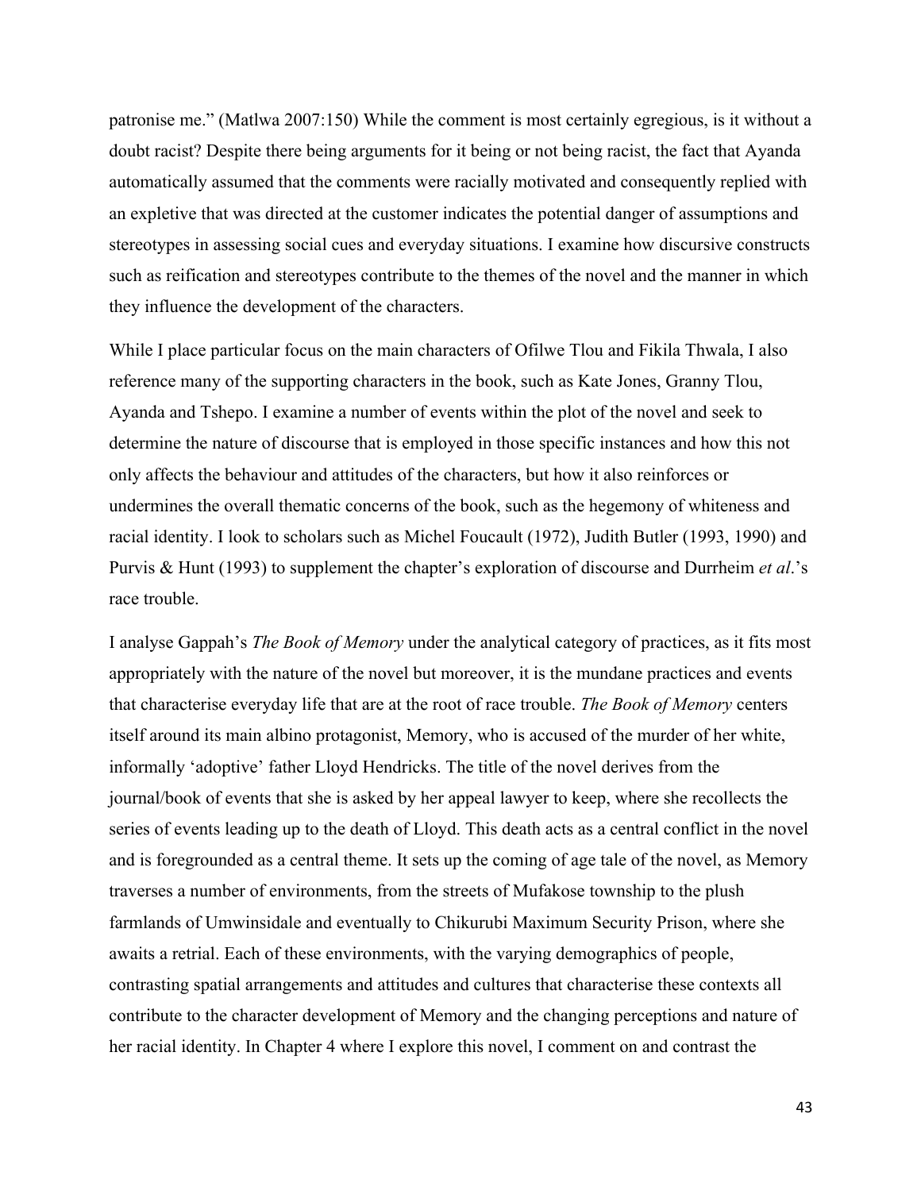patronise me." (Matlwa 2007:150) While the comment is most certainly egregious, is it without a doubt racist? Despite there being arguments for it being or not being racist, the fact that Ayanda automatically assumed that the comments were racially motivated and consequently replied with an expletive that was directed at the customer indicates the potential danger of assumptions and stereotypes in assessing social cues and everyday situations. I examine how discursive constructs such as reification and stereotypes contribute to the themes of the novel and the manner in which they influence the development of the characters.

While I place particular focus on the main characters of Ofilwe Tlou and Fikila Thwala, I also reference many of the supporting characters in the book, such as Kate Jones, Granny Tlou, Ayanda and Tshepo. I examine a number of events within the plot of the novel and seek to determine the nature of discourse that is employed in those specific instances and how this not only affects the behaviour and attitudes of the characters, but how it also reinforces or undermines the overall thematic concerns of the book, such as the hegemony of whiteness and racial identity. I look to scholars such as Michel Foucault (1972), Judith Butler (1993, 1990) and Purvis & Hunt (1993) to supplement the chapter's exploration of discourse and Durrheim *et al*.'s race trouble.

I analyse Gappah's *The Book of Memory* under the analytical category of practices, as it fits most appropriately with the nature of the novel but moreover, it is the mundane practices and events that characterise everyday life that are at the root of race trouble. *The Book of Memory* centers itself around its main albino protagonist, Memory, who is accused of the murder of her white, informally 'adoptive' father Lloyd Hendricks. The title of the novel derives from the journal/book of events that she is asked by her appeal lawyer to keep, where she recollects the series of events leading up to the death of Lloyd. This death acts as a central conflict in the novel and is foregrounded as a central theme. It sets up the coming of age tale of the novel, as Memory traverses a number of environments, from the streets of Mufakose township to the plush farmlands of Umwinsidale and eventually to Chikurubi Maximum Security Prison, where she awaits a retrial. Each of these environments, with the varying demographics of people, contrasting spatial arrangements and attitudes and cultures that characterise these contexts all contribute to the character development of Memory and the changing perceptions and nature of her racial identity. In Chapter 4 where I explore this novel, I comment on and contrast the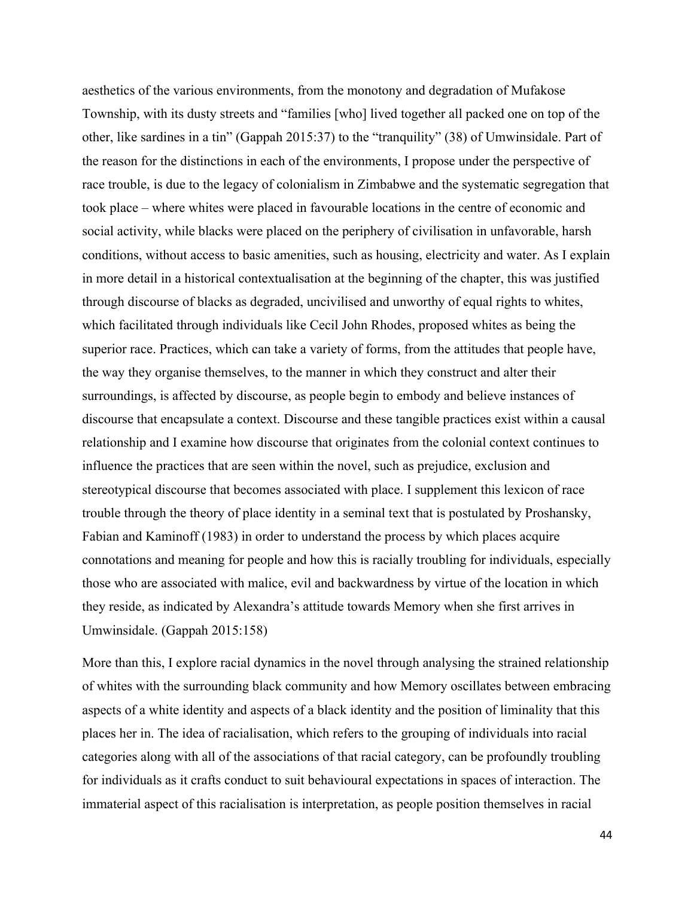aesthetics of the various environments, from the monotony and degradation of Mufakose Township, with its dusty streets and "families [who] lived together all packed one on top of the other, like sardines in a tin" (Gappah 2015:37) to the "tranquility" (38) of Umwinsidale. Part of the reason for the distinctions in each of the environments, I propose under the perspective of race trouble, is due to the legacy of colonialism in Zimbabwe and the systematic segregation that took place – where whites were placed in favourable locations in the centre of economic and social activity, while blacks were placed on the periphery of civilisation in unfavorable, harsh conditions, without access to basic amenities, such as housing, electricity and water. As I explain in more detail in a historical contextualisation at the beginning of the chapter, this was justified through discourse of blacks as degraded, uncivilised and unworthy of equal rights to whites, which facilitated through individuals like Cecil John Rhodes, proposed whites as being the superior race. Practices, which can take a variety of forms, from the attitudes that people have, the way they organise themselves, to the manner in which they construct and alter their surroundings, is affected by discourse, as people begin to embody and believe instances of discourse that encapsulate a context. Discourse and these tangible practices exist within a causal relationship and I examine how discourse that originates from the colonial context continues to influence the practices that are seen within the novel, such as prejudice, exclusion and stereotypical discourse that becomes associated with place. I supplement this lexicon of race trouble through the theory of place identity in a seminal text that is postulated by Proshansky, Fabian and Kaminoff (1983) in order to understand the process by which places acquire connotations and meaning for people and how this is racially troubling for individuals, especially those who are associated with malice, evil and backwardness by virtue of the location in which they reside, as indicated by Alexandra's attitude towards Memory when she first arrives in Umwinsidale. (Gappah 2015:158)

More than this, I explore racial dynamics in the novel through analysing the strained relationship of whites with the surrounding black community and how Memory oscillates between embracing aspects of a white identity and aspects of a black identity and the position of liminality that this places her in. The idea of racialisation, which refers to the grouping of individuals into racial categories along with all of the associations of that racial category, can be profoundly troubling for individuals as it crafts conduct to suit behavioural expectations in spaces of interaction. The immaterial aspect of this racialisation is interpretation, as people position themselves in racial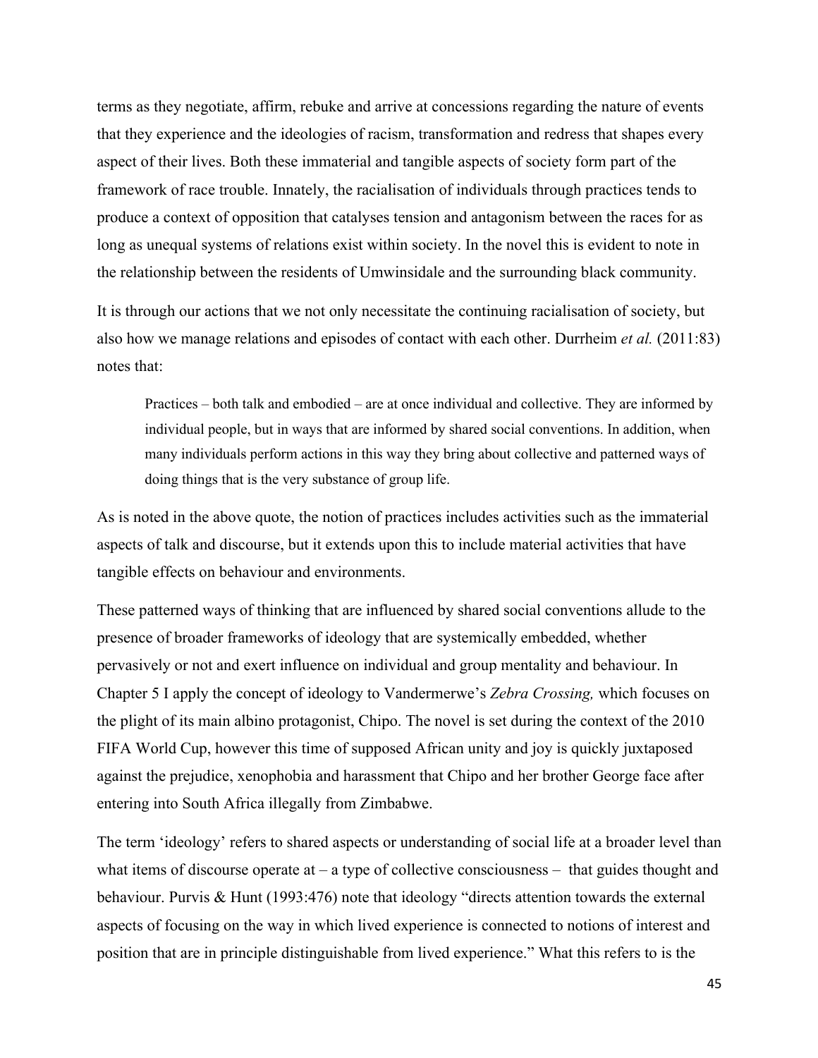terms as they negotiate, affirm, rebuke and arrive at concessions regarding the nature of events that they experience and the ideologies of racism, transformation and redress that shapes every aspect of their lives. Both these immaterial and tangible aspects of society form part of the framework of race trouble. Innately, the racialisation of individuals through practices tends to produce a context of opposition that catalyses tension and antagonism between the races for as long as unequal systems of relations exist within society. In the novel this is evident to note in the relationship between the residents of Umwinsidale and the surrounding black community.

It is through our actions that we not only necessitate the continuing racialisation of society, but also how we manage relations and episodes of contact with each other. Durrheim *et al.* (2011:83) notes that:

> Practices – both talk and embodied – are at once individual and collective. They are informed by individual people, but in ways that are informed by shared social conventions. In addition, when many individuals perform actions in this way they bring about collective and patterned ways of doing things that is the very substance of group life.

As is noted in the above quote, the notion of practices includes activities such as the immaterial aspects of talk and discourse, but it extends upon this to include material activities that have tangible effects on behaviour and environments.

These patterned ways of thinking that are influenced by shared social conventions allude to the presence of broader frameworks of ideology that are systemically embedded, whether pervasively or not and exert influence on individual and group mentality and behaviour. In Chapter 5 I apply the concept of ideology to Vandermerwe's *Zebra Crossing,* which focuses on the plight of its main albino protagonist, Chipo. The novel is set during the context of the 2010 FIFA World Cup, however this time of supposed African unity and joy is quickly juxtaposed against the prejudice, xenophobia and harassment that Chipo and her brother George face after entering into South Africa illegally from Zimbabwe.

The term 'ideology' refers to shared aspects or understanding of social life at a broader level than what items of discourse operate at – a type of collective consciousness – that guides thought and behaviour. Purvis & Hunt (1993:476) note that ideology "directs attention towards the external aspects of focusing on the way in which lived experience is connected to notions of interest and position that are in principle distinguishable from lived experience." What this refers to is the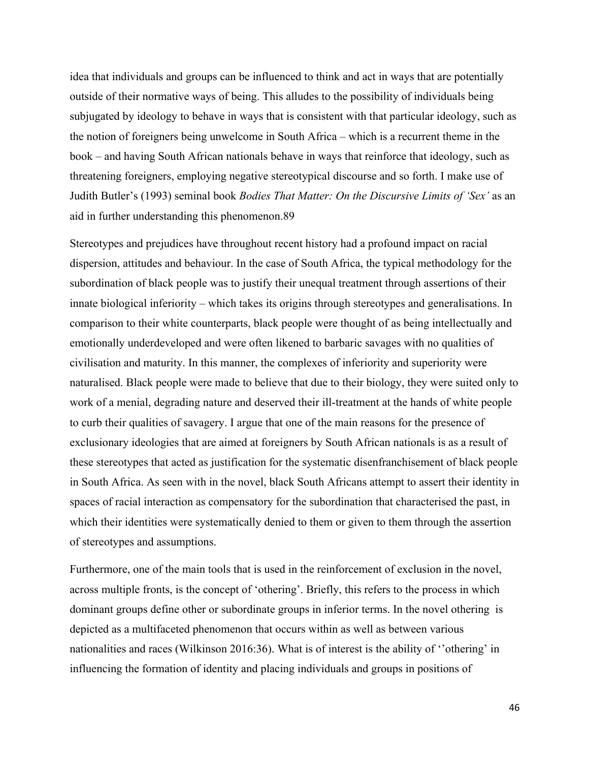idea that individuals and groups can be influenced to think and act in ways that are potentially outside of their normative ways of being. This alludes to the possibility of individuals being subjugated by ideology to behave in ways that is consistent with that particular ideology, such as the notion of foreigners being unwelcome in South Africa – which is a recurrent theme in the book – and having South African nationals behave in ways that reinforce that ideology, such as threatening foreigners, employing negative stereotypical discourse and so forth. I make use of Judith Butler's (1993) seminal book *Bodies That Matter: On the Discursive Limits of 'Sex'* as an aid in further understanding this phenomenon.89

Stereotypes and prejudices have throughout recent history had a profound impact on racial dispersion, attitudes and behaviour. In the case of South Africa, the typical methodology for the subordination of black people was to justify their unequal treatment through assertions of their innate biological inferiority – which takes its origins through stereotypes and generalisations. In comparison to their white counterparts, black people were thought of as being intellectually and emotionally underdeveloped and were often likened to barbaric savages with no qualities of civilisation and maturity. In this manner, the complexes of inferiority and superiority were naturalised. Black people were made to believe that due to their biology, they were suited only to work of a menial, degrading nature and deserved their ill-treatment at the hands of white people to curb their qualities of savagery. I argue that one of the main reasons for the presence of exclusionary ideologies that are aimed at foreigners by South African nationals is as a result of these stereotypes that acted as justification for the systematic disenfranchisement of black people in South Africa. As seen with in the novel, black South Africans attempt to assert their identity in spaces of racial interaction as compensatory for the subordination that characterised the past, in which their identities were systematically denied to them or given to them through the assertion of stereotypes and assumptions.

Furthermore, one of the main tools that is used in the reinforcement of exclusion in the novel, across multiple fronts, is the concept of 'othering'. Briefly, this refers to the process in which dominant groups define other or subordinate groups in inferior terms. In the novel othering is depicted as a multifaceted phenomenon that occurs within as well as between various nationalities and races (Wilkinson 2016:36). What is of interest is the ability of ''othering' in influencing the formation of identity and placing individuals and groups in positions of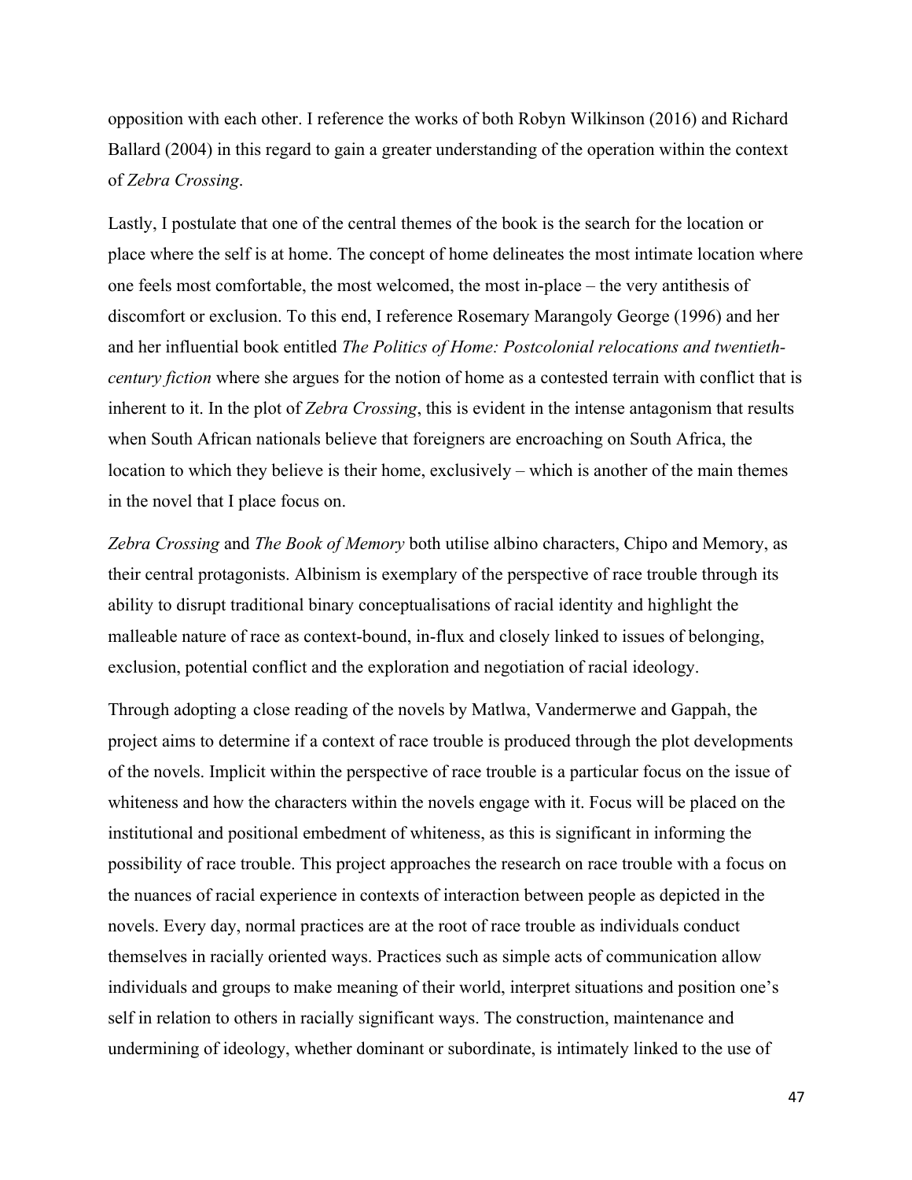opposition with each other. I reference the works of both Robyn Wilkinson (2016) and Richard Ballard (2004) in this regard to gain a greater understanding of the operation within the context of *Zebra Crossing*.

Lastly, I postulate that one of the central themes of the book is the search for the location or place where the self is at home. The concept of home delineates the most intimate location where one feels most comfortable, the most welcomed, the most in-place – the very antithesis of discomfort or exclusion. To this end, I reference Rosemary Marangoly George (1996) and her and her influential book entitled *The Politics of Home: Postcolonial relocations and twentieth-century fiction* where she argues for the notion of home as a contested terrain with conflict that is inherent to it. In the plot of *Zebra Crossing*, this is evident in the intense antagonism that results when South African nationals believe that foreigners are encroaching on South Africa, the location to which they believe is their home, exclusively – which is another of the main themes in the novel that I place focus on.

*Zebra Crossing* and *The Book of Memory* both utilise albino characters, Chipo and Memory, as their central protagonists. Albinism is exemplary of the perspective of race trouble through its ability to disrupt traditional binary conceptualisations of racial identity and highlight the malleable nature of race as context-bound, in-flux and closely linked to issues of belonging, exclusion, potential conflict and the exploration and negotiation of racial ideology.

Through adopting a close reading of the novels by Matlwa, Vandermerwe and Gappah, the project aims to determine if a context of race trouble is produced through the plot developments of the novels. Implicit within the perspective of race trouble is a particular focus on the issue of whiteness and how the characters within the novels engage with it. Focus will be placed on the institutional and positional embedment of whiteness, as this is significant in informing the possibility of race trouble. This project approaches the research on race trouble with a focus on the nuances of racial experience in contexts of interaction between people as depicted in the novels. Every day, normal practices are at the root of race trouble as individuals conduct themselves in racially oriented ways. Practices such as simple acts of communication allow individuals and groups to make meaning of their world, interpret situations and position one's self in relation to others in racially significant ways. The construction, maintenance and undermining of ideology, whether dominant or subordinate, is intimately linked to the use of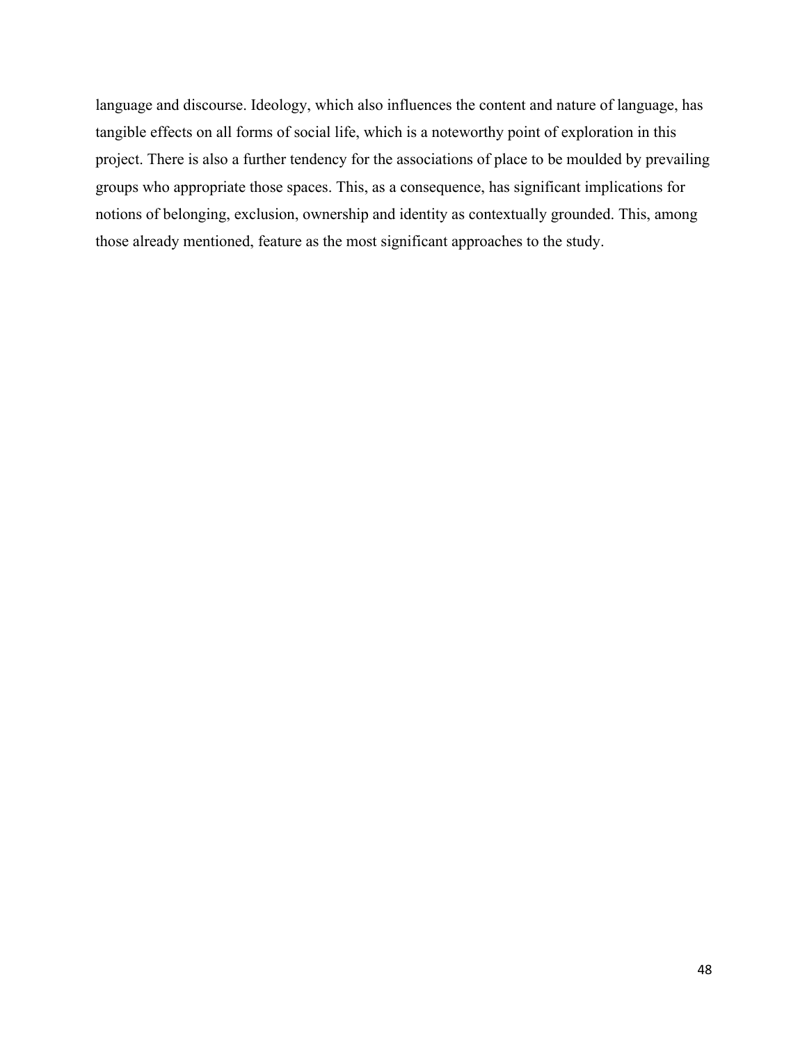language and discourse. Ideology, which also influences the content and nature of language, has tangible effects on all forms of social life, which is a noteworthy point of exploration in this project. There is also a further tendency for the associations of place to be moulded by prevailing groups who appropriate those spaces. This, as a consequence, has significant implications for notions of belonging, exclusion, ownership and identity as contextually grounded. This, among those already mentioned, feature as the most significant approaches to the study.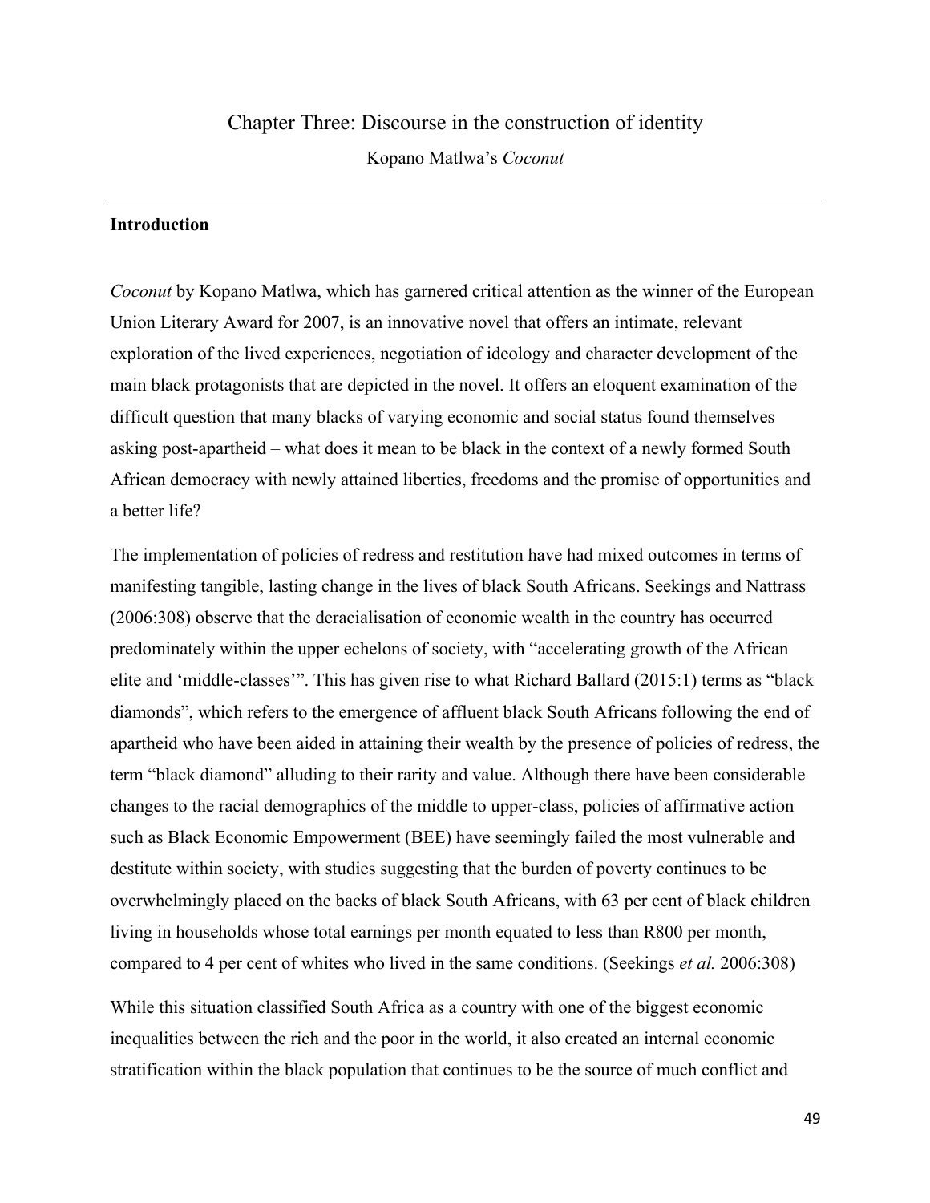# Chapter Three: Discourse in the construction of identity

Kopano Matlwa's *Coconut*

---

## Introduction

*Coconut* by Kopano Matlwa, which has garnered critical attention as the winner of the European Union Literary Award for 2007, is an innovative novel that offers an intimate, relevant exploration of the lived experiences, negotiation of ideology and character development of the main black protagonists that are depicted in the novel. It offers an eloquent examination of the difficult question that many blacks of varying economic and social status found themselves asking post-apartheid – what does it mean to be black in the context of a newly formed South African democracy with newly attained liberties, freedoms and the promise of opportunities and a better life?

The implementation of policies of redress and restitution have had mixed outcomes in terms of manifesting tangible, lasting change in the lives of black South Africans. Seekings and Nattrass (2006:308) observe that the deracialisation of economic wealth in the country has occurred predominately within the upper echelons of society, with "accelerating growth of the African elite and 'middle-classes'". This has given rise to what Richard Ballard (2015:1) terms as "black diamonds", which refers to the emergence of affluent black South Africans following the end of apartheid who have been aided in attaining their wealth by the presence of policies of redress, the term "black diamond" alluding to their rarity and value. Although there have been considerable changes to the racial demographics of the middle to upper-class, policies of affirmative action such as Black Economic Empowerment (BEE) have seemingly failed the most vulnerable and destitute within society, with studies suggesting that the burden of poverty continues to be overwhelmingly placed on the backs of black South Africans, with 63 per cent of black children living in households whose total earnings per month equated to less than R800 per month, compared to 4 per cent of whites who lived in the same conditions. (Seekings *et al.* 2006:308)

While this situation classified South Africa as a country with one of the biggest economic inequalities between the rich and the poor in the world, it also created an internal economic stratification within the black population that continues to be the source of much conflict and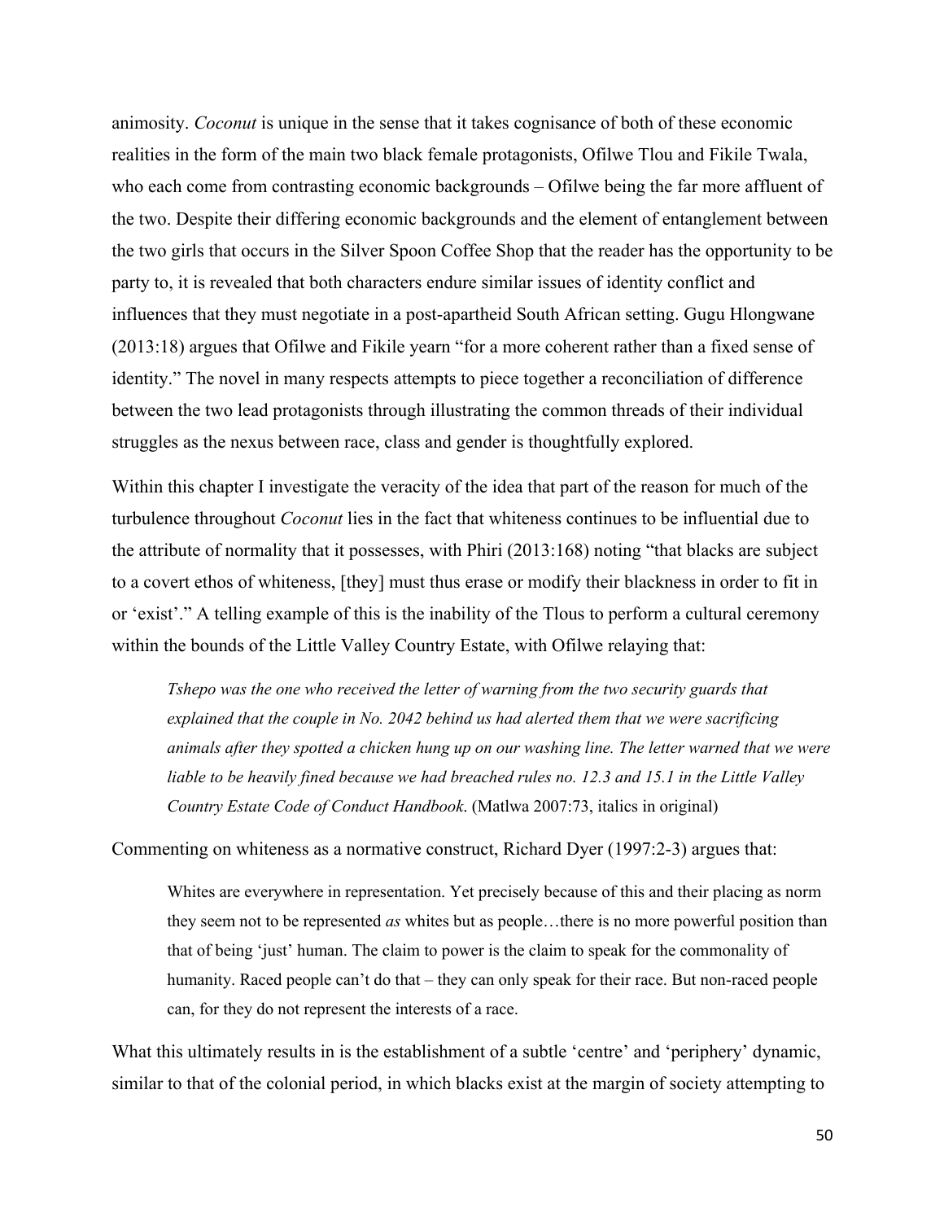animosity. *Coconut* is unique in the sense that it takes cognisance of both of these economic realities in the form of the main two black female protagonists, Ofilwe Tlou and Fikile Twala, who each come from contrasting economic backgrounds – Ofilwe being the far more affluent of the two. Despite their differing economic backgrounds and the element of entanglement between the two girls that occurs in the Silver Spoon Coffee Shop that the reader has the opportunity to be party to, it is revealed that both characters endure similar issues of identity conflict and influences that they must negotiate in a post-apartheid South African setting. Gugu Hlongwane (2013:18) argues that Ofilwe and Fikile yearn "for a more coherent rather than a fixed sense of identity." The novel in many respects attempts to piece together a reconciliation of difference between the two lead protagonists through illustrating the common threads of their individual struggles as the nexus between race, class and gender is thoughtfully explored.

Within this chapter I investigate the veracity of the idea that part of the reason for much of the turbulence throughout *Coconut* lies in the fact that whiteness continues to be influential due to the attribute of normality that it possesses, with Phiri (2013:168) noting "that blacks are subject to a covert ethos of whiteness, [they] must thus erase or modify their blackness in order to fit in or 'exist'." A telling example of this is the inability of the Tlous to perform a cultural ceremony within the bounds of the Little Valley Country Estate, with Ofilwe relaying that:

> *Tshepo was the one who received the letter of warning from the two security guards that explained that the couple in No. 2042 behind us had alerted them that we were sacrificing animals after they spotted a chicken hung up on our washing line. The letter warned that we were liable to be heavily fined because we had breached rules no. 12.3 and 15.1 in the Little Valley Country Estate Code of Conduct Handbook*. (Matlwa 2007:73, italics in original)

Commenting on whiteness as a normative construct, Richard Dyer (1997:2-3) argues that:

> Whites are everywhere in representation. Yet precisely because of this and their placing as norm they seem not to be represented *as* whites but as people…there is no more powerful position than that of being 'just' human. The claim to power is the claim to speak for the commonality of humanity. Raced people can't do that – they can only speak for their race. But non-raced people can, for they do not represent the interests of a race.

What this ultimately results in is the establishment of a subtle 'centre' and 'periphery' dynamic, similar to that of the colonial period, in which blacks exist at the margin of society attempting to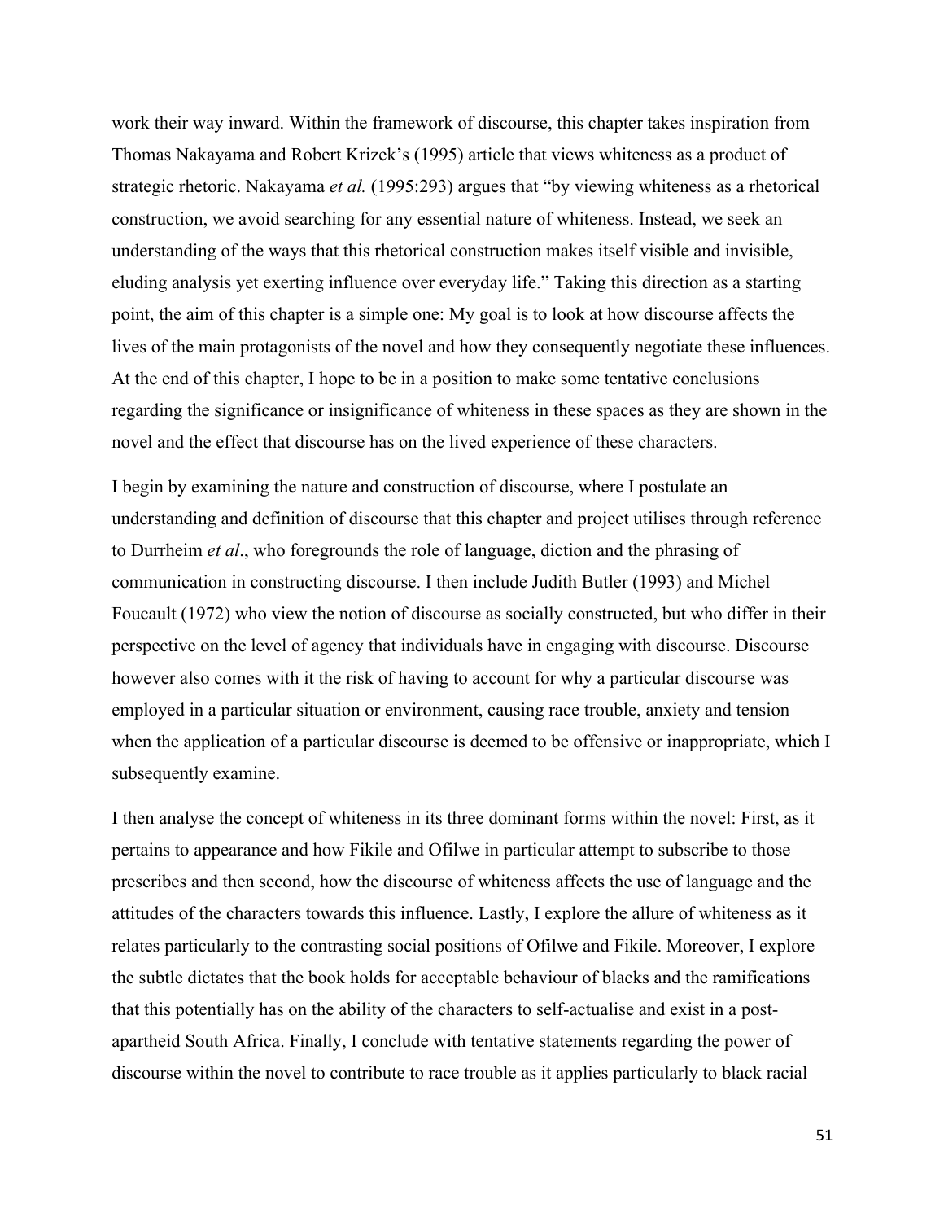work their way inward. Within the framework of discourse, this chapter takes inspiration from Thomas Nakayama and Robert Krizek's (1995) article that views whiteness as a product of strategic rhetoric. Nakayama *et al.* (1995:293) argues that "by viewing whiteness as a rhetorical construction, we avoid searching for any essential nature of whiteness. Instead, we seek an understanding of the ways that this rhetorical construction makes itself visible and invisible, eluding analysis yet exerting influence over everyday life." Taking this direction as a starting point, the aim of this chapter is a simple one: My goal is to look at how discourse affects the lives of the main protagonists of the novel and how they consequently negotiate these influences. At the end of this chapter, I hope to be in a position to make some tentative conclusions regarding the significance or insignificance of whiteness in these spaces as they are shown in the novel and the effect that discourse has on the lived experience of these characters.

I begin by examining the nature and construction of discourse, where I postulate an understanding and definition of discourse that this chapter and project utilises through reference to Durrheim *et al*., who foregrounds the role of language, diction and the phrasing of communication in constructing discourse. I then include Judith Butler (1993) and Michel Foucault (1972) who view the notion of discourse as socially constructed, but who differ in their perspective on the level of agency that individuals have in engaging with discourse. Discourse however also comes with it the risk of having to account for why a particular discourse was employed in a particular situation or environment, causing race trouble, anxiety and tension when the application of a particular discourse is deemed to be offensive or inappropriate, which I subsequently examine.

I then analyse the concept of whiteness in its three dominant forms within the novel: First, as it pertains to appearance and how Fikile and Ofilwe in particular attempt to subscribe to those prescribes and then second, how the discourse of whiteness affects the use of language and the attitudes of the characters towards this influence. Lastly, I explore the allure of whiteness as it relates particularly to the contrasting social positions of Ofilwe and Fikile. Moreover, I explore the subtle dictates that the book holds for acceptable behaviour of blacks and the ramifications that this potentially has on the ability of the characters to self-actualise and exist in a post-apartheid South Africa. Finally, I conclude with tentative statements regarding the power of discourse within the novel to contribute to race trouble as it applies particularly to black racial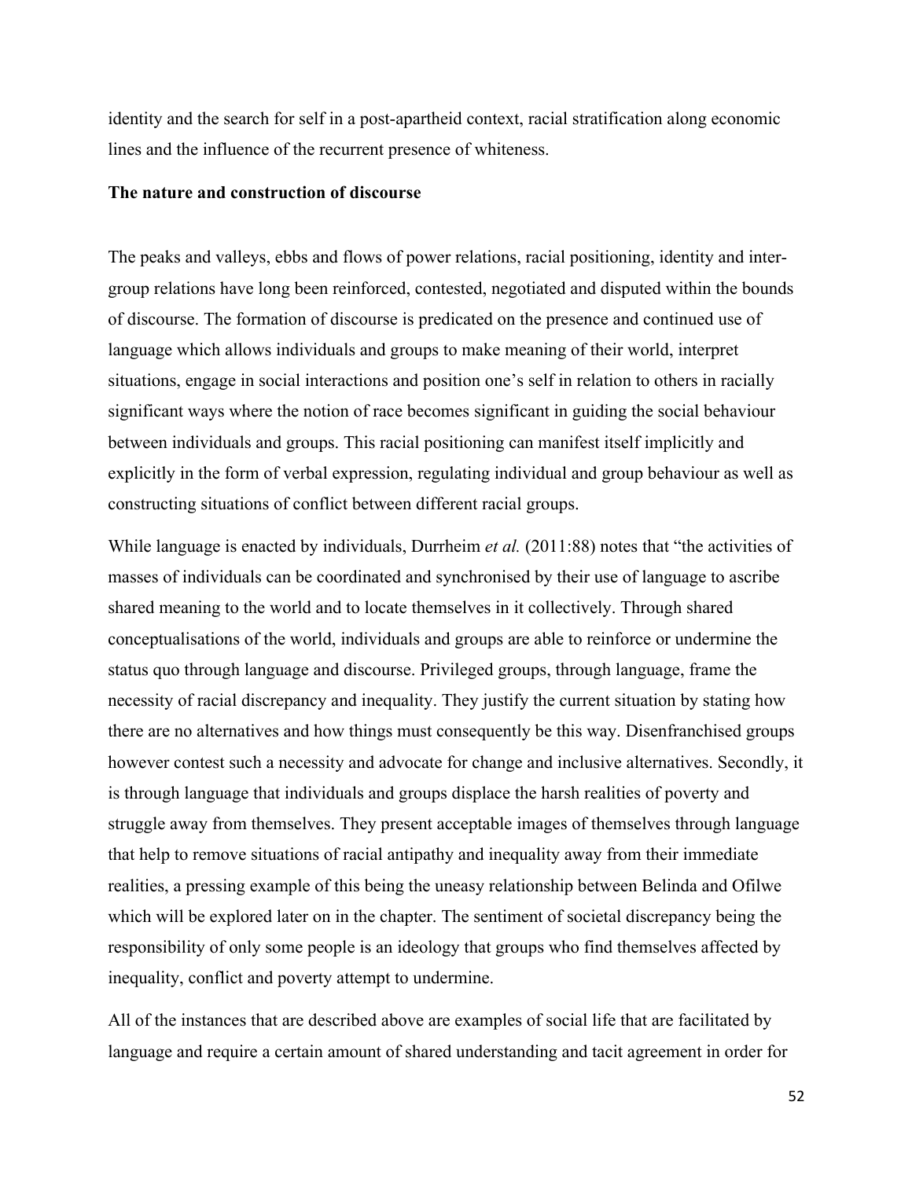identity and the search for self in a post-apartheid context, racial stratification along economic lines and the influence of the recurrent presence of whiteness.

**The nature and construction of discourse**

The peaks and valleys, ebbs and flows of power relations, racial positioning, identity and inter-group relations have long been reinforced, contested, negotiated and disputed within the bounds of discourse. The formation of discourse is predicated on the presence and continued use of language which allows individuals and groups to make meaning of their world, interpret situations, engage in social interactions and position one's self in relation to others in racially significant ways where the notion of race becomes significant in guiding the social behaviour between individuals and groups. This racial positioning can manifest itself implicitly and explicitly in the form of verbal expression, regulating individual and group behaviour as well as constructing situations of conflict between different racial groups.

While language is enacted by individuals, Durrheim *et al.* (2011:88) notes that "the activities of masses of individuals can be coordinated and synchronised by their use of language to ascribe shared meaning to the world and to locate themselves in it collectively. Through shared conceptualisations of the world, individuals and groups are able to reinforce or undermine the status quo through language and discourse. Privileged groups, through language, frame the necessity of racial discrepancy and inequality. They justify the current situation by stating how there are no alternatives and how things must consequently be this way. Disenfranchised groups however contest such a necessity and advocate for change and inclusive alternatives. Secondly, it is through language that individuals and groups displace the harsh realities of poverty and struggle away from themselves. They present acceptable images of themselves through language that help to remove situations of racial antipathy and inequality away from their immediate realities, a pressing example of this being the uneasy relationship between Belinda and Ofilwe which will be explored later on in the chapter. The sentiment of societal discrepancy being the responsibility of only some people is an ideology that groups who find themselves affected by inequality, conflict and poverty attempt to undermine.

All of the instances that are described above are examples of social life that are facilitated by language and require a certain amount of shared understanding and tacit agreement in order for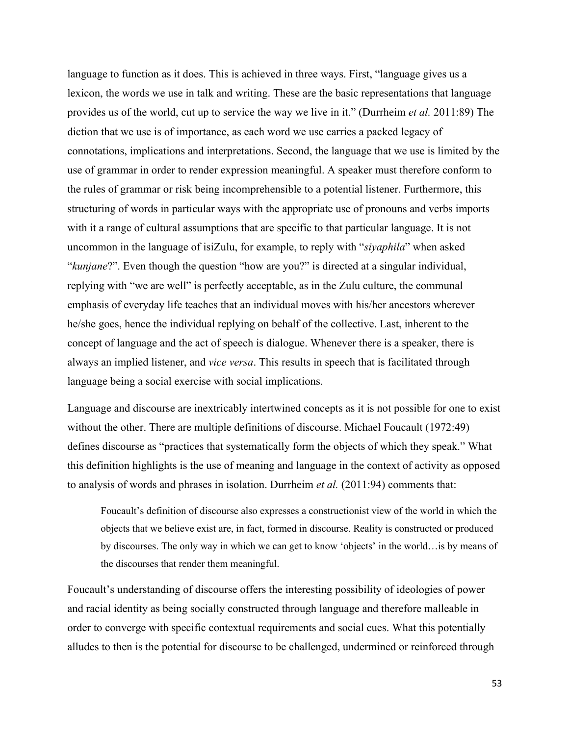language to function as it does. This is achieved in three ways. First, "language gives us a lexicon, the words we use in talk and writing. These are the basic representations that language provides us of the world, cut up to service the way we live in it." (Durrheim *et al.* 2011:89) The diction that we use is of importance, as each word we use carries a packed legacy of connotations, implications and interpretations. Second, the language that we use is limited by the use of grammar in order to render expression meaningful. A speaker must therefore conform to the rules of grammar or risk being incomprehensible to a potential listener. Furthermore, this structuring of words in particular ways with the appropriate use of pronouns and verbs imports with it a range of cultural assumptions that are specific to that particular language. It is not uncommon in the language of isiZulu, for example, to reply with "*siyaphila*" when asked "*kunjane*?". Even though the question "how are you?" is directed at a singular individual, replying with "we are well" is perfectly acceptable, as in the Zulu culture, the communal emphasis of everyday life teaches that an individual moves with his/her ancestors wherever he/she goes, hence the individual replying on behalf of the collective. Last, inherent to the concept of language and the act of speech is dialogue. Whenever there is a speaker, there is always an implied listener, and *vice versa*. This results in speech that is facilitated through language being a social exercise with social implications.

Language and discourse are inextricably intertwined concepts as it is not possible for one to exist without the other. There are multiple definitions of discourse. Michael Foucault (1972:49) defines discourse as "practices that systematically form the objects of which they speak." What this definition highlights is the use of meaning and language in the context of activity as opposed to analysis of words and phrases in isolation. Durrheim *et al.* (2011:94) comments that:

> Foucault's definition of discourse also expresses a constructionist view of the world in which the objects that we believe exist are, in fact, formed in discourse. Reality is constructed or produced by discourses. The only way in which we can get to know 'objects' in the world…is by means of the discourses that render them meaningful.

Foucault's understanding of discourse offers the interesting possibility of ideologies of power and racial identity as being socially constructed through language and therefore malleable in order to converge with specific contextual requirements and social cues. What this potentially alludes to then is the potential for discourse to be challenged, undermined or reinforced through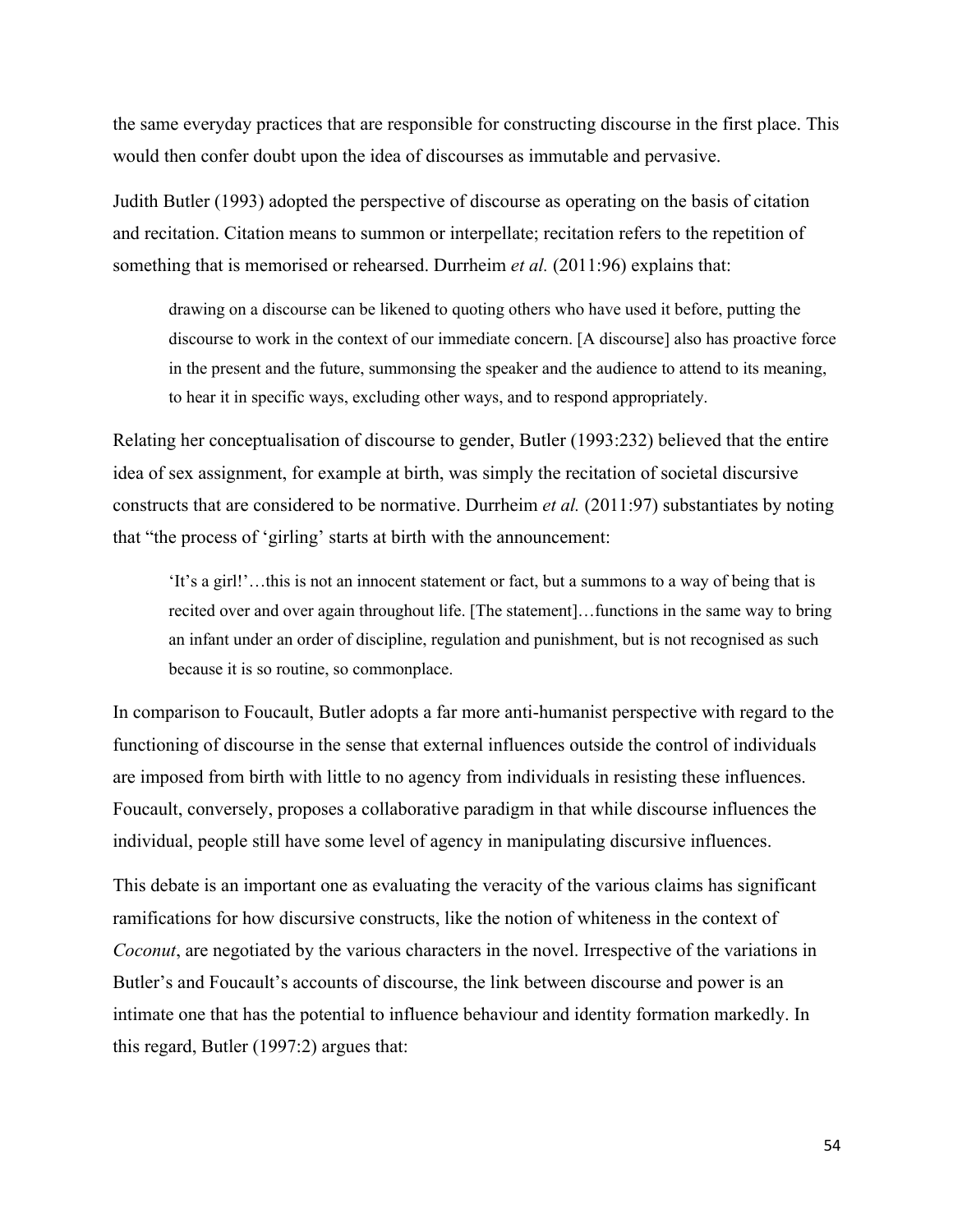the same everyday practices that are responsible for constructing discourse in the first place. This would then confer doubt upon the idea of discourses as immutable and pervasive.

Judith Butler (1993) adopted the perspective of discourse as operating on the basis of citation and recitation. Citation means to summon or interpellate; recitation refers to the repetition of something that is memorised or rehearsed. Durrheim *et al.* (2011:96) explains that:

> drawing on a discourse can be likened to quoting others who have used it before, putting the discourse to work in the context of our immediate concern. [A discourse] also has proactive force in the present and the future, summonsing the speaker and the audience to attend to its meaning, to hear it in specific ways, excluding other ways, and to respond appropriately.

Relating her conceptualisation of discourse to gender, Butler (1993:232) believed that the entire idea of sex assignment, for example at birth, was simply the recitation of societal discursive constructs that are considered to be normative. Durrheim *et al.* (2011:97) substantiates by noting that "the process of 'girling' starts at birth with the announcement:

> 'It's a girl!'…this is not an innocent statement or fact, but a summons to a way of being that is recited over and over again throughout life. [The statement]…functions in the same way to bring an infant under an order of discipline, regulation and punishment, but is not recognised as such because it is so routine, so commonplace.

In comparison to Foucault, Butler adopts a far more anti-humanist perspective with regard to the functioning of discourse in the sense that external influences outside the control of individuals are imposed from birth with little to no agency from individuals in resisting these influences. Foucault, conversely, proposes a collaborative paradigm in that while discourse influences the individual, people still have some level of agency in manipulating discursive influences.

This debate is an important one as evaluating the veracity of the various claims has significant ramifications for how discursive constructs, like the notion of whiteness in the context of *Coconut*, are negotiated by the various characters in the novel. Irrespective of the variations in Butler's and Foucault's accounts of discourse, the link between discourse and power is an intimate one that has the potential to influence behaviour and identity formation markedly. In this regard, Butler (1997:2) argues that: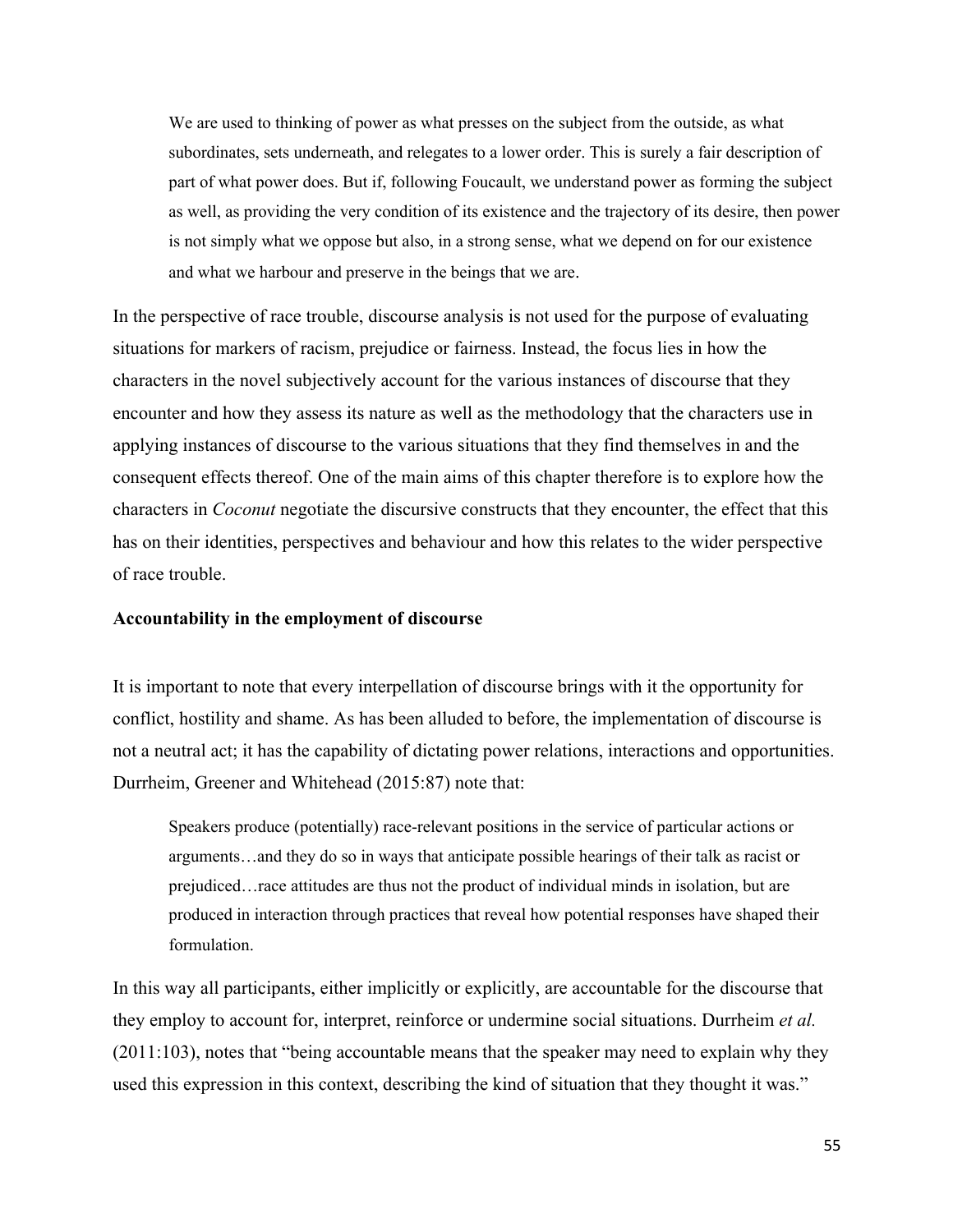> We are used to thinking of power as what presses on the subject from the outside, as what subordinates, sets underneath, and relegates to a lower order. This is surely a fair description of part of what power does. But if, following Foucault, we understand power as forming the subject as well, as providing the very condition of its existence and the trajectory of its desire, then power is not simply what we oppose but also, in a strong sense, what we depend on for our existence and what we harbour and preserve in the beings that we are.

In the perspective of race trouble, discourse analysis is not used for the purpose of evaluating situations for markers of racism, prejudice or fairness. Instead, the focus lies in how the characters in the novel subjectively account for the various instances of discourse that they encounter and how they assess its nature as well as the methodology that the characters use in applying instances of discourse to the various situations that they find themselves in and the consequent effects thereof. One of the main aims of this chapter therefore is to explore how the characters in *Coconut* negotiate the discursive constructs that they encounter, the effect that this has on their identities, perspectives and behaviour and how this relates to the wider perspective of race trouble.

**Accountability in the employment of discourse**

It is important to note that every interpellation of discourse brings with it the opportunity for conflict, hostility and shame. As has been alluded to before, the implementation of discourse is not a neutral act; it has the capability of dictating power relations, interactions and opportunities. Durrheim, Greener and Whitehead (2015:87) note that:

> Speakers produce (potentially) race-relevant positions in the service of particular actions or arguments…and they do so in ways that anticipate possible hearings of their talk as racist or prejudiced…race attitudes are thus not the product of individual minds in isolation, but are produced in interaction through practices that reveal how potential responses have shaped their formulation.

In this way all participants, either implicitly or explicitly, are accountable for the discourse that they employ to account for, interpret, reinforce or undermine social situations. Durrheim *et al.* (2011:103), notes that "being accountable means that the speaker may need to explain why they used this expression in this context, describing the kind of situation that they thought it was."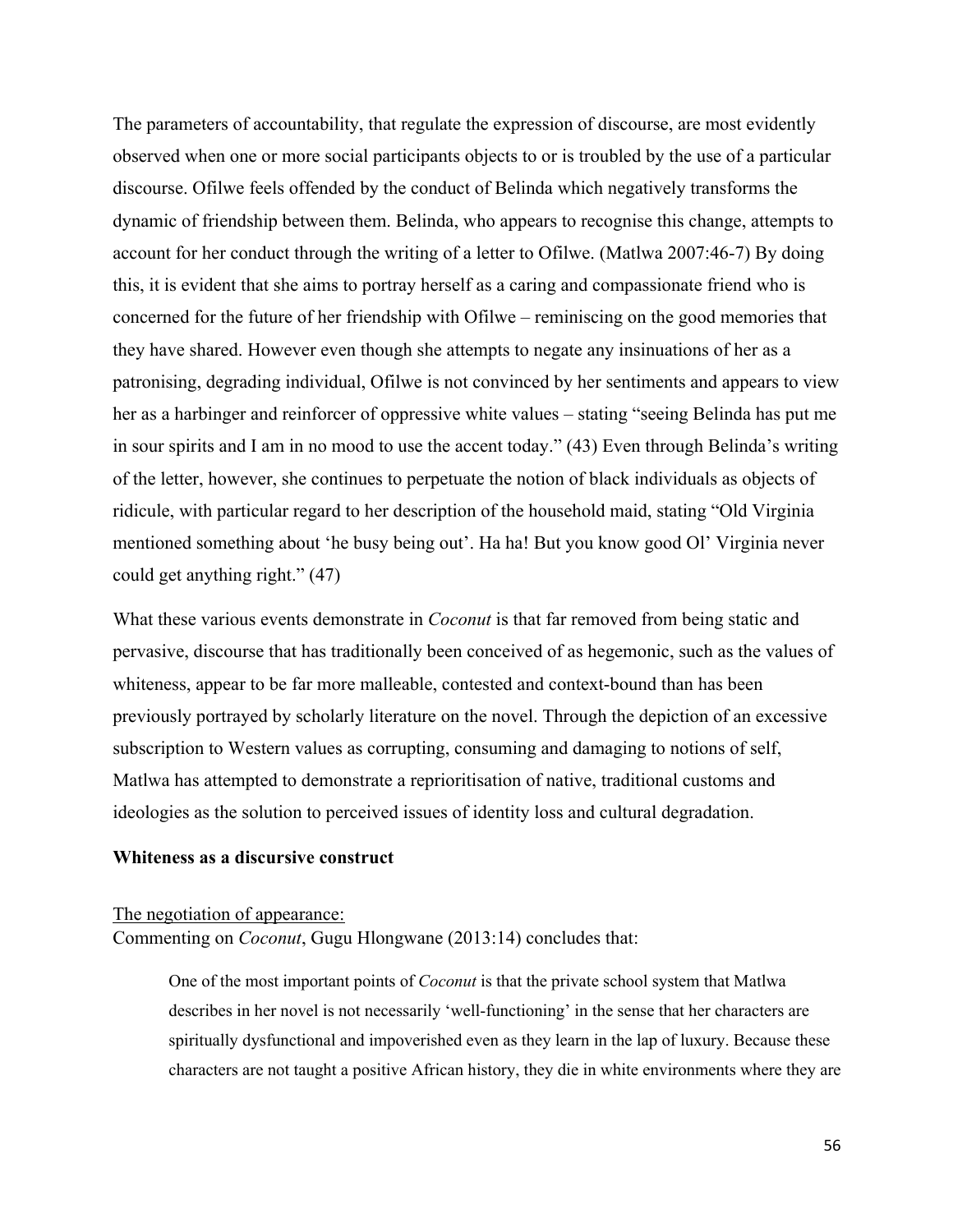The parameters of accountability, that regulate the expression of discourse, are most evidently observed when one or more social participants objects to or is troubled by the use of a particular discourse. Ofilwe feels offended by the conduct of Belinda which negatively transforms the dynamic of friendship between them. Belinda, who appears to recognise this change, attempts to account for her conduct through the writing of a letter to Ofilwe. (Matlwa 2007:46-7) By doing this, it is evident that she aims to portray herself as a caring and compassionate friend who is concerned for the future of her friendship with Ofilwe – reminiscing on the good memories that they have shared. However even though she attempts to negate any insinuations of her as a patronising, degrading individual, Ofilwe is not convinced by her sentiments and appears to view her as a harbinger and reinforcer of oppressive white values – stating "seeing Belinda has put me in sour spirits and I am in no mood to use the accent today." (43) Even through Belinda's writing of the letter, however, she continues to perpetuate the notion of black individuals as objects of ridicule, with particular regard to her description of the household maid, stating "Old Virginia mentioned something about 'he busy being out'. Ha ha! But you know good Ol' Virginia never could get anything right." (47)

What these various events demonstrate in *Coconut* is that far removed from being static and pervasive, discourse that has traditionally been conceived of as hegemonic, such as the values of whiteness, appear to be far more malleable, contested and context-bound than has been previously portrayed by scholarly literature on the novel. Through the depiction of an excessive subscription to Western values as corrupting, consuming and damaging to notions of self, Matlwa has attempted to demonstrate a reprioritisation of native, traditional customs and ideologies as the solution to perceived issues of identity loss and cultural degradation.

**Whiteness as a discursive construct**

<u>The negotiation of appearance:</u>

Commenting on *Coconut*, Gugu Hlongwane (2013:14) concludes that:

> One of the most important points of *Coconut* is that the private school system that Matlwa describes in her novel is not necessarily 'well-functioning' in the sense that her characters are spiritually dysfunctional and impoverished even as they learn in the lap of luxury. Because these characters are not taught a positive African history, they die in white environments where they are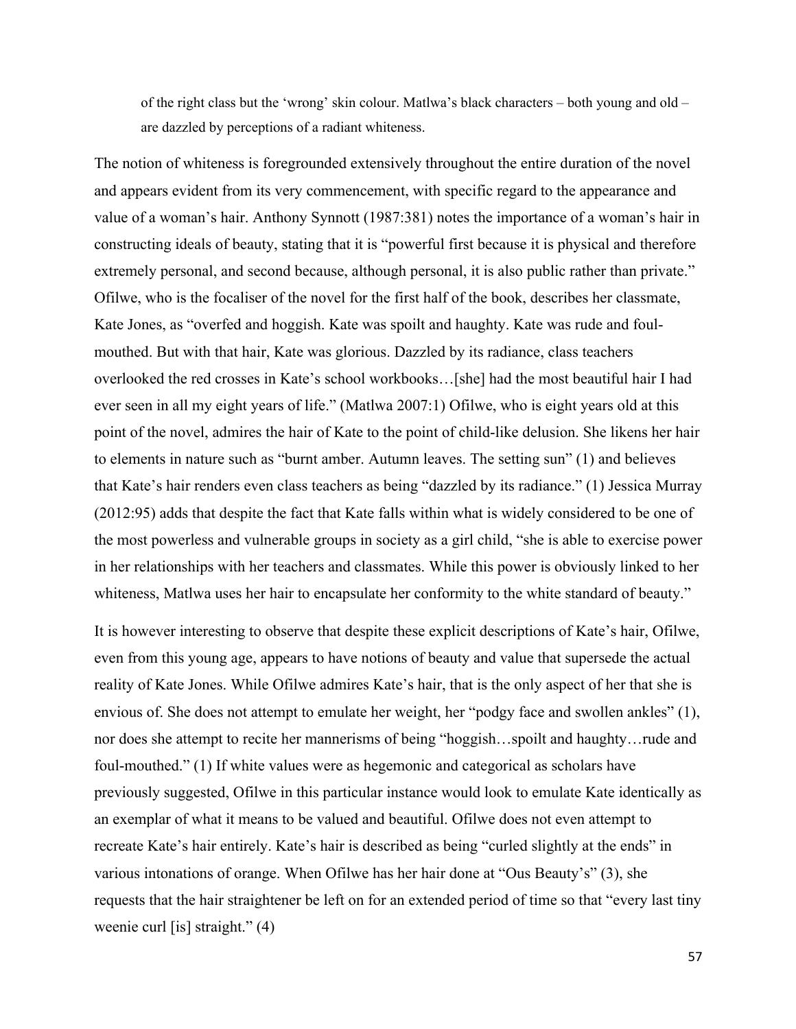> of the right class but the 'wrong' skin colour. Matlwa's black characters – both young and old – are dazzled by perceptions of a radiant whiteness.

The notion of whiteness is foregrounded extensively throughout the entire duration of the novel and appears evident from its very commencement, with specific regard to the appearance and value of a woman's hair. Anthony Synnott (1987:381) notes the importance of a woman's hair in constructing ideals of beauty, stating that it is "powerful first because it is physical and therefore extremely personal, and second because, although personal, it is also public rather than private." Ofilwe, who is the focaliser of the novel for the first half of the book, describes her classmate, Kate Jones, as "overfed and hoggish. Kate was spoilt and haughty. Kate was rude and foul-mouthed. But with that hair, Kate was glorious. Dazzled by its radiance, class teachers overlooked the red crosses in Kate's school workbooks…[she] had the most beautiful hair I had ever seen in all my eight years of life." (Matlwa 2007:1) Ofilwe, who is eight years old at this point of the novel, admires the hair of Kate to the point of child-like delusion. She likens her hair to elements in nature such as "burnt amber. Autumn leaves. The setting sun" (1) and believes that Kate's hair renders even class teachers as being "dazzled by its radiance." (1) Jessica Murray (2012:95) adds that despite the fact that Kate falls within what is widely considered to be one of the most powerless and vulnerable groups in society as a girl child, "she is able to exercise power in her relationships with her teachers and classmates. While this power is obviously linked to her whiteness, Matlwa uses her hair to encapsulate her conformity to the white standard of beauty."

It is however interesting to observe that despite these explicit descriptions of Kate's hair, Ofilwe, even from this young age, appears to have notions of beauty and value that supersede the actual reality of Kate Jones. While Ofilwe admires Kate's hair, that is the only aspect of her that she is envious of. She does not attempt to emulate her weight, her "podgy face and swollen ankles" (1), nor does she attempt to recite her mannerisms of being "hoggish…spoilt and haughty…rude and foul-mouthed." (1) If white values were as hegemonic and categorical as scholars have previously suggested, Ofilwe in this particular instance would look to emulate Kate identically as an exemplar of what it means to be valued and beautiful. Ofilwe does not even attempt to recreate Kate's hair entirely. Kate's hair is described as being "curled slightly at the ends" in various intonations of orange. When Ofilwe has her hair done at "Ous Beauty's" (3), she requests that the hair straightener be left on for an extended period of time so that "every last tiny weenie curl [is] straight." (4)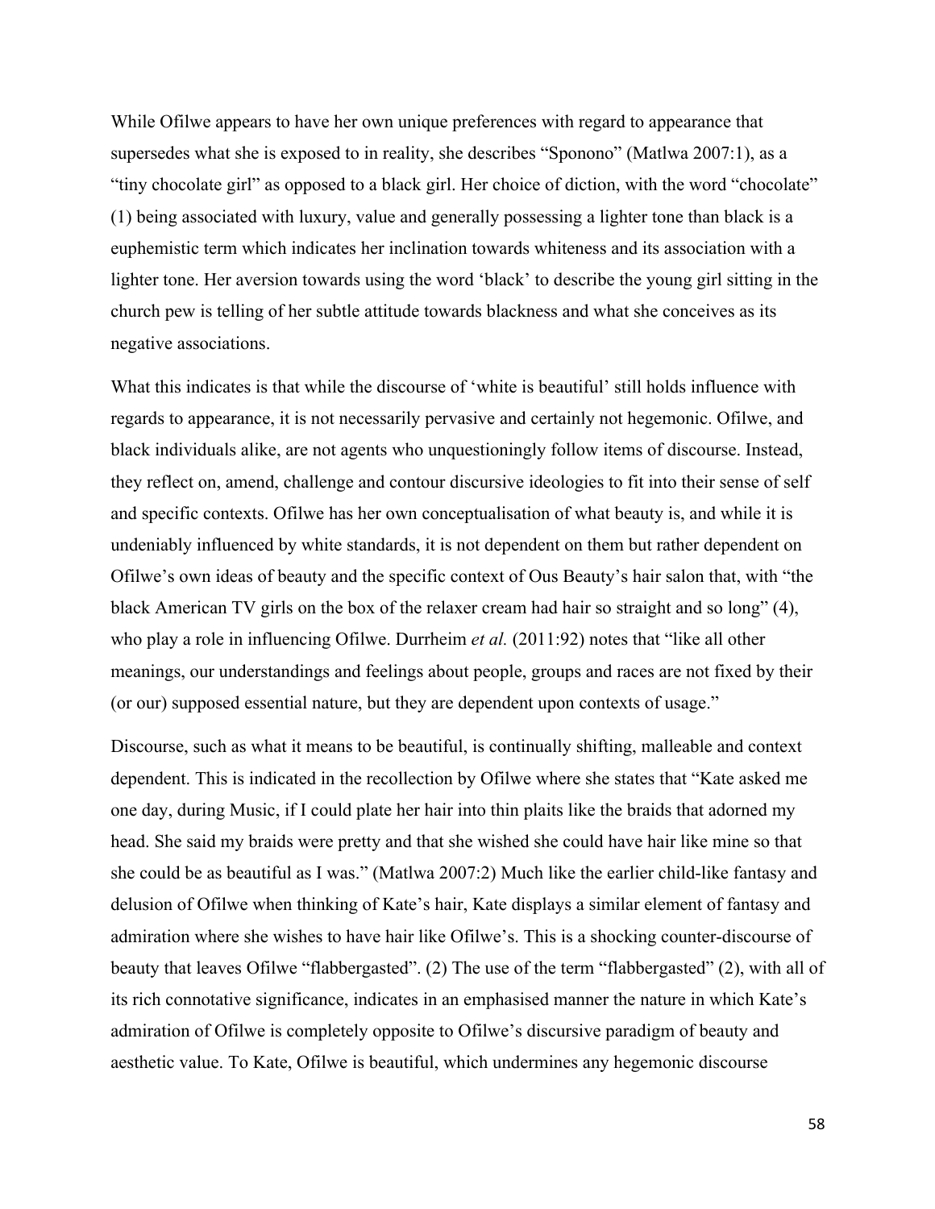While Ofilwe appears to have her own unique preferences with regard to appearance that supersedes what she is exposed to in reality, she describes "Sponono" (Matlwa 2007:1), as a "tiny chocolate girl" as opposed to a black girl. Her choice of diction, with the word "chocolate" (1) being associated with luxury, value and generally possessing a lighter tone than black is a euphemistic term which indicates her inclination towards whiteness and its association with a lighter tone. Her aversion towards using the word 'black' to describe the young girl sitting in the church pew is telling of her subtle attitude towards blackness and what she conceives as its negative associations.

What this indicates is that while the discourse of 'white is beautiful' still holds influence with regards to appearance, it is not necessarily pervasive and certainly not hegemonic. Ofilwe, and black individuals alike, are not agents who unquestioningly follow items of discourse. Instead, they reflect on, amend, challenge and contour discursive ideologies to fit into their sense of self and specific contexts. Ofilwe has her own conceptualisation of what beauty is, and while it is undeniably influenced by white standards, it is not dependent on them but rather dependent on Ofilwe's own ideas of beauty and the specific context of Ous Beauty's hair salon that, with "the black American TV girls on the box of the relaxer cream had hair so straight and so long" (4), who play a role in influencing Ofilwe. Durrheim *et al.* (2011:92) notes that "like all other meanings, our understandings and feelings about people, groups and races are not fixed by their (or our) supposed essential nature, but they are dependent upon contexts of usage."

Discourse, such as what it means to be beautiful, is continually shifting, malleable and context dependent. This is indicated in the recollection by Ofilwe where she states that "Kate asked me one day, during Music, if I could plate her hair into thin plaits like the braids that adorned my head. She said my braids were pretty and that she wished she could have hair like mine so that she could be as beautiful as I was." (Matlwa 2007:2) Much like the earlier child-like fantasy and delusion of Ofilwe when thinking of Kate's hair, Kate displays a similar element of fantasy and admiration where she wishes to have hair like Ofilwe's. This is a shocking counter-discourse of beauty that leaves Ofilwe "flabbergasted". (2) The use of the term "flabbergasted" (2), with all of its rich connotative significance, indicates in an emphasised manner the nature in which Kate's admiration of Ofilwe is completely opposite to Ofilwe's discursive paradigm of beauty and aesthetic value. To Kate, Ofilwe is beautiful, which undermines any hegemonic discourse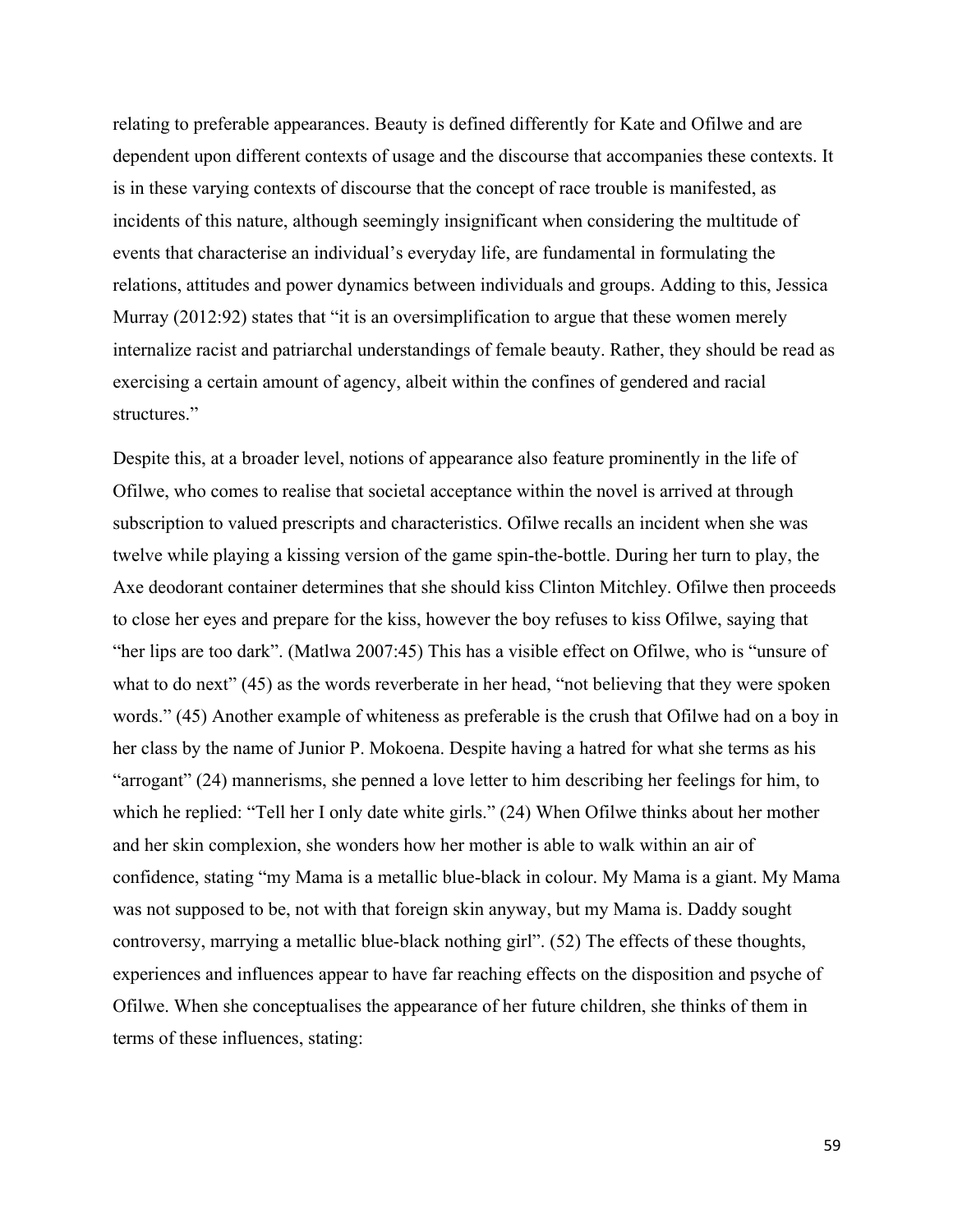relating to preferable appearances. Beauty is defined differently for Kate and Ofilwe and are dependent upon different contexts of usage and the discourse that accompanies these contexts. It is in these varying contexts of discourse that the concept of race trouble is manifested, as incidents of this nature, although seemingly insignificant when considering the multitude of events that characterise an individual's everyday life, are fundamental in formulating the relations, attitudes and power dynamics between individuals and groups. Adding to this, Jessica Murray (2012:92) states that "it is an oversimplification to argue that these women merely internalize racist and patriarchal understandings of female beauty. Rather, they should be read as exercising a certain amount of agency, albeit within the confines of gendered and racial structures."

Despite this, at a broader level, notions of appearance also feature prominently in the life of Ofilwe, who comes to realise that societal acceptance within the novel is arrived at through subscription to valued prescripts and characteristics. Ofilwe recalls an incident when she was twelve while playing a kissing version of the game spin-the-bottle. During her turn to play, the Axe deodorant container determines that she should kiss Clinton Mitchley. Ofilwe then proceeds to close her eyes and prepare for the kiss, however the boy refuses to kiss Ofilwe, saying that "her lips are too dark". (Matlwa 2007:45) This has a visible effect on Ofilwe, who is "unsure of what to do next" (45) as the words reverberate in her head, "not believing that they were spoken words." (45) Another example of whiteness as preferable is the crush that Ofilwe had on a boy in her class by the name of Junior P. Mokoena. Despite having a hatred for what she terms as his "arrogant" (24) mannerisms, she penned a love letter to him describing her feelings for him, to which he replied: "Tell her I only date white girls." (24) When Ofilwe thinks about her mother and her skin complexion, she wonders how her mother is able to walk within an air of confidence, stating "my Mama is a metallic blue-black in colour. My Mama is a giant. My Mama was not supposed to be, not with that foreign skin anyway, but my Mama is. Daddy sought controversy, marrying a metallic blue-black nothing girl". (52) The effects of these thoughts, experiences and influences appear to have far reaching effects on the disposition and psyche of Ofilwe. When she conceptualises the appearance of her future children, she thinks of them in terms of these influences, stating: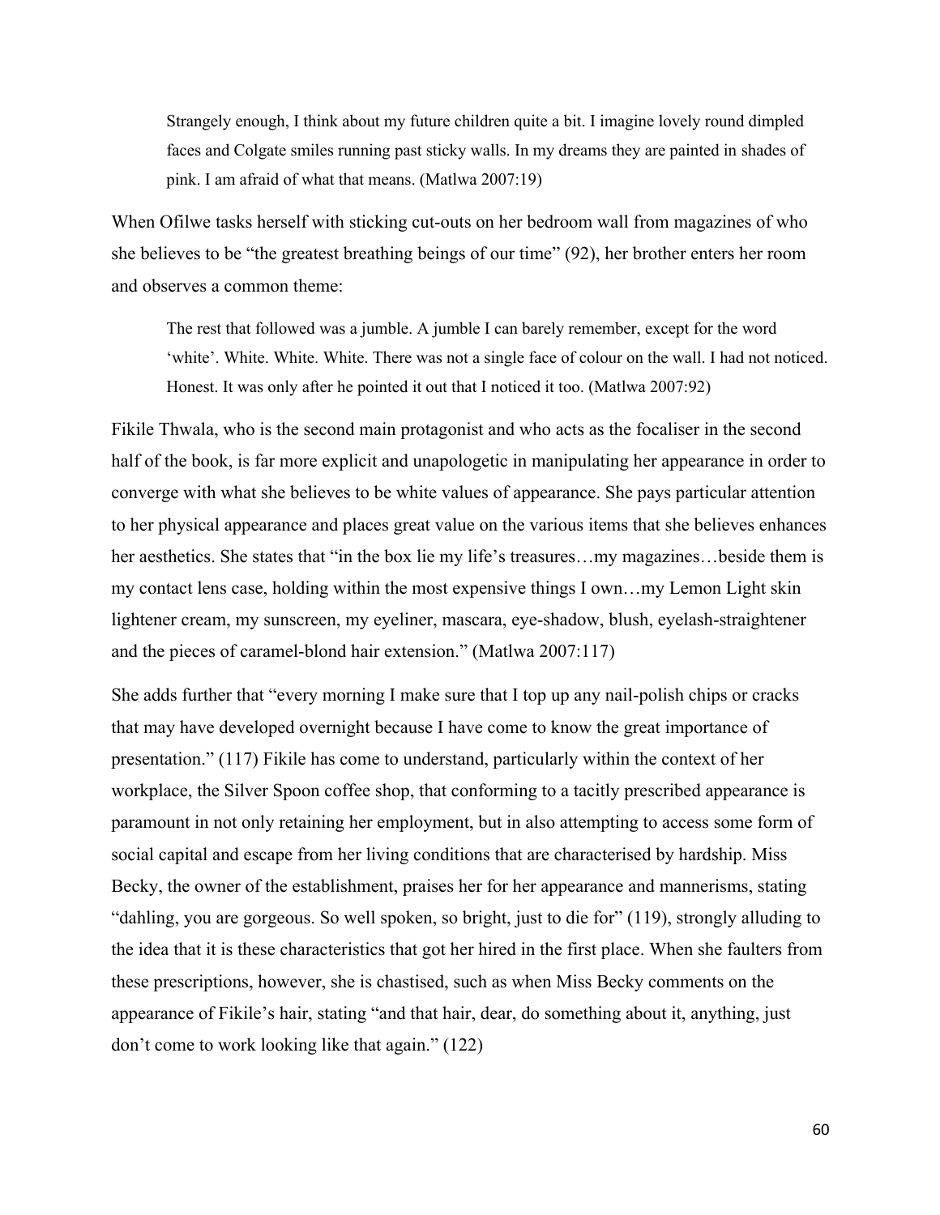> Strangely enough, I think about my future children quite a bit. I imagine lovely round dimpled faces and Colgate smiles running past sticky walls. In my dreams they are painted in shades of pink. I am afraid of what that means. (Matlwa 2007:19)

When Ofilwe tasks herself with sticking cut-outs on her bedroom wall from magazines of who she believes to be "the greatest breathing beings of our time" (92), her brother enters her room and observes a common theme:

> The rest that followed was a jumble. A jumble I can barely remember, except for the word 'white'. White. White. White. There was not a single face of colour on the wall. I had not noticed. Honest. It was only after he pointed it out that I noticed it too. (Matlwa 2007:92)

Fikile Thwala, who is the second main protagonist and who acts as the focaliser in the second half of the book, is far more explicit and unapologetic in manipulating her appearance in order to converge with what she believes to be white values of appearance. She pays particular attention to her physical appearance and places great value on the various items that she believes enhances her aesthetics. She states that "in the box lie my life's treasures…my magazines…beside them is my contact lens case, holding within the most expensive things I own…my Lemon Light skin lightener cream, my sunscreen, my eyeliner, mascara, eye-shadow, blush, eyelash-straightener and the pieces of caramel-blond hair extension." (Matlwa 2007:117)

She adds further that "every morning I make sure that I top up any nail-polish chips or cracks that may have developed overnight because I have come to know the great importance of presentation." (117) Fikile has come to understand, particularly within the context of her workplace, the Silver Spoon coffee shop, that conforming to a tacitly prescribed appearance is paramount in not only retaining her employment, but in also attempting to access some form of social capital and escape from her living conditions that are characterised by hardship. Miss Becky, the owner of the establishment, praises her for her appearance and mannerisms, stating "dahling, you are gorgeous. So well spoken, so bright, just to die for" (119), strongly alluding to the idea that it is these characteristics that got her hired in the first place. When she faulters from these prescriptions, however, she is chastised, such as when Miss Becky comments on the appearance of Fikile's hair, stating "and that hair, dear, do something about it, anything, just don't come to work looking like that again." (122)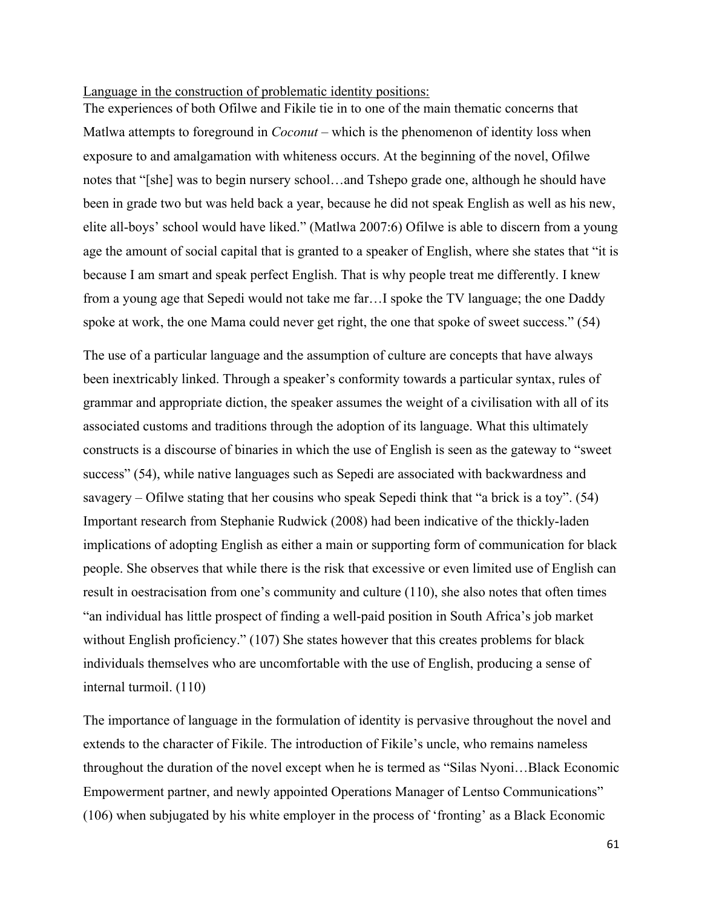<u>Language in the construction of problematic identity positions:</u>

The experiences of both Ofilwe and Fikile tie in to one of the main thematic concerns that Matlwa attempts to foreground in *Coconut* – which is the phenomenon of identity loss when exposure to and amalgamation with whiteness occurs. At the beginning of the novel, Ofilwe notes that "[she] was to begin nursery school…and Tshepo grade one, although he should have been in grade two but was held back a year, because he did not speak English as well as his new, elite all-boys' school would have liked." (Matlwa 2007:6) Ofilwe is able to discern from a young age the amount of social capital that is granted to a speaker of English, where she states that "it is because I am smart and speak perfect English. That is why people treat me differently. I knew from a young age that Sepedi would not take me far…I spoke the TV language; the one Daddy spoke at work, the one Mama could never get right, the one that spoke of sweet success." (54)

The use of a particular language and the assumption of culture are concepts that have always been inextricably linked. Through a speaker's conformity towards a particular syntax, rules of grammar and appropriate diction, the speaker assumes the weight of a civilisation with all of its associated customs and traditions through the adoption of its language. What this ultimately constructs is a discourse of binaries in which the use of English is seen as the gateway to "sweet success" (54), while native languages such as Sepedi are associated with backwardness and savagery – Ofilwe stating that her cousins who speak Sepedi think that "a brick is a toy". (54) Important research from Stephanie Rudwick (2008) had been indicative of the thickly-laden implications of adopting English as either a main or supporting form of communication for black people. She observes that while there is the risk that excessive or even limited use of English can result in oestracisation from one's community and culture (110), she also notes that often times "an individual has little prospect of finding a well-paid position in South Africa's job market without English proficiency." (107) She states however that this creates problems for black individuals themselves who are uncomfortable with the use of English, producing a sense of internal turmoil. (110)

The importance of language in the formulation of identity is pervasive throughout the novel and extends to the character of Fikile. The introduction of Fikile's uncle, who remains nameless throughout the duration of the novel except when he is termed as "Silas Nyoni…Black Economic Empowerment partner, and newly appointed Operations Manager of Lentso Communications" (106) when subjugated by his white employer in the process of 'fronting' as a Black Economic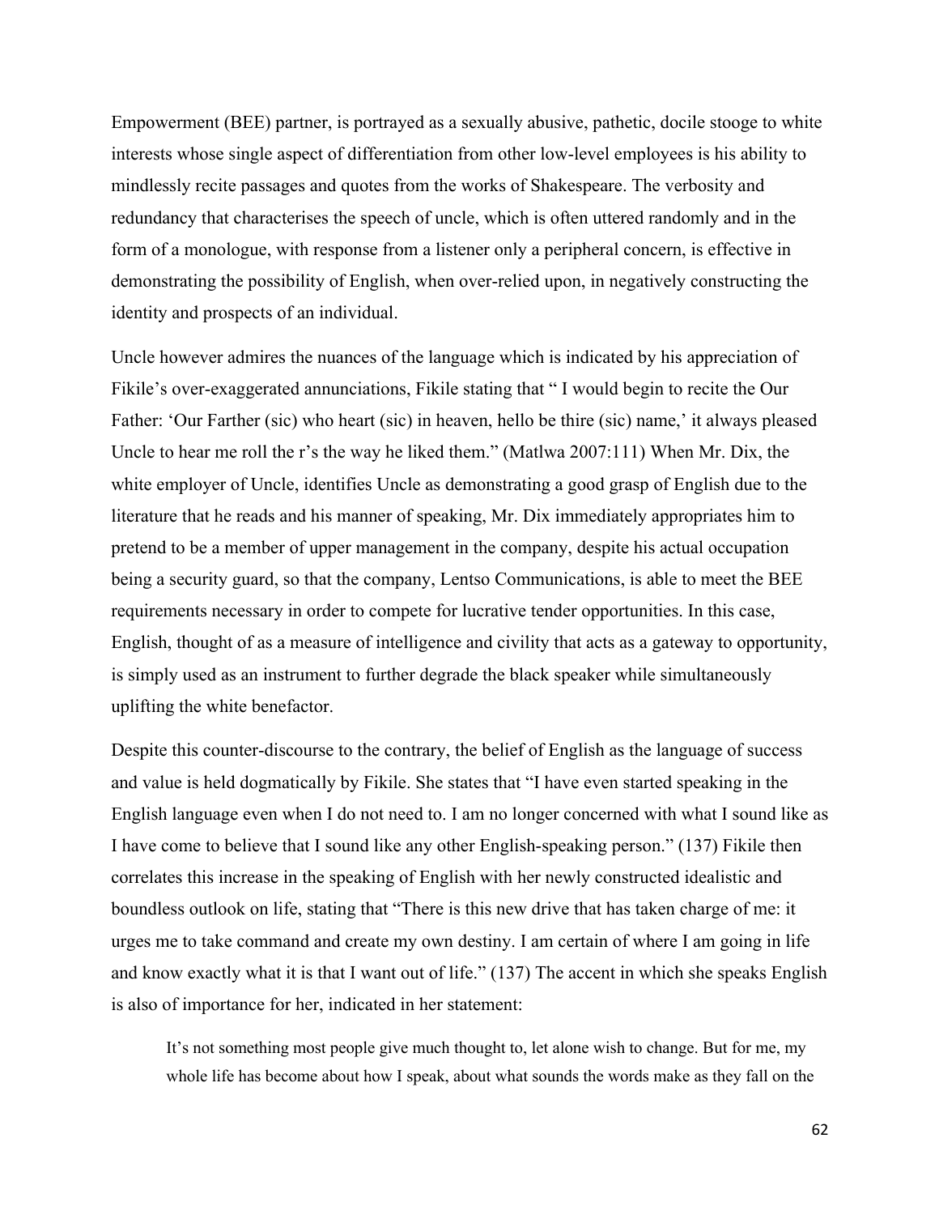Empowerment (BEE) partner, is portrayed as a sexually abusive, pathetic, docile stooge to white interests whose single aspect of differentiation from other low-level employees is his ability to mindlessly recite passages and quotes from the works of Shakespeare. The verbosity and redundancy that characterises the speech of uncle, which is often uttered randomly and in the form of a monologue, with response from a listener only a peripheral concern, is effective in demonstrating the possibility of English, when over-relied upon, in negatively constructing the identity and prospects of an individual.

Uncle however admires the nuances of the language which is indicated by his appreciation of Fikile's over-exaggerated annunciations, Fikile stating that " I would begin to recite the Our Father: 'Our Farther (sic) who heart (sic) in heaven, hello be thire (sic) name,' it always pleased Uncle to hear me roll the r's the way he liked them." (Matlwa 2007:111) When Mr. Dix, the white employer of Uncle, identifies Uncle as demonstrating a good grasp of English due to the literature that he reads and his manner of speaking, Mr. Dix immediately appropriates him to pretend to be a member of upper management in the company, despite his actual occupation being a security guard, so that the company, Lentso Communications, is able to meet the BEE requirements necessary in order to compete for lucrative tender opportunities. In this case, English, thought of as a measure of intelligence and civility that acts as a gateway to opportunity, is simply used as an instrument to further degrade the black speaker while simultaneously uplifting the white benefactor.

Despite this counter-discourse to the contrary, the belief of English as the language of success and value is held dogmatically by Fikile. She states that "I have even started speaking in the English language even when I do not need to. I am no longer concerned with what I sound like as I have come to believe that I sound like any other English-speaking person." (137) Fikile then correlates this increase in the speaking of English with her newly constructed idealistic and boundless outlook on life, stating that "There is this new drive that has taken charge of me: it urges me to take command and create my own destiny. I am certain of where I am going in life and know exactly what it is that I want out of life." (137) The accent in which she speaks English is also of importance for her, indicated in her statement:

> It's not something most people give much thought to, let alone wish to change. But for me, my whole life has become about how I speak, about what sounds the words make as they fall on the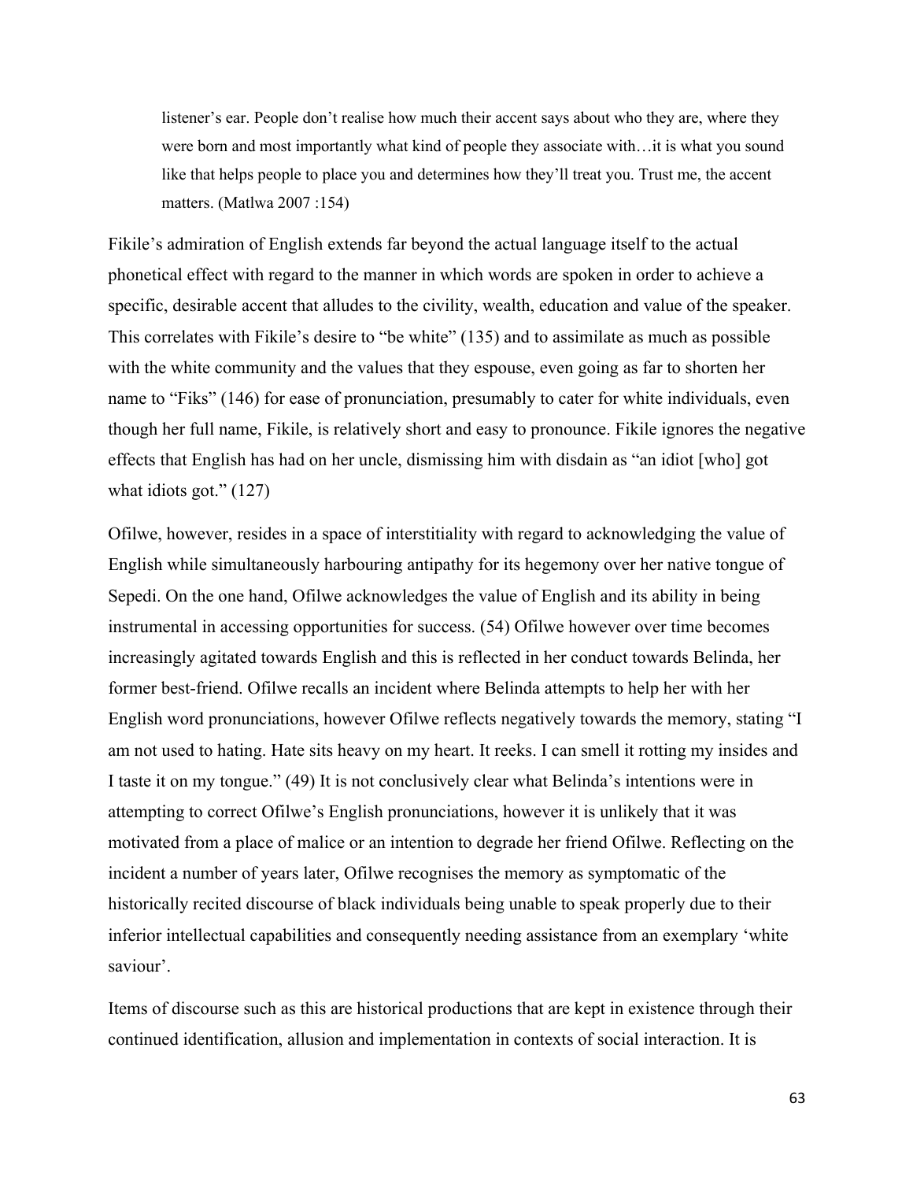> listener's ear. People don't realise how much their accent says about who they are, where they were born and most importantly what kind of people they associate with…it is what you sound like that helps people to place you and determines how they'll treat you. Trust me, the accent matters. (Matlwa 2007 :154)

Fikile's admiration of English extends far beyond the actual language itself to the actual phonetical effect with regard to the manner in which words are spoken in order to achieve a specific, desirable accent that alludes to the civility, wealth, education and value of the speaker. This correlates with Fikile's desire to "be white" (135) and to assimilate as much as possible with the white community and the values that they espouse, even going as far to shorten her name to "Fiks" (146) for ease of pronunciation, presumably to cater for white individuals, even though her full name, Fikile, is relatively short and easy to pronounce. Fikile ignores the negative effects that English has had on her uncle, dismissing him with disdain as "an idiot [who] got what idiots got." (127)

Ofilwe, however, resides in a space of interstitiality with regard to acknowledging the value of English while simultaneously harbouring antipathy for its hegemony over her native tongue of Sepedi. On the one hand, Ofilwe acknowledges the value of English and its ability in being instrumental in accessing opportunities for success. (54) Ofilwe however over time becomes increasingly agitated towards English and this is reflected in her conduct towards Belinda, her former best-friend. Ofilwe recalls an incident where Belinda attempts to help her with her English word pronunciations, however Ofilwe reflects negatively towards the memory, stating "I am not used to hating. Hate sits heavy on my heart. It reeks. I can smell it rotting my insides and I taste it on my tongue." (49) It is not conclusively clear what Belinda's intentions were in attempting to correct Ofilwe's English pronunciations, however it is unlikely that it was motivated from a place of malice or an intention to degrade her friend Ofilwe. Reflecting on the incident a number of years later, Ofilwe recognises the memory as symptomatic of the historically recited discourse of black individuals being unable to speak properly due to their inferior intellectual capabilities and consequently needing assistance from an exemplary 'white saviour'.

Items of discourse such as this are historical productions that are kept in existence through their continued identification, allusion and implementation in contexts of social interaction. It is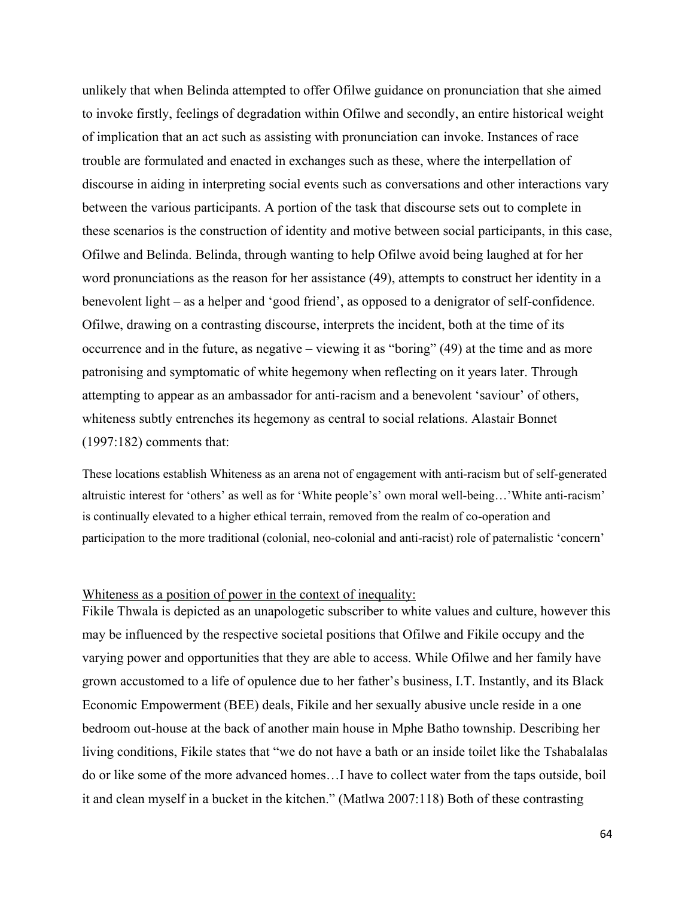unlikely that when Belinda attempted to offer Ofilwe guidance on pronunciation that she aimed to invoke firstly, feelings of degradation within Ofilwe and secondly, an entire historical weight of implication that an act such as assisting with pronunciation can invoke. Instances of race trouble are formulated and enacted in exchanges such as these, where the interpellation of discourse in aiding in interpreting social events such as conversations and other interactions vary between the various participants. A portion of the task that discourse sets out to complete in these scenarios is the construction of identity and motive between social participants, in this case, Ofilwe and Belinda. Belinda, through wanting to help Ofilwe avoid being laughed at for her word pronunciations as the reason for her assistance (49), attempts to construct her identity in a benevolent light – as a helper and 'good friend', as opposed to a denigrator of self-confidence. Ofilwe, drawing on a contrasting discourse, interprets the incident, both at the time of its occurrence and in the future, as negative – viewing it as "boring" (49) at the time and as more patronising and symptomatic of white hegemony when reflecting on it years later. Through attempting to appear as an ambassador for anti-racism and a benevolent 'saviour' of others, whiteness subtly entrenches its hegemony as central to social relations. Alastair Bonnet (1997:182) comments that:

> These locations establish Whiteness as an arena not of engagement with anti-racism but of self-generated altruistic interest for 'others' as well as for 'White people's' own moral well-being…'White anti-racism' is continually elevated to a higher ethical terrain, removed from the realm of co-operation and participation to the more traditional (colonial, neo-colonial and anti-racist) role of paternalistic 'concern'

<u>Whiteness as a position of power in the context of inequality:</u>

Fikile Thwala is depicted as an unapologetic subscriber to white values and culture, however this may be influenced by the respective societal positions that Ofilwe and Fikile occupy and the varying power and opportunities that they are able to access. While Ofilwe and her family have grown accustomed to a life of opulence due to her father's business, I.T. Instantly, and its Black Economic Empowerment (BEE) deals, Fikile and her sexually abusive uncle reside in a one bedroom out-house at the back of another main house in Mphe Batho township. Describing her living conditions, Fikile states that "we do not have a bath or an inside toilet like the Tshabalalas do or like some of the more advanced homes…I have to collect water from the taps outside, boil it and clean myself in a bucket in the kitchen." (Matlwa 2007:118) Both of these contrasting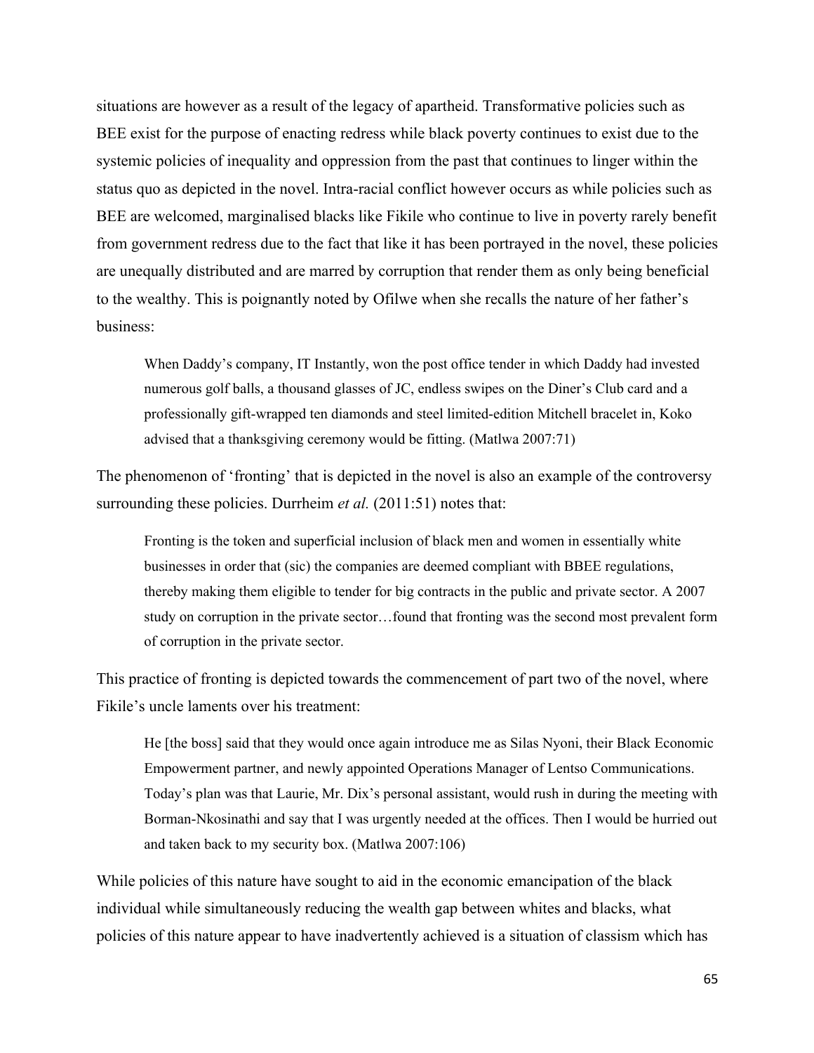situations are however as a result of the legacy of apartheid. Transformative policies such as BEE exist for the purpose of enacting redress while black poverty continues to exist due to the systemic policies of inequality and oppression from the past that continues to linger within the status quo as depicted in the novel. Intra-racial conflict however occurs as while policies such as BEE are welcomed, marginalised blacks like Fikile who continue to live in poverty rarely benefit from government redress due to the fact that like it has been portrayed in the novel, these policies are unequally distributed and are marred by corruption that render them as only being beneficial to the wealthy. This is poignantly noted by Ofilwe when she recalls the nature of her father's business:

> When Daddy's company, IT Instantly, won the post office tender in which Daddy had invested numerous golf balls, a thousand glasses of JC, endless swipes on the Diner's Club card and a professionally gift-wrapped ten diamonds and steel limited-edition Mitchell bracelet in, Koko advised that a thanksgiving ceremony would be fitting. (Matlwa 2007:71)

The phenomenon of 'fronting' that is depicted in the novel is also an example of the controversy surrounding these policies. Durrheim *et al.* (2011:51) notes that:

> Fronting is the token and superficial inclusion of black men and women in essentially white businesses in order that (sic) the companies are deemed compliant with BBEE regulations, thereby making them eligible to tender for big contracts in the public and private sector. A 2007 study on corruption in the private sector…found that fronting was the second most prevalent form of corruption in the private sector.

This practice of fronting is depicted towards the commencement of part two of the novel, where Fikile's uncle laments over his treatment:

> He [the boss] said that they would once again introduce me as Silas Nyoni, their Black Economic Empowerment partner, and newly appointed Operations Manager of Lentso Communications. Today's plan was that Laurie, Mr. Dix's personal assistant, would rush in during the meeting with Borman-Nkosinathi and say that I was urgently needed at the offices. Then I would be hurried out and taken back to my security box. (Matlwa 2007:106)

While policies of this nature have sought to aid in the economic emancipation of the black individual while simultaneously reducing the wealth gap between whites and blacks, what policies of this nature appear to have inadvertently achieved is a situation of classism which has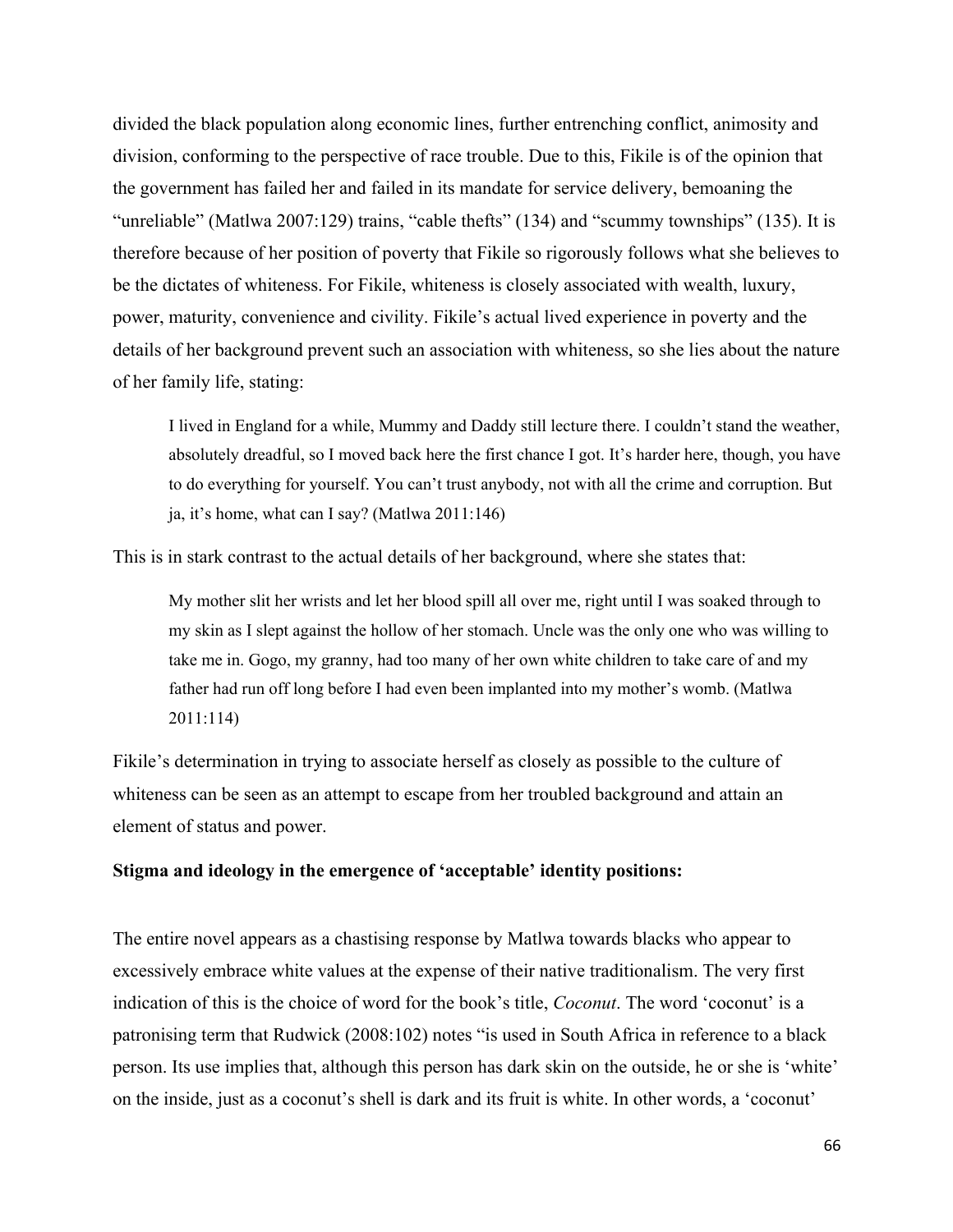divided the black population along economic lines, further entrenching conflict, animosity and division, conforming to the perspective of race trouble. Due to this, Fikile is of the opinion that the government has failed her and failed in its mandate for service delivery, bemoaning the "unreliable" (Matlwa 2007:129) trains, "cable thefts" (134) and "scummy townships" (135). It is therefore because of her position of poverty that Fikile so rigorously follows what she believes to be the dictates of whiteness. For Fikile, whiteness is closely associated with wealth, luxury, power, maturity, convenience and civility. Fikile's actual lived experience in poverty and the details of her background prevent such an association with whiteness, so she lies about the nature of her family life, stating:

> I lived in England for a while, Mummy and Daddy still lecture there. I couldn't stand the weather, absolutely dreadful, so I moved back here the first chance I got. It's harder here, though, you have to do everything for yourself. You can't trust anybody, not with all the crime and corruption. But ja, it's home, what can I say? (Matlwa 2011:146)

This is in stark contrast to the actual details of her background, where she states that:

> My mother slit her wrists and let her blood spill all over me, right until I was soaked through to my skin as I slept against the hollow of her stomach. Uncle was the only one who was willing to take me in. Gogo, my granny, had too many of her own white children to take care of and my father had run off long before I had even been implanted into my mother's womb. (Matlwa 2011:114)

Fikile's determination in trying to associate herself as closely as possible to the culture of whiteness can be seen as an attempt to escape from her troubled background and attain an element of status and power.

**Stigma and ideology in the emergence of 'acceptable' identity positions:**

The entire novel appears as a chastising response by Matlwa towards blacks who appear to excessively embrace white values at the expense of their native traditionalism. The very first indication of this is the choice of word for the book's title, *Coconut*. The word 'coconut' is a patronising term that Rudwick (2008:102) notes "is used in South Africa in reference to a black person. Its use implies that, although this person has dark skin on the outside, he or she is 'white' on the inside, just as a coconut's shell is dark and its fruit is white. In other words, a 'coconut'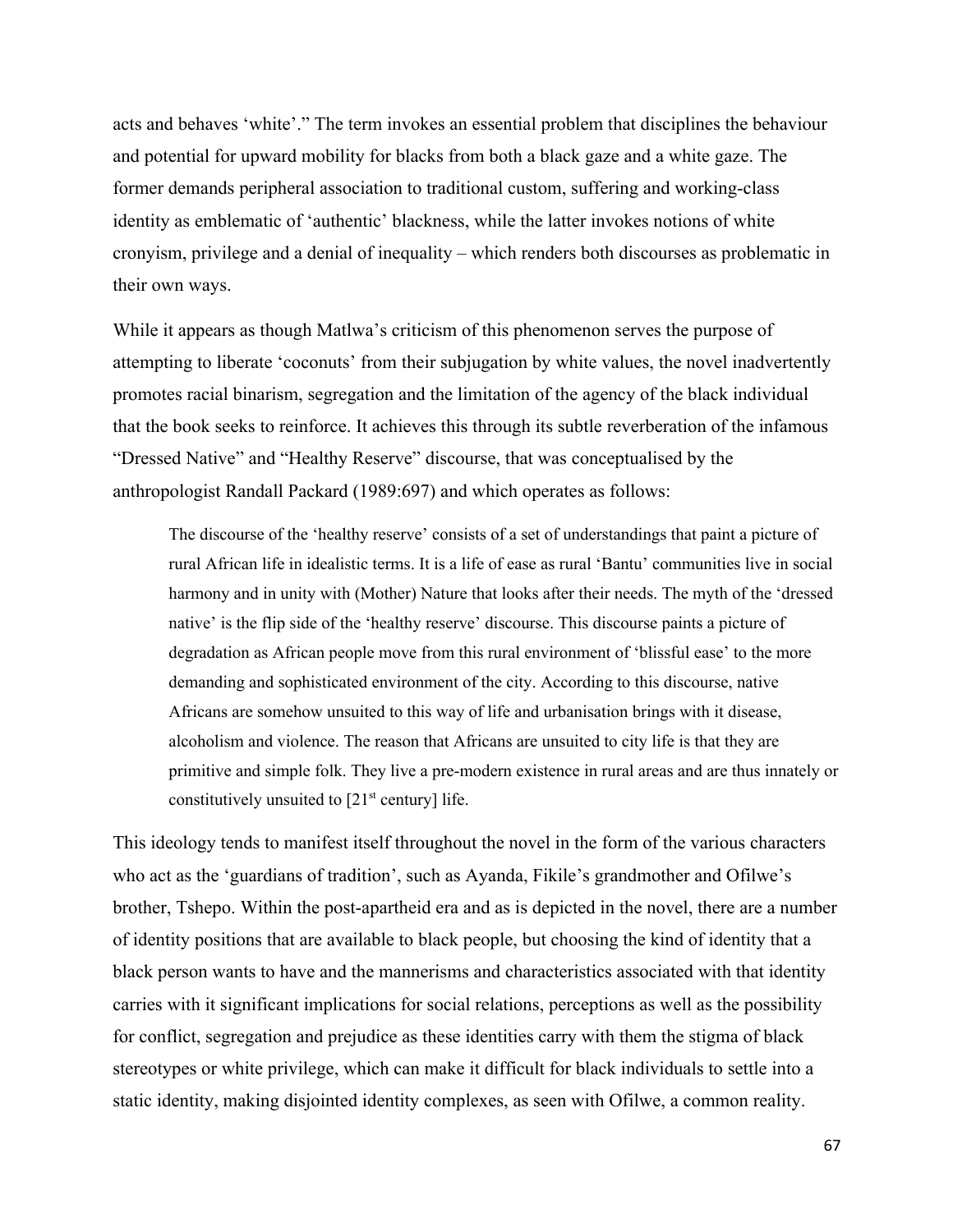acts and behaves 'white'." The term invokes an essential problem that disciplines the behaviour and potential for upward mobility for blacks from both a black gaze and a white gaze. The former demands peripheral association to traditional custom, suffering and working-class identity as emblematic of 'authentic' blackness, while the latter invokes notions of white cronyism, privilege and a denial of inequality – which renders both discourses as problematic in their own ways.

While it appears as though Matlwa's criticism of this phenomenon serves the purpose of attempting to liberate 'coconuts' from their subjugation by white values, the novel inadvertently promotes racial binarism, segregation and the limitation of the agency of the black individual that the book seeks to reinforce. It achieves this through its subtle reverberation of the infamous "Dressed Native" and "Healthy Reserve" discourse, that was conceptualised by the anthropologist Randall Packard (1989:697) and which operates as follows:

> The discourse of the 'healthy reserve' consists of a set of understandings that paint a picture of rural African life in idealistic terms. It is a life of ease as rural 'Bantu' communities live in social harmony and in unity with (Mother) Nature that looks after their needs. The myth of the 'dressed native' is the flip side of the 'healthy reserve' discourse. This discourse paints a picture of degradation as African people move from this rural environment of 'blissful ease' to the more demanding and sophisticated environment of the city. According to this discourse, native Africans are somehow unsuited to this way of life and urbanisation brings with it disease, alcoholism and violence. The reason that Africans are unsuited to city life is that they are primitive and simple folk. They live a pre-modern existence in rural areas and are thus innately or constitutively unsuited to [21st century] life.

This ideology tends to manifest itself throughout the novel in the form of the various characters who act as the 'guardians of tradition', such as Ayanda, Fikile's grandmother and Ofilwe's brother, Tshepo. Within the post-apartheid era and as is depicted in the novel, there are a number of identity positions that are available to black people, but choosing the kind of identity that a black person wants to have and the mannerisms and characteristics associated with that identity carries with it significant implications for social relations, perceptions as well as the possibility for conflict, segregation and prejudice as these identities carry with them the stigma of black stereotypes or white privilege, which can make it difficult for black individuals to settle into a static identity, making disjointed identity complexes, as seen with Ofilwe, a common reality.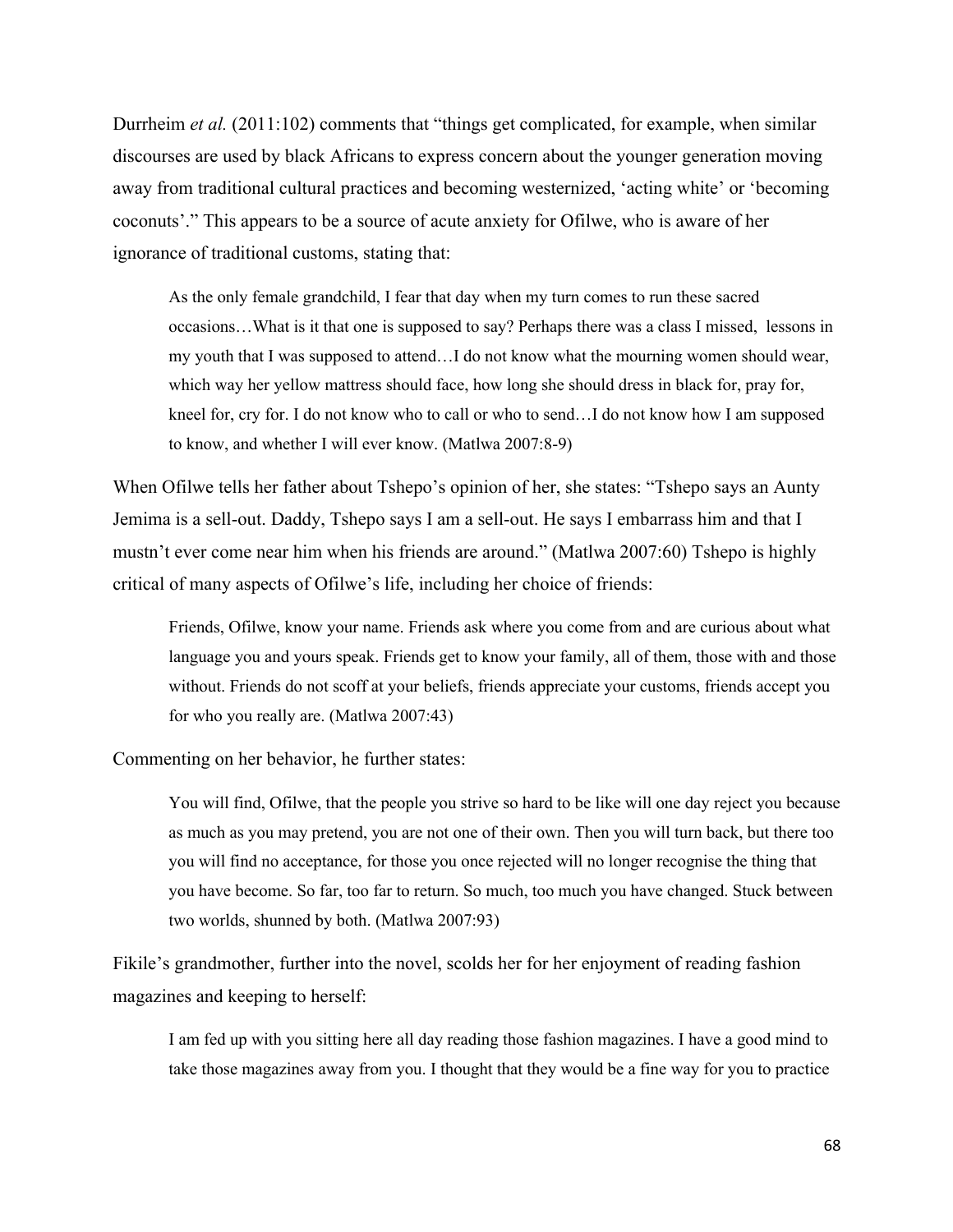Durrheim *et al.* (2011:102) comments that "things get complicated, for example, when similar discourses are used by black Africans to express concern about the younger generation moving away from traditional cultural practices and becoming westernized, 'acting white' or 'becoming coconuts'." This appears to be a source of acute anxiety for Ofilwe, who is aware of her ignorance of traditional customs, stating that:

> As the only female grandchild, I fear that day when my turn comes to run these sacred occasions…What is it that one is supposed to say? Perhaps there was a class I missed, lessons in my youth that I was supposed to attend…I do not know what the mourning women should wear, which way her yellow mattress should face, how long she should dress in black for, pray for, kneel for, cry for. I do not know who to call or who to send…I do not know how I am supposed to know, and whether I will ever know. (Matlwa 2007:8-9)

When Ofilwe tells her father about Tshepo's opinion of her, she states: "Tshepo says an Aunty Jemima is a sell-out. Daddy, Tshepo says I am a sell-out. He says I embarrass him and that I mustn't ever come near him when his friends are around." (Matlwa 2007:60) Tshepo is highly critical of many aspects of Ofilwe's life, including her choice of friends:

> Friends, Ofilwe, know your name. Friends ask where you come from and are curious about what language you and yours speak. Friends get to know your family, all of them, those with and those without. Friends do not scoff at your beliefs, friends appreciate your customs, friends accept you for who you really are. (Matlwa 2007:43)

Commenting on her behavior, he further states:

> You will find, Ofilwe, that the people you strive so hard to be like will one day reject you because as much as you may pretend, you are not one of their own. Then you will turn back, but there too you will find no acceptance, for those you once rejected will no longer recognise the thing that you have become. So far, too far to return. So much, too much you have changed. Stuck between two worlds, shunned by both. (Matlwa 2007:93)

Fikile's grandmother, further into the novel, scolds her for her enjoyment of reading fashion magazines and keeping to herself:

> I am fed up with you sitting here all day reading those fashion magazines. I have a good mind to take those magazines away from you. I thought that they would be a fine way for you to practice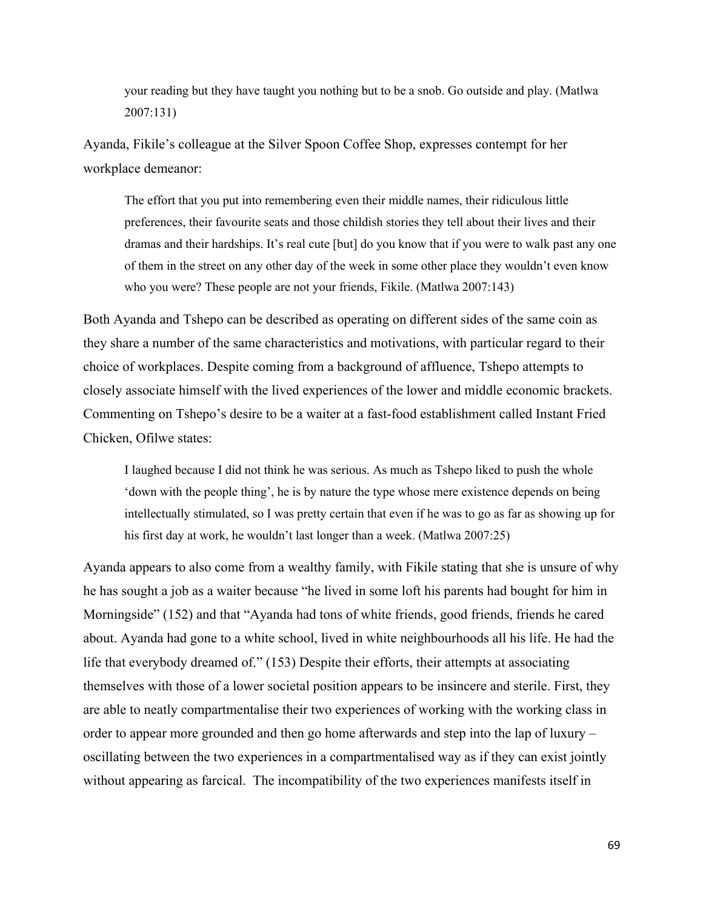> your reading but they have taught you nothing but to be a snob. Go outside and play. (Matlwa 2007:131)

Ayanda, Fikile's colleague at the Silver Spoon Coffee Shop, expresses contempt for her workplace demeanor:

> The effort that you put into remembering even their middle names, their ridiculous little preferences, their favourite seats and those childish stories they tell about their lives and their dramas and their hardships. It's real cute [but] do you know that if you were to walk past any one of them in the street on any other day of the week in some other place they wouldn't even know who you were? These people are not your friends, Fikile. (Matlwa 2007:143)

Both Ayanda and Tshepo can be described as operating on different sides of the same coin as they share a number of the same characteristics and motivations, with particular regard to their choice of workplaces. Despite coming from a background of affluence, Tshepo attempts to closely associate himself with the lived experiences of the lower and middle economic brackets. Commenting on Tshepo's desire to be a waiter at a fast-food establishment called Instant Fried Chicken, Ofilwe states:

> I laughed because I did not think he was serious. As much as Tshepo liked to push the whole 'down with the people thing', he is by nature the type whose mere existence depends on being intellectually stimulated, so I was pretty certain that even if he was to go as far as showing up for his first day at work, he wouldn't last longer than a week. (Matlwa 2007:25)

Ayanda appears to also come from a wealthy family, with Fikile stating that she is unsure of why he has sought a job as a waiter because "he lived in some loft his parents had bought for him in Morningside" (152) and that "Ayanda had tons of white friends, good friends, friends he cared about. Ayanda had gone to a white school, lived in white neighbourhoods all his life. He had the life that everybody dreamed of." (153) Despite their efforts, their attempts at associating themselves with those of a lower societal position appears to be insincere and sterile. First, they are able to neatly compartmentalise their two experiences of working with the working class in order to appear more grounded and then go home afterwards and step into the lap of luxury – oscillating between the two experiences in a compartmentalised way as if they can exist jointly without appearing as farcical. The incompatibility of the two experiences manifests itself in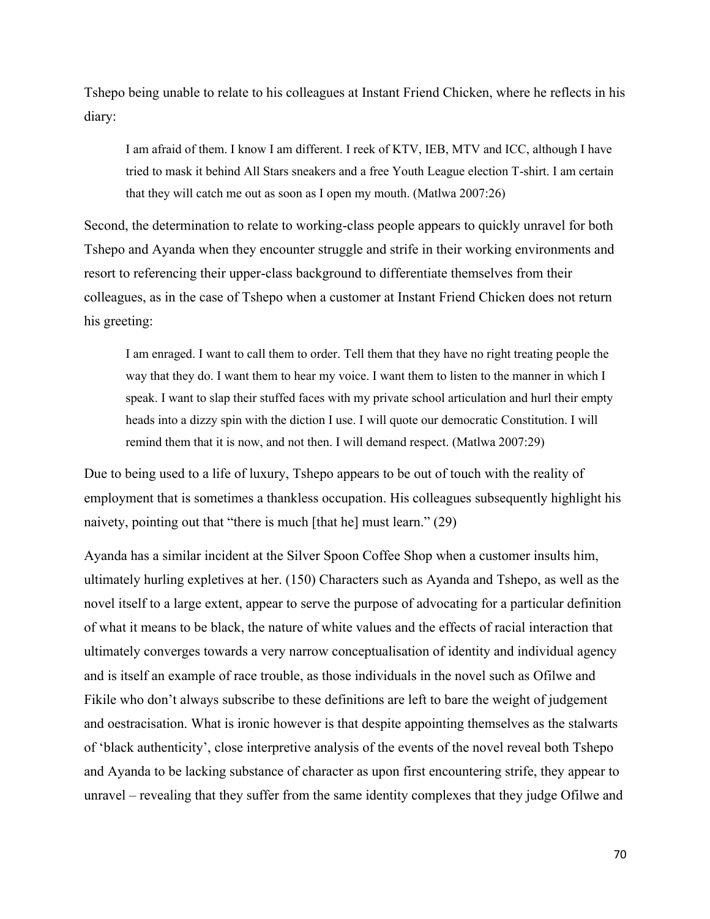Tshepo being unable to relate to his colleagues at Instant Friend Chicken, where he reflects in his diary:

> I am afraid of them. I know I am different. I reek of KTV, IEB, MTV and ICC, although I have tried to mask it behind All Stars sneakers and a free Youth League election T-shirt. I am certain that they will catch me out as soon as I open my mouth. (Matlwa 2007:26)

Second, the determination to relate to working-class people appears to quickly unravel for both Tshepo and Ayanda when they encounter struggle and strife in their working environments and resort to referencing their upper-class background to differentiate themselves from their colleagues, as in the case of Tshepo when a customer at Instant Friend Chicken does not return his greeting:

> I am enraged. I want to call them to order. Tell them that they have no right treating people the way that they do. I want them to hear my voice. I want them to listen to the manner in which I speak. I want to slap their stuffed faces with my private school articulation and hurl their empty heads into a dizzy spin with the diction I use. I will quote our democratic Constitution. I will remind them that it is now, and not then. I will demand respect. (Matlwa 2007:29)

Due to being used to a life of luxury, Tshepo appears to be out of touch with the reality of employment that is sometimes a thankless occupation. His colleagues subsequently highlight his naivety, pointing out that "there is much [that he] must learn." (29)

Ayanda has a similar incident at the Silver Spoon Coffee Shop when a customer insults him, ultimately hurling expletives at her. (150) Characters such as Ayanda and Tshepo, as well as the novel itself to a large extent, appear to serve the purpose of advocating for a particular definition of what it means to be black, the nature of white values and the effects of racial interaction that ultimately converges towards a very narrow conceptualisation of identity and individual agency and is itself an example of race trouble, as those individuals in the novel such as Ofilwe and Fikile who don't always subscribe to these definitions are left to bare the weight of judgement and oestracisation. What is ironic however is that despite appointing themselves as the stalwarts of 'black authenticity', close interpretive analysis of the events of the novel reveal both Tshepo and Ayanda to be lacking substance of character as upon first encountering strife, they appear to unravel – revealing that they suffer from the same identity complexes that they judge Ofilwe and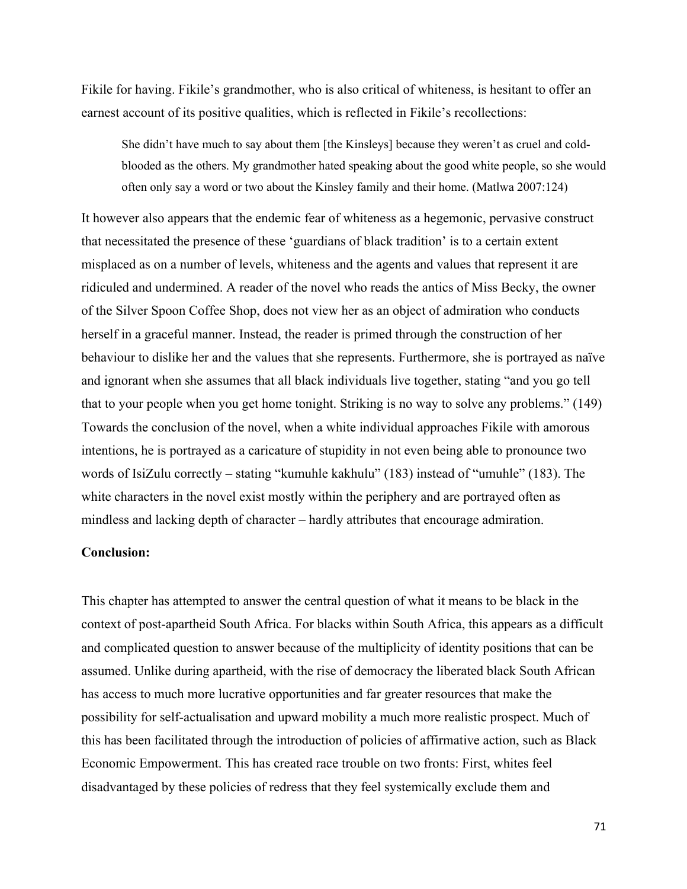Fikile for having. Fikile's grandmother, who is also critical of whiteness, is hesitant to offer an earnest account of its positive qualities, which is reflected in Fikile's recollections:

> She didn't have much to say about them [the Kinsleys] because they weren't as cruel and cold-blooded as the others. My grandmother hated speaking about the good white people, so she would often only say a word or two about the Kinsley family and their home. (Matlwa 2007:124)

It however also appears that the endemic fear of whiteness as a hegemonic, pervasive construct that necessitated the presence of these 'guardians of black tradition' is to a certain extent misplaced as on a number of levels, whiteness and the agents and values that represent it are ridiculed and undermined. A reader of the novel who reads the antics of Miss Becky, the owner of the Silver Spoon Coffee Shop, does not view her as an object of admiration who conducts herself in a graceful manner. Instead, the reader is primed through the construction of her behaviour to dislike her and the values that she represents. Furthermore, she is portrayed as naïve and ignorant when she assumes that all black individuals live together, stating "and you go tell that to your people when you get home tonight. Striking is no way to solve any problems." (149) Towards the conclusion of the novel, when a white individual approaches Fikile with amorous intentions, he is portrayed as a caricature of stupidity in not even being able to pronounce two words of IsiZulu correctly – stating "kumuhle kakhulu" (183) instead of "umuhle" (183). The white characters in the novel exist mostly within the periphery and are portrayed often as mindless and lacking depth of character – hardly attributes that encourage admiration.

**Conclusion:**

This chapter has attempted to answer the central question of what it means to be black in the context of post-apartheid South Africa. For blacks within South Africa, this appears as a difficult and complicated question to answer because of the multiplicity of identity positions that can be assumed. Unlike during apartheid, with the rise of democracy the liberated black South African has access to much more lucrative opportunities and far greater resources that make the possibility for self-actualisation and upward mobility a much more realistic prospect. Much of this has been facilitated through the introduction of policies of affirmative action, such as Black Economic Empowerment. This has created race trouble on two fronts: First, whites feel disadvantaged by these policies of redress that they feel systemically exclude them and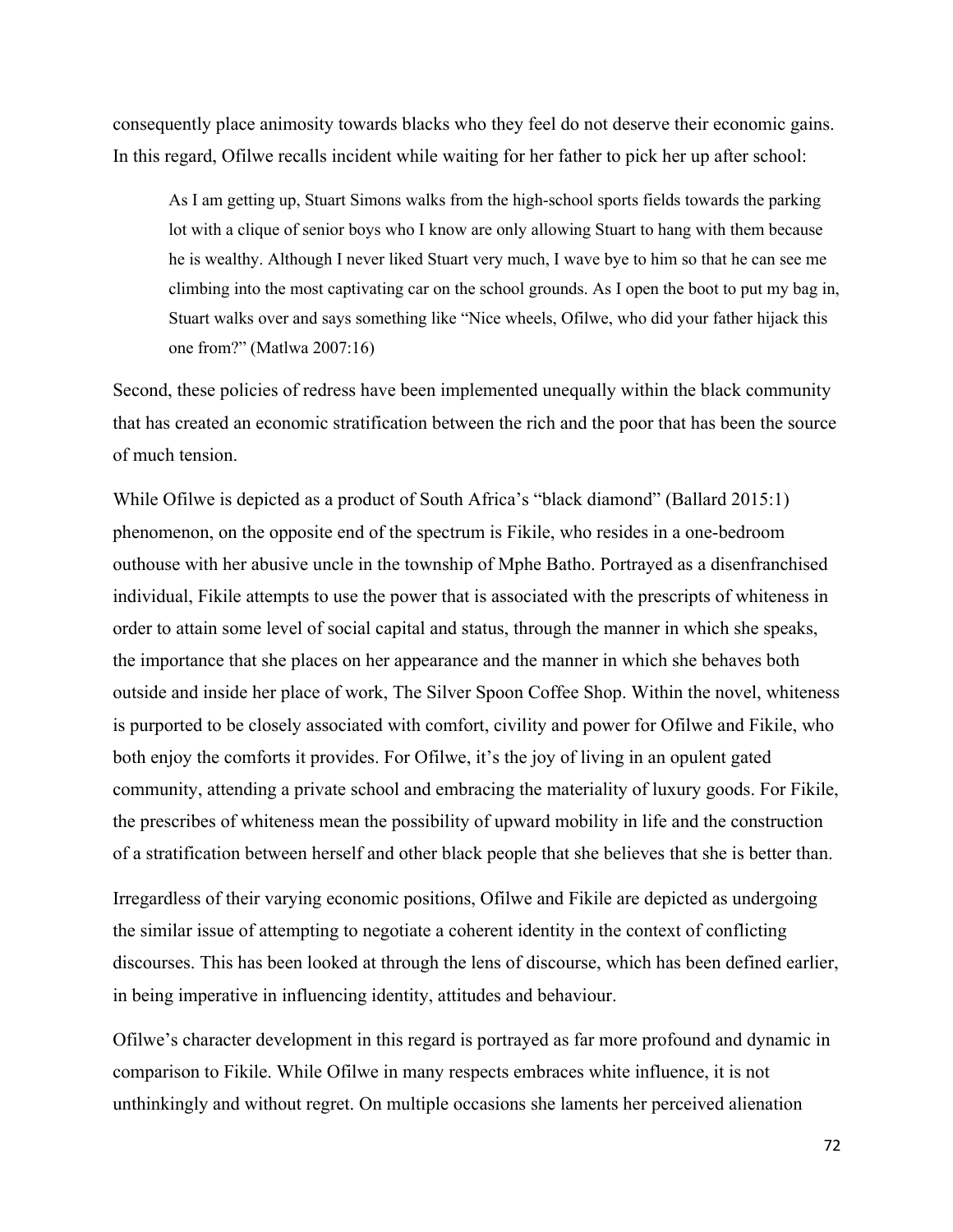consequently place animosity towards blacks who they feel do not deserve their economic gains. In this regard, Ofilwe recalls incident while waiting for her father to pick her up after school:

> As I am getting up, Stuart Simons walks from the high-school sports fields towards the parking lot with a clique of senior boys who I know are only allowing Stuart to hang with them because he is wealthy. Although I never liked Stuart very much, I wave bye to him so that he can see me climbing into the most captivating car on the school grounds. As I open the boot to put my bag in, Stuart walks over and says something like "Nice wheels, Ofilwe, who did your father hijack this one from?" (Matlwa 2007:16)

Second, these policies of redress have been implemented unequally within the black community that has created an economic stratification between the rich and the poor that has been the source of much tension.

While Ofilwe is depicted as a product of South Africa's "black diamond" (Ballard 2015:1) phenomenon, on the opposite end of the spectrum is Fikile, who resides in a one-bedroom outhouse with her abusive uncle in the township of Mphe Batho. Portrayed as a disenfranchised individual, Fikile attempts to use the power that is associated with the prescripts of whiteness in order to attain some level of social capital and status, through the manner in which she speaks, the importance that she places on her appearance and the manner in which she behaves both outside and inside her place of work, The Silver Spoon Coffee Shop. Within the novel, whiteness is purported to be closely associated with comfort, civility and power for Ofilwe and Fikile, who both enjoy the comforts it provides. For Ofilwe, it's the joy of living in an opulent gated community, attending a private school and embracing the materiality of luxury goods. For Fikile, the prescribes of whiteness mean the possibility of upward mobility in life and the construction of a stratification between herself and other black people that she believes that she is better than.

Irregardless of their varying economic positions, Ofilwe and Fikile are depicted as undergoing the similar issue of attempting to negotiate a coherent identity in the context of conflicting discourses. This has been looked at through the lens of discourse, which has been defined earlier, in being imperative in influencing identity, attitudes and behaviour.

Ofilwe's character development in this regard is portrayed as far more profound and dynamic in comparison to Fikile. While Ofilwe in many respects embraces white influence, it is not unthinkingly and without regret. On multiple occasions she laments her perceived alienation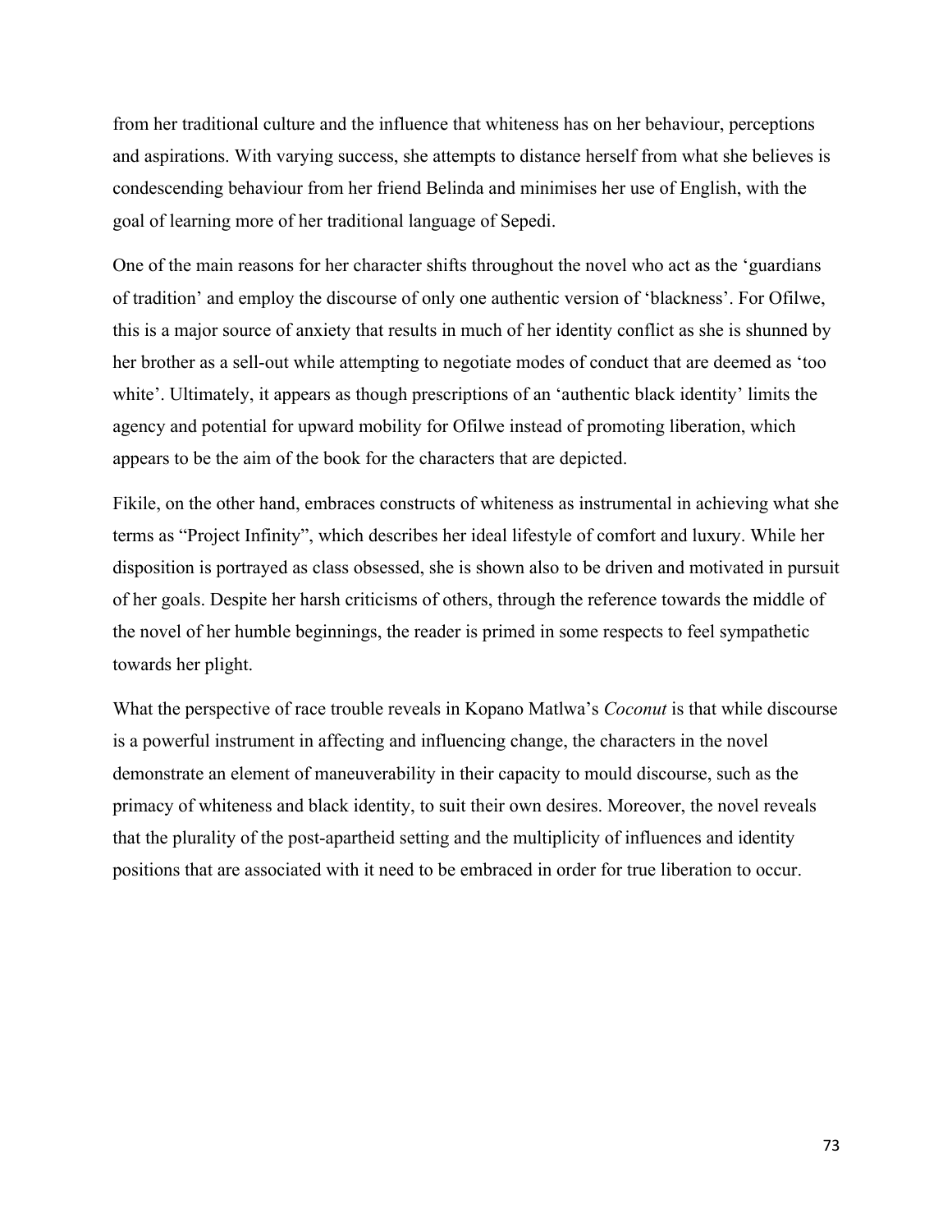from her traditional culture and the influence that whiteness has on her behaviour, perceptions and aspirations. With varying success, she attempts to distance herself from what she believes is condescending behaviour from her friend Belinda and minimises her use of English, with the goal of learning more of her traditional language of Sepedi.

One of the main reasons for her character shifts throughout the novel who act as the 'guardians of tradition' and employ the discourse of only one authentic version of 'blackness'. For Ofilwe, this is a major source of anxiety that results in much of her identity conflict as she is shunned by her brother as a sell-out while attempting to negotiate modes of conduct that are deemed as 'too white'. Ultimately, it appears as though prescriptions of an 'authentic black identity' limits the agency and potential for upward mobility for Ofilwe instead of promoting liberation, which appears to be the aim of the book for the characters that are depicted.

Fikile, on the other hand, embraces constructs of whiteness as instrumental in achieving what she terms as "Project Infinity", which describes her ideal lifestyle of comfort and luxury. While her disposition is portrayed as class obsessed, she is shown also to be driven and motivated in pursuit of her goals. Despite her harsh criticisms of others, through the reference towards the middle of the novel of her humble beginnings, the reader is primed in some respects to feel sympathetic towards her plight.

What the perspective of race trouble reveals in Kopano Matlwa's *Coconut* is that while discourse is a powerful instrument in affecting and influencing change, the characters in the novel demonstrate an element of maneuverability in their capacity to mould discourse, such as the primacy of whiteness and black identity, to suit their own desires. Moreover, the novel reveals that the plurality of the post-apartheid setting and the multiplicity of influences and identity positions that are associated with it need to be embraced in order for true liberation to occur.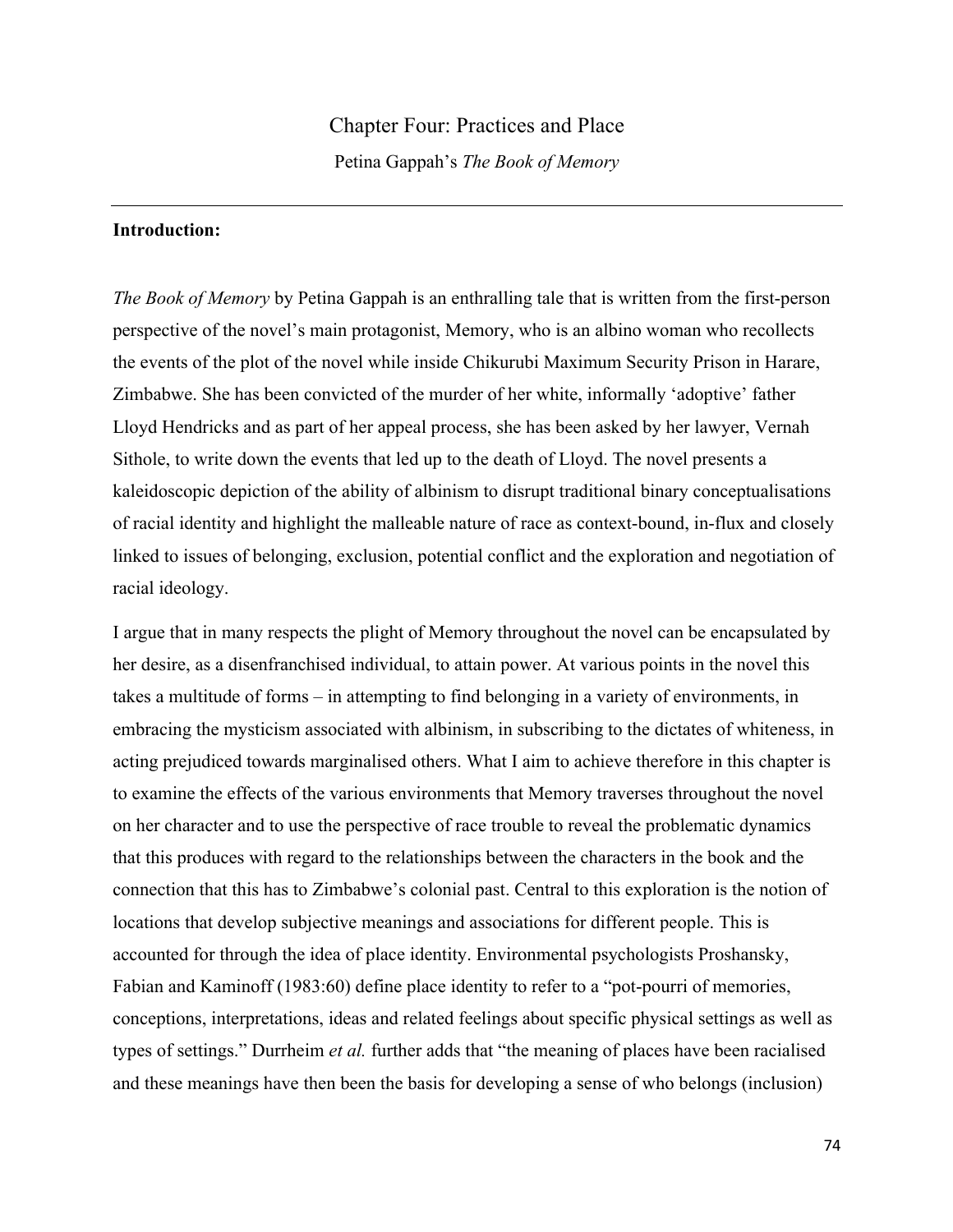# Chapter Four: Practices and Place

Petina Gappah's *The Book of Memory*

---

**Introduction:**

*The Book of Memory* by Petina Gappah is an enthralling tale that is written from the first-person perspective of the novel's main protagonist, Memory, who is an albino woman who recollects the events of the plot of the novel while inside Chikurubi Maximum Security Prison in Harare, Zimbabwe. She has been convicted of the murder of her white, informally 'adoptive' father Lloyd Hendricks and as part of her appeal process, she has been asked by her lawyer, Vernah Sithole, to write down the events that led up to the death of Lloyd. The novel presents a kaleidoscopic depiction of the ability of albinism to disrupt traditional binary conceptualisations of racial identity and highlight the malleable nature of race as context-bound, in-flux and closely linked to issues of belonging, exclusion, potential conflict and the exploration and negotiation of racial ideology.

I argue that in many respects the plight of Memory throughout the novel can be encapsulated by her desire, as a disenfranchised individual, to attain power. At various points in the novel this takes a multitude of forms – in attempting to find belonging in a variety of environments, in embracing the mysticism associated with albinism, in subscribing to the dictates of whiteness, in acting prejudiced towards marginalised others. What I aim to achieve therefore in this chapter is to examine the effects of the various environments that Memory traverses throughout the novel on her character and to use the perspective of race trouble to reveal the problematic dynamics that this produces with regard to the relationships between the characters in the book and the connection that this has to Zimbabwe's colonial past. Central to this exploration is the notion of locations that develop subjective meanings and associations for different people. This is accounted for through the idea of place identity. Environmental psychologists Proshansky, Fabian and Kaminoff (1983:60) define place identity to refer to a "pot-pourri of memories, conceptions, interpretations, ideas and related feelings about specific physical settings as well as types of settings." Durrheim *et al.* further adds that "the meaning of places have been racialised and these meanings have then been the basis for developing a sense of who belongs (inclusion)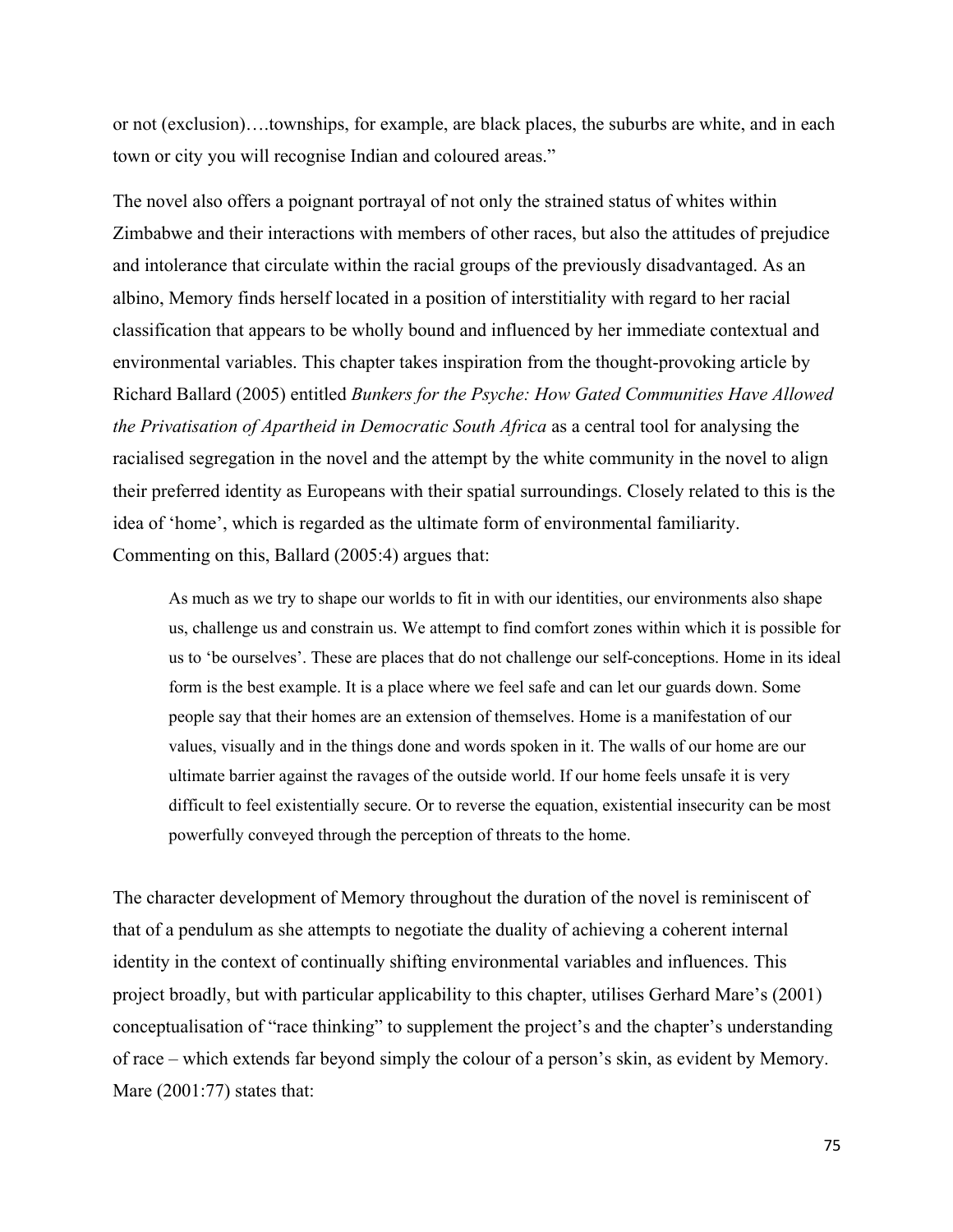or not (exclusion)….townships, for example, are black places, the suburbs are white, and in each town or city you will recognise Indian and coloured areas."

The novel also offers a poignant portrayal of not only the strained status of whites within Zimbabwe and their interactions with members of other races, but also the attitudes of prejudice and intolerance that circulate within the racial groups of the previously disadvantaged. As an albino, Memory finds herself located in a position of interstitiality with regard to her racial classification that appears to be wholly bound and influenced by her immediate contextual and environmental variables. This chapter takes inspiration from the thought-provoking article by Richard Ballard (2005) entitled *Bunkers for the Psyche: How Gated Communities Have Allowed the Privatisation of Apartheid in Democratic South Africa* as a central tool for analysing the racialised segregation in the novel and the attempt by the white community in the novel to align their preferred identity as Europeans with their spatial surroundings. Closely related to this is the idea of 'home', which is regarded as the ultimate form of environmental familiarity. Commenting on this, Ballard (2005:4) argues that:

> As much as we try to shape our worlds to fit in with our identities, our environments also shape us, challenge us and constrain us. We attempt to find comfort zones within which it is possible for us to 'be ourselves'. These are places that do not challenge our self-conceptions. Home in its ideal form is the best example. It is a place where we feel safe and can let our guards down. Some people say that their homes are an extension of themselves. Home is a manifestation of our values, visually and in the things done and words spoken in it. The walls of our home are our ultimate barrier against the ravages of the outside world. If our home feels unsafe it is very difficult to feel existentially secure. Or to reverse the equation, existential insecurity can be most powerfully conveyed through the perception of threats to the home.

The character development of Memory throughout the duration of the novel is reminiscent of that of a pendulum as she attempts to negotiate the duality of achieving a coherent internal identity in the context of continually shifting environmental variables and influences. This project broadly, but with particular applicability to this chapter, utilises Gerhard Mare's (2001) conceptualisation of "race thinking" to supplement the project's and the chapter's understanding of race – which extends far beyond simply the colour of a person's skin, as evident by Memory. Mare (2001:77) states that: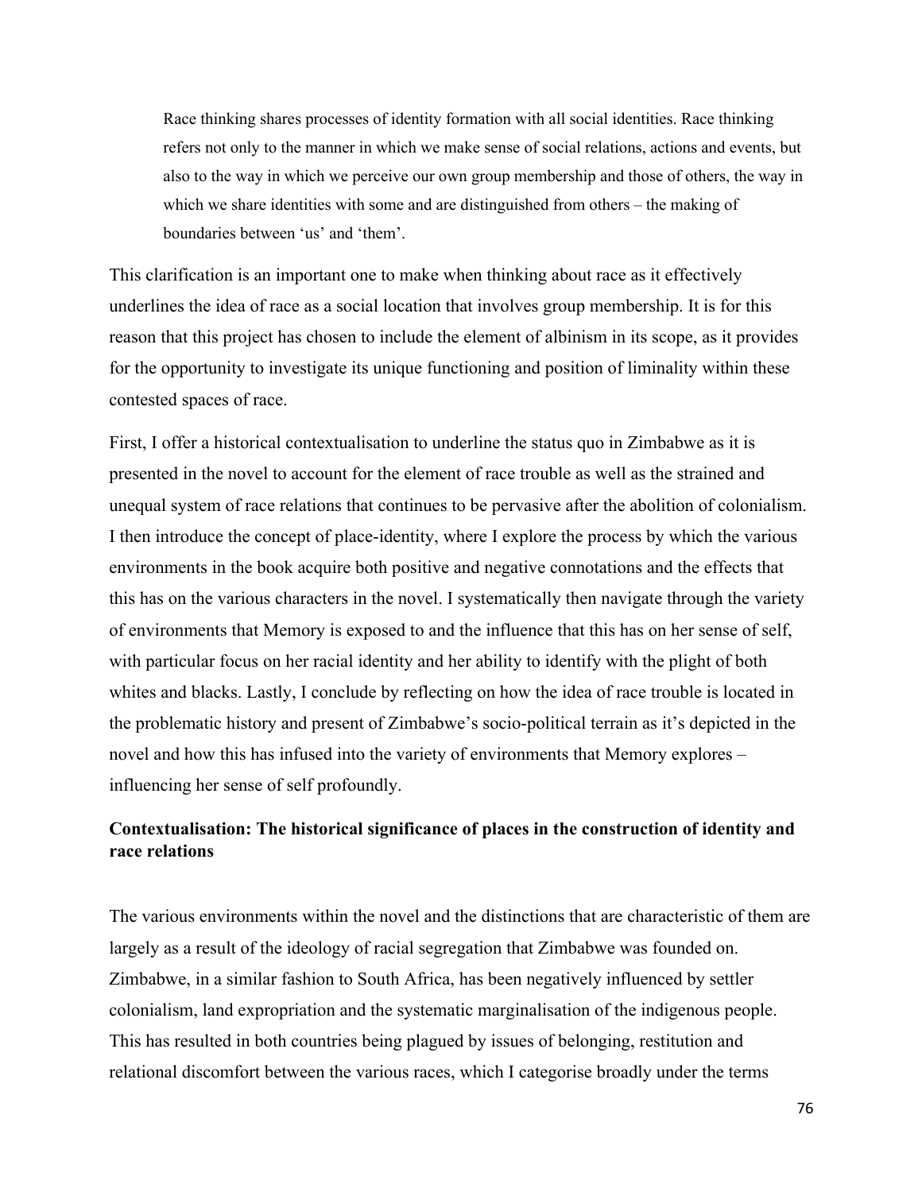> Race thinking shares processes of identity formation with all social identities. Race thinking refers not only to the manner in which we make sense of social relations, actions and events, but also to the way in which we perceive our own group membership and those of others, the way in which we share identities with some and are distinguished from others – the making of boundaries between 'us' and 'them'.

This clarification is an important one to make when thinking about race as it effectively underlines the idea of race as a social location that involves group membership. It is for this reason that this project has chosen to include the element of albinism in its scope, as it provides for the opportunity to investigate its unique functioning and position of liminality within these contested spaces of race.

First, I offer a historical contextualisation to underline the status quo in Zimbabwe as it is presented in the novel to account for the element of race trouble as well as the strained and unequal system of race relations that continues to be pervasive after the abolition of colonialism. I then introduce the concept of place-identity, where I explore the process by which the various environments in the book acquire both positive and negative connotations and the effects that this has on the various characters in the novel. I systematically then navigate through the variety of environments that Memory is exposed to and the influence that this has on her sense of self, with particular focus on her racial identity and her ability to identify with the plight of both whites and blacks. Lastly, I conclude by reflecting on how the idea of race trouble is located in the problematic history and present of Zimbabwe's socio-political terrain as it's depicted in the novel and how this has infused into the variety of environments that Memory explores – influencing her sense of self profoundly.

**Contextualisation: The historical significance of places in the construction of identity and race relations**

The various environments within the novel and the distinctions that are characteristic of them are largely as a result of the ideology of racial segregation that Zimbabwe was founded on. Zimbabwe, in a similar fashion to South Africa, has been negatively influenced by settler colonialism, land expropriation and the systematic marginalisation of the indigenous people. This has resulted in both countries being plagued by issues of belonging, restitution and relational discomfort between the various races, which I categorise broadly under the terms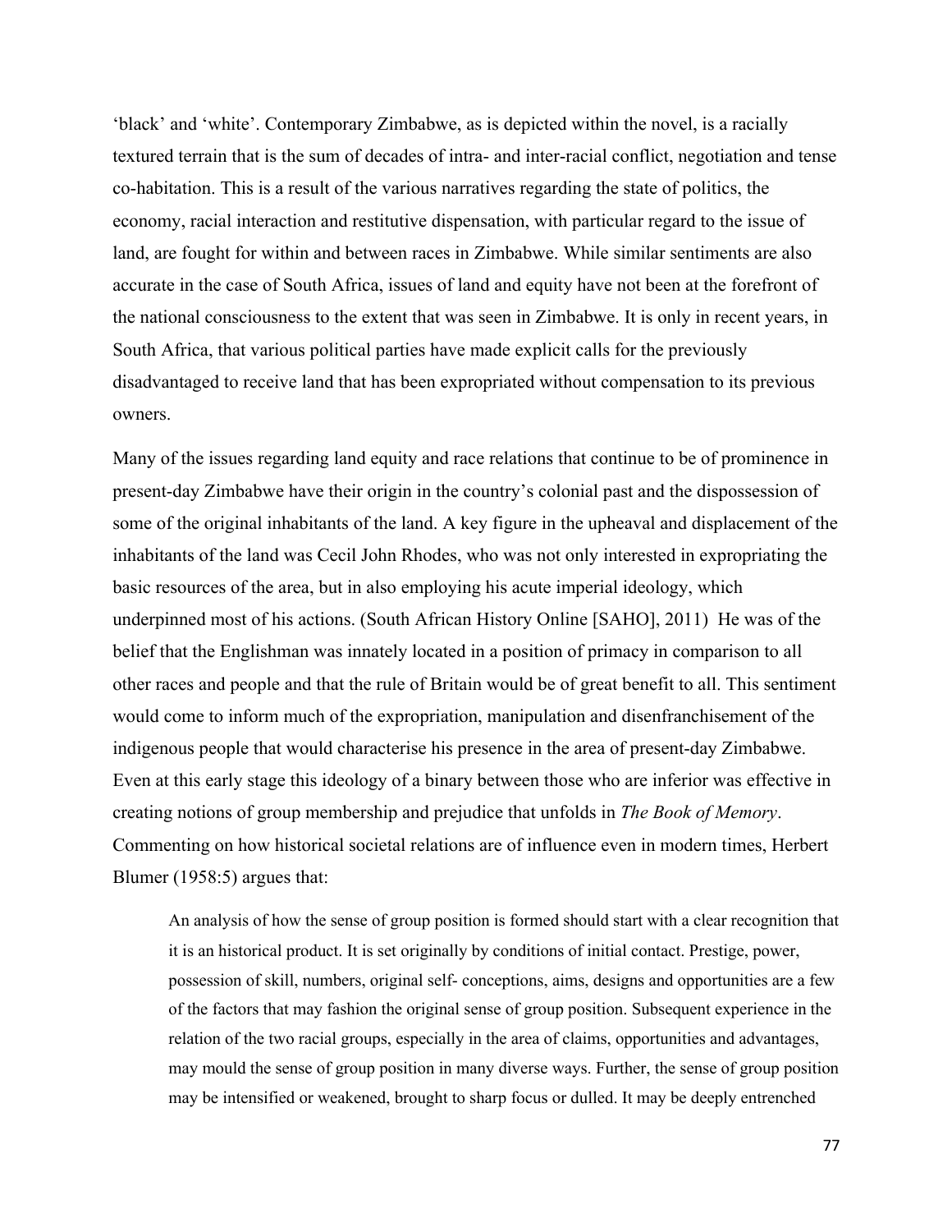'black' and 'white'. Contemporary Zimbabwe, as is depicted within the novel, is a racially textured terrain that is the sum of decades of intra- and inter-racial conflict, negotiation and tense co-habitation. This is a result of the various narratives regarding the state of politics, the economy, racial interaction and restitutive dispensation, with particular regard to the issue of land, are fought for within and between races in Zimbabwe. While similar sentiments are also accurate in the case of South Africa, issues of land and equity have not been at the forefront of the national consciousness to the extent that was seen in Zimbabwe. It is only in recent years, in South Africa, that various political parties have made explicit calls for the previously disadvantaged to receive land that has been expropriated without compensation to its previous owners.

Many of the issues regarding land equity and race relations that continue to be of prominence in present-day Zimbabwe have their origin in the country's colonial past and the dispossession of some of the original inhabitants of the land. A key figure in the upheaval and displacement of the inhabitants of the land was Cecil John Rhodes, who was not only interested in expropriating the basic resources of the area, but in also employing his acute imperial ideology, which underpinned most of his actions. (South African History Online [SAHO], 2011) He was of the belief that the Englishman was innately located in a position of primacy in comparison to all other races and people and that the rule of Britain would be of great benefit to all. This sentiment would come to inform much of the expropriation, manipulation and disenfranchisement of the indigenous people that would characterise his presence in the area of present-day Zimbabwe. Even at this early stage this ideology of a binary between those who are inferior was effective in creating notions of group membership and prejudice that unfolds in *The Book of Memory*. Commenting on how historical societal relations are of influence even in modern times, Herbert Blumer (1958:5) argues that:

> An analysis of how the sense of group position is formed should start with a clear recognition that it is an historical product. It is set originally by conditions of initial contact. Prestige, power, possession of skill, numbers, original self- conceptions, aims, designs and opportunities are a few of the factors that may fashion the original sense of group position. Subsequent experience in the relation of the two racial groups, especially in the area of claims, opportunities and advantages, may mould the sense of group position in many diverse ways. Further, the sense of group position may be intensified or weakened, brought to sharp focus or dulled. It may be deeply entrenched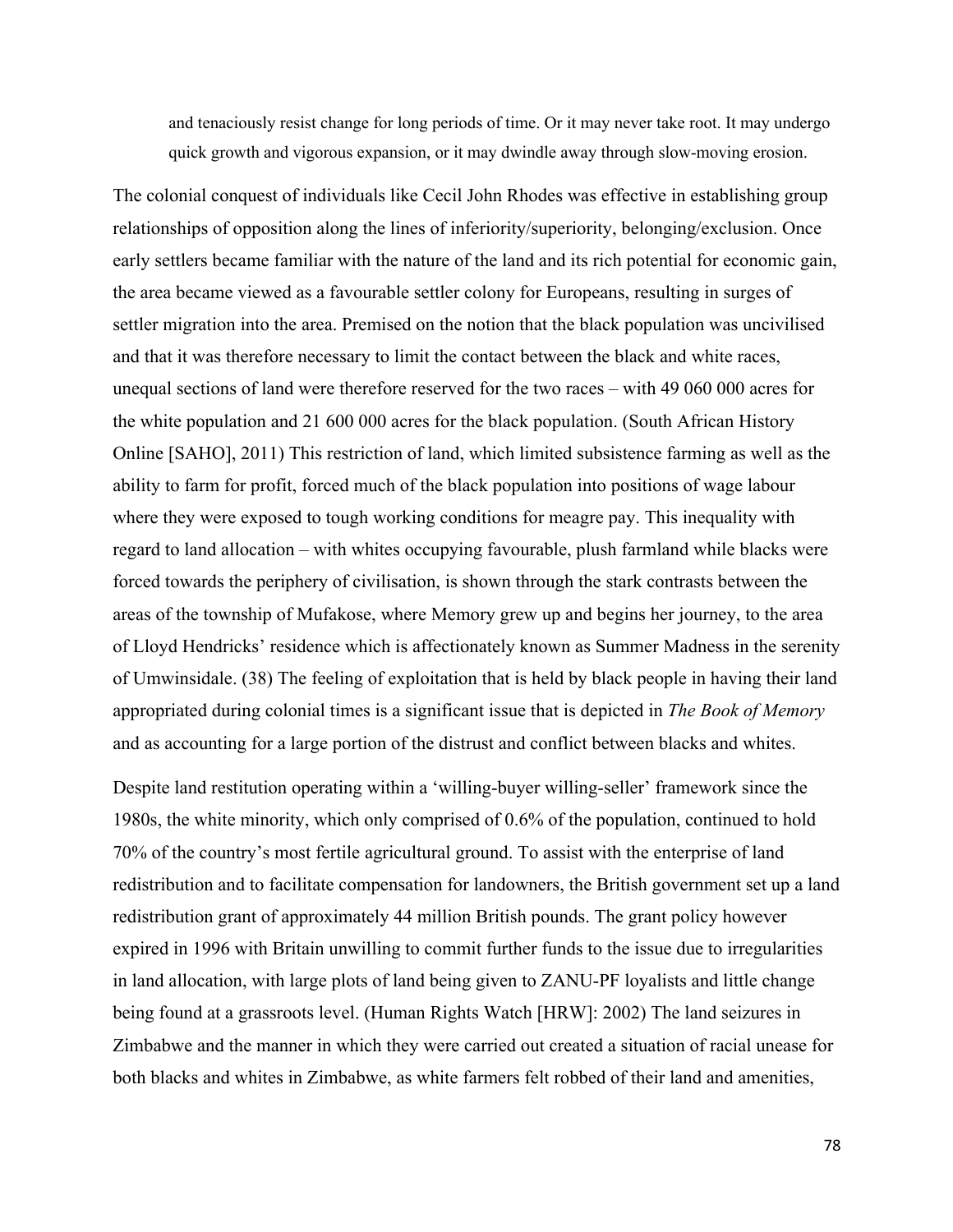> and tenaciously resist change for long periods of time. Or it may never take root. It may undergo quick growth and vigorous expansion, or it may dwindle away through slow-moving erosion.

The colonial conquest of individuals like Cecil John Rhodes was effective in establishing group relationships of opposition along the lines of inferiority/superiority, belonging/exclusion. Once early settlers became familiar with the nature of the land and its rich potential for economic gain, the area became viewed as a favourable settler colony for Europeans, resulting in surges of settler migration into the area. Premised on the notion that the black population was uncivilised and that it was therefore necessary to limit the contact between the black and white races, unequal sections of land were therefore reserved for the two races – with 49 060 000 acres for the white population and 21 600 000 acres for the black population. (South African History Online [SAHO], 2011) This restriction of land, which limited subsistence farming as well as the ability to farm for profit, forced much of the black population into positions of wage labour where they were exposed to tough working conditions for meagre pay. This inequality with regard to land allocation – with whites occupying favourable, plush farmland while blacks were forced towards the periphery of civilisation, is shown through the stark contrasts between the areas of the township of Mufakose, where Memory grew up and begins her journey, to the area of Lloyd Hendricks' residence which is affectionately known as Summer Madness in the serenity of Umwinsidale. (38) The feeling of exploitation that is held by black people in having their land appropriated during colonial times is a significant issue that is depicted in *The Book of Memory* and as accounting for a large portion of the distrust and conflict between blacks and whites.

Despite land restitution operating within a 'willing-buyer willing-seller' framework since the 1980s, the white minority, which only comprised of 0.6% of the population, continued to hold 70% of the country's most fertile agricultural ground. To assist with the enterprise of land redistribution and to facilitate compensation for landowners, the British government set up a land redistribution grant of approximately 44 million British pounds. The grant policy however expired in 1996 with Britain unwilling to commit further funds to the issue due to irregularities in land allocation, with large plots of land being given to ZANU-PF loyalists and little change being found at a grassroots level. (Human Rights Watch [HRW]: 2002) The land seizures in Zimbabwe and the manner in which they were carried out created a situation of racial unease for both blacks and whites in Zimbabwe, as white farmers felt robbed of their land and amenities,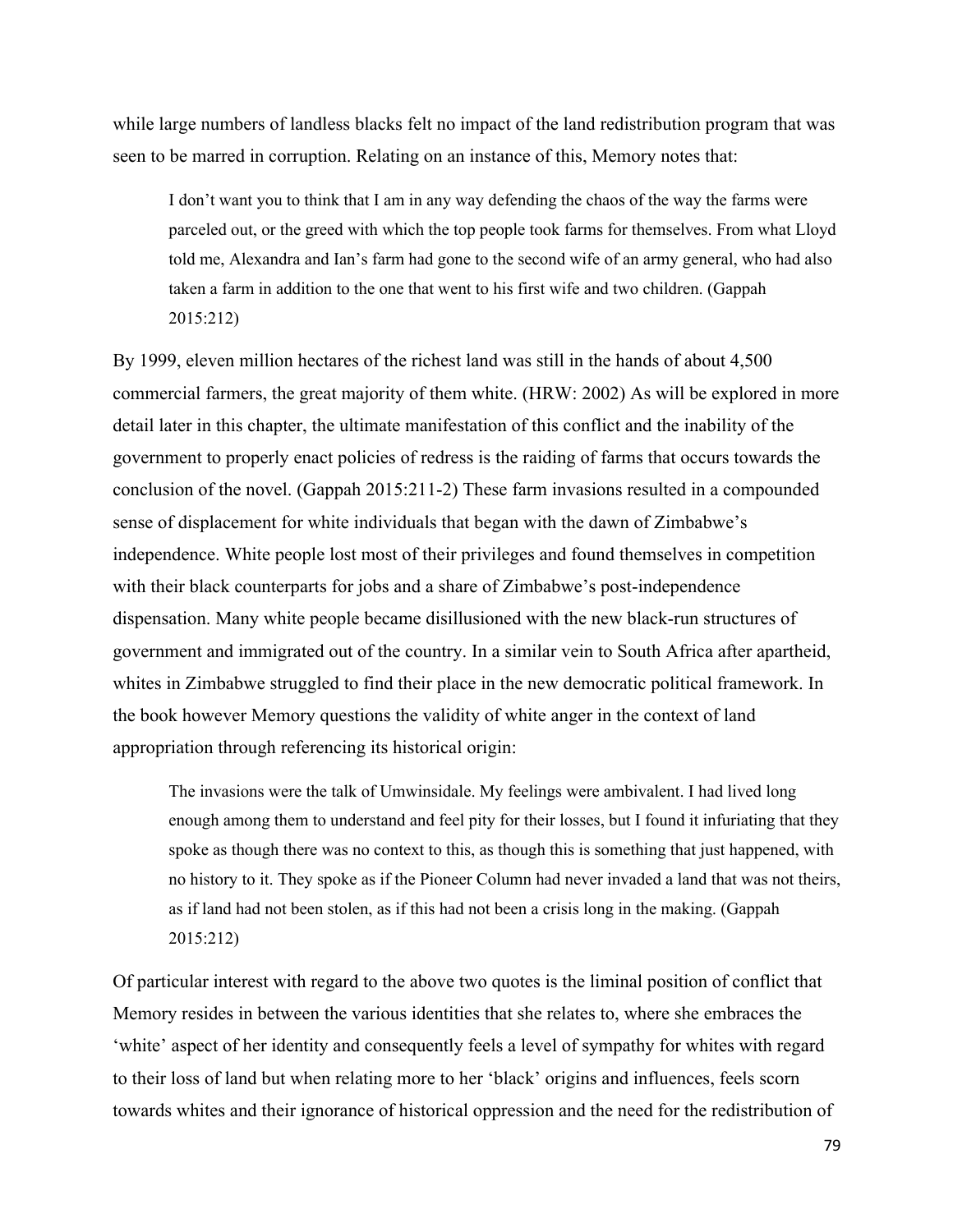while large numbers of landless blacks felt no impact of the land redistribution program that was seen to be marred in corruption. Relating on an instance of this, Memory notes that:

> I don't want you to think that I am in any way defending the chaos of the way the farms were parceled out, or the greed with which the top people took farms for themselves. From what Lloyd told me, Alexandra and Ian's farm had gone to the second wife of an army general, who had also taken a farm in addition to the one that went to his first wife and two children. (Gappah 2015:212)

By 1999, eleven million hectares of the richest land was still in the hands of about 4,500 commercial farmers, the great majority of them white. (HRW: 2002) As will be explored in more detail later in this chapter, the ultimate manifestation of this conflict and the inability of the government to properly enact policies of redress is the raiding of farms that occurs towards the conclusion of the novel. (Gappah 2015:211-2) These farm invasions resulted in a compounded sense of displacement for white individuals that began with the dawn of Zimbabwe's independence. White people lost most of their privileges and found themselves in competition with their black counterparts for jobs and a share of Zimbabwe's post-independence dispensation. Many white people became disillusioned with the new black-run structures of government and immigrated out of the country. In a similar vein to South Africa after apartheid, whites in Zimbabwe struggled to find their place in the new democratic political framework. In the book however Memory questions the validity of white anger in the context of land appropriation through referencing its historical origin:

> The invasions were the talk of Umwinsidale. My feelings were ambivalent. I had lived long enough among them to understand and feel pity for their losses, but I found it infuriating that they spoke as though there was no context to this, as though this is something that just happened, with no history to it. They spoke as if the Pioneer Column had never invaded a land that was not theirs, as if land had not been stolen, as if this had not been a crisis long in the making. (Gappah 2015:212)

Of particular interest with regard to the above two quotes is the liminal position of conflict that Memory resides in between the various identities that she relates to, where she embraces the 'white' aspect of her identity and consequently feels a level of sympathy for whites with regard to their loss of land but when relating more to her 'black' origins and influences, feels scorn towards whites and their ignorance of historical oppression and the need for the redistribution of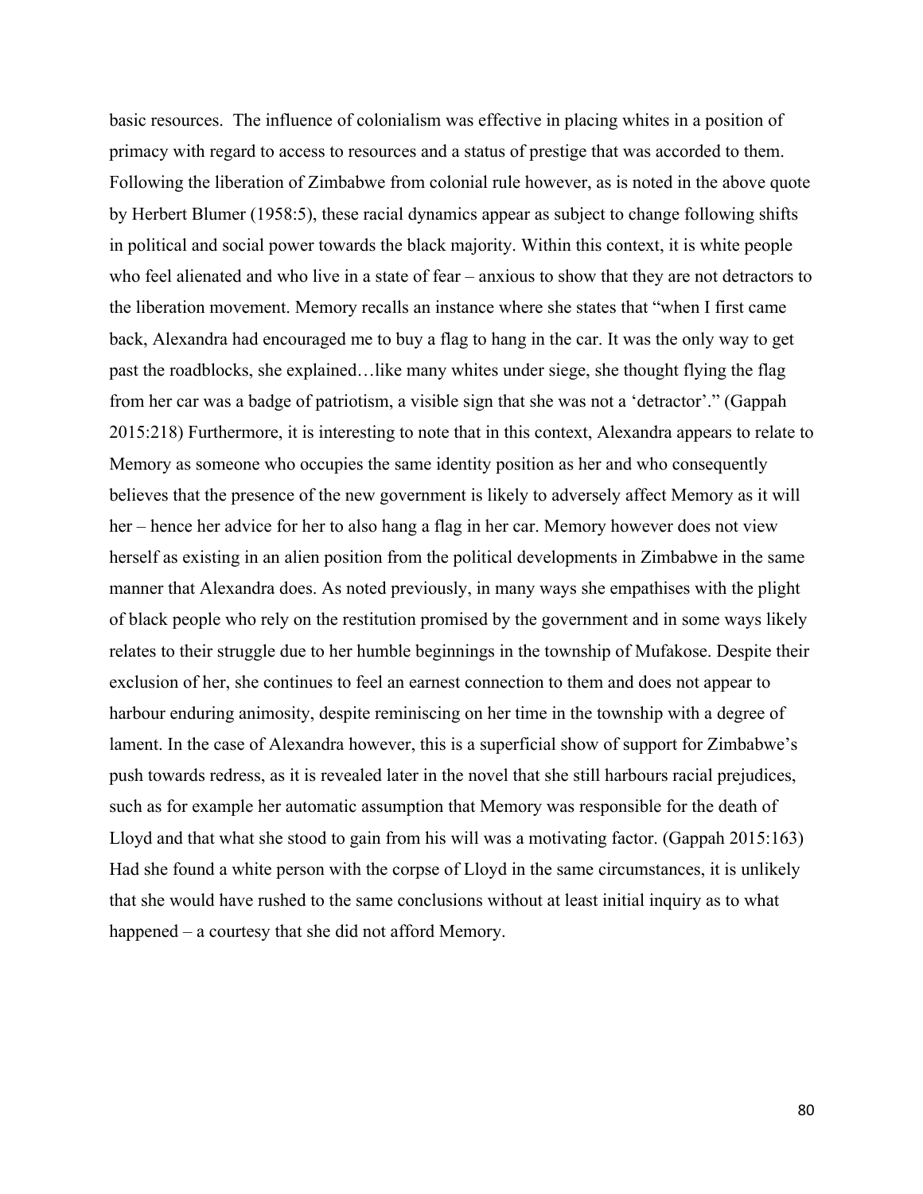basic resources.  The influence of colonialism was effective in placing whites in a position of primacy with regard to access to resources and a status of prestige that was accorded to them. Following the liberation of Zimbabwe from colonial rule however, as is noted in the above quote by Herbert Blumer (1958:5), these racial dynamics appear as subject to change following shifts in political and social power towards the black majority. Within this context, it is white people who feel alienated and who live in a state of fear – anxious to show that they are not detractors to the liberation movement. Memory recalls an instance where she states that "when I first came back, Alexandra had encouraged me to buy a flag to hang in the car. It was the only way to get past the roadblocks, she explained…like many whites under siege, she thought flying the flag from her car was a badge of patriotism, a visible sign that she was not a 'detractor'." (Gappah 2015:218) Furthermore, it is interesting to note that in this context, Alexandra appears to relate to Memory as someone who occupies the same identity position as her and who consequently believes that the presence of the new government is likely to adversely affect Memory as it will her – hence her advice for her to also hang a flag in her car. Memory however does not view herself as existing in an alien position from the political developments in Zimbabwe in the same manner that Alexandra does. As noted previously, in many ways she empathises with the plight of black people who rely on the restitution promised by the government and in some ways likely relates to their struggle due to her humble beginnings in the township of Mufakose. Despite their exclusion of her, she continues to feel an earnest connection to them and does not appear to harbour enduring animosity, despite reminiscing on her time in the township with a degree of lament. In the case of Alexandra however, this is a superficial show of support for Zimbabwe's push towards redress, as it is revealed later in the novel that she still harbours racial prejudices, such as for example her automatic assumption that Memory was responsible for the death of Lloyd and that what she stood to gain from his will was a motivating factor. (Gappah 2015:163) Had she found a white person with the corpse of Lloyd in the same circumstances, it is unlikely that she would have rushed to the same conclusions without at least initial inquiry as to what happened – a courtesy that she did not afford Memory.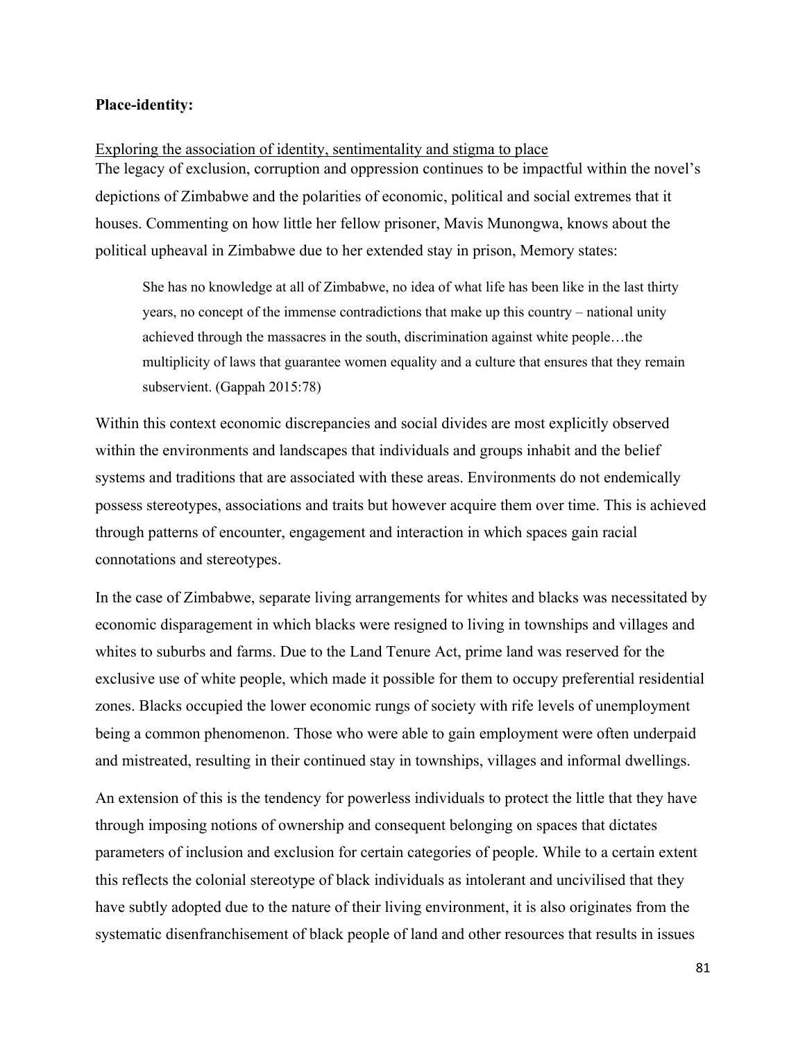**Place-identity:**

<u>Exploring the association of identity, sentimentality and stigma to place</u>

The legacy of exclusion, corruption and oppression continues to be impactful within the novel's depictions of Zimbabwe and the polarities of economic, political and social extremes that it houses. Commenting on how little her fellow prisoner, Mavis Munongwa, knows about the political upheaval in Zimbabwe due to her extended stay in prison, Memory states:

> She has no knowledge at all of Zimbabwe, no idea of what life has been like in the last thirty years, no concept of the immense contradictions that make up this country – national unity achieved through the massacres in the south, discrimination against white people…the multiplicity of laws that guarantee women equality and a culture that ensures that they remain subservient. (Gappah 2015:78)

Within this context economic discrepancies and social divides are most explicitly observed within the environments and landscapes that individuals and groups inhabit and the belief systems and traditions that are associated with these areas. Environments do not endemically possess stereotypes, associations and traits but however acquire them over time. This is achieved through patterns of encounter, engagement and interaction in which spaces gain racial connotations and stereotypes.

In the case of Zimbabwe, separate living arrangements for whites and blacks was necessitated by economic disparagement in which blacks were resigned to living in townships and villages and whites to suburbs and farms. Due to the Land Tenure Act, prime land was reserved for the exclusive use of white people, which made it possible for them to occupy preferential residential zones. Blacks occupied the lower economic rungs of society with rife levels of unemployment being a common phenomenon. Those who were able to gain employment were often underpaid and mistreated, resulting in their continued stay in townships, villages and informal dwellings.

An extension of this is the tendency for powerless individuals to protect the little that they have through imposing notions of ownership and consequent belonging on spaces that dictates parameters of inclusion and exclusion for certain categories of people. While to a certain extent this reflects the colonial stereotype of black individuals as intolerant and uncivilised that they have subtly adopted due to the nature of their living environment, it is also originates from the systematic disenfranchisement of black people of land and other resources that results in issues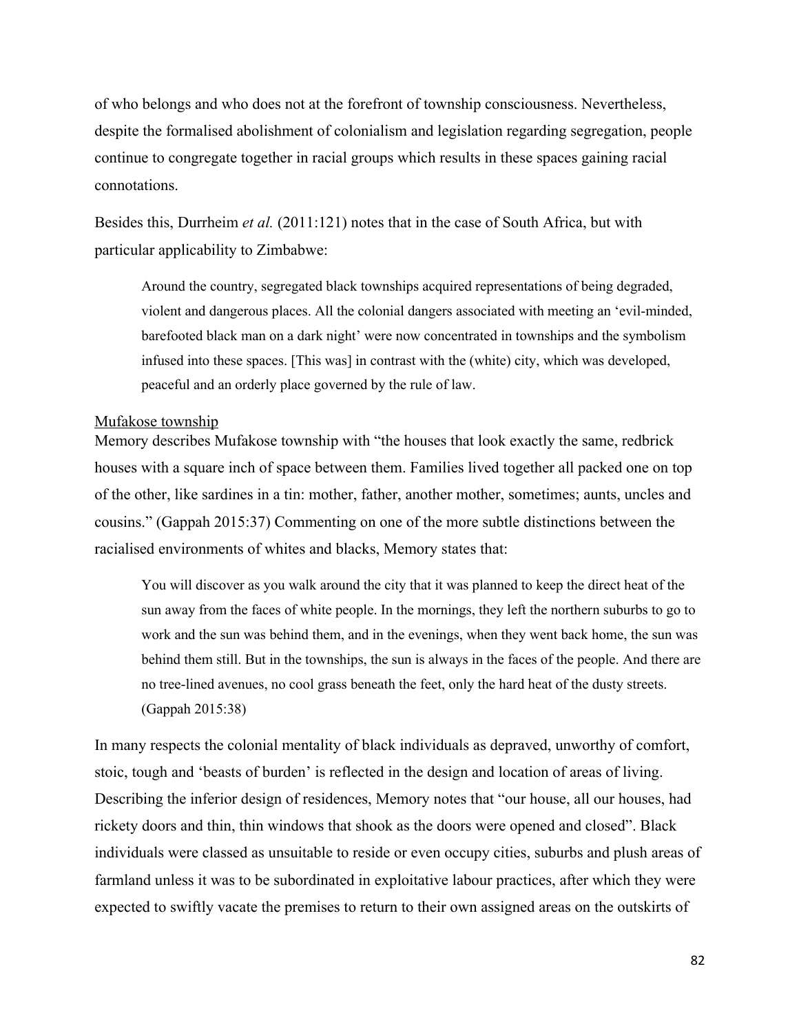of who belongs and who does not at the forefront of township consciousness. Nevertheless, despite the formalised abolishment of colonialism and legislation regarding segregation, people continue to congregate together in racial groups which results in these spaces gaining racial connotations.

Besides this, Durrheim *et al.* (2011:121) notes that in the case of South Africa, but with particular applicability to Zimbabwe:

> Around the country, segregated black townships acquired representations of being degraded, violent and dangerous places. All the colonial dangers associated with meeting an 'evil-minded, barefooted black man on a dark night' were now concentrated in townships and the symbolism infused into these spaces. [This was] in contrast with the (white) city, which was developed, peaceful and an orderly place governed by the rule of law.

<u>Mufakose township</u>

Memory describes Mufakose township with "the houses that look exactly the same, redbrick houses with a square inch of space between them. Families lived together all packed one on top of the other, like sardines in a tin: mother, father, another mother, sometimes; aunts, uncles and cousins." (Gappah 2015:37) Commenting on one of the more subtle distinctions between the racialised environments of whites and blacks, Memory states that:

> You will discover as you walk around the city that it was planned to keep the direct heat of the sun away from the faces of white people. In the mornings, they left the northern suburbs to go to work and the sun was behind them, and in the evenings, when they went back home, the sun was behind them still. But in the townships, the sun is always in the faces of the people. And there are no tree-lined avenues, no cool grass beneath the feet, only the hard heat of the dusty streets. (Gappah 2015:38)

In many respects the colonial mentality of black individuals as depraved, unworthy of comfort, stoic, tough and 'beasts of burden' is reflected in the design and location of areas of living. Describing the inferior design of residences, Memory notes that "our house, all our houses, had rickety doors and thin, thin windows that shook as the doors were opened and closed". Black individuals were classed as unsuitable to reside or even occupy cities, suburbs and plush areas of farmland unless it was to be subordinated in exploitative labour practices, after which they were expected to swiftly vacate the premises to return to their own assigned areas on the outskirts of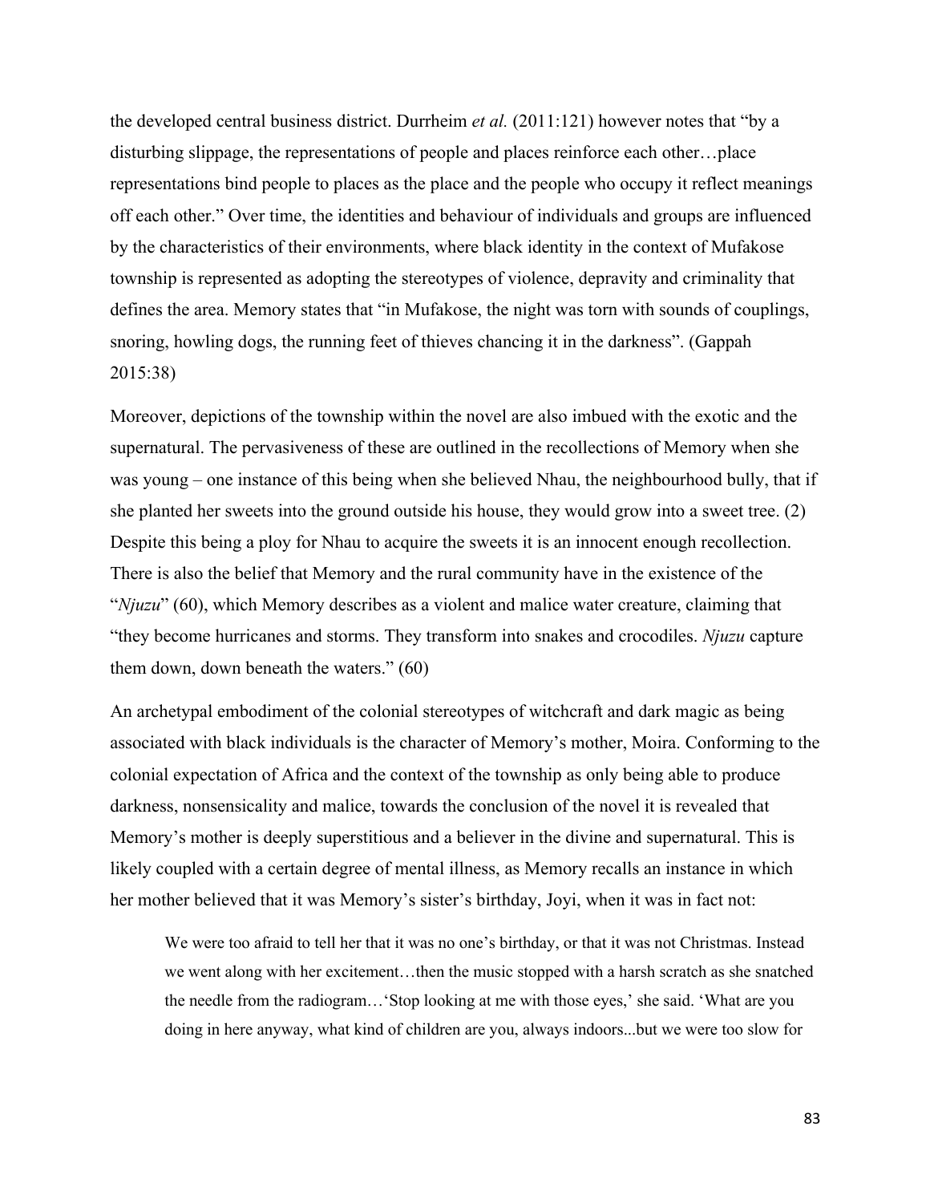the developed central business district. Durrheim *et al.* (2011:121) however notes that "by a disturbing slippage, the representations of people and places reinforce each other…place representations bind people to places as the place and the people who occupy it reflect meanings off each other." Over time, the identities and behaviour of individuals and groups are influenced by the characteristics of their environments, where black identity in the context of Mufakose township is represented as adopting the stereotypes of violence, depravity and criminality that defines the area. Memory states that "in Mufakose, the night was torn with sounds of couplings, snoring, howling dogs, the running feet of thieves chancing it in the darkness". (Gappah 2015:38)

Moreover, depictions of the township within the novel are also imbued with the exotic and the supernatural. The pervasiveness of these are outlined in the recollections of Memory when she was young – one instance of this being when she believed Nhau, the neighbourhood bully, that if she planted her sweets into the ground outside his house, they would grow into a sweet tree. (2) Despite this being a ploy for Nhau to acquire the sweets it is an innocent enough recollection. There is also the belief that Memory and the rural community have in the existence of the "*Njuzu*" (60), which Memory describes as a violent and malice water creature, claiming that "they become hurricanes and storms. They transform into snakes and crocodiles. *Njuzu* capture them down, down beneath the waters." (60)

An archetypal embodiment of the colonial stereotypes of witchcraft and dark magic as being associated with black individuals is the character of Memory's mother, Moira. Conforming to the colonial expectation of Africa and the context of the township as only being able to produce darkness, nonsensicality and malice, towards the conclusion of the novel it is revealed that Memory's mother is deeply superstitious and a believer in the divine and supernatural. This is likely coupled with a certain degree of mental illness, as Memory recalls an instance in which her mother believed that it was Memory's sister's birthday, Joyi, when it was in fact not:

> We were too afraid to tell her that it was no one's birthday, or that it was not Christmas. Instead we went along with her excitement…then the music stopped with a harsh scratch as she snatched the needle from the radiogram…'Stop looking at me with those eyes,' she said. 'What are you doing in here anyway, what kind of children are you, always indoors...but we were too slow for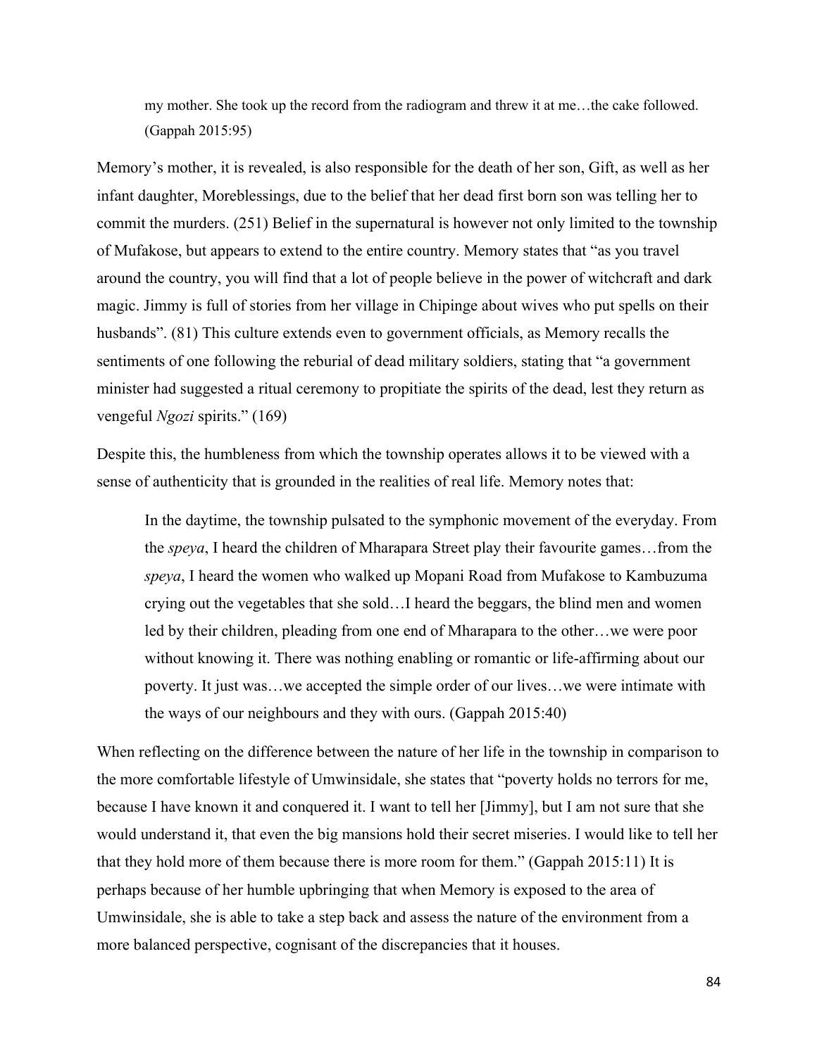> my mother. She took up the record from the radiogram and threw it at me…the cake followed. (Gappah 2015:95)

Memory's mother, it is revealed, is also responsible for the death of her son, Gift, as well as her infant daughter, Moreblessings, due to the belief that her dead first born son was telling her to commit the murders. (251) Belief in the supernatural is however not only limited to the township of Mufakose, but appears to extend to the entire country. Memory states that "as you travel around the country, you will find that a lot of people believe in the power of witchcraft and dark magic. Jimmy is full of stories from her village in Chipinge about wives who put spells on their husbands". (81) This culture extends even to government officials, as Memory recalls the sentiments of one following the reburial of dead military soldiers, stating that "a government minister had suggested a ritual ceremony to propitiate the spirits of the dead, lest they return as vengeful *Ngozi* spirits." (169)

Despite this, the humbleness from which the township operates allows it to be viewed with a sense of authenticity that is grounded in the realities of real life. Memory notes that:

> In the daytime, the township pulsated to the symphonic movement of the everyday. From the *speya*, I heard the children of Mharapara Street play their favourite games…from the *speya*, I heard the women who walked up Mopani Road from Mufakose to Kambuzuma crying out the vegetables that she sold…I heard the beggars, the blind men and women led by their children, pleading from one end of Mharapara to the other…we were poor without knowing it. There was nothing enabling or romantic or life-affirming about our poverty. It just was…we accepted the simple order of our lives…we were intimate with the ways of our neighbours and they with ours. (Gappah 2015:40)

When reflecting on the difference between the nature of her life in the township in comparison to the more comfortable lifestyle of Umwinsidale, she states that "poverty holds no terrors for me, because I have known it and conquered it. I want to tell her [Jimmy], but I am not sure that she would understand it, that even the big mansions hold their secret miseries. I would like to tell her that they hold more of them because there is more room for them." (Gappah 2015:11) It is perhaps because of her humble upbringing that when Memory is exposed to the area of Umwinsidale, she is able to take a step back and assess the nature of the environment from a more balanced perspective, cognisant of the discrepancies that it houses.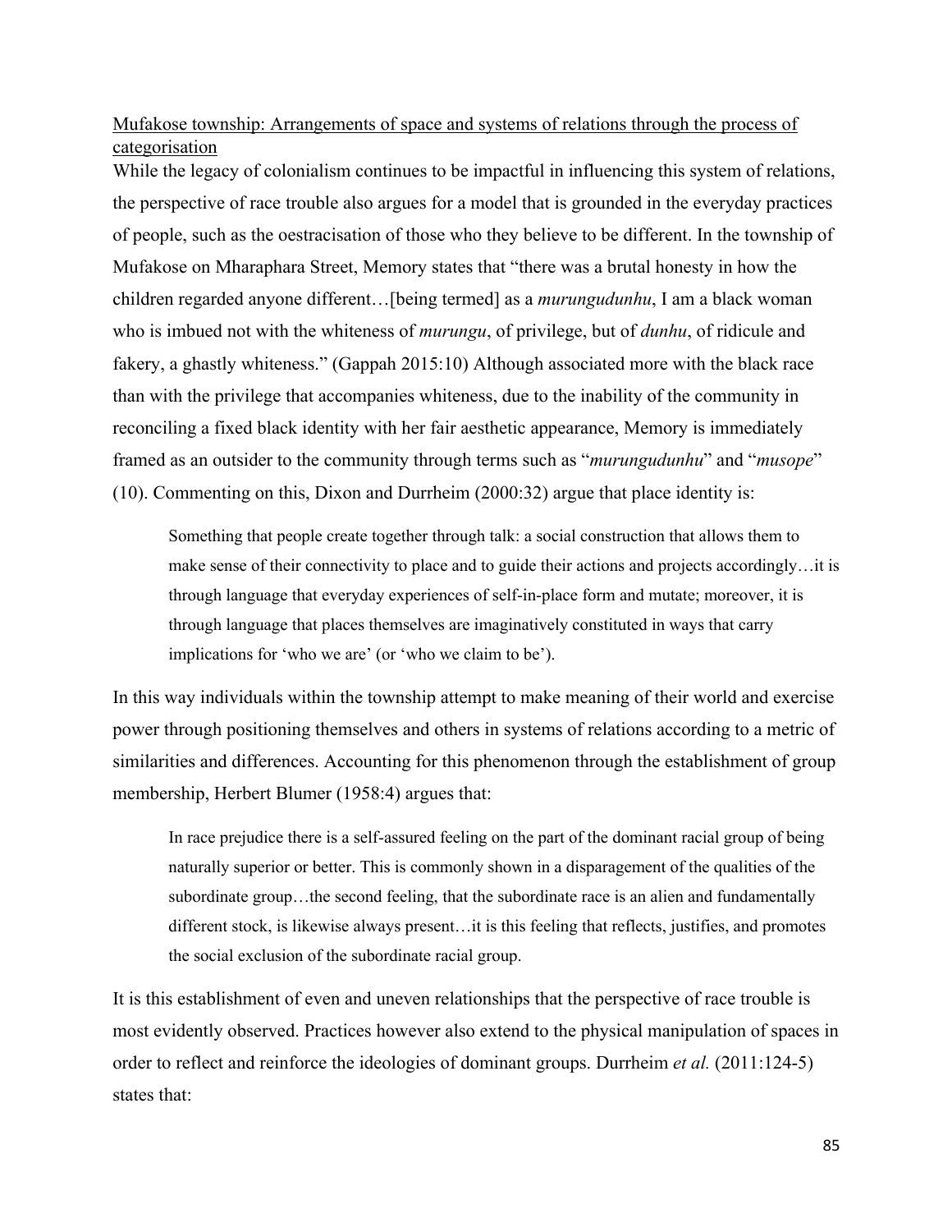Mufakose township: Arrangements of space and systems of relations through the process of categorisation

While the legacy of colonialism continues to be impactful in influencing this system of relations, the perspective of race trouble also argues for a model that is grounded in the everyday practices of people, such as the oestracisation of those who they believe to be different. In the township of Mufakose on Mharaphara Street, Memory states that "there was a brutal honesty in how the children regarded anyone different…[being termed] as a *murungudunhu*, I am a black woman who is imbued not with the whiteness of *murungu*, of privilege, but of *dunhu*, of ridicule and fakery, a ghastly whiteness." (Gappah 2015:10) Although associated more with the black race than with the privilege that accompanies whiteness, due to the inability of the community in reconciling a fixed black identity with her fair aesthetic appearance, Memory is immediately framed as an outsider to the community through terms such as "*murungudunhu*" and "*musope*" (10). Commenting on this, Dixon and Durrheim (2000:32) argue that place identity is:

> Something that people create together through talk: a social construction that allows them to make sense of their connectivity to place and to guide their actions and projects accordingly…it is through language that everyday experiences of self-in-place form and mutate; moreover, it is through language that places themselves are imaginatively constituted in ways that carry implications for 'who we are' (or 'who we claim to be').

In this way individuals within the township attempt to make meaning of their world and exercise power through positioning themselves and others in systems of relations according to a metric of similarities and differences. Accounting for this phenomenon through the establishment of group membership, Herbert Blumer (1958:4) argues that:

> In race prejudice there is a self-assured feeling on the part of the dominant racial group of being naturally superior or better. This is commonly shown in a disparagement of the qualities of the subordinate group…the second feeling, that the subordinate race is an alien and fundamentally different stock, is likewise always present…it is this feeling that reflects, justifies, and promotes the social exclusion of the subordinate racial group.

It is this establishment of even and uneven relationships that the perspective of race trouble is most evidently observed. Practices however also extend to the physical manipulation of spaces in order to reflect and reinforce the ideologies of dominant groups. Durrheim *et al.* (2011:124-5) states that: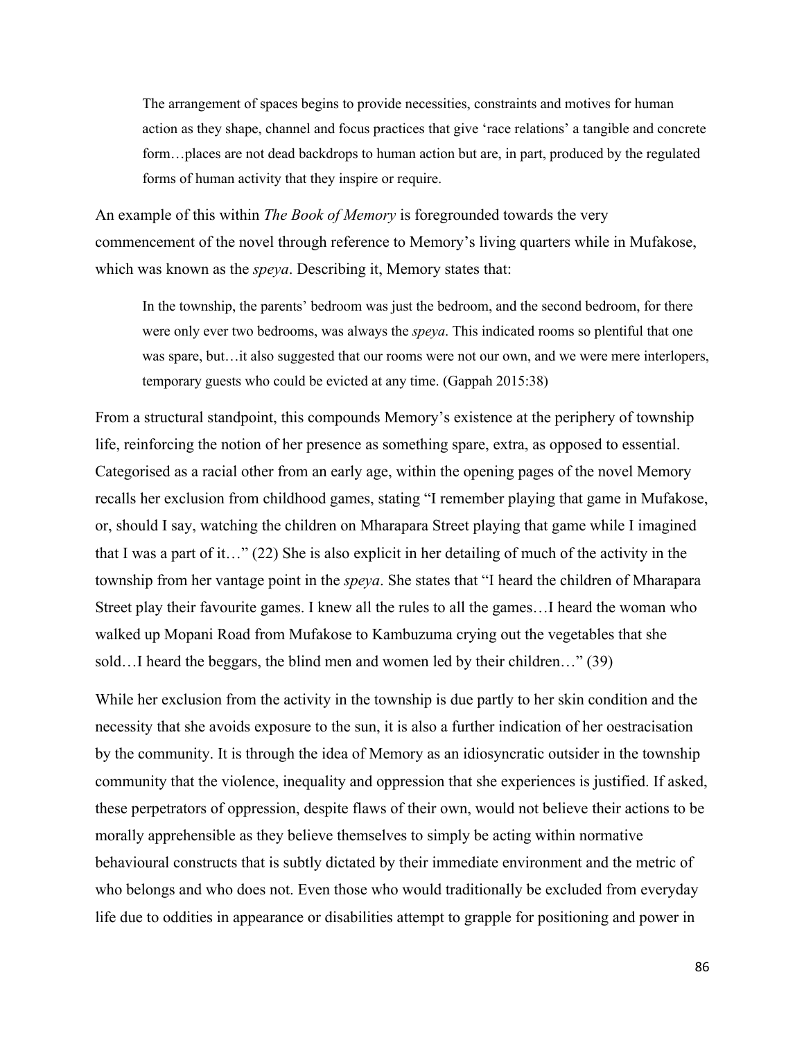> The arrangement of spaces begins to provide necessities, constraints and motives for human action as they shape, channel and focus practices that give 'race relations' a tangible and concrete form…places are not dead backdrops to human action but are, in part, produced by the regulated forms of human activity that they inspire or require.

An example of this within *The Book of Memory* is foregrounded towards the very commencement of the novel through reference to Memory's living quarters while in Mufakose, which was known as the *speya*. Describing it, Memory states that:

> In the township, the parents' bedroom was just the bedroom, and the second bedroom, for there were only ever two bedrooms, was always the *speya*. This indicated rooms so plentiful that one was spare, but…it also suggested that our rooms were not our own, and we were mere interlopers, temporary guests who could be evicted at any time. (Gappah 2015:38)

From a structural standpoint, this compounds Memory's existence at the periphery of township life, reinforcing the notion of her presence as something spare, extra, as opposed to essential. Categorised as a racial other from an early age, within the opening pages of the novel Memory recalls her exclusion from childhood games, stating "I remember playing that game in Mufakose, or, should I say, watching the children on Mharapara Street playing that game while I imagined that I was a part of it…" (22) She is also explicit in her detailing of much of the activity in the township from her vantage point in the *speya*. She states that "I heard the children of Mharapara Street play their favourite games. I knew all the rules to all the games…I heard the woman who walked up Mopani Road from Mufakose to Kambuzuma crying out the vegetables that she sold…I heard the beggars, the blind men and women led by their children…" (39)

While her exclusion from the activity in the township is due partly to her skin condition and the necessity that she avoids exposure to the sun, it is also a further indication of her oestracisation by the community. It is through the idea of Memory as an idiosyncratic outsider in the township community that the violence, inequality and oppression that she experiences is justified. If asked, these perpetrators of oppression, despite flaws of their own, would not believe their actions to be morally apprehensible as they believe themselves to simply be acting within normative behavioural constructs that is subtly dictated by their immediate environment and the metric of who belongs and who does not. Even those who would traditionally be excluded from everyday life due to oddities in appearance or disabilities attempt to grapple for positioning and power in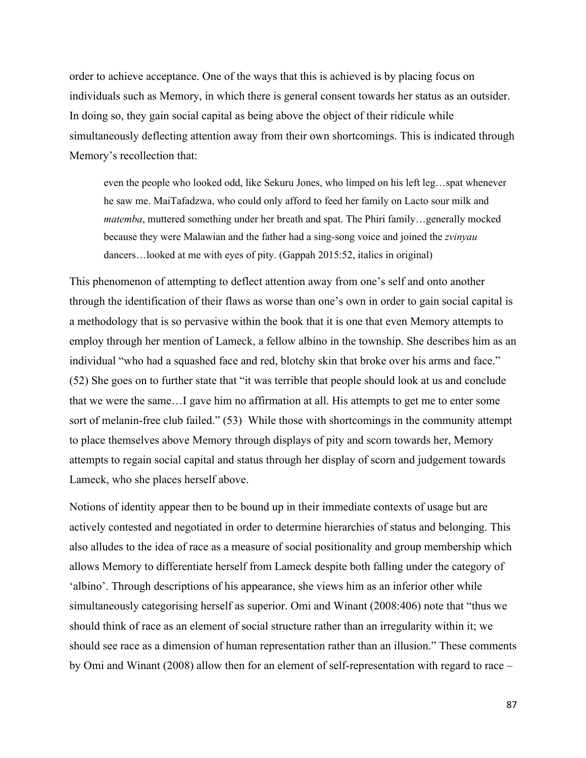order to achieve acceptance. One of the ways that this is achieved is by placing focus on individuals such as Memory, in which there is general consent towards her status as an outsider. In doing so, they gain social capital as being above the object of their ridicule while simultaneously deflecting attention away from their own shortcomings. This is indicated through Memory's recollection that:

> even the people who looked odd, like Sekuru Jones, who limped on his left leg…spat whenever he saw me. MaiTafadzwa, who could only afford to feed her family on Lacto sour milk and *matemba*, muttered something under her breath and spat. The Phiri family…generally mocked because they were Malawian and the father had a sing-song voice and joined the *zvinyau* dancers…looked at me with eyes of pity. (Gappah 2015:52, italics in original)

This phenomenon of attempting to deflect attention away from one's self and onto another through the identification of their flaws as worse than one's own in order to gain social capital is a methodology that is so pervasive within the book that it is one that even Memory attempts to employ through her mention of Lameck, a fellow albino in the township. She describes him as an individual "who had a squashed face and red, blotchy skin that broke over his arms and face." (52) She goes on to further state that "it was terrible that people should look at us and conclude that we were the same…I gave him no affirmation at all. His attempts to get me to enter some sort of melanin-free club failed." (53) While those with shortcomings in the community attempt to place themselves above Memory through displays of pity and scorn towards her, Memory attempts to regain social capital and status through her display of scorn and judgement towards Lameck, who she places herself above.

Notions of identity appear then to be bound up in their immediate contexts of usage but are actively contested and negotiated in order to determine hierarchies of status and belonging. This also alludes to the idea of race as a measure of social positionality and group membership which allows Memory to differentiate herself from Lameck despite both falling under the category of 'albino'. Through descriptions of his appearance, she views him as an inferior other while simultaneously categorising herself as superior. Omi and Winant (2008:406) note that "thus we should think of race as an element of social structure rather than an irregularity within it; we should see race as a dimension of human representation rather than an illusion." These comments by Omi and Winant (2008) allow then for an element of self-representation with regard to race –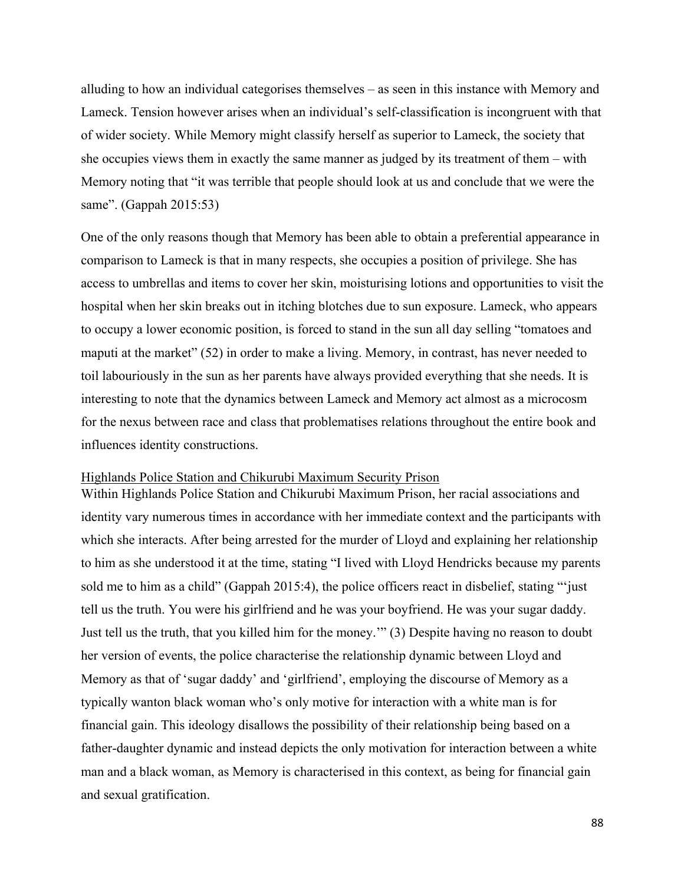alluding to how an individual categorises themselves – as seen in this instance with Memory and Lameck. Tension however arises when an individual's self-classification is incongruent with that of wider society. While Memory might classify herself as superior to Lameck, the society that she occupies views them in exactly the same manner as judged by its treatment of them – with Memory noting that "it was terrible that people should look at us and conclude that we were the same". (Gappah 2015:53)

One of the only reasons though that Memory has been able to obtain a preferential appearance in comparison to Lameck is that in many respects, she occupies a position of privilege. She has access to umbrellas and items to cover her skin, moisturising lotions and opportunities to visit the hospital when her skin breaks out in itching blotches due to sun exposure. Lameck, who appears to occupy a lower economic position, is forced to stand in the sun all day selling "tomatoes and maputi at the market" (52) in order to make a living. Memory, in contrast, has never needed to toil labouriously in the sun as her parents have always provided everything that she needs. It is interesting to note that the dynamics between Lameck and Memory act almost as a microcosm for the nexus between race and class that problematises relations throughout the entire book and influences identity constructions.

<u>Highlands Police Station and Chikurubi Maximum Security Prison</u>

Within Highlands Police Station and Chikurubi Maximum Prison, her racial associations and identity vary numerous times in accordance with her immediate context and the participants with which she interacts. After being arrested for the murder of Lloyd and explaining her relationship to him as she understood it at the time, stating "I lived with Lloyd Hendricks because my parents sold me to him as a child" (Gappah 2015:4), the police officers react in disbelief, stating "'just tell us the truth. You were his girlfriend and he was your boyfriend. He was your sugar daddy. Just tell us the truth, that you killed him for the money.'" (3) Despite having no reason to doubt her version of events, the police characterise the relationship dynamic between Lloyd and Memory as that of 'sugar daddy' and 'girlfriend', employing the discourse of Memory as a typically wanton black woman who's only motive for interaction with a white man is for financial gain. This ideology disallows the possibility of their relationship being based on a father-daughter dynamic and instead depicts the only motivation for interaction between a white man and a black woman, as Memory is characterised in this context, as being for financial gain and sexual gratification.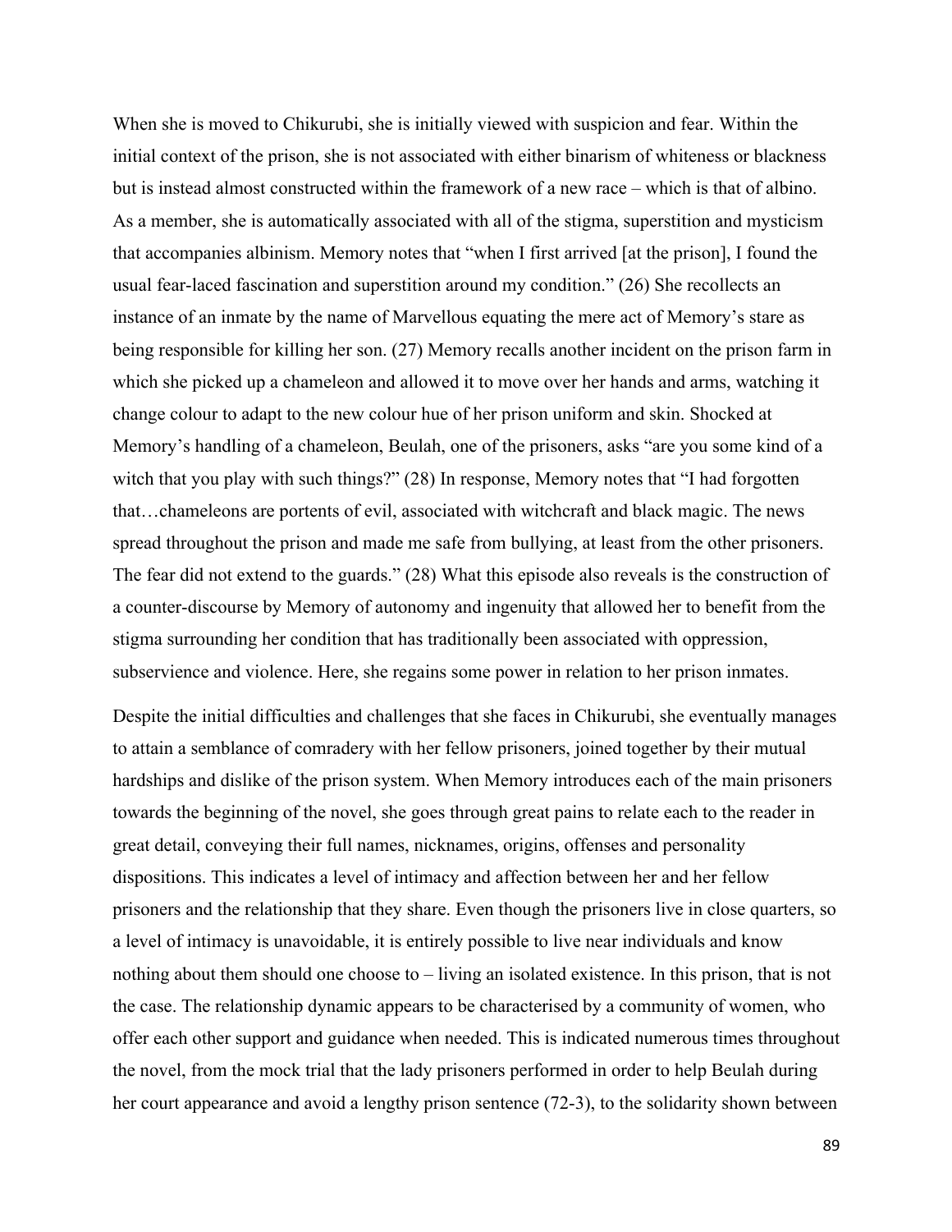When she is moved to Chikurubi, she is initially viewed with suspicion and fear. Within the initial context of the prison, she is not associated with either binarism of whiteness or blackness but is instead almost constructed within the framework of a new race – which is that of albino. As a member, she is automatically associated with all of the stigma, superstition and mysticism that accompanies albinism. Memory notes that "when I first arrived [at the prison], I found the usual fear-laced fascination and superstition around my condition." (26) She recollects an instance of an inmate by the name of Marvellous equating the mere act of Memory's stare as being responsible for killing her son. (27) Memory recalls another incident on the prison farm in which she picked up a chameleon and allowed it to move over her hands and arms, watching it change colour to adapt to the new colour hue of her prison uniform and skin. Shocked at Memory's handling of a chameleon, Beulah, one of the prisoners, asks "are you some kind of a witch that you play with such things?" (28) In response, Memory notes that "I had forgotten that…chameleons are portents of evil, associated with witchcraft and black magic. The news spread throughout the prison and made me safe from bullying, at least from the other prisoners. The fear did not extend to the guards." (28) What this episode also reveals is the construction of a counter-discourse by Memory of autonomy and ingenuity that allowed her to benefit from the stigma surrounding her condition that has traditionally been associated with oppression, subservience and violence. Here, she regains some power in relation to her prison inmates.

Despite the initial difficulties and challenges that she faces in Chikurubi, she eventually manages to attain a semblance of comradery with her fellow prisoners, joined together by their mutual hardships and dislike of the prison system. When Memory introduces each of the main prisoners towards the beginning of the novel, she goes through great pains to relate each to the reader in great detail, conveying their full names, nicknames, origins, offenses and personality dispositions. This indicates a level of intimacy and affection between her and her fellow prisoners and the relationship that they share. Even though the prisoners live in close quarters, so a level of intimacy is unavoidable, it is entirely possible to live near individuals and know nothing about them should one choose to – living an isolated existence. In this prison, that is not the case. The relationship dynamic appears to be characterised by a community of women, who offer each other support and guidance when needed. This is indicated numerous times throughout the novel, from the mock trial that the lady prisoners performed in order to help Beulah during her court appearance and avoid a lengthy prison sentence (72-3), to the solidarity shown between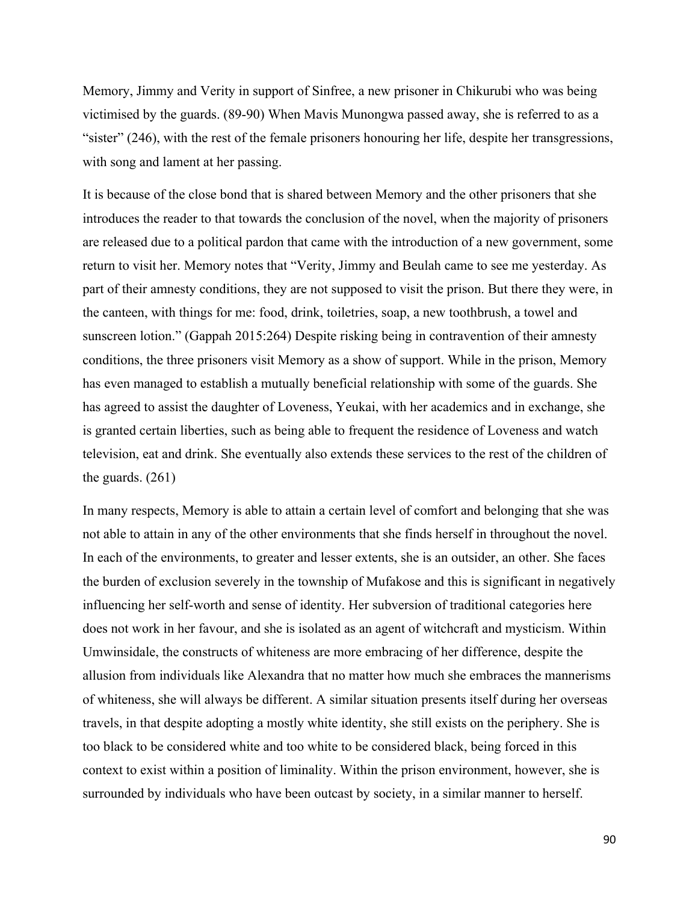Memory, Jimmy and Verity in support of Sinfree, a new prisoner in Chikurubi who was being victimised by the guards. (89-90) When Mavis Munongwa passed away, she is referred to as a "sister" (246), with the rest of the female prisoners honouring her life, despite her transgressions, with song and lament at her passing.

It is because of the close bond that is shared between Memory and the other prisoners that she introduces the reader to that towards the conclusion of the novel, when the majority of prisoners are released due to a political pardon that came with the introduction of a new government, some return to visit her. Memory notes that "Verity, Jimmy and Beulah came to see me yesterday. As part of their amnesty conditions, they are not supposed to visit the prison. But there they were, in the canteen, with things for me: food, drink, toiletries, soap, a new toothbrush, a towel and sunscreen lotion." (Gappah 2015:264) Despite risking being in contravention of their amnesty conditions, the three prisoners visit Memory as a show of support. While in the prison, Memory has even managed to establish a mutually beneficial relationship with some of the guards. She has agreed to assist the daughter of Loveness, Yeukai, with her academics and in exchange, she is granted certain liberties, such as being able to frequent the residence of Loveness and watch television, eat and drink. She eventually also extends these services to the rest of the children of the guards. (261)

In many respects, Memory is able to attain a certain level of comfort and belonging that she was not able to attain in any of the other environments that she finds herself in throughout the novel. In each of the environments, to greater and lesser extents, she is an outsider, an other. She faces the burden of exclusion severely in the township of Mufakose and this is significant in negatively influencing her self-worth and sense of identity. Her subversion of traditional categories here does not work in her favour, and she is isolated as an agent of witchcraft and mysticism. Within Umwinsidale, the constructs of whiteness are more embracing of her difference, despite the allusion from individuals like Alexandra that no matter how much she embraces the mannerisms of whiteness, she will always be different. A similar situation presents itself during her overseas travels, in that despite adopting a mostly white identity, she still exists on the periphery. She is too black to be considered white and too white to be considered black, being forced in this context to exist within a position of liminality. Within the prison environment, however, she is surrounded by individuals who have been outcast by society, in a similar manner to herself.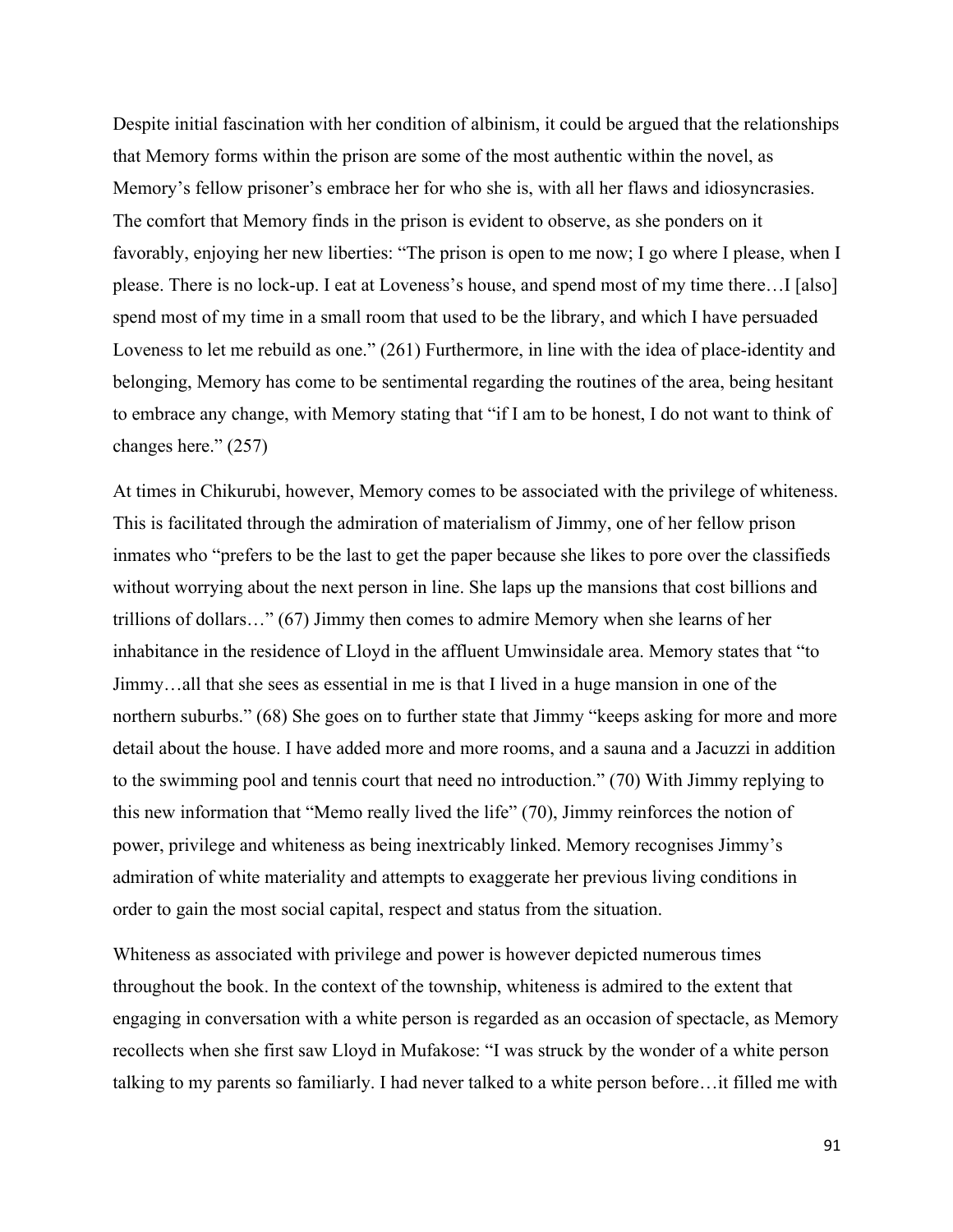Despite initial fascination with her condition of albinism, it could be argued that the relationships that Memory forms within the prison are some of the most authentic within the novel, as Memory's fellow prisoner's embrace her for who she is, with all her flaws and idiosyncrasies. The comfort that Memory finds in the prison is evident to observe, as she ponders on it favorably, enjoying her new liberties: "The prison is open to me now; I go where I please, when I please. There is no lock-up. I eat at Loveness's house, and spend most of my time there…I [also] spend most of my time in a small room that used to be the library, and which I have persuaded Loveness to let me rebuild as one." (261) Furthermore, in line with the idea of place-identity and belonging, Memory has come to be sentimental regarding the routines of the area, being hesitant to embrace any change, with Memory stating that "if I am to be honest, I do not want to think of changes here." (257)

At times in Chikurubi, however, Memory comes to be associated with the privilege of whiteness. This is facilitated through the admiration of materialism of Jimmy, one of her fellow prison inmates who "prefers to be the last to get the paper because she likes to pore over the classifieds without worrying about the next person in line. She laps up the mansions that cost billions and trillions of dollars…" (67) Jimmy then comes to admire Memory when she learns of her inhabitance in the residence of Lloyd in the affluent Umwinsidale area. Memory states that "to Jimmy…all that she sees as essential in me is that I lived in a huge mansion in one of the northern suburbs." (68) She goes on to further state that Jimmy "keeps asking for more and more detail about the house. I have added more and more rooms, and a sauna and a Jacuzzi in addition to the swimming pool and tennis court that need no introduction." (70) With Jimmy replying to this new information that "Memo really lived the life" (70), Jimmy reinforces the notion of power, privilege and whiteness as being inextricably linked. Memory recognises Jimmy's admiration of white materiality and attempts to exaggerate her previous living conditions in order to gain the most social capital, respect and status from the situation.

Whiteness as associated with privilege and power is however depicted numerous times throughout the book. In the context of the township, whiteness is admired to the extent that engaging in conversation with a white person is regarded as an occasion of spectacle, as Memory recollects when she first saw Lloyd in Mufakose: "I was struck by the wonder of a white person talking to my parents so familiarly. I had never talked to a white person before…it filled me with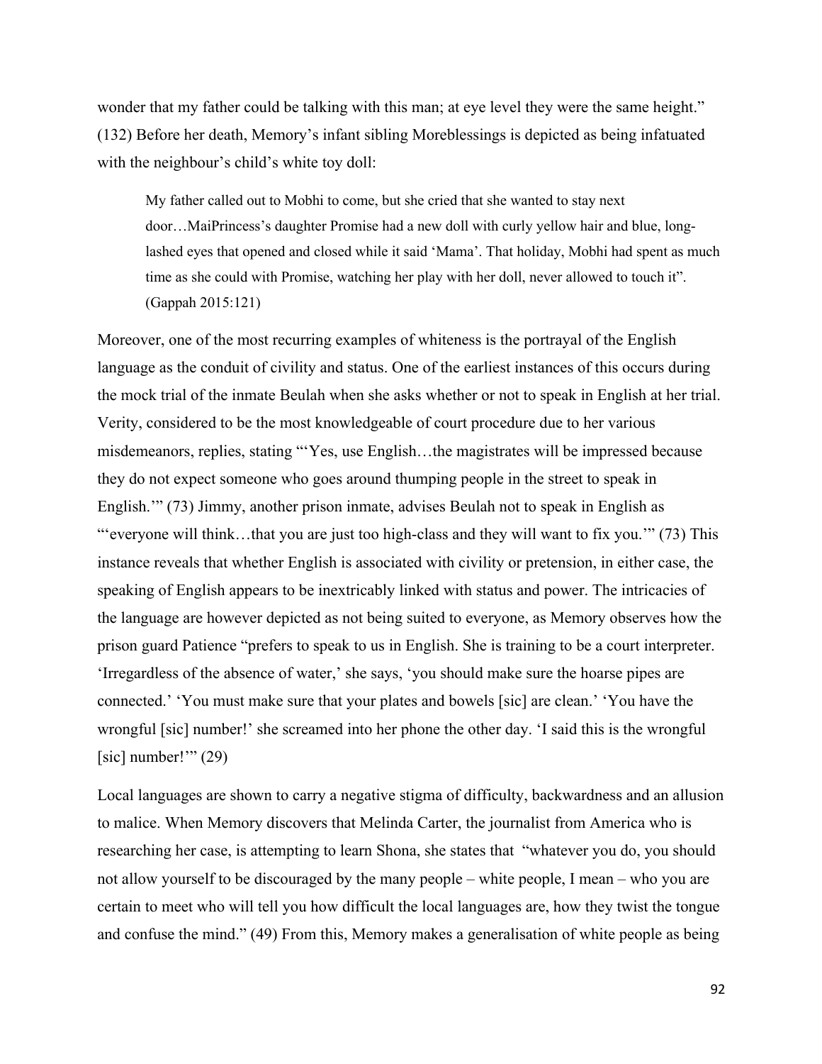wonder that my father could be talking with this man; at eye level they were the same height." (132) Before her death, Memory's infant sibling Moreblessings is depicted as being infatuated with the neighbour's child's white toy doll:

> My father called out to Mobhi to come, but she cried that she wanted to stay next door…MaiPrincess's daughter Promise had a new doll with curly yellow hair and blue, long-lashed eyes that opened and closed while it said 'Mama'. That holiday, Mobhi had spent as much time as she could with Promise, watching her play with her doll, never allowed to touch it". (Gappah 2015:121)

Moreover, one of the most recurring examples of whiteness is the portrayal of the English language as the conduit of civility and status. One of the earliest instances of this occurs during the mock trial of the inmate Beulah when she asks whether or not to speak in English at her trial. Verity, considered to be the most knowledgeable of court procedure due to her various misdemeanors, replies, stating "'Yes, use English…the magistrates will be impressed because they do not expect someone who goes around thumping people in the street to speak in English.'" (73) Jimmy, another prison inmate, advises Beulah not to speak in English as "'everyone will think…that you are just too high-class and they will want to fix you.'" (73) This instance reveals that whether English is associated with civility or pretension, in either case, the speaking of English appears to be inextricably linked with status and power. The intricacies of the language are however depicted as not being suited to everyone, as Memory observes how the prison guard Patience "prefers to speak to us in English. She is training to be a court interpreter. 'Irregardless of the absence of water,' she says, 'you should make sure the hoarse pipes are connected.' 'You must make sure that your plates and bowels [sic] are clean.' 'You have the wrongful [sic] number!' she screamed into her phone the other day. 'I said this is the wrongful [sic] number!'" (29)

Local languages are shown to carry a negative stigma of difficulty, backwardness and an allusion to malice. When Memory discovers that Melinda Carter, the journalist from America who is researching her case, is attempting to learn Shona, she states that "whatever you do, you should not allow yourself to be discouraged by the many people – white people, I mean – who you are certain to meet who will tell you how difficult the local languages are, how they twist the tongue and confuse the mind." (49) From this, Memory makes a generalisation of white people as being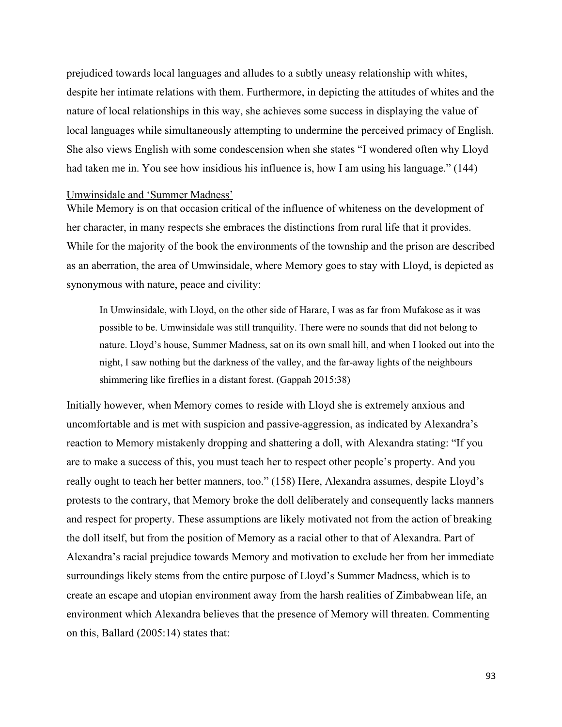prejudiced towards local languages and alludes to a subtly uneasy relationship with whites, despite her intimate relations with them. Furthermore, in depicting the attitudes of whites and the nature of local relationships in this way, she achieves some success in displaying the value of local languages while simultaneously attempting to undermine the perceived primacy of English. She also views English with some condescension when she states "I wondered often why Lloyd had taken me in. You see how insidious his influence is, how I am using his language." (144)

### Umwinsidale and 'Summer Madness'

While Memory is on that occasion critical of the influence of whiteness on the development of her character, in many respects she embraces the distinctions from rural life that it provides. While for the majority of the book the environments of the township and the prison are described as an aberration, the area of Umwinsidale, where Memory goes to stay with Lloyd, is depicted as synonymous with nature, peace and civility:

> In Umwinsidale, with Lloyd, on the other side of Harare, I was as far from Mufakose as it was possible to be. Umwinsidale was still tranquility. There were no sounds that did not belong to nature. Lloyd's house, Summer Madness, sat on its own small hill, and when I looked out into the night, I saw nothing but the darkness of the valley, and the far-away lights of the neighbours shimmering like fireflies in a distant forest. (Gappah 2015:38)

Initially however, when Memory comes to reside with Lloyd she is extremely anxious and uncomfortable and is met with suspicion and passive-aggression, as indicated by Alexandra's reaction to Memory mistakenly dropping and shattering a doll, with Alexandra stating: "If you are to make a success of this, you must teach her to respect other people's property. And you really ought to teach her better manners, too." (158) Here, Alexandra assumes, despite Lloyd's protests to the contrary, that Memory broke the doll deliberately and consequently lacks manners and respect for property. These assumptions are likely motivated not from the action of breaking the doll itself, but from the position of Memory as a racial other to that of Alexandra. Part of Alexandra's racial prejudice towards Memory and motivation to exclude her from her immediate surroundings likely stems from the entire purpose of Lloyd's Summer Madness, which is to create an escape and utopian environment away from the harsh realities of Zimbabwean life, an environment which Alexandra believes that the presence of Memory will threaten. Commenting on this, Ballard (2005:14) states that: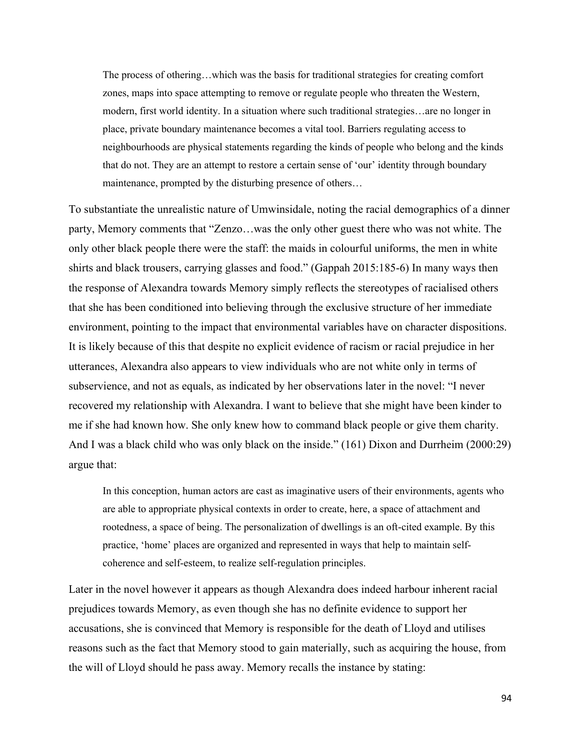> The process of othering…which was the basis for traditional strategies for creating comfort zones, maps into space attempting to remove or regulate people who threaten the Western, modern, first world identity. In a situation where such traditional strategies…are no longer in place, private boundary maintenance becomes a vital tool. Barriers regulating access to neighbourhoods are physical statements regarding the kinds of people who belong and the kinds that do not. They are an attempt to restore a certain sense of 'our' identity through boundary maintenance, prompted by the disturbing presence of others…

To substantiate the unrealistic nature of Umwinsidale, noting the racial demographics of a dinner party, Memory comments that "Zenzo…was the only other guest there who was not white. The only other black people there were the staff: the maids in colourful uniforms, the men in white shirts and black trousers, carrying glasses and food." (Gappah 2015:185-6) In many ways then the response of Alexandra towards Memory simply reflects the stereotypes of racialised others that she has been conditioned into believing through the exclusive structure of her immediate environment, pointing to the impact that environmental variables have on character dispositions. It is likely because of this that despite no explicit evidence of racism or racial prejudice in her utterances, Alexandra also appears to view individuals who are not white only in terms of subservience, and not as equals, as indicated by her observations later in the novel: "I never recovered my relationship with Alexandra. I want to believe that she might have been kinder to me if she had known how. She only knew how to command black people or give them charity. And I was a black child who was only black on the inside." (161) Dixon and Durrheim (2000:29) argue that:

> In this conception, human actors are cast as imaginative users of their environments, agents who are able to appropriate physical contexts in order to create, here, a space of attachment and rootedness, a space of being. The personalization of dwellings is an oft-cited example. By this practice, 'home' places are organized and represented in ways that help to maintain self-coherence and self-esteem, to realize self-regulation principles.

Later in the novel however it appears as though Alexandra does indeed harbour inherent racial prejudices towards Memory, as even though she has no definite evidence to support her accusations, she is convinced that Memory is responsible for the death of Lloyd and utilises reasons such as the fact that Memory stood to gain materially, such as acquiring the house, from the will of Lloyd should he pass away. Memory recalls the instance by stating: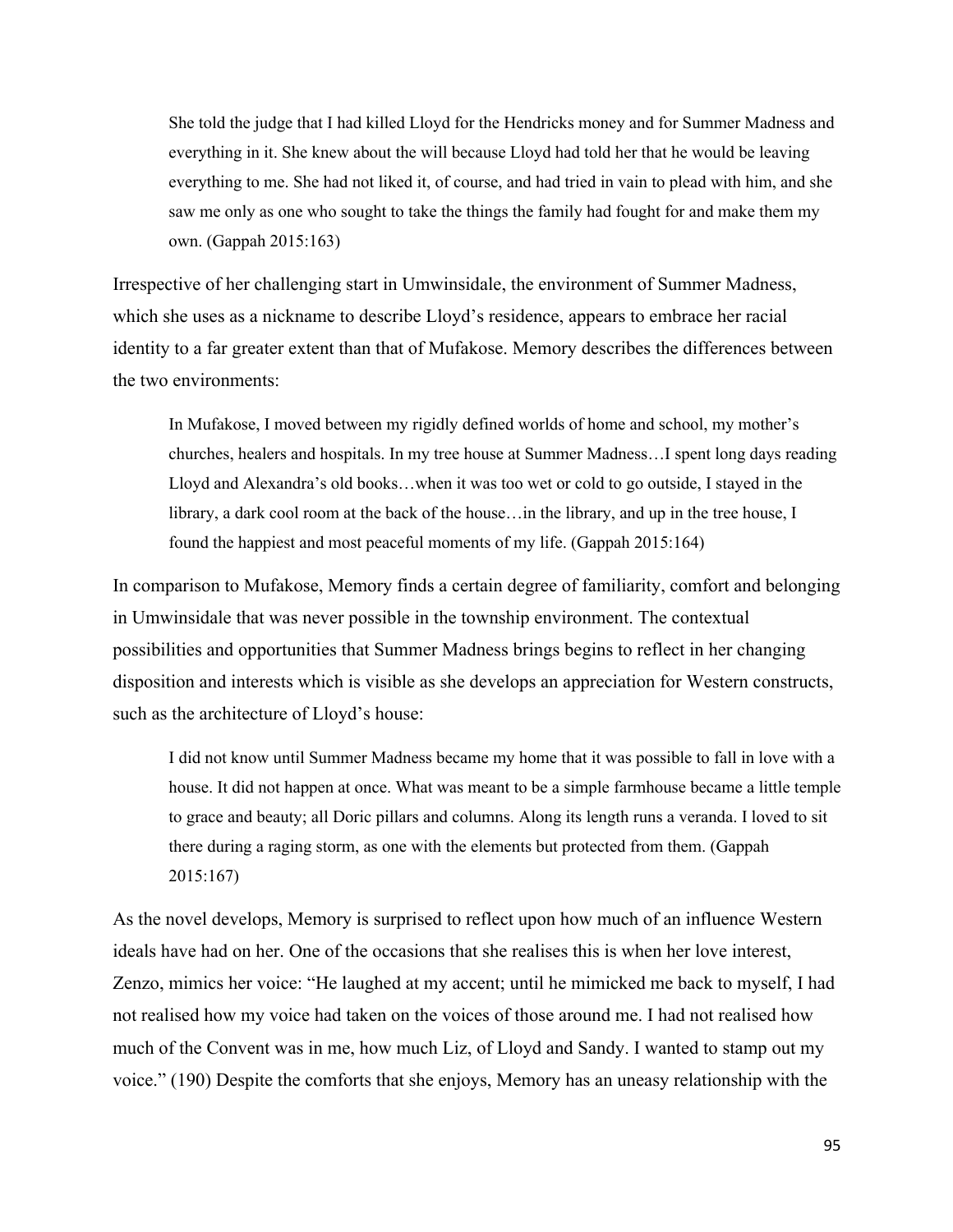> She told the judge that I had killed Lloyd for the Hendricks money and for Summer Madness and everything in it. She knew about the will because Lloyd had told her that he would be leaving everything to me. She had not liked it, of course, and had tried in vain to plead with him, and she saw me only as one who sought to take the things the family had fought for and make them my own. (Gappah 2015:163)

Irrespective of her challenging start in Umwinsidale, the environment of Summer Madness, which she uses as a nickname to describe Lloyd's residence, appears to embrace her racial identity to a far greater extent than that of Mufakose. Memory describes the differences between the two environments:

> In Mufakose, I moved between my rigidly defined worlds of home and school, my mother's churches, healers and hospitals. In my tree house at Summer Madness…I spent long days reading Lloyd and Alexandra's old books…when it was too wet or cold to go outside, I stayed in the library, a dark cool room at the back of the house…in the library, and up in the tree house, I found the happiest and most peaceful moments of my life. (Gappah 2015:164)

In comparison to Mufakose, Memory finds a certain degree of familiarity, comfort and belonging in Umwinsidale that was never possible in the township environment. The contextual possibilities and opportunities that Summer Madness brings begins to reflect in her changing disposition and interests which is visible as she develops an appreciation for Western constructs, such as the architecture of Lloyd's house:

> I did not know until Summer Madness became my home that it was possible to fall in love with a house. It did not happen at once. What was meant to be a simple farmhouse became a little temple to grace and beauty; all Doric pillars and columns. Along its length runs a veranda. I loved to sit there during a raging storm, as one with the elements but protected from them. (Gappah 2015:167)

As the novel develops, Memory is surprised to reflect upon how much of an influence Western ideals have had on her. One of the occasions that she realises this is when her love interest, Zenzo, mimics her voice: "He laughed at my accent; until he mimicked me back to myself, I had not realised how my voice had taken on the voices of those around me. I had not realised how much of the Convent was in me, how much Liz, of Lloyd and Sandy. I wanted to stamp out my voice." (190) Despite the comforts that she enjoys, Memory has an uneasy relationship with the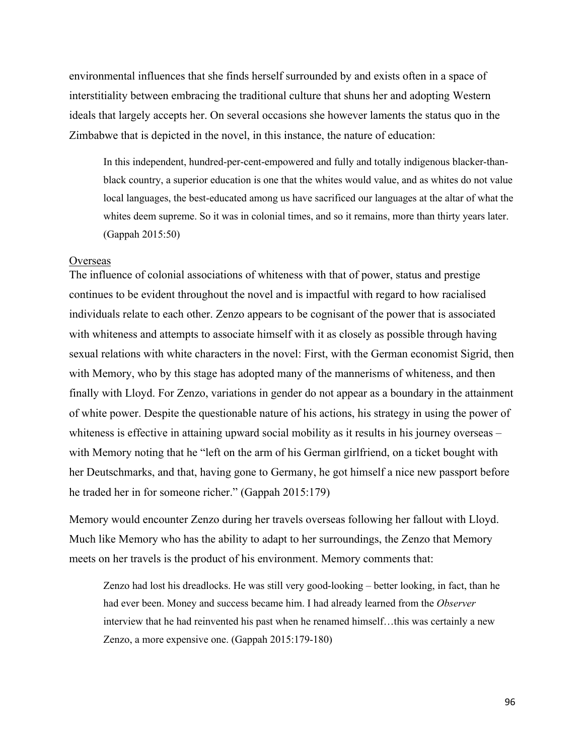environmental influences that she finds herself surrounded by and exists often in a space of interstitiality between embracing the traditional culture that shuns her and adopting Western ideals that largely accepts her. On several occasions she however laments the status quo in the Zimbabwe that is depicted in the novel, in this instance, the nature of education:

> In this independent, hundred-per-cent-empowered and fully and totally indigenous blacker-than-black country, a superior education is one that the whites would value, and as whites do not value local languages, the best-educated among us have sacrificed our languages at the altar of what the whites deem supreme. So it was in colonial times, and so it remains, more than thirty years later. (Gappah 2015:50)

<u>Overseas</u>

The influence of colonial associations of whiteness with that of power, status and prestige continues to be evident throughout the novel and is impactful with regard to how racialised individuals relate to each other. Zenzo appears to be cognisant of the power that is associated with whiteness and attempts to associate himself with it as closely as possible through having sexual relations with white characters in the novel: First, with the German economist Sigrid, then with Memory, who by this stage has adopted many of the mannerisms of whiteness, and then finally with Lloyd. For Zenzo, variations in gender do not appear as a boundary in the attainment of white power. Despite the questionable nature of his actions, his strategy in using the power of whiteness is effective in attaining upward social mobility as it results in his journey overseas – with Memory noting that he "left on the arm of his German girlfriend, on a ticket bought with her Deutschmarks, and that, having gone to Germany, he got himself a nice new passport before he traded her in for someone richer." (Gappah 2015:179)

Memory would encounter Zenzo during her travels overseas following her fallout with Lloyd. Much like Memory who has the ability to adapt to her surroundings, the Zenzo that Memory meets on her travels is the product of his environment. Memory comments that:

> Zenzo had lost his dreadlocks. He was still very good-looking – better looking, in fact, than he had ever been. Money and success became him. I had already learned from the *Observer* interview that he had reinvented his past when he renamed himself…this was certainly a new Zenzo, a more expensive one. (Gappah 2015:179-180)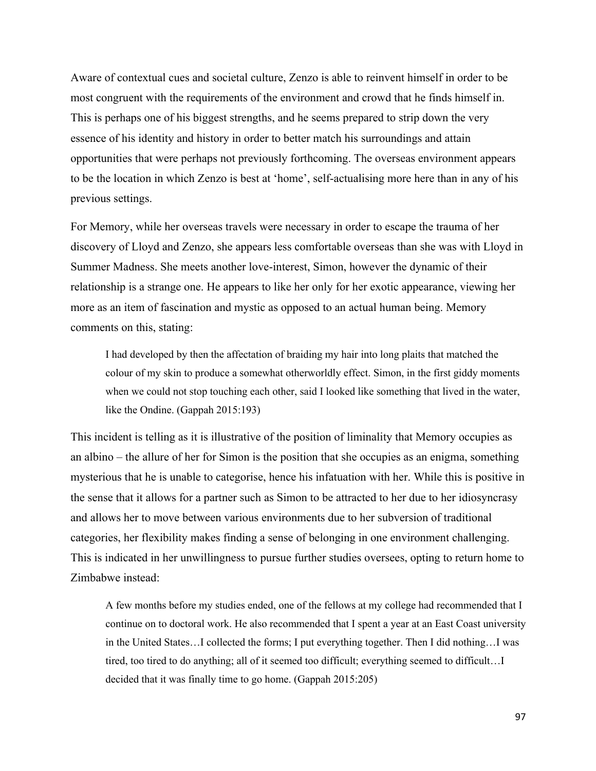Aware of contextual cues and societal culture, Zenzo is able to reinvent himself in order to be most congruent with the requirements of the environment and crowd that he finds himself in. This is perhaps one of his biggest strengths, and he seems prepared to strip down the very essence of his identity and history in order to better match his surroundings and attain opportunities that were perhaps not previously forthcoming. The overseas environment appears to be the location in which Zenzo is best at 'home', self-actualising more here than in any of his previous settings.

For Memory, while her overseas travels were necessary in order to escape the trauma of her discovery of Lloyd and Zenzo, she appears less comfortable overseas than she was with Lloyd in Summer Madness. She meets another love-interest, Simon, however the dynamic of their relationship is a strange one. He appears to like her only for her exotic appearance, viewing her more as an item of fascination and mystic as opposed to an actual human being. Memory comments on this, stating:

> I had developed by then the affectation of braiding my hair into long plaits that matched the colour of my skin to produce a somewhat otherworldly effect. Simon, in the first giddy moments when we could not stop touching each other, said I looked like something that lived in the water, like the Ondine. (Gappah 2015:193)

This incident is telling as it is illustrative of the position of liminality that Memory occupies as an albino – the allure of her for Simon is the position that she occupies as an enigma, something mysterious that he is unable to categorise, hence his infatuation with her. While this is positive in the sense that it allows for a partner such as Simon to be attracted to her due to her idiosyncrasy and allows her to move between various environments due to her subversion of traditional categories, her flexibility makes finding a sense of belonging in one environment challenging. This is indicated in her unwillingness to pursue further studies oversees, opting to return home to Zimbabwe instead:

> A few months before my studies ended, one of the fellows at my college had recommended that I continue on to doctoral work. He also recommended that I spent a year at an East Coast university in the United States…I collected the forms; I put everything together. Then I did nothing…I was tired, too tired to do anything; all of it seemed too difficult; everything seemed to difficult…I decided that it was finally time to go home. (Gappah 2015:205)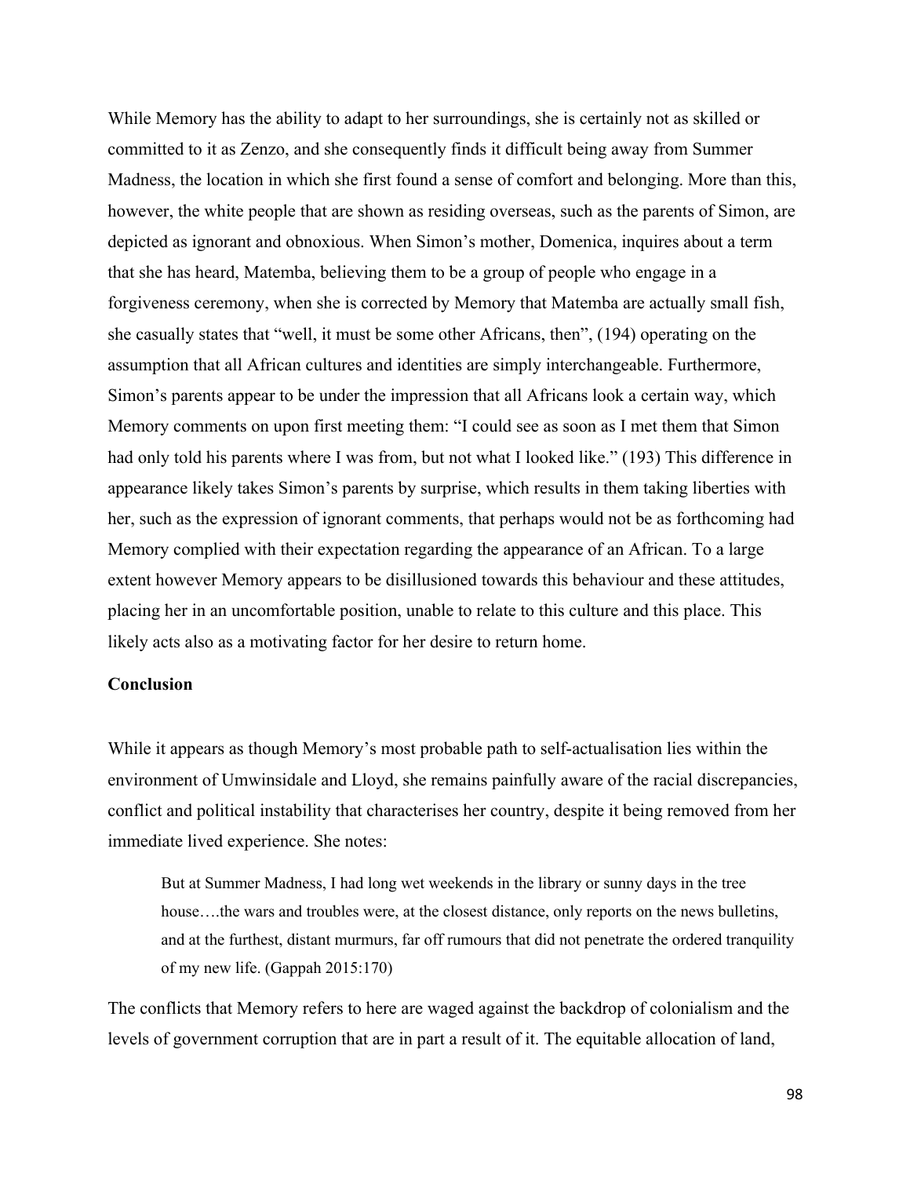While Memory has the ability to adapt to her surroundings, she is certainly not as skilled or committed to it as Zenzo, and she consequently finds it difficult being away from Summer Madness, the location in which she first found a sense of comfort and belonging. More than this, however, the white people that are shown as residing overseas, such as the parents of Simon, are depicted as ignorant and obnoxious. When Simon's mother, Domenica, inquires about a term that she has heard, Matemba, believing them to be a group of people who engage in a forgiveness ceremony, when she is corrected by Memory that Matemba are actually small fish, she casually states that "well, it must be some other Africans, then", (194) operating on the assumption that all African cultures and identities are simply interchangeable. Furthermore, Simon's parents appear to be under the impression that all Africans look a certain way, which Memory comments on upon first meeting them: "I could see as soon as I met them that Simon had only told his parents where I was from, but not what I looked like." (193) This difference in appearance likely takes Simon's parents by surprise, which results in them taking liberties with her, such as the expression of ignorant comments, that perhaps would not be as forthcoming had Memory complied with their expectation regarding the appearance of an African. To a large extent however Memory appears to be disillusioned towards this behaviour and these attitudes, placing her in an uncomfortable position, unable to relate to this culture and this place. This likely acts also as a motivating factor for her desire to return home.

**Conclusion**

While it appears as though Memory's most probable path to self-actualisation lies within the environment of Umwinsidale and Lloyd, she remains painfully aware of the racial discrepancies, conflict and political instability that characterises her country, despite it being removed from her immediate lived experience. She notes:

> But at Summer Madness, I had long wet weekends in the library or sunny days in the tree house….the wars and troubles were, at the closest distance, only reports on the news bulletins, and at the furthest, distant murmurs, far off rumours that did not penetrate the ordered tranquility of my new life. (Gappah 2015:170)

The conflicts that Memory refers to here are waged against the backdrop of colonialism and the levels of government corruption that are in part a result of it. The equitable allocation of land,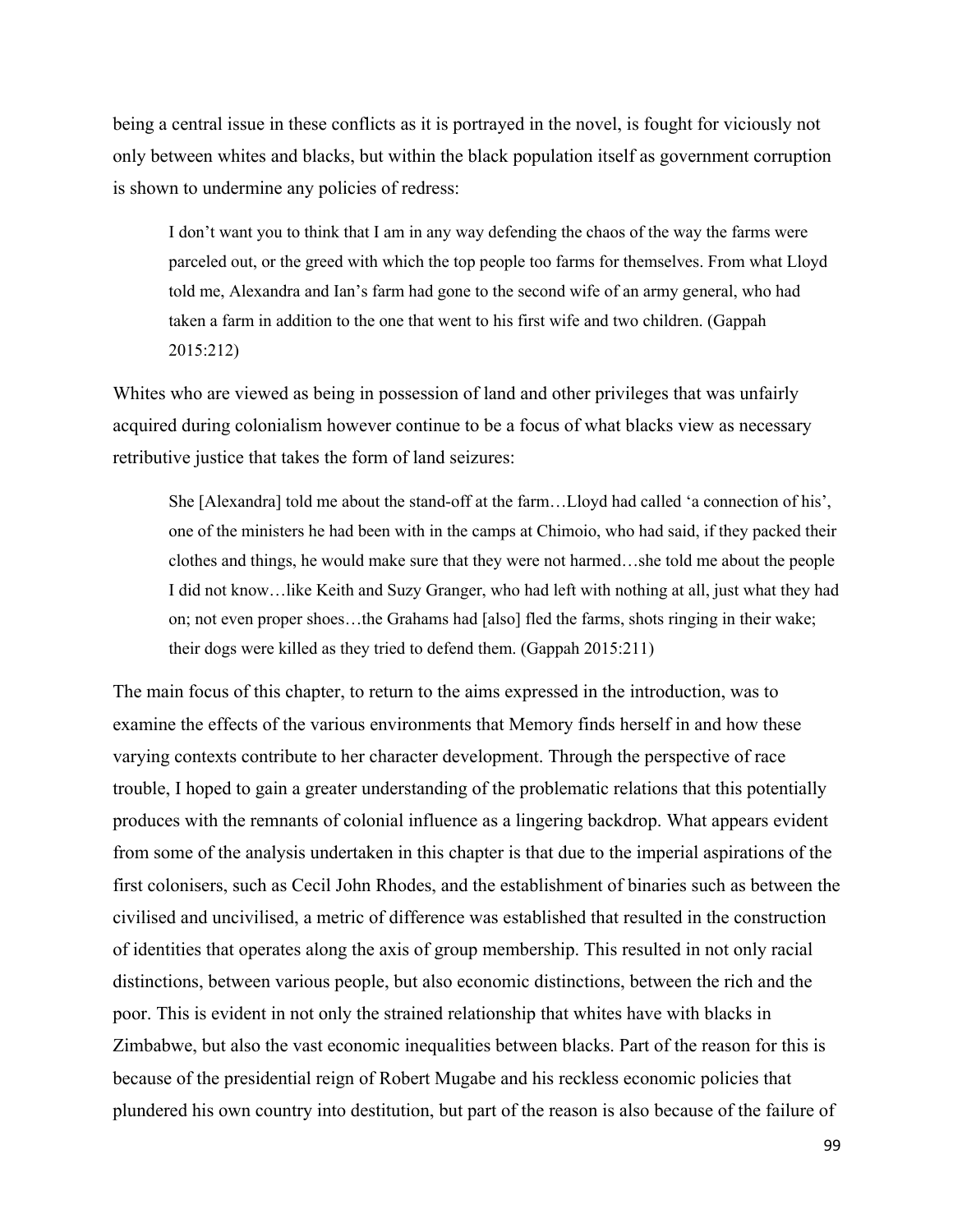being a central issue in these conflicts as it is portrayed in the novel, is fought for viciously not only between whites and blacks, but within the black population itself as government corruption is shown to undermine any policies of redress:

> I don't want you to think that I am in any way defending the chaos of the way the farms were parceled out, or the greed with which the top people too farms for themselves. From what Lloyd told me, Alexandra and Ian's farm had gone to the second wife of an army general, who had taken a farm in addition to the one that went to his first wife and two children. (Gappah 2015:212)

Whites who are viewed as being in possession of land and other privileges that was unfairly acquired during colonialism however continue to be a focus of what blacks view as necessary retributive justice that takes the form of land seizures:

> She [Alexandra] told me about the stand-off at the farm…Lloyd had called 'a connection of his', one of the ministers he had been with in the camps at Chimoio, who had said, if they packed their clothes and things, he would make sure that they were not harmed…she told me about the people I did not know…like Keith and Suzy Granger, who had left with nothing at all, just what they had on; not even proper shoes…the Grahams had [also] fled the farms, shots ringing in their wake; their dogs were killed as they tried to defend them. (Gappah 2015:211)

The main focus of this chapter, to return to the aims expressed in the introduction, was to examine the effects of the various environments that Memory finds herself in and how these varying contexts contribute to her character development. Through the perspective of race trouble, I hoped to gain a greater understanding of the problematic relations that this potentially produces with the remnants of colonial influence as a lingering backdrop. What appears evident from some of the analysis undertaken in this chapter is that due to the imperial aspirations of the first colonisers, such as Cecil John Rhodes, and the establishment of binaries such as between the civilised and uncivilised, a metric of difference was established that resulted in the construction of identities that operates along the axis of group membership. This resulted in not only racial distinctions, between various people, but also economic distinctions, between the rich and the poor. This is evident in not only the strained relationship that whites have with blacks in Zimbabwe, but also the vast economic inequalities between blacks. Part of the reason for this is because of the presidential reign of Robert Mugabe and his reckless economic policies that plundered his own country into destitution, but part of the reason is also because of the failure of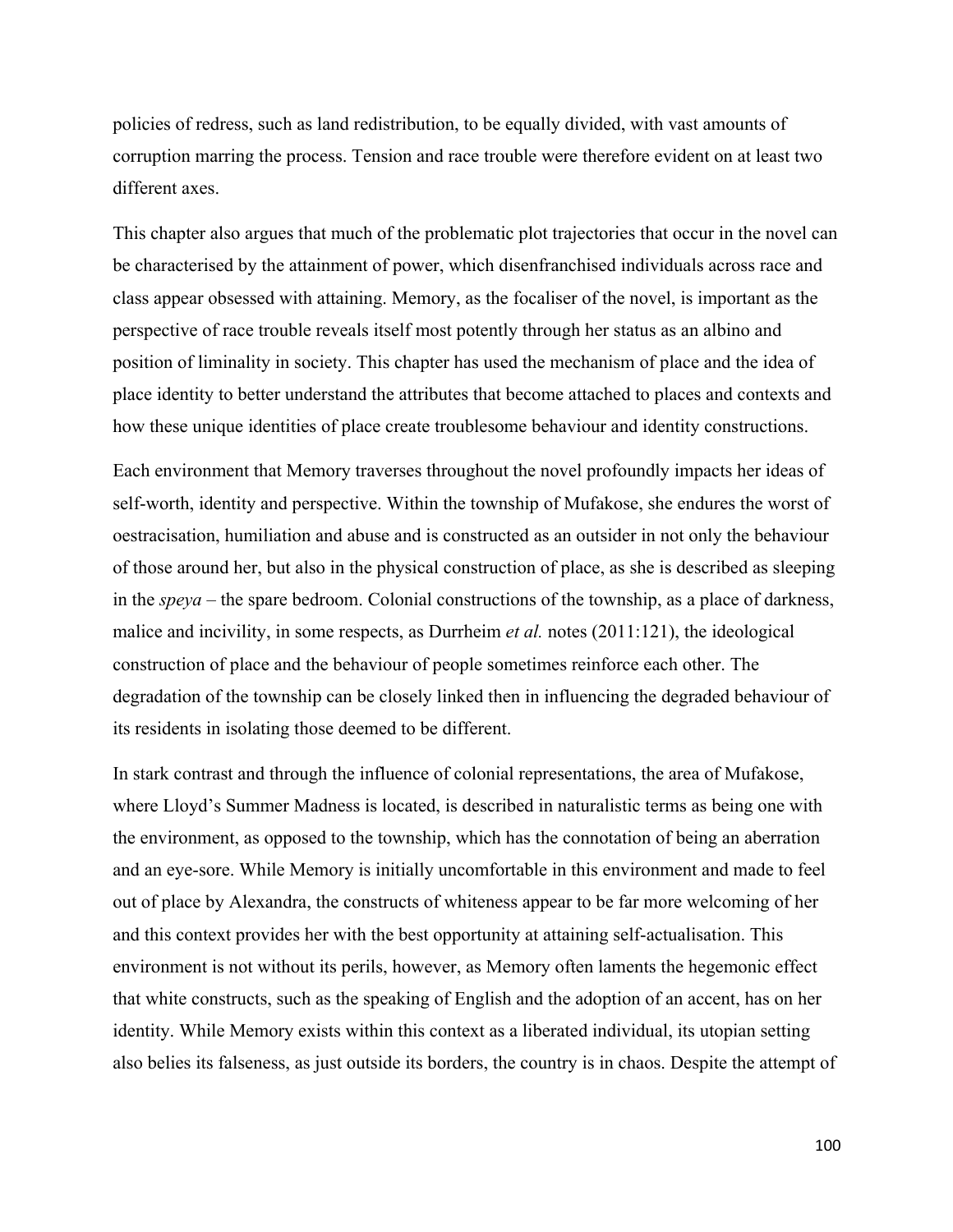policies of redress, such as land redistribution, to be equally divided, with vast amounts of corruption marring the process. Tension and race trouble were therefore evident on at least two different axes.

This chapter also argues that much of the problematic plot trajectories that occur in the novel can be characterised by the attainment of power, which disenfranchised individuals across race and class appear obsessed with attaining. Memory, as the focaliser of the novel, is important as the perspective of race trouble reveals itself most potently through her status as an albino and position of liminality in society. This chapter has used the mechanism of place and the idea of place identity to better understand the attributes that become attached to places and contexts and how these unique identities of place create troublesome behaviour and identity constructions.

Each environment that Memory traverses throughout the novel profoundly impacts her ideas of self-worth, identity and perspective. Within the township of Mufakose, she endures the worst of oestracisation, humiliation and abuse and is constructed as an outsider in not only the behaviour of those around her, but also in the physical construction of place, as she is described as sleeping in the *speya* – the spare bedroom. Colonial constructions of the township, as a place of darkness, malice and incivility, in some respects, as Durrheim *et al.* notes (2011:121), the ideological construction of place and the behaviour of people sometimes reinforce each other. The degradation of the township can be closely linked then in influencing the degraded behaviour of its residents in isolating those deemed to be different.

In stark contrast and through the influence of colonial representations, the area of Mufakose, where Lloyd's Summer Madness is located, is described in naturalistic terms as being one with the environment, as opposed to the township, which has the connotation of being an aberration and an eye-sore. While Memory is initially uncomfortable in this environment and made to feel out of place by Alexandra, the constructs of whiteness appear to be far more welcoming of her and this context provides her with the best opportunity at attaining self-actualisation. This environment is not without its perils, however, as Memory often laments the hegemonic effect that white constructs, such as the speaking of English and the adoption of an accent, has on her identity. While Memory exists within this context as a liberated individual, its utopian setting also belies its falseness, as just outside its borders, the country is in chaos. Despite the attempt of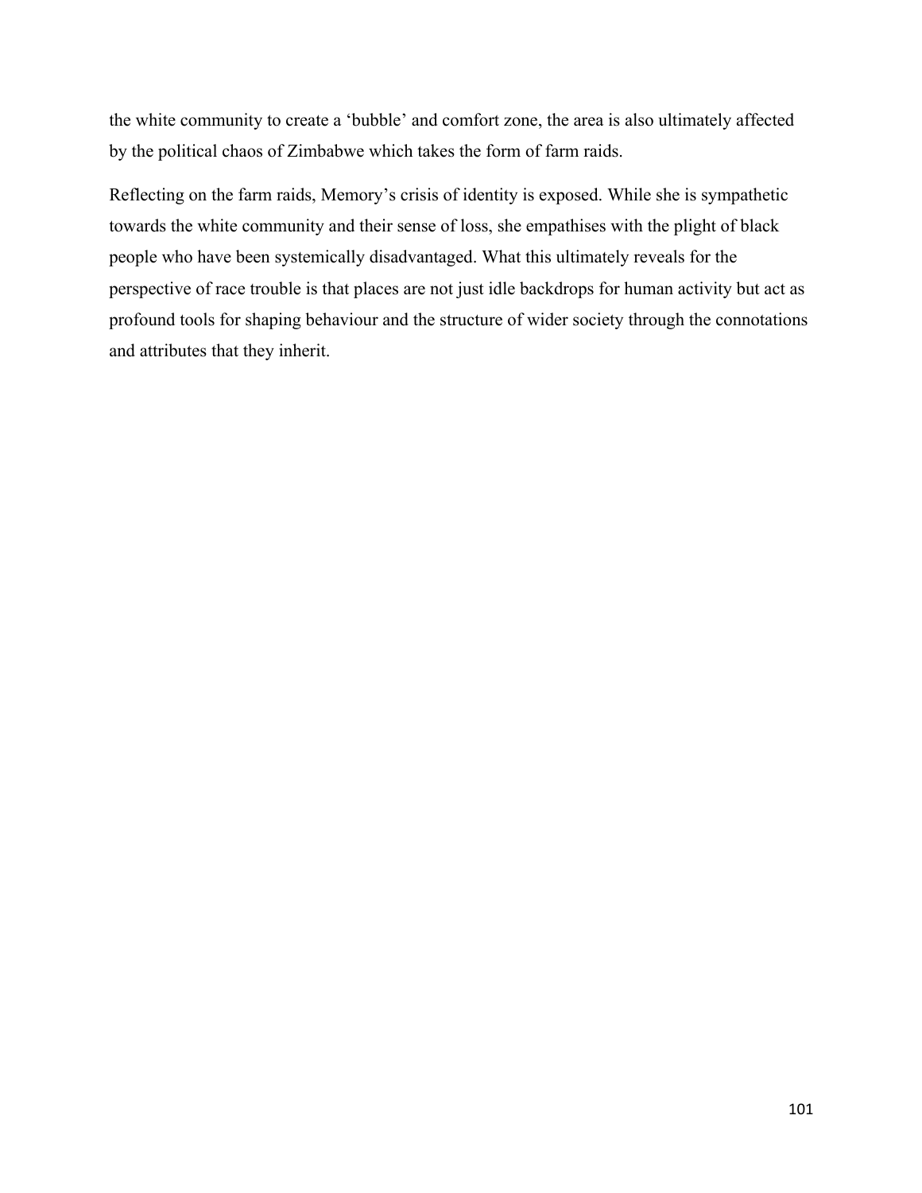the white community to create a ‘bubble’ and comfort zone, the area is also ultimately affected by the political chaos of Zimbabwe which takes the form of farm raids.

Reflecting on the farm raids, Memory’s crisis of identity is exposed. While she is sympathetic towards the white community and their sense of loss, she empathises with the plight of black people who have been systemically disadvantaged. What this ultimately reveals for the perspective of race trouble is that places are not just idle backdrops for human activity but act as profound tools for shaping behaviour and the structure of wider society through the connotations and attributes that they inherit.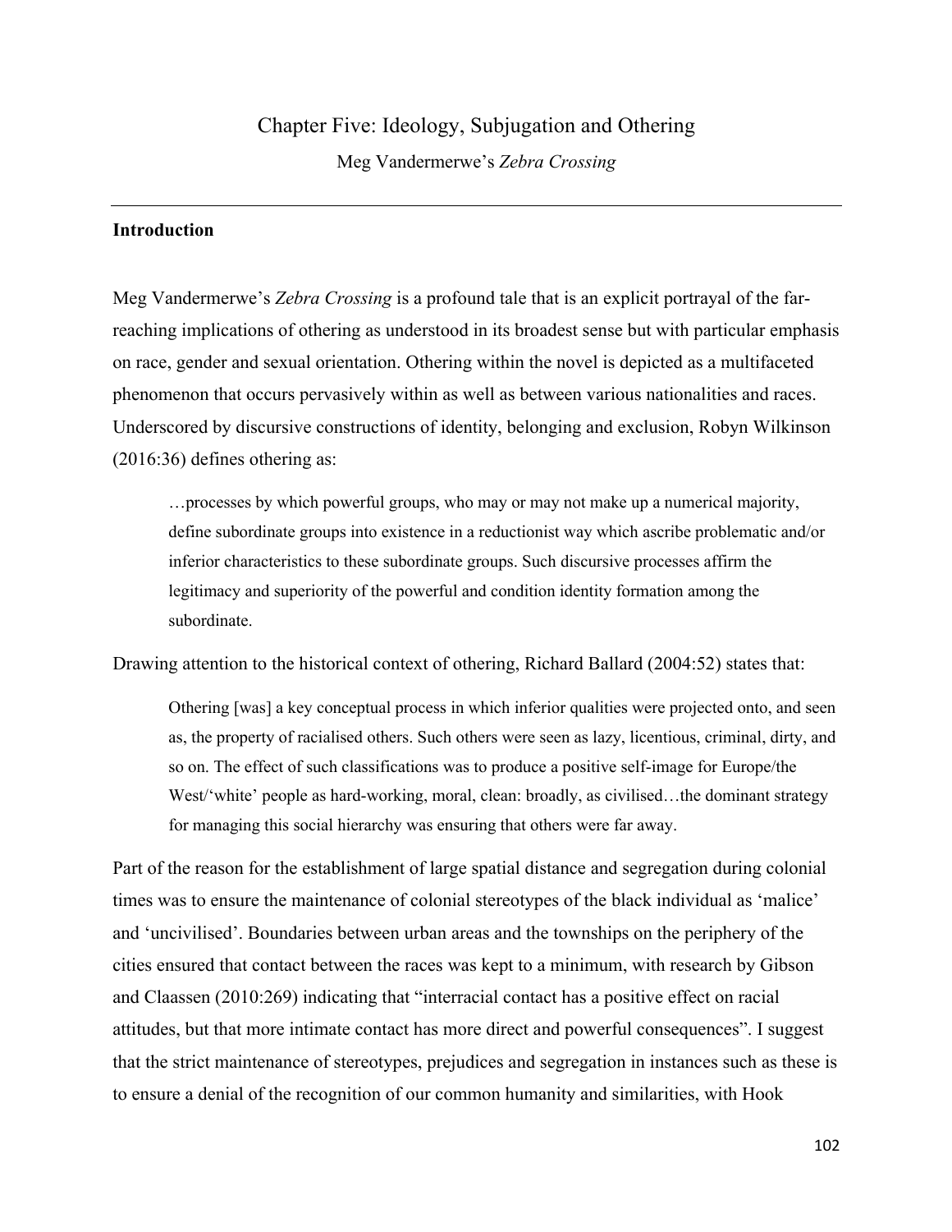# Chapter Five: Ideology, Subjugation and Othering

Meg Vandermerwe's *Zebra Crossing*

---

## Introduction

Meg Vandermerwe's *Zebra Crossing* is a profound tale that is an explicit portrayal of the far-reaching implications of othering as understood in its broadest sense but with particular emphasis on race, gender and sexual orientation. Othering within the novel is depicted as a multifaceted phenomenon that occurs pervasively within as well as between various nationalities and races. Underscored by discursive constructions of identity, belonging and exclusion, Robyn Wilkinson (2016:36) defines othering as:

> …processes by which powerful groups, who may or may not make up a numerical majority, define subordinate groups into existence in a reductionist way which ascribe problematic and/or inferior characteristics to these subordinate groups. Such discursive processes affirm the legitimacy and superiority of the powerful and condition identity formation among the subordinate.

Drawing attention to the historical context of othering, Richard Ballard (2004:52) states that:

> Othering [was] a key conceptual process in which inferior qualities were projected onto, and seen as, the property of racialised others. Such others were seen as lazy, licentious, criminal, dirty, and so on. The effect of such classifications was to produce a positive self-image for Europe/the West/'white' people as hard-working, moral, clean: broadly, as civilised…the dominant strategy for managing this social hierarchy was ensuring that others were far away.

Part of the reason for the establishment of large spatial distance and segregation during colonial times was to ensure the maintenance of colonial stereotypes of the black individual as 'malice' and 'uncivilised'. Boundaries between urban areas and the townships on the periphery of the cities ensured that contact between the races was kept to a minimum, with research by Gibson and Claassen (2010:269) indicating that "interracial contact has a positive effect on racial attitudes, but that more intimate contact has more direct and powerful consequences". I suggest that the strict maintenance of stereotypes, prejudices and segregation in instances such as these is to ensure a denial of the recognition of our common humanity and similarities, with Hook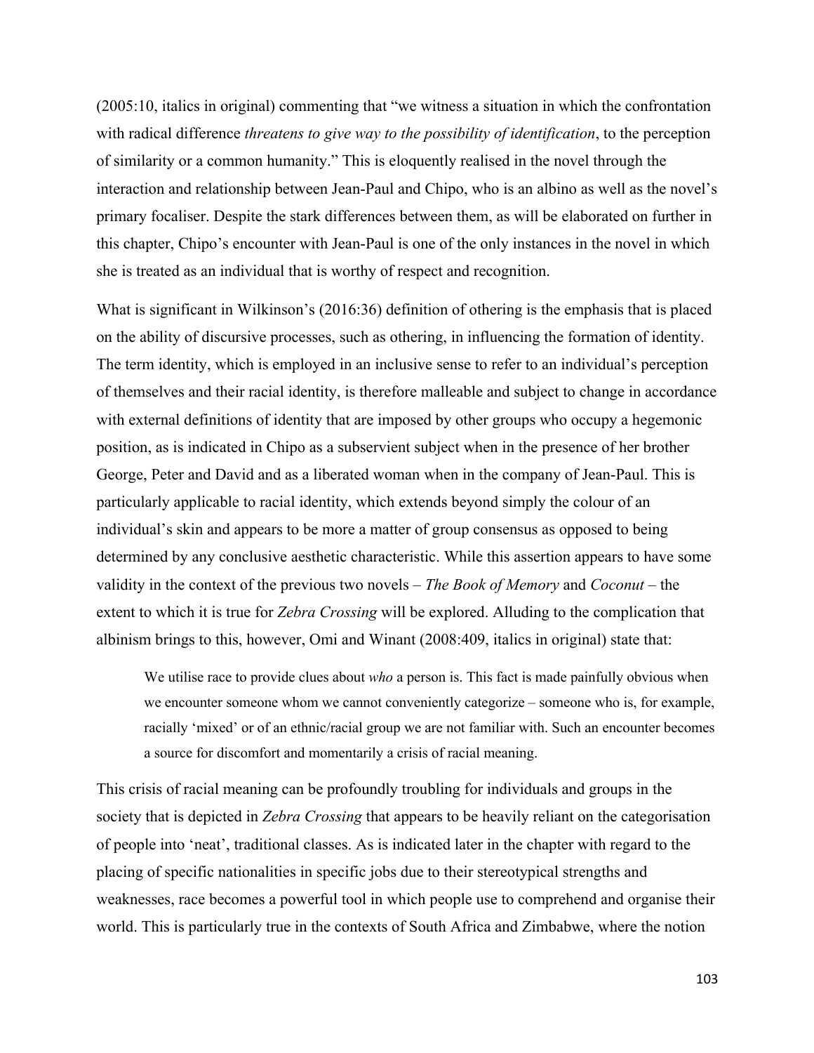(2005:10, italics in original) commenting that "we witness a situation in which the confrontation with radical difference *threatens to give way to the possibility of identification*, to the perception of similarity or a common humanity." This is eloquently realised in the novel through the interaction and relationship between Jean-Paul and Chipo, who is an albino as well as the novel's primary focaliser. Despite the stark differences between them, as will be elaborated on further in this chapter, Chipo's encounter with Jean-Paul is one of the only instances in the novel in which she is treated as an individual that is worthy of respect and recognition.

What is significant in Wilkinson's (2016:36) definition of othering is the emphasis that is placed on the ability of discursive processes, such as othering, in influencing the formation of identity. The term identity, which is employed in an inclusive sense to refer to an individual's perception of themselves and their racial identity, is therefore malleable and subject to change in accordance with external definitions of identity that are imposed by other groups who occupy a hegemonic position, as is indicated in Chipo as a subservient subject when in the presence of her brother George, Peter and David and as a liberated woman when in the company of Jean-Paul. This is particularly applicable to racial identity, which extends beyond simply the colour of an individual's skin and appears to be more a matter of group consensus as opposed to being determined by any conclusive aesthetic characteristic. While this assertion appears to have some validity in the context of the previous two novels – *The Book of Memory* and *Coconut* – the extent to which it is true for *Zebra Crossing* will be explored. Alluding to the complication that albinism brings to this, however, Omi and Winant (2008:409, italics in original) state that:

> We utilise race to provide clues about *who* a person is. This fact is made painfully obvious when we encounter someone whom we cannot conveniently categorize – someone who is, for example, racially 'mixed' or of an ethnic/racial group we are not familiar with. Such an encounter becomes a source for discomfort and momentarily a crisis of racial meaning.

This crisis of racial meaning can be profoundly troubling for individuals and groups in the society that is depicted in *Zebra Crossing* that appears to be heavily reliant on the categorisation of people into 'neat', traditional classes. As is indicated later in the chapter with regard to the placing of specific nationalities in specific jobs due to their stereotypical strengths and weaknesses, race becomes a powerful tool in which people use to comprehend and organise their world. This is particularly true in the contexts of South Africa and Zimbabwe, where the notion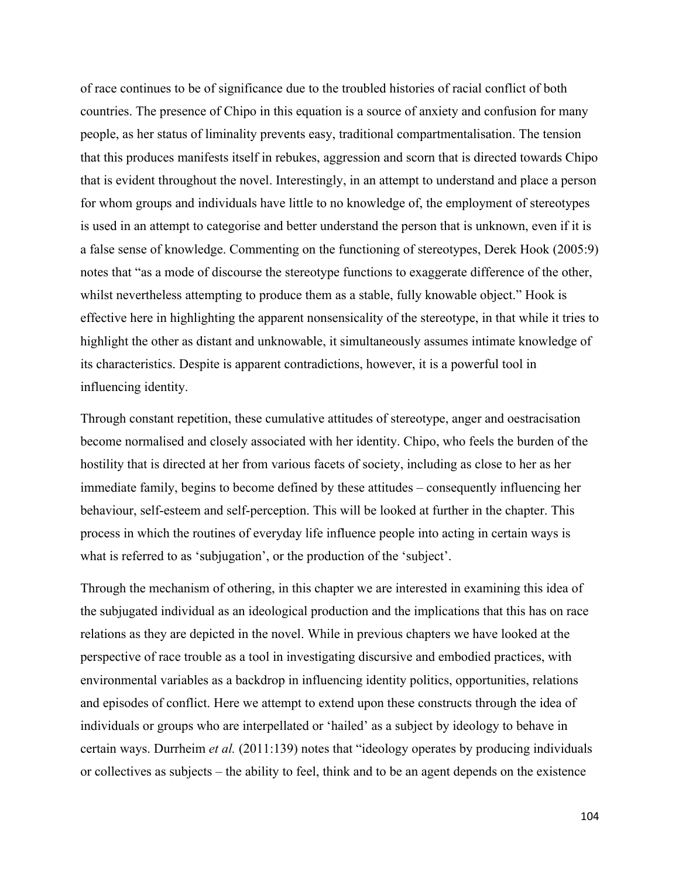of race continues to be of significance due to the troubled histories of racial conflict of both countries. The presence of Chipo in this equation is a source of anxiety and confusion for many people, as her status of liminality prevents easy, traditional compartmentalisation. The tension that this produces manifests itself in rebukes, aggression and scorn that is directed towards Chipo that is evident throughout the novel. Interestingly, in an attempt to understand and place a person for whom groups and individuals have little to no knowledge of, the employment of stereotypes is used in an attempt to categorise and better understand the person that is unknown, even if it is a false sense of knowledge. Commenting on the functioning of stereotypes, Derek Hook (2005:9) notes that "as a mode of discourse the stereotype functions to exaggerate difference of the other, whilst nevertheless attempting to produce them as a stable, fully knowable object." Hook is effective here in highlighting the apparent nonsensicality of the stereotype, in that while it tries to highlight the other as distant and unknowable, it simultaneously assumes intimate knowledge of its characteristics. Despite is apparent contradictions, however, it is a powerful tool in influencing identity.

Through constant repetition, these cumulative attitudes of stereotype, anger and oestracisation become normalised and closely associated with her identity. Chipo, who feels the burden of the hostility that is directed at her from various facets of society, including as close to her as her immediate family, begins to become defined by these attitudes – consequently influencing her behaviour, self-esteem and self-perception. This will be looked at further in the chapter. This process in which the routines of everyday life influence people into acting in certain ways is what is referred to as 'subjugation', or the production of the 'subject'.

Through the mechanism of othering, in this chapter we are interested in examining this idea of the subjugated individual as an ideological production and the implications that this has on race relations as they are depicted in the novel. While in previous chapters we have looked at the perspective of race trouble as a tool in investigating discursive and embodied practices, with environmental variables as a backdrop in influencing identity politics, opportunities, relations and episodes of conflict. Here we attempt to extend upon these constructs through the idea of individuals or groups who are interpellated or 'hailed' as a subject by ideology to behave in certain ways. Durrheim *et al.* (2011:139) notes that "ideology operates by producing individuals or collectives as subjects – the ability to feel, think and to be an agent depends on the existence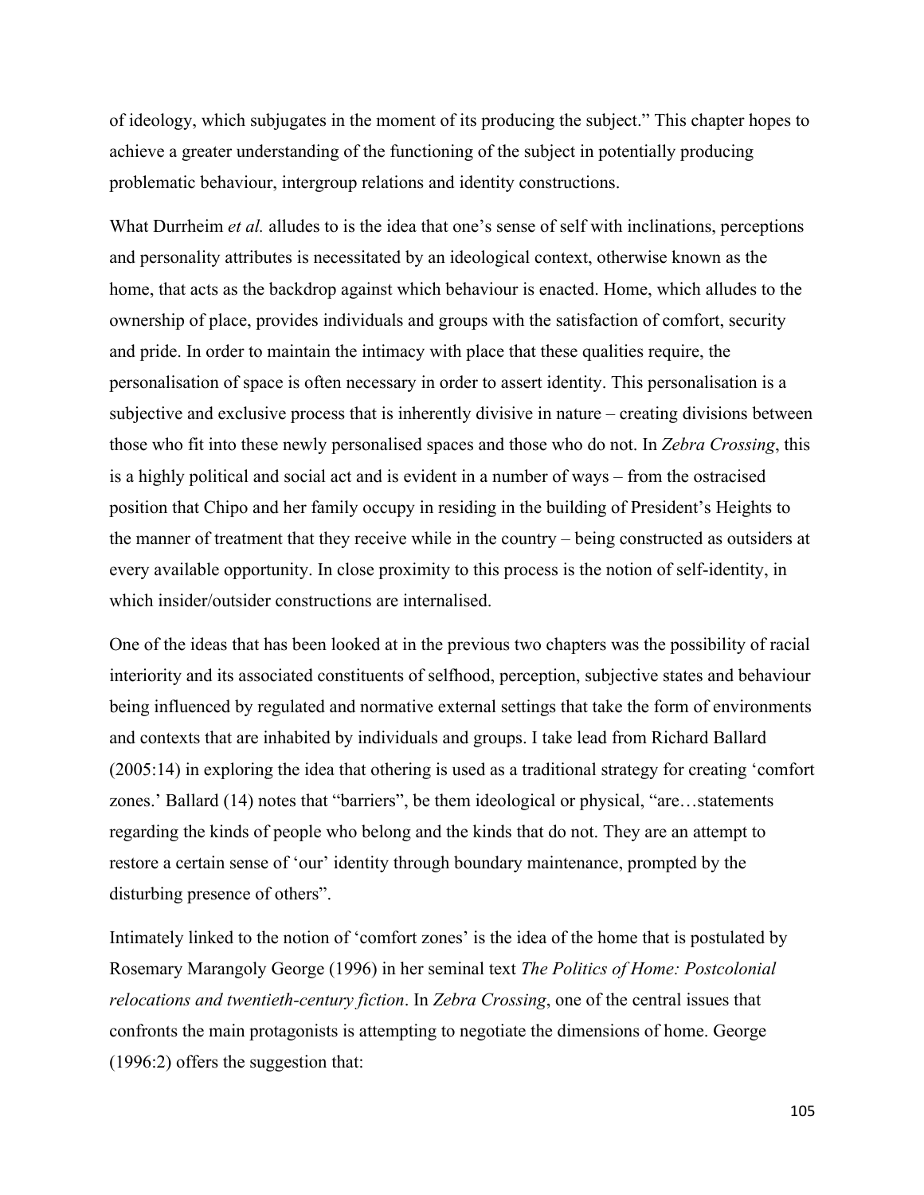of ideology, which subjugates in the moment of its producing the subject." This chapter hopes to achieve a greater understanding of the functioning of the subject in potentially producing problematic behaviour, intergroup relations and identity constructions.

What Durrheim *et al.* alludes to is the idea that one's sense of self with inclinations, perceptions and personality attributes is necessitated by an ideological context, otherwise known as the home, that acts as the backdrop against which behaviour is enacted. Home, which alludes to the ownership of place, provides individuals and groups with the satisfaction of comfort, security and pride. In order to maintain the intimacy with place that these qualities require, the personalisation of space is often necessary in order to assert identity. This personalisation is a subjective and exclusive process that is inherently divisive in nature – creating divisions between those who fit into these newly personalised spaces and those who do not. In *Zebra Crossing*, this is a highly political and social act and is evident in a number of ways – from the ostracised position that Chipo and her family occupy in residing in the building of President's Heights to the manner of treatment that they receive while in the country – being constructed as outsiders at every available opportunity. In close proximity to this process is the notion of self-identity, in which insider/outsider constructions are internalised.

One of the ideas that has been looked at in the previous two chapters was the possibility of racial interiority and its associated constituents of selfhood, perception, subjective states and behaviour being influenced by regulated and normative external settings that take the form of environments and contexts that are inhabited by individuals and groups. I take lead from Richard Ballard (2005:14) in exploring the idea that othering is used as a traditional strategy for creating 'comfort zones.' Ballard (14) notes that "barriers", be them ideological or physical, "are…statements regarding the kinds of people who belong and the kinds that do not. They are an attempt to restore a certain sense of 'our' identity through boundary maintenance, prompted by the disturbing presence of others".

Intimately linked to the notion of 'comfort zones' is the idea of the home that is postulated by Rosemary Marangoly George (1996) in her seminal text *The Politics of Home: Postcolonial relocations and twentieth-century fiction*. In *Zebra Crossing*, one of the central issues that confronts the main protagonists is attempting to negotiate the dimensions of home. George (1996:2) offers the suggestion that: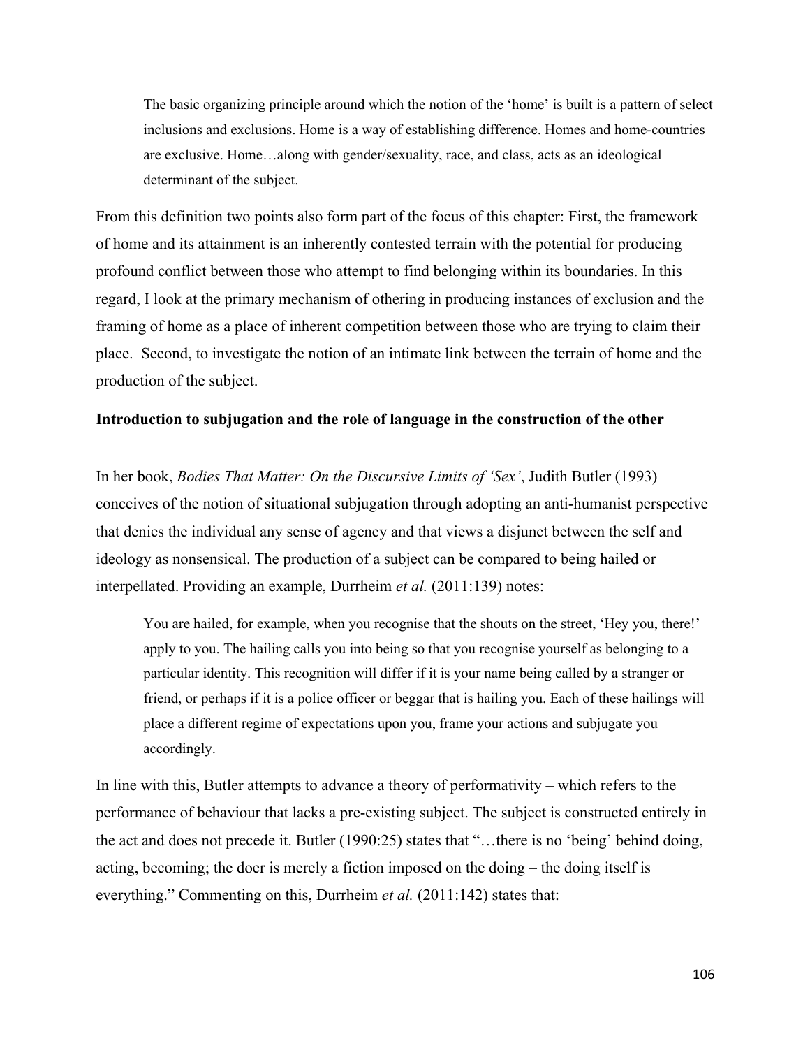> The basic organizing principle around which the notion of the 'home' is built is a pattern of select inclusions and exclusions. Home is a way of establishing difference. Homes and home-countries are exclusive. Home…along with gender/sexuality, race, and class, acts as an ideological determinant of the subject.

From this definition two points also form part of the focus of this chapter: First, the framework of home and its attainment is an inherently contested terrain with the potential for producing profound conflict between those who attempt to find belonging within its boundaries. In this regard, I look at the primary mechanism of othering in producing instances of exclusion and the framing of home as a place of inherent competition between those who are trying to claim their place. Second, to investigate the notion of an intimate link between the terrain of home and the production of the subject.

**Introduction to subjugation and the role of language in the construction of the other**

In her book, *Bodies That Matter: On the Discursive Limits of 'Sex'*, Judith Butler (1993) conceives of the notion of situational subjugation through adopting an anti-humanist perspective that denies the individual any sense of agency and that views a disjunct between the self and ideology as nonsensical. The production of a subject can be compared to being hailed or interpellated. Providing an example, Durrheim *et al.* (2011:139) notes:

> You are hailed, for example, when you recognise that the shouts on the street, 'Hey you, there!' apply to you. The hailing calls you into being so that you recognise yourself as belonging to a particular identity. This recognition will differ if it is your name being called by a stranger or friend, or perhaps if it is a police officer or beggar that is hailing you. Each of these hailings will place a different regime of expectations upon you, frame your actions and subjugate you accordingly.

In line with this, Butler attempts to advance a theory of performativity – which refers to the performance of behaviour that lacks a pre-existing subject. The subject is constructed entirely in the act and does not precede it. Butler (1990:25) states that "…there is no 'being' behind doing, acting, becoming; the doer is merely a fiction imposed on the doing – the doing itself is everything." Commenting on this, Durrheim *et al.* (2011:142) states that: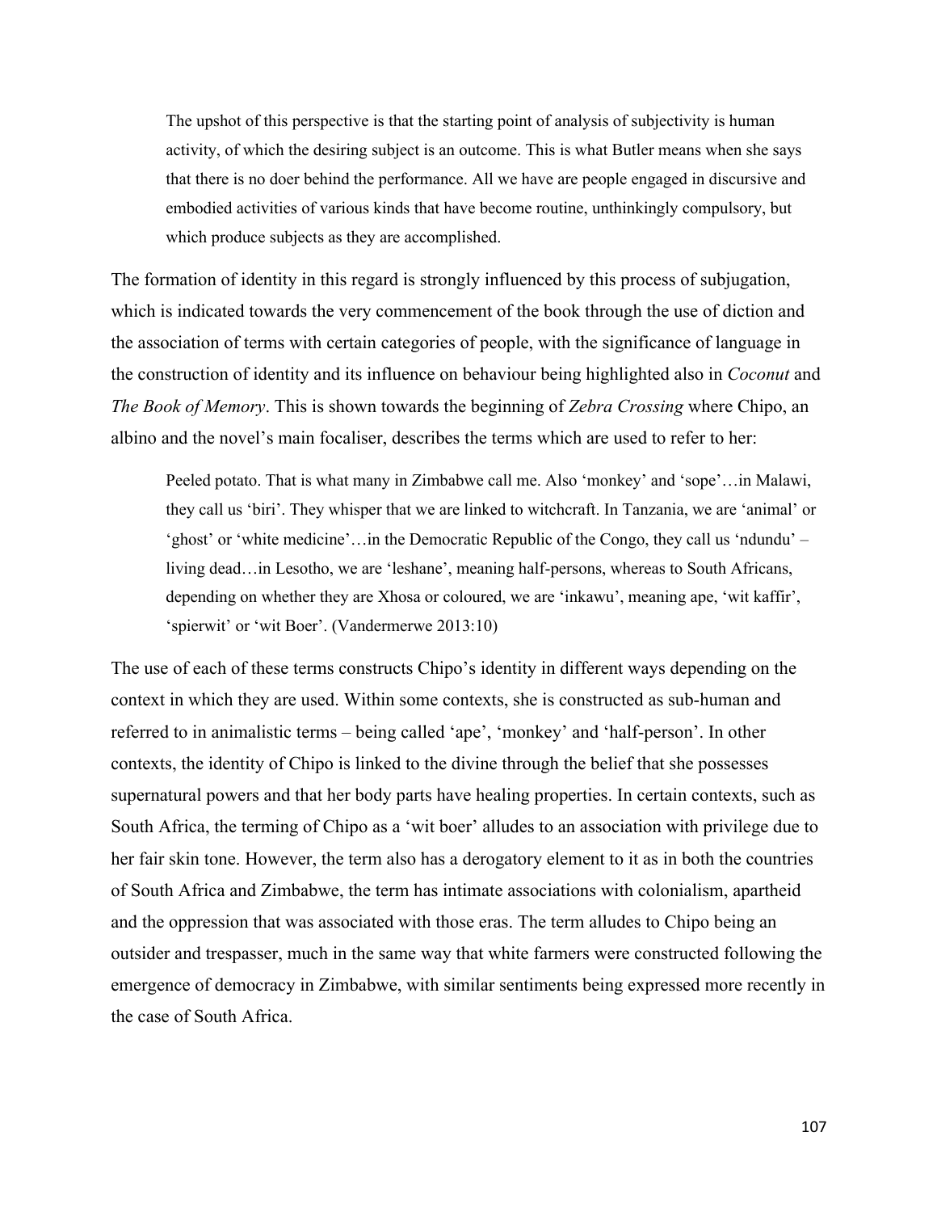> The upshot of this perspective is that the starting point of analysis of subjectivity is human activity, of which the desiring subject is an outcome. This is what Butler means when she says that there is no doer behind the performance. All we have are people engaged in discursive and embodied activities of various kinds that have become routine, unthinkingly compulsory, but which produce subjects as they are accomplished.

The formation of identity in this regard is strongly influenced by this process of subjugation, which is indicated towards the very commencement of the book through the use of diction and the association of terms with certain categories of people, with the significance of language in the construction of identity and its influence on behaviour being highlighted also in *Coconut* and *The Book of Memory*. This is shown towards the beginning of *Zebra Crossing* where Chipo, an albino and the novel's main focaliser, describes the terms which are used to refer to her:

> Peeled potato. That is what many in Zimbabwe call me. Also 'monkey' and 'sope'…in Malawi, they call us 'biri'. They whisper that we are linked to witchcraft. In Tanzania, we are 'animal' or 'ghost' or 'white medicine'…in the Democratic Republic of the Congo, they call us 'ndundu' – living dead…in Lesotho, we are 'leshane', meaning half-persons, whereas to South Africans, depending on whether they are Xhosa or coloured, we are 'inkawu', meaning ape, 'wit kaffir', 'spierwit' or 'wit Boer'. (Vandermerwe 2013:10)

The use of each of these terms constructs Chipo's identity in different ways depending on the context in which they are used. Within some contexts, she is constructed as sub-human and referred to in animalistic terms – being called 'ape', 'monkey' and 'half-person'. In other contexts, the identity of Chipo is linked to the divine through the belief that she possesses supernatural powers and that her body parts have healing properties. In certain contexts, such as South Africa, the terming of Chipo as a 'wit boer' alludes to an association with privilege due to her fair skin tone. However, the term also has a derogatory element to it as in both the countries of South Africa and Zimbabwe, the term has intimate associations with colonialism, apartheid and the oppression that was associated with those eras. The term alludes to Chipo being an outsider and trespasser, much in the same way that white farmers were constructed following the emergence of democracy in Zimbabwe, with similar sentiments being expressed more recently in the case of South Africa.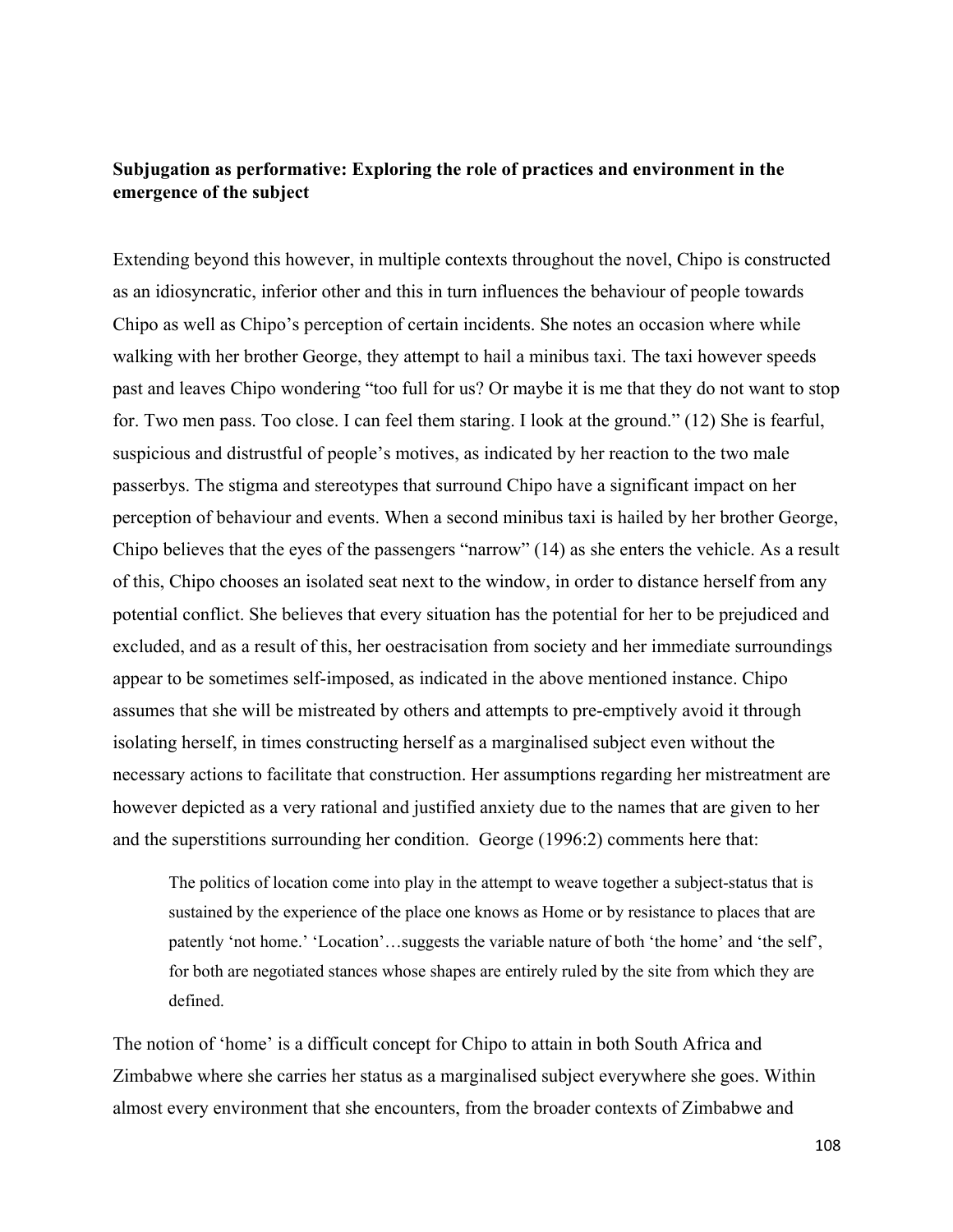**Subjugation as performative: Exploring the role of practices and environment in the emergence of the subject**

Extending beyond this however, in multiple contexts throughout the novel, Chipo is constructed as an idiosyncratic, inferior other and this in turn influences the behaviour of people towards Chipo as well as Chipo's perception of certain incidents. She notes an occasion where while walking with her brother George, they attempt to hail a minibus taxi. The taxi however speeds past and leaves Chipo wondering "too full for us? Or maybe it is me that they do not want to stop for. Two men pass. Too close. I can feel them staring. I look at the ground." (12) She is fearful, suspicious and distrustful of people's motives, as indicated by her reaction to the two male passerbys. The stigma and stereotypes that surround Chipo have a significant impact on her perception of behaviour and events. When a second minibus taxi is hailed by her brother George, Chipo believes that the eyes of the passengers "narrow" (14) as she enters the vehicle. As a result of this, Chipo chooses an isolated seat next to the window, in order to distance herself from any potential conflict. She believes that every situation has the potential for her to be prejudiced and excluded, and as a result of this, her oestracisation from society and her immediate surroundings appear to be sometimes self-imposed, as indicated in the above mentioned instance. Chipo assumes that she will be mistreated by others and attempts to pre-emptively avoid it through isolating herself, in times constructing herself as a marginalised subject even without the necessary actions to facilitate that construction. Her assumptions regarding her mistreatment are however depicted as a very rational and justified anxiety due to the names that are given to her and the superstitions surrounding her condition. George (1996:2) comments here that:

> The politics of location come into play in the attempt to weave together a subject-status that is sustained by the experience of the place one knows as Home or by resistance to places that are patently 'not home.' 'Location'…suggests the variable nature of both 'the home' and 'the self', for both are negotiated stances whose shapes are entirely ruled by the site from which they are defined.

The notion of 'home' is a difficult concept for Chipo to attain in both South Africa and Zimbabwe where she carries her status as a marginalised subject everywhere she goes. Within almost every environment that she encounters, from the broader contexts of Zimbabwe and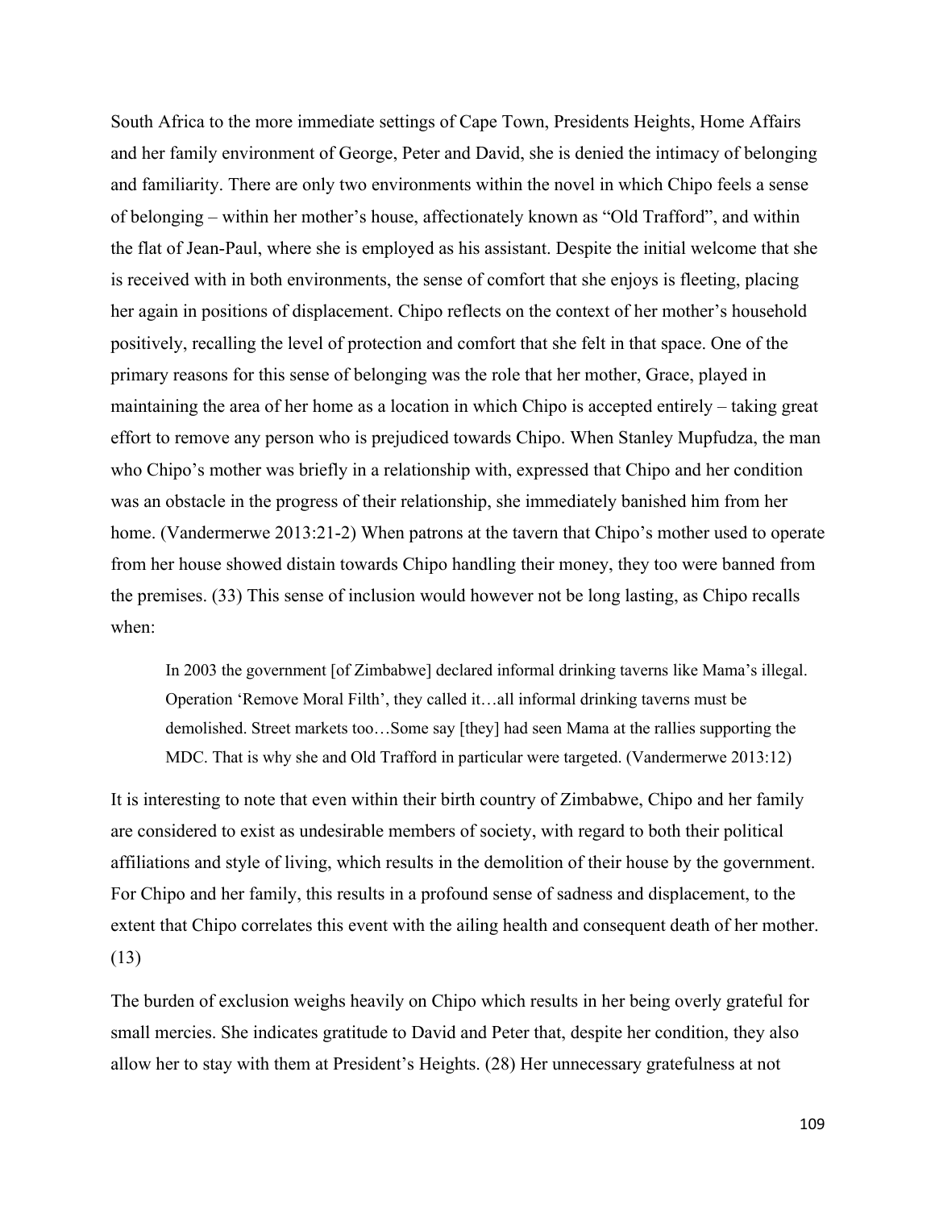South Africa to the more immediate settings of Cape Town, Presidents Heights, Home Affairs and her family environment of George, Peter and David, she is denied the intimacy of belonging and familiarity. There are only two environments within the novel in which Chipo feels a sense of belonging – within her mother's house, affectionately known as "Old Trafford", and within the flat of Jean-Paul, where she is employed as his assistant. Despite the initial welcome that she is received with in both environments, the sense of comfort that she enjoys is fleeting, placing her again in positions of displacement. Chipo reflects on the context of her mother's household positively, recalling the level of protection and comfort that she felt in that space. One of the primary reasons for this sense of belonging was the role that her mother, Grace, played in maintaining the area of her home as a location in which Chipo is accepted entirely – taking great effort to remove any person who is prejudiced towards Chipo. When Stanley Mupfudza, the man who Chipo's mother was briefly in a relationship with, expressed that Chipo and her condition was an obstacle in the progress of their relationship, she immediately banished him from her home. (Vandermerwe 2013:21-2) When patrons at the tavern that Chipo's mother used to operate from her house showed distain towards Chipo handling their money, they too were banned from the premises. (33) This sense of inclusion would however not be long lasting, as Chipo recalls when:

> In 2003 the government [of Zimbabwe] declared informal drinking taverns like Mama's illegal. Operation 'Remove Moral Filth', they called it…all informal drinking taverns must be demolished. Street markets too…Some say [they] had seen Mama at the rallies supporting the MDC. That is why she and Old Trafford in particular were targeted. (Vandermerwe 2013:12)

It is interesting to note that even within their birth country of Zimbabwe, Chipo and her family are considered to exist as undesirable members of society, with regard to both their political affiliations and style of living, which results in the demolition of their house by the government. For Chipo and her family, this results in a profound sense of sadness and displacement, to the extent that Chipo correlates this event with the ailing health and consequent death of her mother. (13)

The burden of exclusion weighs heavily on Chipo which results in her being overly grateful for small mercies. She indicates gratitude to David and Peter that, despite her condition, they also allow her to stay with them at President's Heights. (28) Her unnecessary gratefulness at not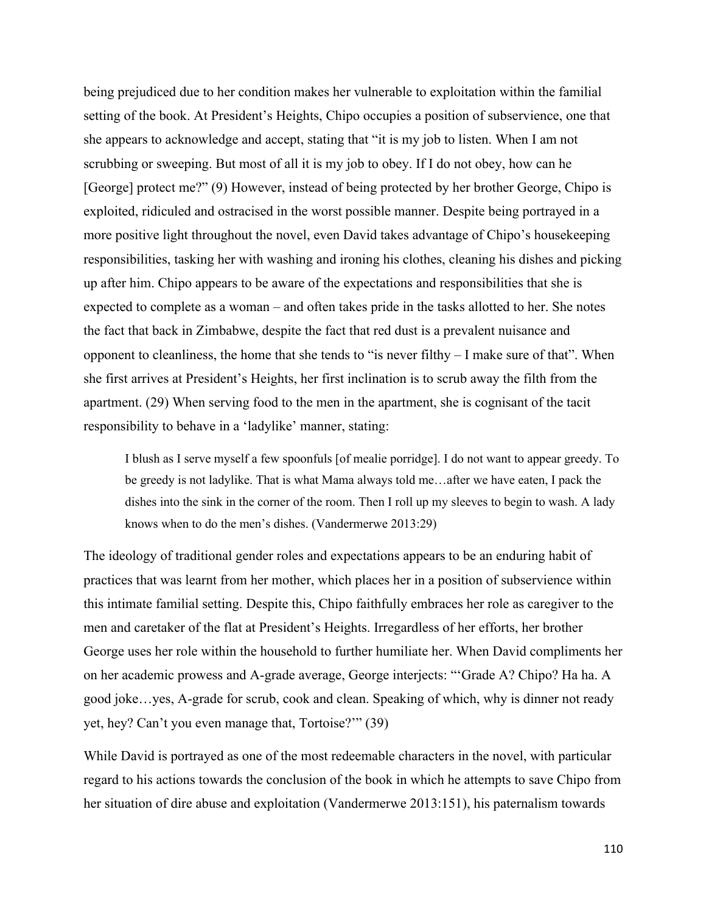being prejudiced due to her condition makes her vulnerable to exploitation within the familial setting of the book. At President's Heights, Chipo occupies a position of subservience, one that she appears to acknowledge and accept, stating that "it is my job to listen. When I am not scrubbing or sweeping. But most of all it is my job to obey. If I do not obey, how can he [George] protect me?" (9) However, instead of being protected by her brother George, Chipo is exploited, ridiculed and ostracised in the worst possible manner. Despite being portrayed in a more positive light throughout the novel, even David takes advantage of Chipo's housekeeping responsibilities, tasking her with washing and ironing his clothes, cleaning his dishes and picking up after him. Chipo appears to be aware of the expectations and responsibilities that she is expected to complete as a woman – and often takes pride in the tasks allotted to her. She notes the fact that back in Zimbabwe, despite the fact that red dust is a prevalent nuisance and opponent to cleanliness, the home that she tends to "is never filthy – I make sure of that". When she first arrives at President's Heights, her first inclination is to scrub away the filth from the apartment. (29) When serving food to the men in the apartment, she is cognisant of the tacit responsibility to behave in a 'ladylike' manner, stating:

> I blush as I serve myself a few spoonfuls [of mealie porridge]. I do not want to appear greedy. To be greedy is not ladylike. That is what Mama always told me…after we have eaten, I pack the dishes into the sink in the corner of the room. Then I roll up my sleeves to begin to wash. A lady knows when to do the men's dishes. (Vandermerwe 2013:29)

The ideology of traditional gender roles and expectations appears to be an enduring habit of practices that was learnt from her mother, which places her in a position of subservience within this intimate familial setting. Despite this, Chipo faithfully embraces her role as caregiver to the men and caretaker of the flat at President's Heights. Irregardless of her efforts, her brother George uses her role within the household to further humiliate her. When David compliments her on her academic prowess and A-grade average, George interjects: "'Grade A? Chipo? Ha ha. A good joke…yes, A-grade for scrub, cook and clean. Speaking of which, why is dinner not ready yet, hey? Can't you even manage that, Tortoise?'" (39)

While David is portrayed as one of the most redeemable characters in the novel, with particular regard to his actions towards the conclusion of the book in which he attempts to save Chipo from her situation of dire abuse and exploitation (Vandermerwe 2013:151), his paternalism towards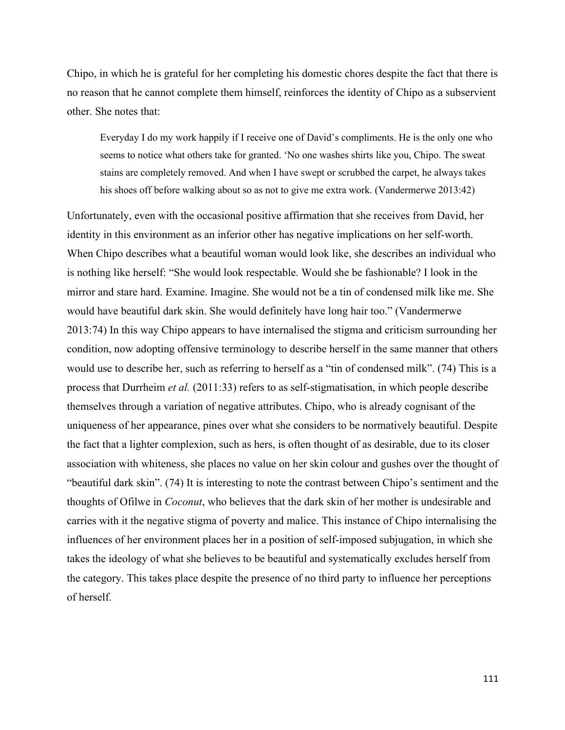Chipo, in which he is grateful for her completing his domestic chores despite the fact that there is no reason that he cannot complete them himself, reinforces the identity of Chipo as a subservient other. She notes that:

> Everyday I do my work happily if I receive one of David's compliments. He is the only one who seems to notice what others take for granted. 'No one washes shirts like you, Chipo. The sweat stains are completely removed. And when I have swept or scrubbed the carpet, he always takes his shoes off before walking about so as not to give me extra work. (Vandermerwe 2013:42)

Unfortunately, even with the occasional positive affirmation that she receives from David, her identity in this environment as an inferior other has negative implications on her self-worth. When Chipo describes what a beautiful woman would look like, she describes an individual who is nothing like herself: "She would look respectable. Would she be fashionable? I look in the mirror and stare hard. Examine. Imagine. She would not be a tin of condensed milk like me. She would have beautiful dark skin. She would definitely have long hair too." (Vandermerwe 2013:74) In this way Chipo appears to have internalised the stigma and criticism surrounding her condition, now adopting offensive terminology to describe herself in the same manner that others would use to describe her, such as referring to herself as a "tin of condensed milk". (74) This is a process that Durrheim *et al.* (2011:33) refers to as self-stigmatisation, in which people describe themselves through a variation of negative attributes. Chipo, who is already cognisant of the uniqueness of her appearance, pines over what she considers to be normatively beautiful. Despite the fact that a lighter complexion, such as hers, is often thought of as desirable, due to its closer association with whiteness, she places no value on her skin colour and gushes over the thought of "beautiful dark skin". (74) It is interesting to note the contrast between Chipo's sentiment and the thoughts of Ofilwe in *Coconut*, who believes that the dark skin of her mother is undesirable and carries with it the negative stigma of poverty and malice. This instance of Chipo internalising the influences of her environment places her in a position of self-imposed subjugation, in which she takes the ideology of what she believes to be beautiful and systematically excludes herself from the category. This takes place despite the presence of no third party to influence her perceptions of herself.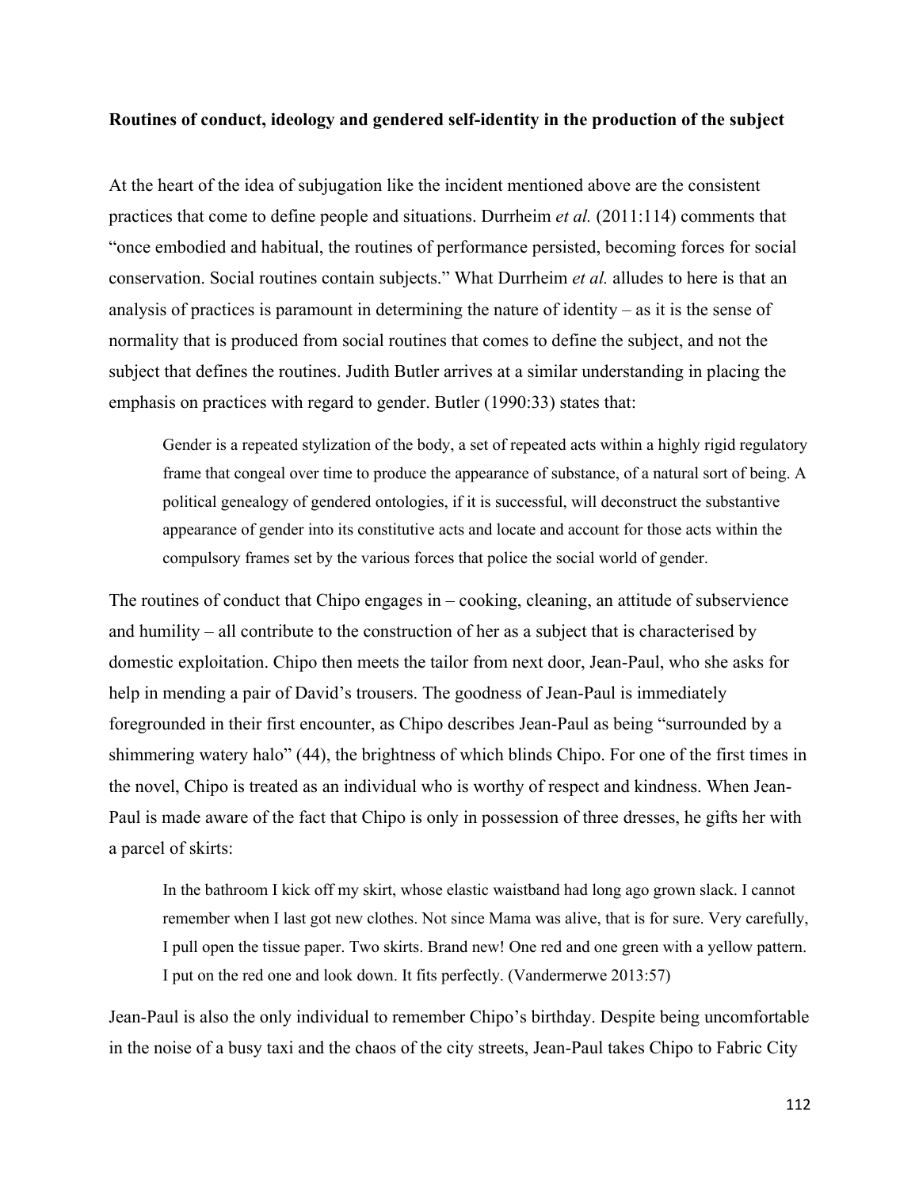**Routines of conduct, ideology and gendered self-identity in the production of the subject**

At the heart of the idea of subjugation like the incident mentioned above are the consistent practices that come to define people and situations. Durrheim *et al.* (2011:114) comments that "once embodied and habitual, the routines of performance persisted, becoming forces for social conservation. Social routines contain subjects." What Durrheim *et al.* alludes to here is that an analysis of practices is paramount in determining the nature of identity – as it is the sense of normality that is produced from social routines that comes to define the subject, and not the subject that defines the routines. Judith Butler arrives at a similar understanding in placing the emphasis on practices with regard to gender. Butler (1990:33) states that:

> Gender is a repeated stylization of the body, a set of repeated acts within a highly rigid regulatory frame that congeal over time to produce the appearance of substance, of a natural sort of being. A political genealogy of gendered ontologies, if it is successful, will deconstruct the substantive appearance of gender into its constitutive acts and locate and account for those acts within the compulsory frames set by the various forces that police the social world of gender.

The routines of conduct that Chipo engages in – cooking, cleaning, an attitude of subservience and humility – all contribute to the construction of her as a subject that is characterised by domestic exploitation. Chipo then meets the tailor from next door, Jean-Paul, who she asks for help in mending a pair of David's trousers. The goodness of Jean-Paul is immediately foregrounded in their first encounter, as Chipo describes Jean-Paul as being "surrounded by a shimmering watery halo" (44), the brightness of which blinds Chipo. For one of the first times in the novel, Chipo is treated as an individual who is worthy of respect and kindness. When Jean-Paul is made aware of the fact that Chipo is only in possession of three dresses, he gifts her with a parcel of skirts:

> In the bathroom I kick off my skirt, whose elastic waistband had long ago grown slack. I cannot remember when I last got new clothes. Not since Mama was alive, that is for sure. Very carefully, I pull open the tissue paper. Two skirts. Brand new! One red and one green with a yellow pattern. I put on the red one and look down. It fits perfectly. (Vandermerwe 2013:57)

Jean-Paul is also the only individual to remember Chipo's birthday. Despite being uncomfortable in the noise of a busy taxi and the chaos of the city streets, Jean-Paul takes Chipo to Fabric City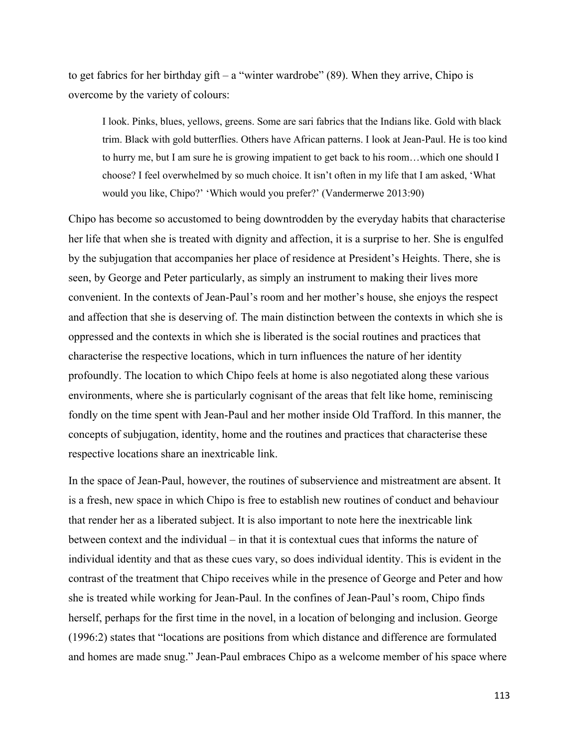to get fabrics for her birthday gift – a "winter wardrobe" (89). When they arrive, Chipo is overcome by the variety of colours:

> I look. Pinks, blues, yellows, greens. Some are sari fabrics that the Indians like. Gold with black trim. Black with gold butterflies. Others have African patterns. I look at Jean-Paul. He is too kind to hurry me, but I am sure he is growing impatient to get back to his room…which one should I choose? I feel overwhelmed by so much choice. It isn't often in my life that I am asked, 'What would you like, Chipo?' 'Which would you prefer?' (Vandermerwe 2013:90)

Chipo has become so accustomed to being downtrodden by the everyday habits that characterise her life that when she is treated with dignity and affection, it is a surprise to her. She is engulfed by the subjugation that accompanies her place of residence at President's Heights. There, she is seen, by George and Peter particularly, as simply an instrument to making their lives more convenient. In the contexts of Jean-Paul's room and her mother's house, she enjoys the respect and affection that she is deserving of. The main distinction between the contexts in which she is oppressed and the contexts in which she is liberated is the social routines and practices that characterise the respective locations, which in turn influences the nature of her identity profoundly. The location to which Chipo feels at home is also negotiated along these various environments, where she is particularly cognisant of the areas that felt like home, reminiscing fondly on the time spent with Jean-Paul and her mother inside Old Trafford. In this manner, the concepts of subjugation, identity, home and the routines and practices that characterise these respective locations share an inextricable link.

In the space of Jean-Paul, however, the routines of subservience and mistreatment are absent. It is a fresh, new space in which Chipo is free to establish new routines of conduct and behaviour that render her as a liberated subject. It is also important to note here the inextricable link between context and the individual – in that it is contextual cues that informs the nature of individual identity and that as these cues vary, so does individual identity. This is evident in the contrast of the treatment that Chipo receives while in the presence of George and Peter and how she is treated while working for Jean-Paul. In the confines of Jean-Paul's room, Chipo finds herself, perhaps for the first time in the novel, in a location of belonging and inclusion. George (1996:2) states that "locations are positions from which distance and difference are formulated and homes are made snug." Jean-Paul embraces Chipo as a welcome member of his space where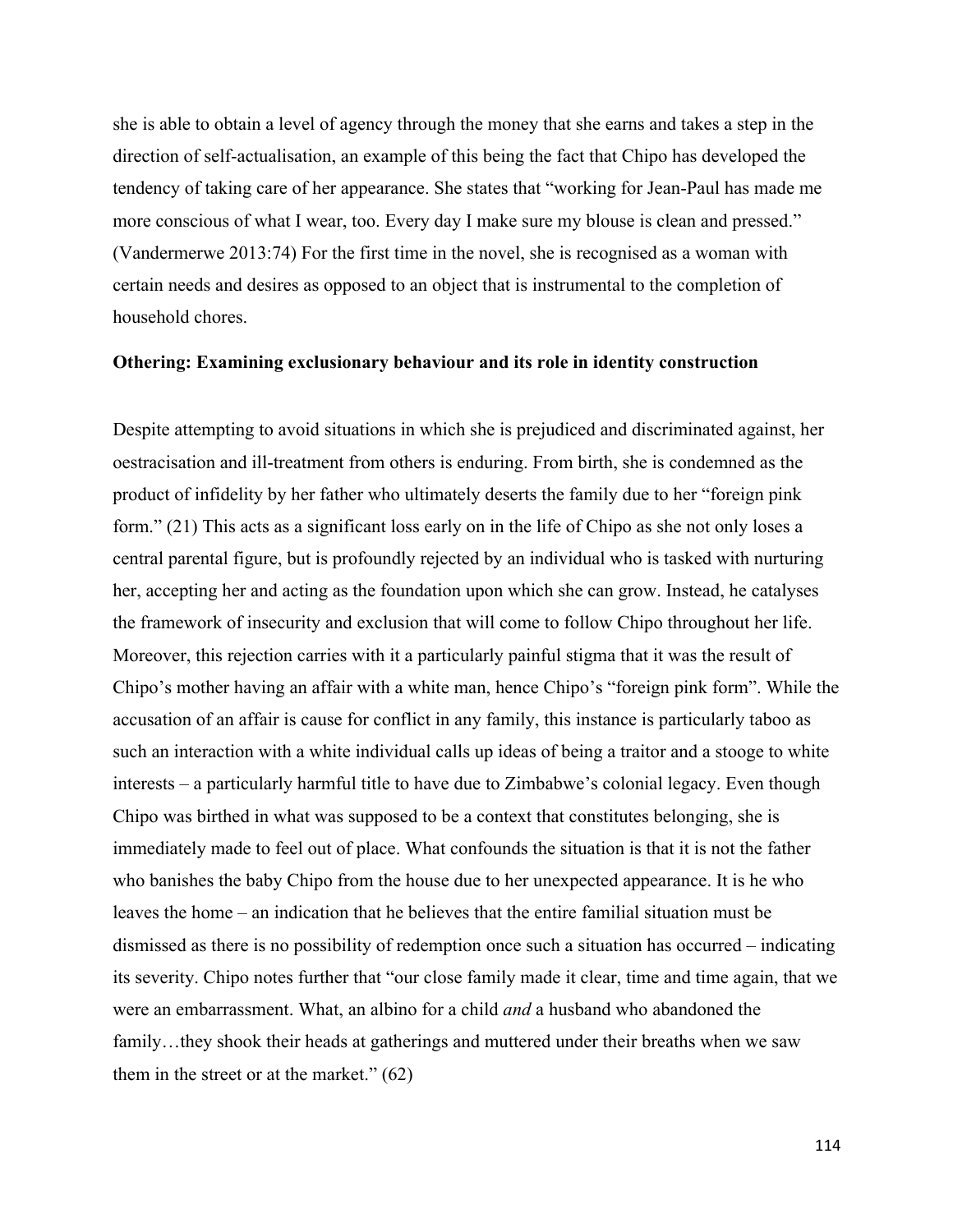she is able to obtain a level of agency through the money that she earns and takes a step in the direction of self-actualisation, an example of this being the fact that Chipo has developed the tendency of taking care of her appearance. She states that "working for Jean-Paul has made me more conscious of what I wear, too. Every day I make sure my blouse is clean and pressed." (Vandermerwe 2013:74) For the first time in the novel, she is recognised as a woman with certain needs and desires as opposed to an object that is instrumental to the completion of household chores.

**Othering: Examining exclusionary behaviour and its role in identity construction**

Despite attempting to avoid situations in which she is prejudiced and discriminated against, her oestracisation and ill-treatment from others is enduring. From birth, she is condemned as the product of infidelity by her father who ultimately deserts the family due to her "foreign pink form." (21) This acts as a significant loss early on in the life of Chipo as she not only loses a central parental figure, but is profoundly rejected by an individual who is tasked with nurturing her, accepting her and acting as the foundation upon which she can grow. Instead, he catalyses the framework of insecurity and exclusion that will come to follow Chipo throughout her life. Moreover, this rejection carries with it a particularly painful stigma that it was the result of Chipo's mother having an affair with a white man, hence Chipo's "foreign pink form". While the accusation of an affair is cause for conflict in any family, this instance is particularly taboo as such an interaction with a white individual calls up ideas of being a traitor and a stooge to white interests – a particularly harmful title to have due to Zimbabwe's colonial legacy. Even though Chipo was birthed in what was supposed to be a context that constitutes belonging, she is immediately made to feel out of place. What confounds the situation is that it is not the father who banishes the baby Chipo from the house due to her unexpected appearance. It is he who leaves the home – an indication that he believes that the entire familial situation must be dismissed as there is no possibility of redemption once such a situation has occurred – indicating its severity. Chipo notes further that "our close family made it clear, time and time again, that we were an embarrassment. What, an albino for a child *and* a husband who abandoned the family…they shook their heads at gatherings and muttered under their breaths when we saw them in the street or at the market." (62)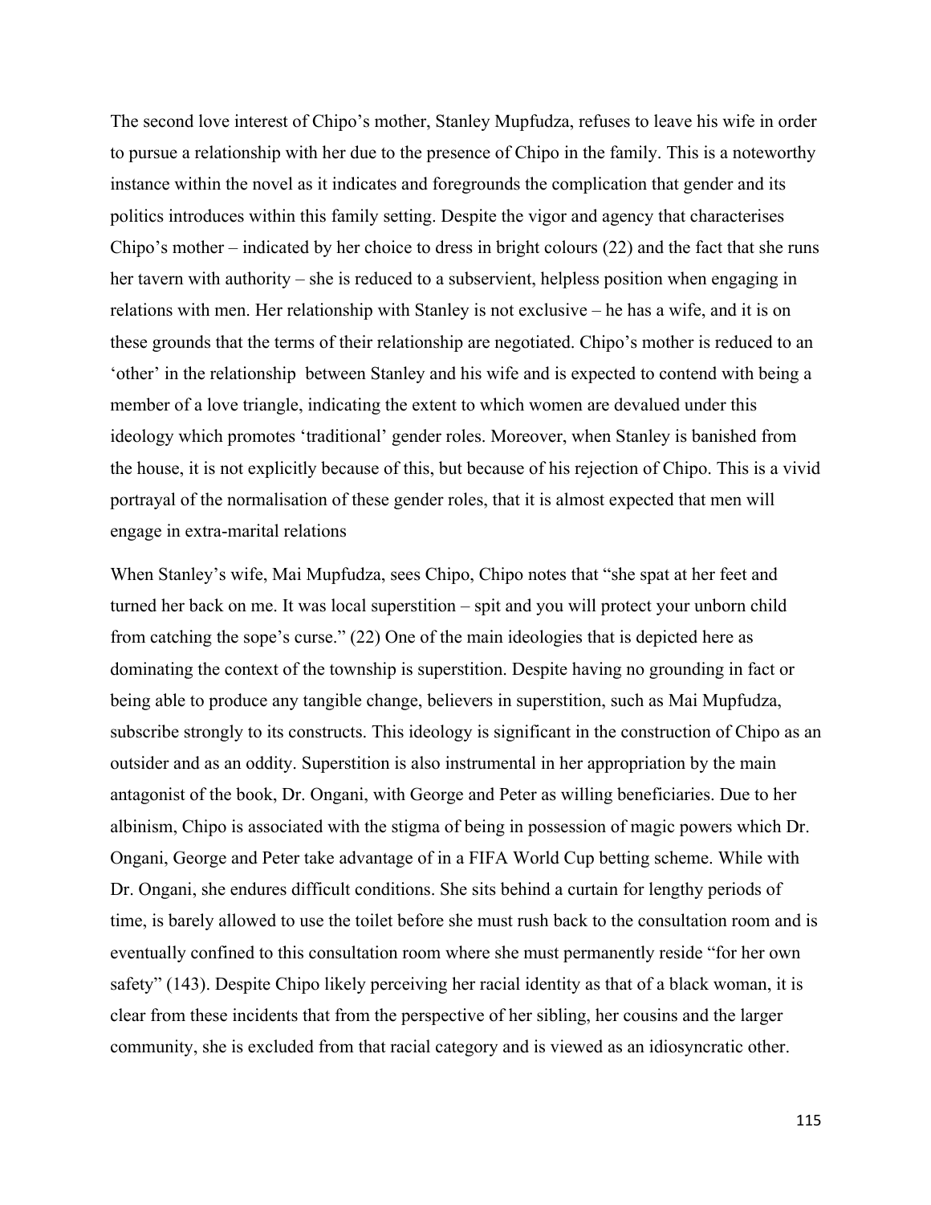The second love interest of Chipo's mother, Stanley Mupfudza, refuses to leave his wife in order to pursue a relationship with her due to the presence of Chipo in the family. This is a noteworthy instance within the novel as it indicates and foregrounds the complication that gender and its politics introduces within this family setting. Despite the vigor and agency that characterises Chipo's mother – indicated by her choice to dress in bright colours (22) and the fact that she runs her tavern with authority – she is reduced to a subservient, helpless position when engaging in relations with men. Her relationship with Stanley is not exclusive – he has a wife, and it is on these grounds that the terms of their relationship are negotiated. Chipo's mother is reduced to an 'other' in the relationship between Stanley and his wife and is expected to contend with being a member of a love triangle, indicating the extent to which women are devalued under this ideology which promotes 'traditional' gender roles. Moreover, when Stanley is banished from the house, it is not explicitly because of this, but because of his rejection of Chipo. This is a vivid portrayal of the normalisation of these gender roles, that it is almost expected that men will engage in extra-marital relations

When Stanley's wife, Mai Mupfudza, sees Chipo, Chipo notes that "she spat at her feet and turned her back on me. It was local superstition – spit and you will protect your unborn child from catching the sope's curse." (22) One of the main ideologies that is depicted here as dominating the context of the township is superstition. Despite having no grounding in fact or being able to produce any tangible change, believers in superstition, such as Mai Mupfudza, subscribe strongly to its constructs. This ideology is significant in the construction of Chipo as an outsider and as an oddity. Superstition is also instrumental in her appropriation by the main antagonist of the book, Dr. Ongani, with George and Peter as willing beneficiaries. Due to her albinism, Chipo is associated with the stigma of being in possession of magic powers which Dr. Ongani, George and Peter take advantage of in a FIFA World Cup betting scheme. While with Dr. Ongani, she endures difficult conditions. She sits behind a curtain for lengthy periods of time, is barely allowed to use the toilet before she must rush back to the consultation room and is eventually confined to this consultation room where she must permanently reside "for her own safety" (143). Despite Chipo likely perceiving her racial identity as that of a black woman, it is clear from these incidents that from the perspective of her sibling, her cousins and the larger community, she is excluded from that racial category and is viewed as an idiosyncratic other.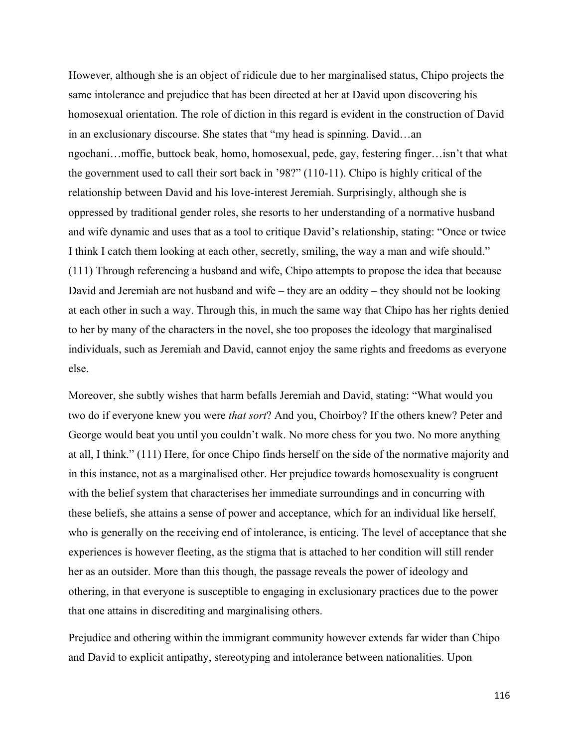However, although she is an object of ridicule due to her marginalised status, Chipo projects the same intolerance and prejudice that has been directed at her at David upon discovering his homosexual orientation. The role of diction in this regard is evident in the construction of David in an exclusionary discourse. She states that "my head is spinning. David…an ngochani…moffie, buttock beak, homo, homosexual, pede, gay, festering finger…isn't that what the government used to call their sort back in '98?" (110-11). Chipo is highly critical of the relationship between David and his love-interest Jeremiah. Surprisingly, although she is oppressed by traditional gender roles, she resorts to her understanding of a normative husband and wife dynamic and uses that as a tool to critique David's relationship, stating: "Once or twice I think I catch them looking at each other, secretly, smiling, the way a man and wife should." (111) Through referencing a husband and wife, Chipo attempts to propose the idea that because David and Jeremiah are not husband and wife – they are an oddity – they should not be looking at each other in such a way. Through this, in much the same way that Chipo has her rights denied to her by many of the characters in the novel, she too proposes the ideology that marginalised individuals, such as Jeremiah and David, cannot enjoy the same rights and freedoms as everyone else.

Moreover, she subtly wishes that harm befalls Jeremiah and David, stating: "What would you two do if everyone knew you were *that sort*? And you, Choirboy? If the others knew? Peter and George would beat you until you couldn't walk. No more chess for you two. No more anything at all, I think." (111) Here, for once Chipo finds herself on the side of the normative majority and in this instance, not as a marginalised other. Her prejudice towards homosexuality is congruent with the belief system that characterises her immediate surroundings and in concurring with these beliefs, she attains a sense of power and acceptance, which for an individual like herself, who is generally on the receiving end of intolerance, is enticing. The level of acceptance that she experiences is however fleeting, as the stigma that is attached to her condition will still render her as an outsider. More than this though, the passage reveals the power of ideology and othering, in that everyone is susceptible to engaging in exclusionary practices due to the power that one attains in discrediting and marginalising others.

Prejudice and othering within the immigrant community however extends far wider than Chipo and David to explicit antipathy, stereotyping and intolerance between nationalities. Upon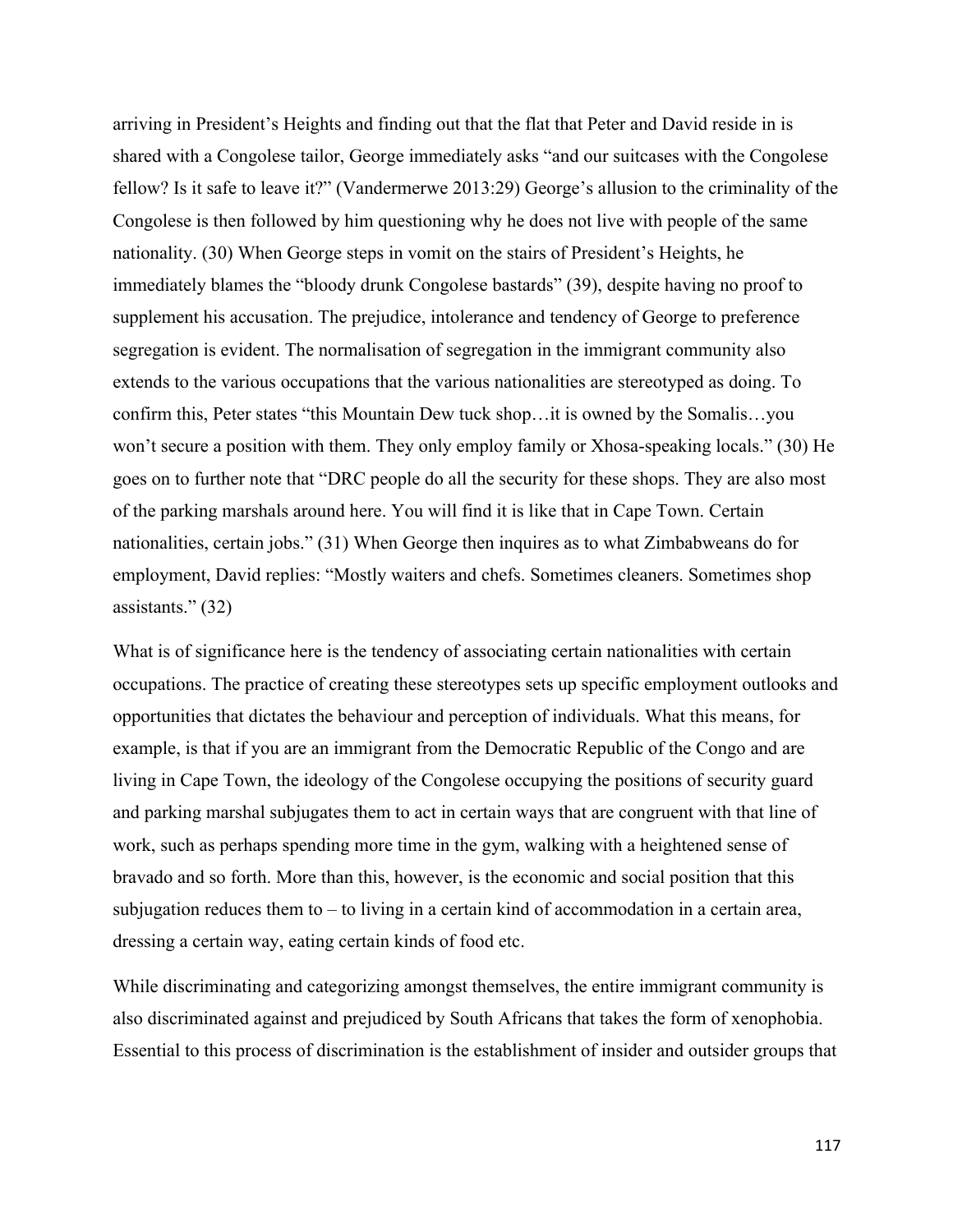arriving in President's Heights and finding out that the flat that Peter and David reside in is shared with a Congolese tailor, George immediately asks "and our suitcases with the Congolese fellow? Is it safe to leave it?" (Vandermerwe 2013:29) George's allusion to the criminality of the Congolese is then followed by him questioning why he does not live with people of the same nationality. (30) When George steps in vomit on the stairs of President's Heights, he immediately blames the "bloody drunk Congolese bastards" (39), despite having no proof to supplement his accusation. The prejudice, intolerance and tendency of George to preference segregation is evident. The normalisation of segregation in the immigrant community also extends to the various occupations that the various nationalities are stereotyped as doing. To confirm this, Peter states "this Mountain Dew tuck shop…it is owned by the Somalis…you won't secure a position with them. They only employ family or Xhosa-speaking locals." (30) He goes on to further note that "DRC people do all the security for these shops. They are also most of the parking marshals around here. You will find it is like that in Cape Town. Certain nationalities, certain jobs." (31) When George then inquires as to what Zimbabweans do for employment, David replies: "Mostly waiters and chefs. Sometimes cleaners. Sometimes shop assistants." (32)

What is of significance here is the tendency of associating certain nationalities with certain occupations. The practice of creating these stereotypes sets up specific employment outlooks and opportunities that dictates the behaviour and perception of individuals. What this means, for example, is that if you are an immigrant from the Democratic Republic of the Congo and are living in Cape Town, the ideology of the Congolese occupying the positions of security guard and parking marshal subjugates them to act in certain ways that are congruent with that line of work, such as perhaps spending more time in the gym, walking with a heightened sense of bravado and so forth. More than this, however, is the economic and social position that this subjugation reduces them to – to living in a certain kind of accommodation in a certain area, dressing a certain way, eating certain kinds of food etc.

While discriminating and categorizing amongst themselves, the entire immigrant community is also discriminated against and prejudiced by South Africans that takes the form of xenophobia. Essential to this process of discrimination is the establishment of insider and outsider groups that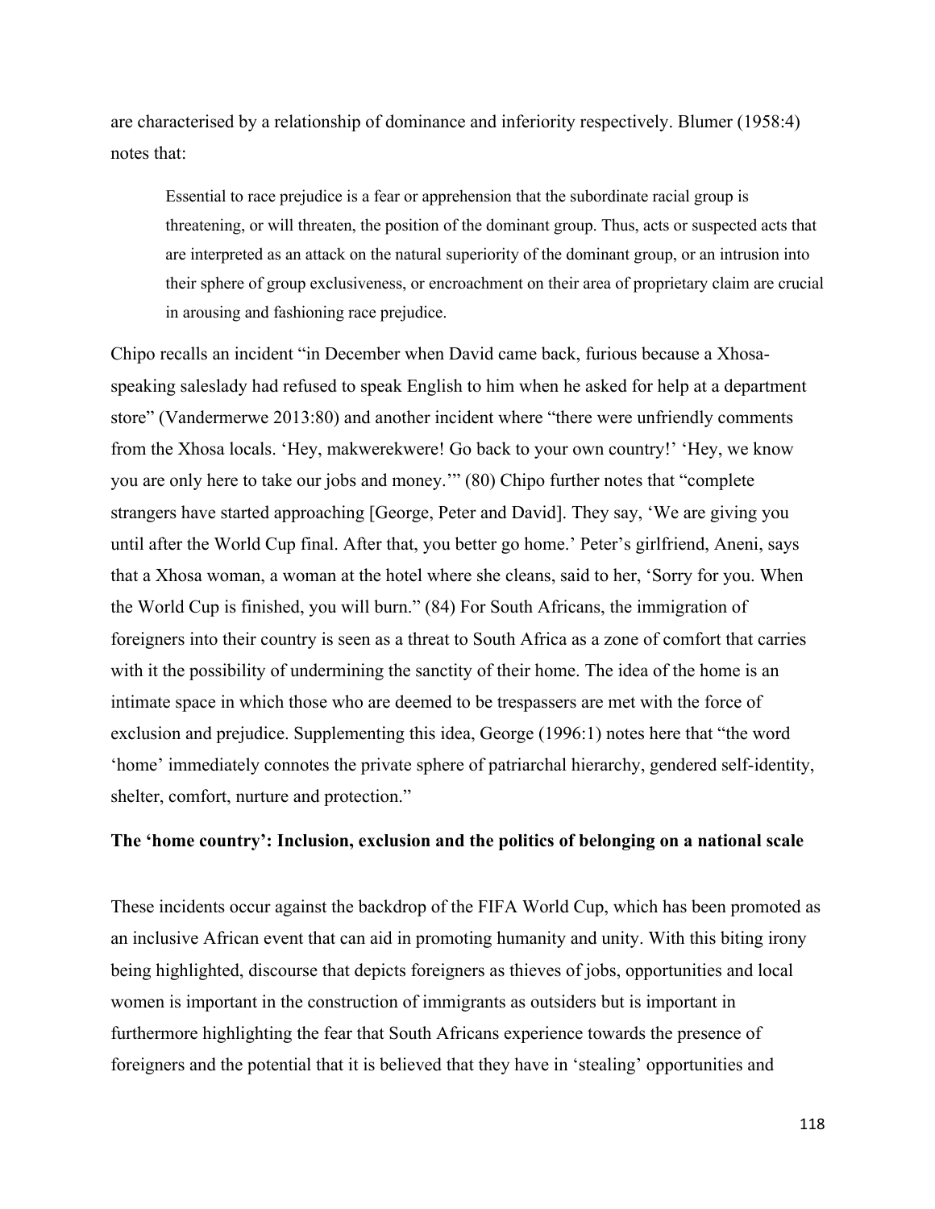are characterised by a relationship of dominance and inferiority respectively. Blumer (1958:4) notes that:

> Essential to race prejudice is a fear or apprehension that the subordinate racial group is threatening, or will threaten, the position of the dominant group. Thus, acts or suspected acts that are interpreted as an attack on the natural superiority of the dominant group, or an intrusion into their sphere of group exclusiveness, or encroachment on their area of proprietary claim are crucial in arousing and fashioning race prejudice.

Chipo recalls an incident "in December when David came back, furious because a Xhosa-speaking saleslady had refused to speak English to him when he asked for help at a department store" (Vandermerwe 2013:80) and another incident where "there were unfriendly comments from the Xhosa locals. 'Hey, makwerekwere! Go back to your own country!' 'Hey, we know you are only here to take our jobs and money.'" (80) Chipo further notes that "complete strangers have started approaching [George, Peter and David]. They say, 'We are giving you until after the World Cup final. After that, you better go home.' Peter's girlfriend, Aneni, says that a Xhosa woman, a woman at the hotel where she cleans, said to her, 'Sorry for you. When the World Cup is finished, you will burn." (84) For South Africans, the immigration of foreigners into their country is seen as a threat to South Africa as a zone of comfort that carries with it the possibility of undermining the sanctity of their home. The idea of the home is an intimate space in which those who are deemed to be trespassers are met with the force of exclusion and prejudice. Supplementing this idea, George (1996:1) notes here that "the word 'home' immediately connotes the private sphere of patriarchal hierarchy, gendered self-identity, shelter, comfort, nurture and protection."

**The 'home country': Inclusion, exclusion and the politics of belonging on a national scale**

These incidents occur against the backdrop of the FIFA World Cup, which has been promoted as an inclusive African event that can aid in promoting humanity and unity. With this biting irony being highlighted, discourse that depicts foreigners as thieves of jobs, opportunities and local women is important in the construction of immigrants as outsiders but is important in furthermore highlighting the fear that South Africans experience towards the presence of foreigners and the potential that it is believed that they have in 'stealing' opportunities and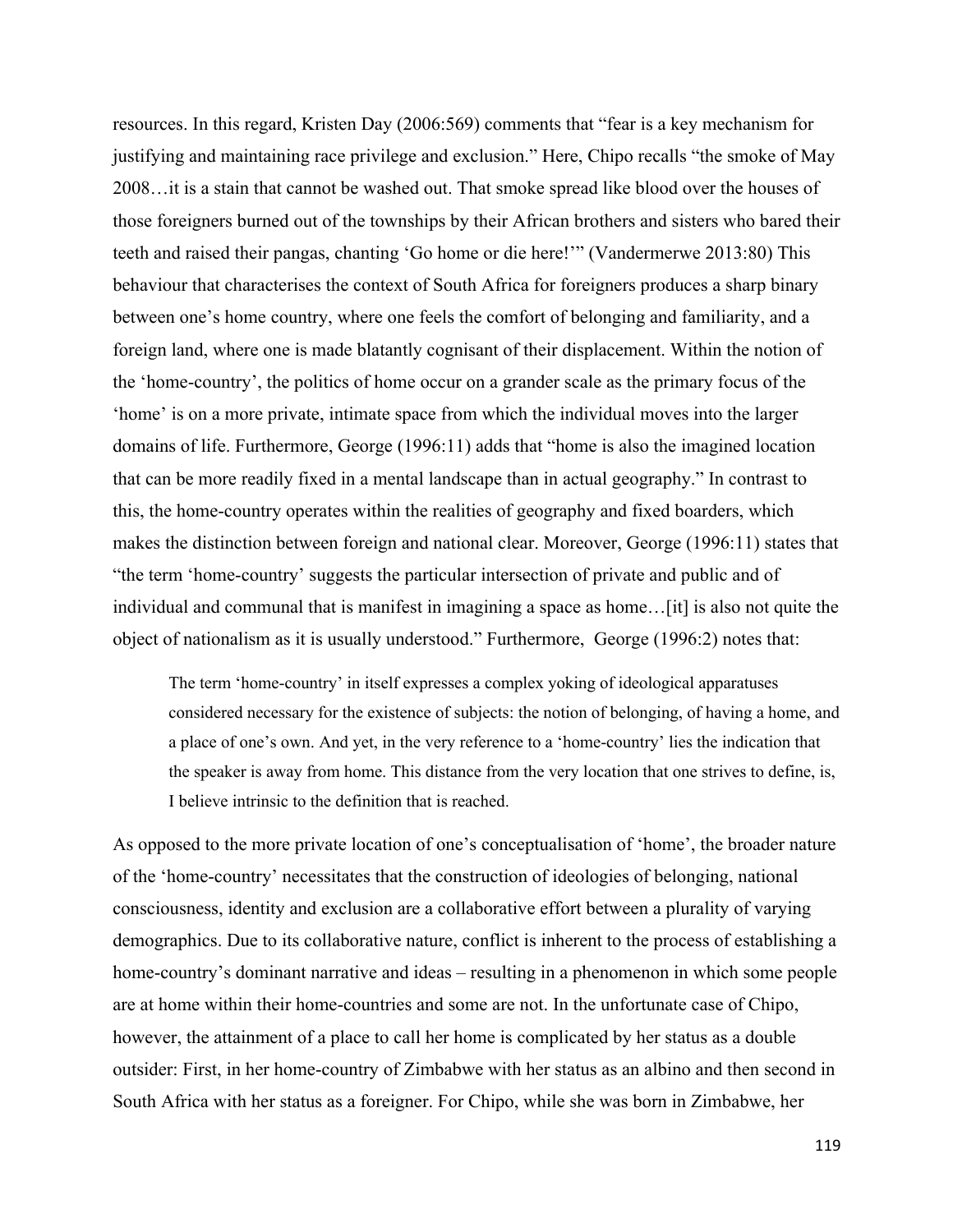resources. In this regard, Kristen Day (2006:569) comments that "fear is a key mechanism for justifying and maintaining race privilege and exclusion." Here, Chipo recalls "the smoke of May 2008…it is a stain that cannot be washed out. That smoke spread like blood over the houses of those foreigners burned out of the townships by their African brothers and sisters who bared their teeth and raised their pangas, chanting 'Go home or die here!'" (Vandermerwe 2013:80) This behaviour that characterises the context of South Africa for foreigners produces a sharp binary between one's home country, where one feels the comfort of belonging and familiarity, and a foreign land, where one is made blatantly cognisant of their displacement. Within the notion of the 'home-country', the politics of home occur on a grander scale as the primary focus of the 'home' is on a more private, intimate space from which the individual moves into the larger domains of life. Furthermore, George (1996:11) adds that "home is also the imagined location that can be more readily fixed in a mental landscape than in actual geography." In contrast to this, the home-country operates within the realities of geography and fixed boarders, which makes the distinction between foreign and national clear. Moreover, George (1996:11) states that "the term 'home-country' suggests the particular intersection of private and public and of individual and communal that is manifest in imagining a space as home…[it] is also not quite the object of nationalism as it is usually understood." Furthermore, George (1996:2) notes that:

> The term 'home-country' in itself expresses a complex yoking of ideological apparatuses considered necessary for the existence of subjects: the notion of belonging, of having a home, and a place of one's own. And yet, in the very reference to a 'home-country' lies the indication that the speaker is away from home. This distance from the very location that one strives to define, is, I believe intrinsic to the definition that is reached.

As opposed to the more private location of one's conceptualisation of 'home', the broader nature of the 'home-country' necessitates that the construction of ideologies of belonging, national consciousness, identity and exclusion are a collaborative effort between a plurality of varying demographics. Due to its collaborative nature, conflict is inherent to the process of establishing a home-country's dominant narrative and ideas – resulting in a phenomenon in which some people are at home within their home-countries and some are not. In the unfortunate case of Chipo, however, the attainment of a place to call her home is complicated by her status as a double outsider: First, in her home-country of Zimbabwe with her status as an albino and then second in South Africa with her status as a foreigner. For Chipo, while she was born in Zimbabwe, her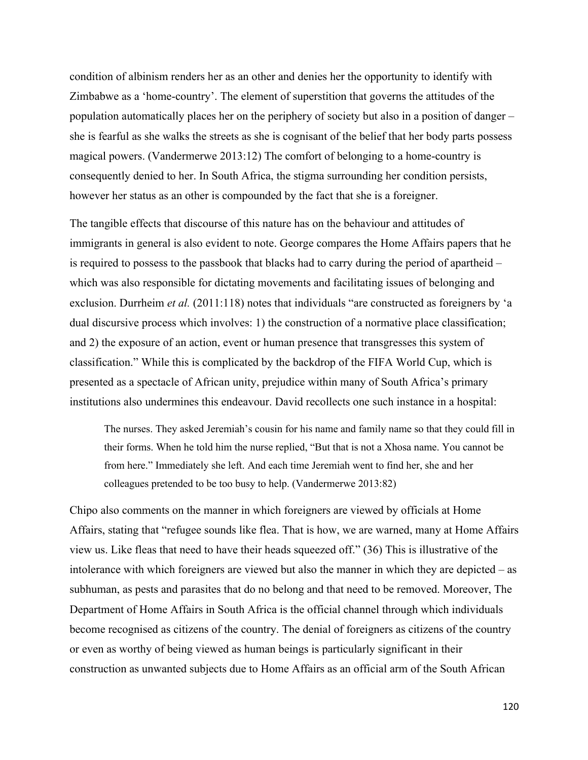condition of albinism renders her as an other and denies her the opportunity to identify with Zimbabwe as a 'home-country'. The element of superstition that governs the attitudes of the population automatically places her on the periphery of society but also in a position of danger – she is fearful as she walks the streets as she is cognisant of the belief that her body parts possess magical powers. (Vandermerwe 2013:12) The comfort of belonging to a home-country is consequently denied to her. In South Africa, the stigma surrounding her condition persists, however her status as an other is compounded by the fact that she is a foreigner.

The tangible effects that discourse of this nature has on the behaviour and attitudes of immigrants in general is also evident to note. George compares the Home Affairs papers that he is required to possess to the passbook that blacks had to carry during the period of apartheid – which was also responsible for dictating movements and facilitating issues of belonging and exclusion. Durrheim *et al.* (2011:118) notes that individuals "are constructed as foreigners by 'a dual discursive process which involves: 1) the construction of a normative place classification; and 2) the exposure of an action, event or human presence that transgresses this system of classification." While this is complicated by the backdrop of the FIFA World Cup, which is presented as a spectacle of African unity, prejudice within many of South Africa's primary institutions also undermines this endeavour. David recollects one such instance in a hospital:

> The nurses. They asked Jeremiah's cousin for his name and family name so that they could fill in their forms. When he told him the nurse replied, "But that is not a Xhosa name. You cannot be from here." Immediately she left. And each time Jeremiah went to find her, she and her colleagues pretended to be too busy to help. (Vandermerwe 2013:82)

Chipo also comments on the manner in which foreigners are viewed by officials at Home Affairs, stating that "refugee sounds like flea. That is how, we are warned, many at Home Affairs view us. Like fleas that need to have their heads squeezed off." (36) This is illustrative of the intolerance with which foreigners are viewed but also the manner in which they are depicted – as subhuman, as pests and parasites that do no belong and that need to be removed. Moreover, The Department of Home Affairs in South Africa is the official channel through which individuals become recognised as citizens of the country. The denial of foreigners as citizens of the country or even as worthy of being viewed as human beings is particularly significant in their construction as unwanted subjects due to Home Affairs as an official arm of the South African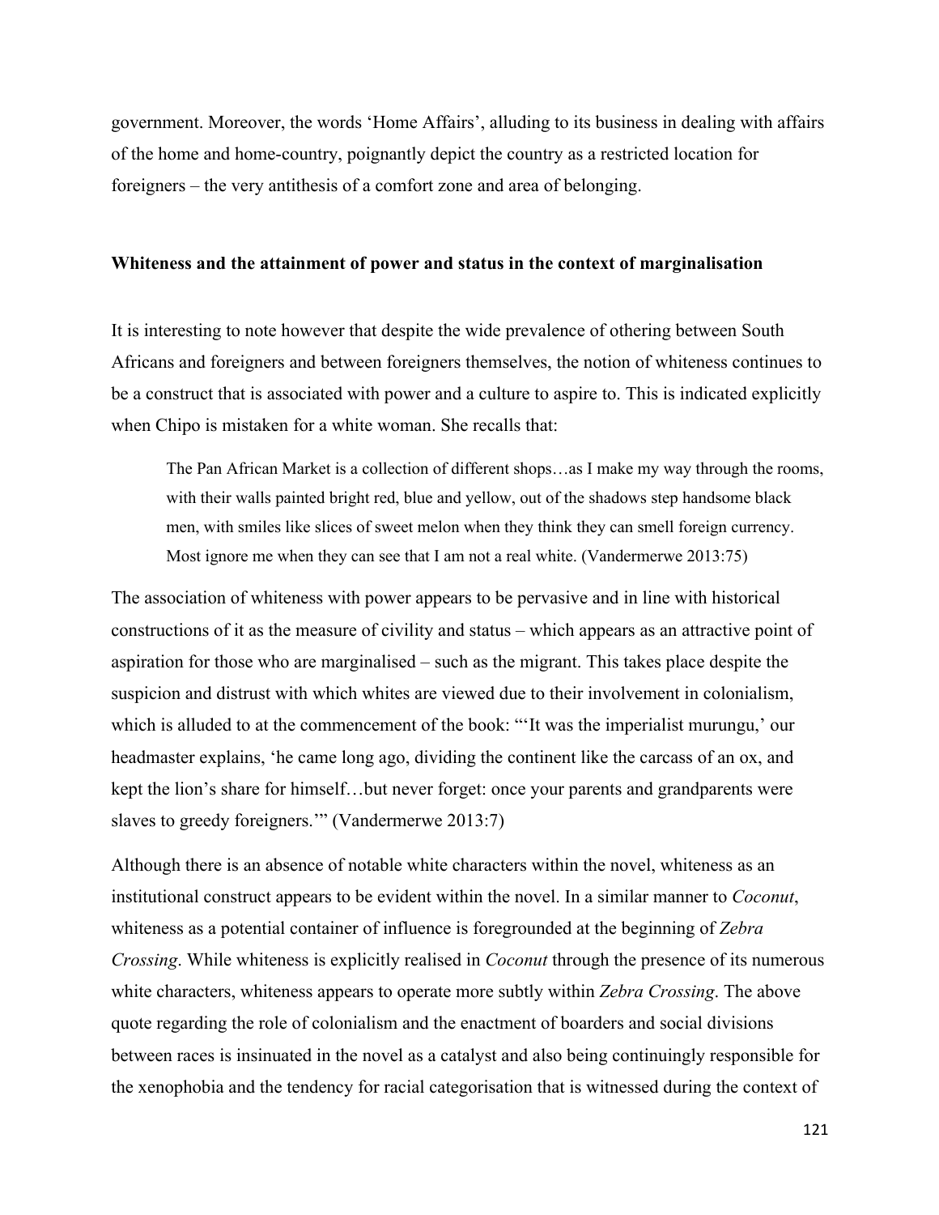government. Moreover, the words 'Home Affairs', alluding to its business in dealing with affairs of the home and home-country, poignantly depict the country as a restricted location for foreigners – the very antithesis of a comfort zone and area of belonging.

**Whiteness and the attainment of power and status in the context of marginalisation**

It is interesting to note however that despite the wide prevalence of othering between South Africans and foreigners and between foreigners themselves, the notion of whiteness continues to be a construct that is associated with power and a culture to aspire to. This is indicated explicitly when Chipo is mistaken for a white woman. She recalls that:

> The Pan African Market is a collection of different shops…as I make my way through the rooms, with their walls painted bright red, blue and yellow, out of the shadows step handsome black men, with smiles like slices of sweet melon when they think they can smell foreign currency. Most ignore me when they can see that I am not a real white. (Vandermerwe 2013:75)

The association of whiteness with power appears to be pervasive and in line with historical constructions of it as the measure of civility and status – which appears as an attractive point of aspiration for those who are marginalised – such as the migrant. This takes place despite the suspicion and distrust with which whites are viewed due to their involvement in colonialism, which is alluded to at the commencement of the book: "'It was the imperialist murungu,' our headmaster explains, 'he came long ago, dividing the continent like the carcass of an ox, and kept the lion's share for himself…but never forget: once your parents and grandparents were slaves to greedy foreigners.'" (Vandermerwe 2013:7)

Although there is an absence of notable white characters within the novel, whiteness as an institutional construct appears to be evident within the novel. In a similar manner to *Coconut*, whiteness as a potential container of influence is foregrounded at the beginning of *Zebra Crossing*. While whiteness is explicitly realised in *Coconut* through the presence of its numerous white characters, whiteness appears to operate more subtly within *Zebra Crossing*. The above quote regarding the role of colonialism and the enactment of boarders and social divisions between races is insinuated in the novel as a catalyst and also being continuingly responsible for the xenophobia and the tendency for racial categorisation that is witnessed during the context of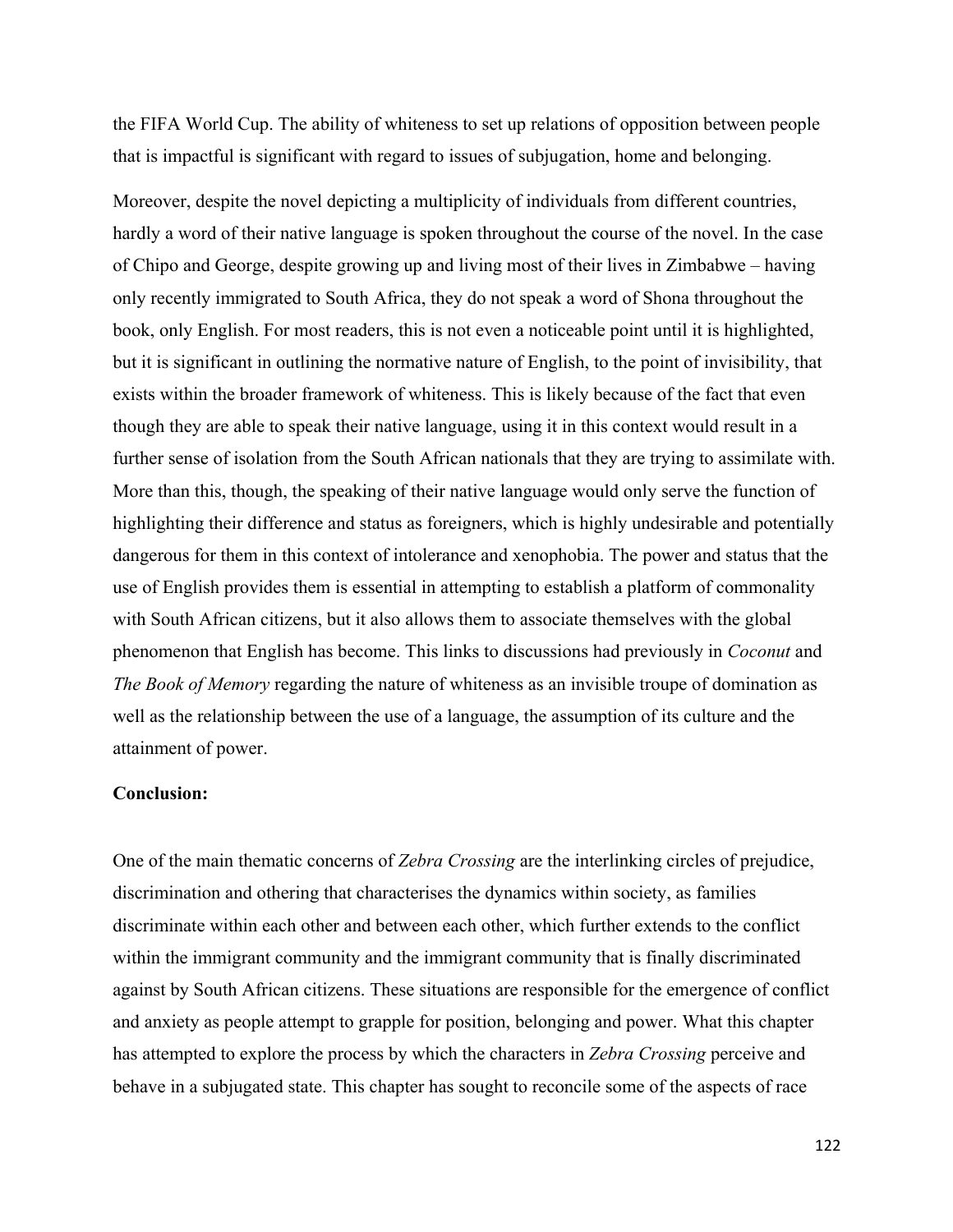the FIFA World Cup. The ability of whiteness to set up relations of opposition between people that is impactful is significant with regard to issues of subjugation, home and belonging.

Moreover, despite the novel depicting a multiplicity of individuals from different countries, hardly a word of their native language is spoken throughout the course of the novel. In the case of Chipo and George, despite growing up and living most of their lives in Zimbabwe – having only recently immigrated to South Africa, they do not speak a word of Shona throughout the book, only English. For most readers, this is not even a noticeable point until it is highlighted, but it is significant in outlining the normative nature of English, to the point of invisibility, that exists within the broader framework of whiteness. This is likely because of the fact that even though they are able to speak their native language, using it in this context would result in a further sense of isolation from the South African nationals that they are trying to assimilate with. More than this, though, the speaking of their native language would only serve the function of highlighting their difference and status as foreigners, which is highly undesirable and potentially dangerous for them in this context of intolerance and xenophobia. The power and status that the use of English provides them is essential in attempting to establish a platform of commonality with South African citizens, but it also allows them to associate themselves with the global phenomenon that English has become. This links to discussions had previously in *Coconut* and *The Book of Memory* regarding the nature of whiteness as an invisible troupe of domination as well as the relationship between the use of a language, the assumption of its culture and the attainment of power.

**Conclusion:**

One of the main thematic concerns of *Zebra Crossing* are the interlinking circles of prejudice, discrimination and othering that characterises the dynamics within society, as families discriminate within each other and between each other, which further extends to the conflict within the immigrant community and the immigrant community that is finally discriminated against by South African citizens. These situations are responsible for the emergence of conflict and anxiety as people attempt to grapple for position, belonging and power. What this chapter has attempted to explore the process by which the characters in *Zebra Crossing* perceive and behave in a subjugated state. This chapter has sought to reconcile some of the aspects of race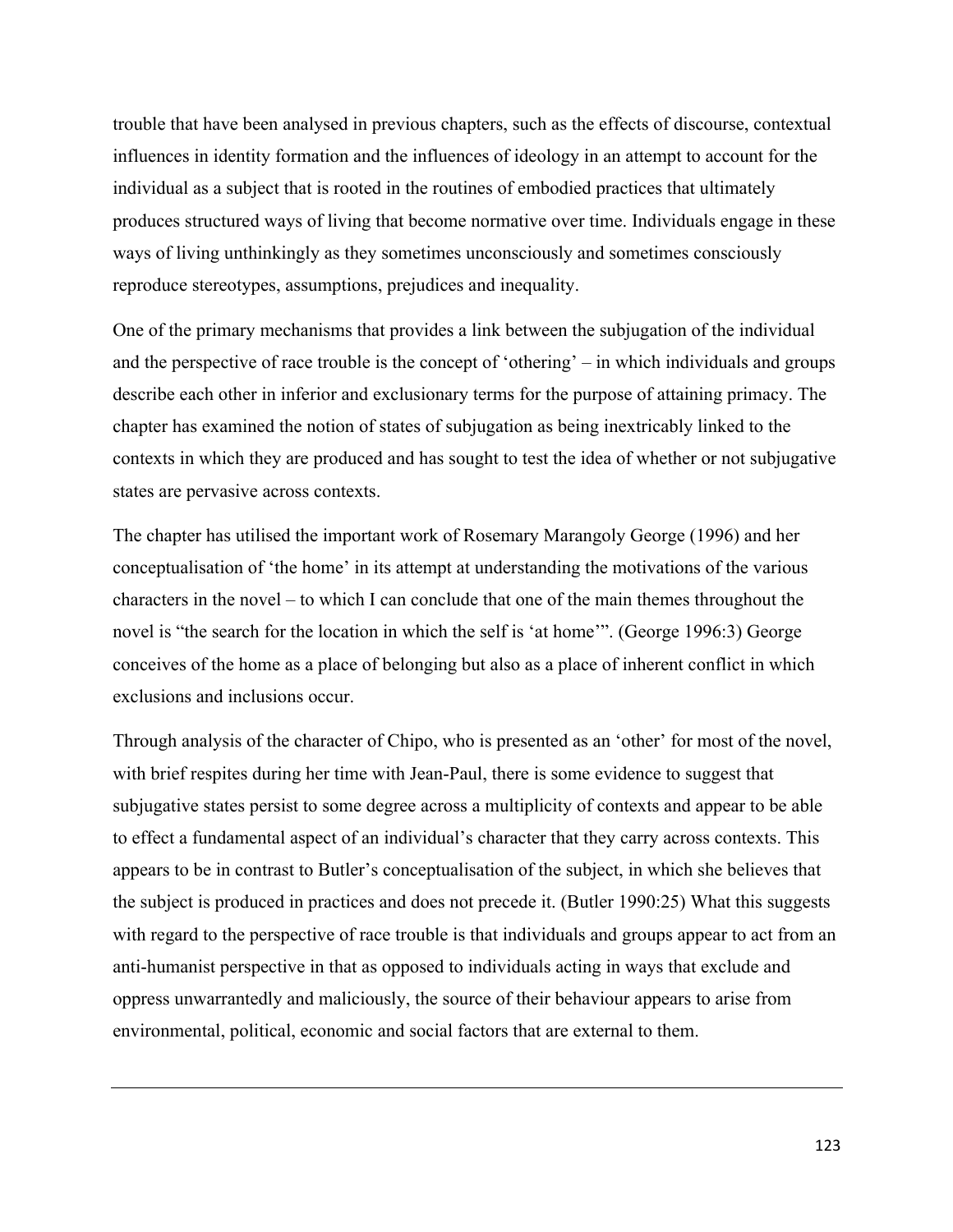trouble that have been analysed in previous chapters, such as the effects of discourse, contextual influences in identity formation and the influences of ideology in an attempt to account for the individual as a subject that is rooted in the routines of embodied practices that ultimately produces structured ways of living that become normative over time. Individuals engage in these ways of living unthinkingly as they sometimes unconsciously and sometimes consciously reproduce stereotypes, assumptions, prejudices and inequality.

One of the primary mechanisms that provides a link between the subjugation of the individual and the perspective of race trouble is the concept of 'othering' – in which individuals and groups describe each other in inferior and exclusionary terms for the purpose of attaining primacy. The chapter has examined the notion of states of subjugation as being inextricably linked to the contexts in which they are produced and has sought to test the idea of whether or not subjugative states are pervasive across contexts.

The chapter has utilised the important work of Rosemary Marangoly George (1996) and her conceptualisation of 'the home' in its attempt at understanding the motivations of the various characters in the novel – to which I can conclude that one of the main themes throughout the novel is "the search for the location in which the self is 'at home'". (George 1996:3) George conceives of the home as a place of belonging but also as a place of inherent conflict in which exclusions and inclusions occur.

Through analysis of the character of Chipo, who is presented as an 'other' for most of the novel, with brief respites during her time with Jean-Paul, there is some evidence to suggest that subjugative states persist to some degree across a multiplicity of contexts and appear to be able to effect a fundamental aspect of an individual's character that they carry across contexts. This appears to be in contrast to Butler's conceptualisation of the subject, in which she believes that the subject is produced in practices and does not precede it. (Butler 1990:25) What this suggests with regard to the perspective of race trouble is that individuals and groups appear to act from an anti-humanist perspective in that as opposed to individuals acting in ways that exclude and oppress unwarrantedly and maliciously, the source of their behaviour appears to arise from environmental, political, economic and social factors that are external to them.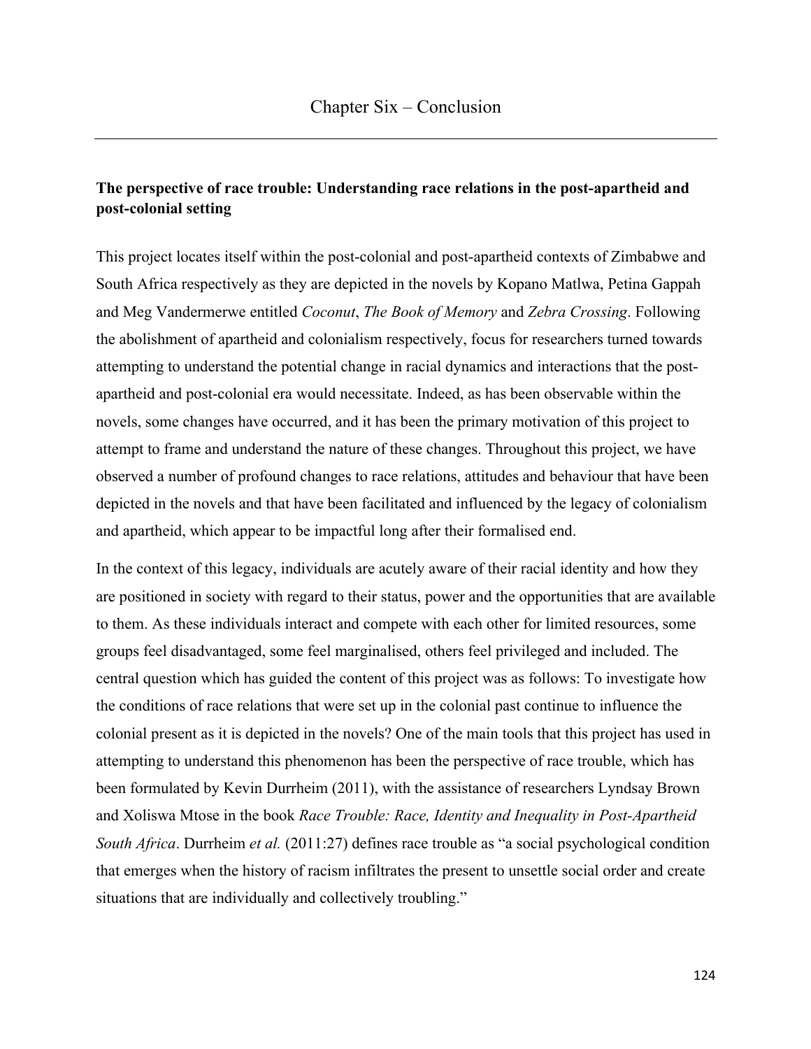# Chapter Six – Conclusion

**The perspective of race trouble: Understanding race relations in the post-apartheid and post-colonial setting**

This project locates itself within the post-colonial and post-apartheid contexts of Zimbabwe and South Africa respectively as they are depicted in the novels by Kopano Matlwa, Petina Gappah and Meg Vandermerwe entitled *Coconut*, *The Book of Memory* and *Zebra Crossing*. Following the abolishment of apartheid and colonialism respectively, focus for researchers turned towards attempting to understand the potential change in racial dynamics and interactions that the post-apartheid and post-colonial era would necessitate. Indeed, as has been observable within the novels, some changes have occurred, and it has been the primary motivation of this project to attempt to frame and understand the nature of these changes. Throughout this project, we have observed a number of profound changes to race relations, attitudes and behaviour that have been depicted in the novels and that have been facilitated and influenced by the legacy of colonialism and apartheid, which appear to be impactful long after their formalised end.

In the context of this legacy, individuals are acutely aware of their racial identity and how they are positioned in society with regard to their status, power and the opportunities that are available to them. As these individuals interact and compete with each other for limited resources, some groups feel disadvantaged, some feel marginalised, others feel privileged and included. The central question which has guided the content of this project was as follows: To investigate how the conditions of race relations that were set up in the colonial past continue to influence the colonial present as it is depicted in the novels? One of the main tools that this project has used in attempting to understand this phenomenon has been the perspective of race trouble, which has been formulated by Kevin Durrheim (2011), with the assistance of researchers Lyndsay Brown and Xoliswa Mtose in the book *Race Trouble: Race, Identity and Inequality in Post-Apartheid South Africa*. Durrheim *et al.* (2011:27) defines race trouble as "a social psychological condition that emerges when the history of racism infiltrates the present to unsettle social order and create situations that are individually and collectively troubling."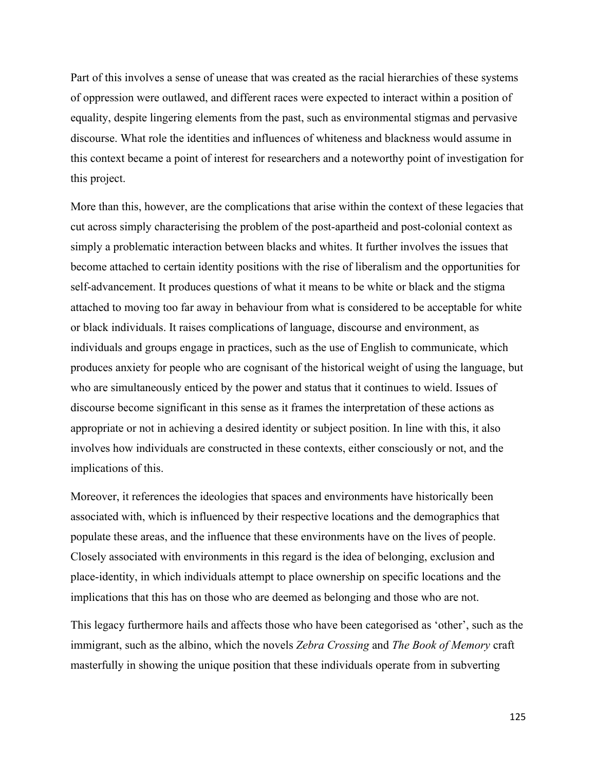Part of this involves a sense of unease that was created as the racial hierarchies of these systems of oppression were outlawed, and different races were expected to interact within a position of equality, despite lingering elements from the past, such as environmental stigmas and pervasive discourse. What role the identities and influences of whiteness and blackness would assume in this context became a point of interest for researchers and a noteworthy point of investigation for this project.

More than this, however, are the complications that arise within the context of these legacies that cut across simply characterising the problem of the post-apartheid and post-colonial context as simply a problematic interaction between blacks and whites. It further involves the issues that become attached to certain identity positions with the rise of liberalism and the opportunities for self-advancement. It produces questions of what it means to be white or black and the stigma attached to moving too far away in behaviour from what is considered to be acceptable for white or black individuals. It raises complications of language, discourse and environment, as individuals and groups engage in practices, such as the use of English to communicate, which produces anxiety for people who are cognisant of the historical weight of using the language, but who are simultaneously enticed by the power and status that it continues to wield. Issues of discourse become significant in this sense as it frames the interpretation of these actions as appropriate or not in achieving a desired identity or subject position. In line with this, it also involves how individuals are constructed in these contexts, either consciously or not, and the implications of this.

Moreover, it references the ideologies that spaces and environments have historically been associated with, which is influenced by their respective locations and the demographics that populate these areas, and the influence that these environments have on the lives of people. Closely associated with environments in this regard is the idea of belonging, exclusion and place-identity, in which individuals attempt to place ownership on specific locations and the implications that this has on those who are deemed as belonging and those who are not.

This legacy furthermore hails and affects those who have been categorised as 'other', such as the immigrant, such as the albino, which the novels *Zebra Crossing* and *The Book of Memory* craft masterfully in showing the unique position that these individuals operate from in subverting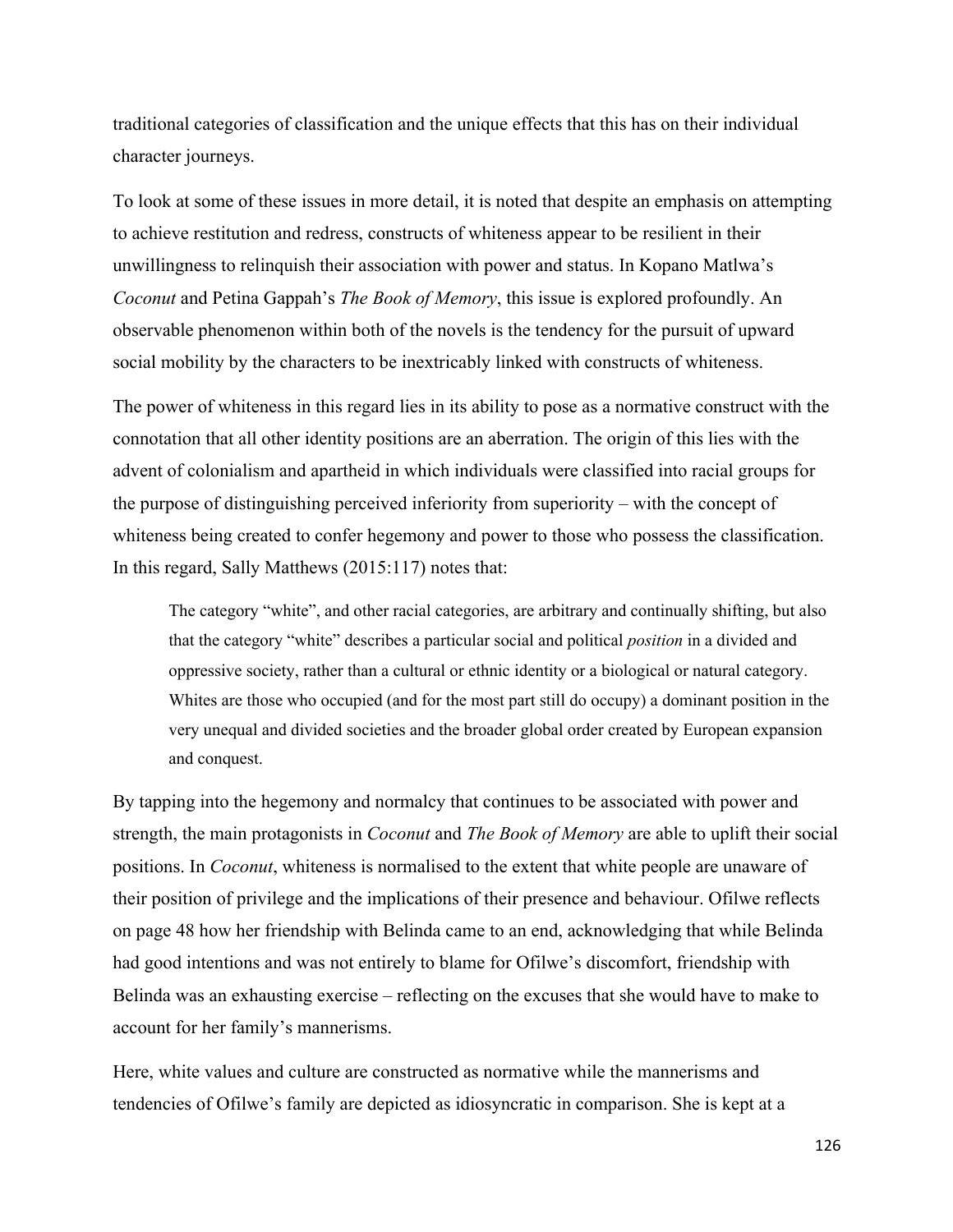traditional categories of classification and the unique effects that this has on their individual character journeys.

To look at some of these issues in more detail, it is noted that despite an emphasis on attempting to achieve restitution and redress, constructs of whiteness appear to be resilient in their unwillingness to relinquish their association with power and status. In Kopano Matlwa's *Coconut* and Petina Gappah's *The Book of Memory*, this issue is explored profoundly. An observable phenomenon within both of the novels is the tendency for the pursuit of upward social mobility by the characters to be inextricably linked with constructs of whiteness.

The power of whiteness in this regard lies in its ability to pose as a normative construct with the connotation that all other identity positions are an aberration. The origin of this lies with the advent of colonialism and apartheid in which individuals were classified into racial groups for the purpose of distinguishing perceived inferiority from superiority – with the concept of whiteness being created to confer hegemony and power to those who possess the classification. In this regard, Sally Matthews (2015:117) notes that:

> The category "white", and other racial categories, are arbitrary and continually shifting, but also that the category "white" describes a particular social and political *position* in a divided and oppressive society, rather than a cultural or ethnic identity or a biological or natural category. Whites are those who occupied (and for the most part still do occupy) a dominant position in the very unequal and divided societies and the broader global order created by European expansion and conquest.

By tapping into the hegemony and normalcy that continues to be associated with power and strength, the main protagonists in *Coconut* and *The Book of Memory* are able to uplift their social positions. In *Coconut*, whiteness is normalised to the extent that white people are unaware of their position of privilege and the implications of their presence and behaviour. Ofilwe reflects on page 48 how her friendship with Belinda came to an end, acknowledging that while Belinda had good intentions and was not entirely to blame for Ofilwe's discomfort, friendship with Belinda was an exhausting exercise – reflecting on the excuses that she would have to make to account for her family's mannerisms.

Here, white values and culture are constructed as normative while the mannerisms and tendencies of Ofilwe's family are depicted as idiosyncratic in comparison. She is kept at a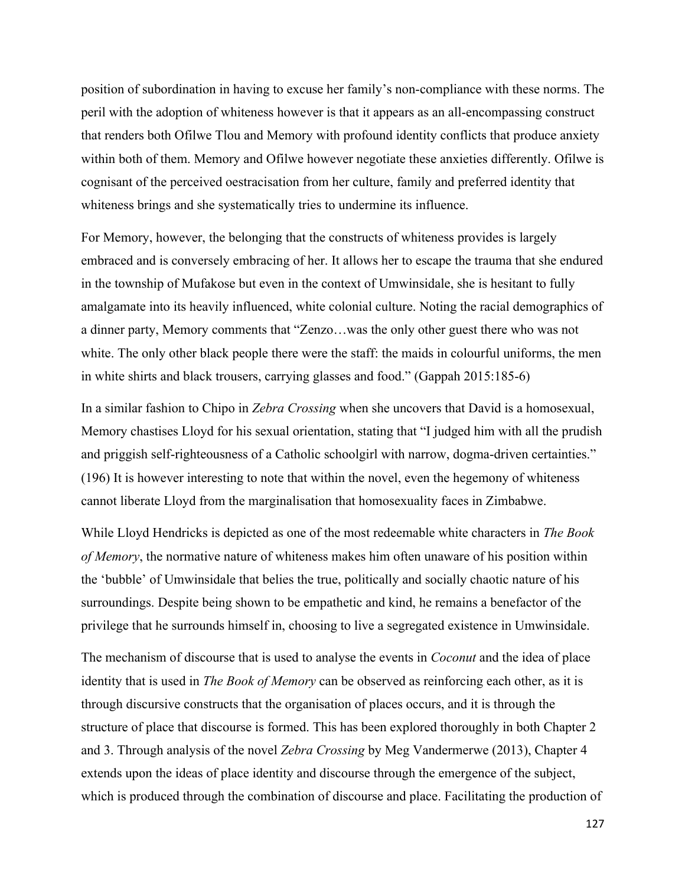position of subordination in having to excuse her family's non-compliance with these norms. The peril with the adoption of whiteness however is that it appears as an all-encompassing construct that renders both Ofilwe Tlou and Memory with profound identity conflicts that produce anxiety within both of them. Memory and Ofilwe however negotiate these anxieties differently. Ofilwe is cognisant of the perceived oestracisation from her culture, family and preferred identity that whiteness brings and she systematically tries to undermine its influence.

For Memory, however, the belonging that the constructs of whiteness provides is largely embraced and is conversely embracing of her. It allows her to escape the trauma that she endured in the township of Mufakose but even in the context of Umwinsidale, she is hesitant to fully amalgamate into its heavily influenced, white colonial culture. Noting the racial demographics of a dinner party, Memory comments that "Zenzo…was the only other guest there who was not white. The only other black people there were the staff: the maids in colourful uniforms, the men in white shirts and black trousers, carrying glasses and food." (Gappah 2015:185-6)

In a similar fashion to Chipo in *Zebra Crossing* when she uncovers that David is a homosexual, Memory chastises Lloyd for his sexual orientation, stating that "I judged him with all the prudish and priggish self-righteousness of a Catholic schoolgirl with narrow, dogma-driven certainties." (196) It is however interesting to note that within the novel, even the hegemony of whiteness cannot liberate Lloyd from the marginalisation that homosexuality faces in Zimbabwe.

While Lloyd Hendricks is depicted as one of the most redeemable white characters in *The Book of Memory*, the normative nature of whiteness makes him often unaware of his position within the 'bubble' of Umwinsidale that belies the true, politically and socially chaotic nature of his surroundings. Despite being shown to be empathetic and kind, he remains a benefactor of the privilege that he surrounds himself in, choosing to live a segregated existence in Umwinsidale.

The mechanism of discourse that is used to analyse the events in *Coconut* and the idea of place identity that is used in *The Book of Memory* can be observed as reinforcing each other, as it is through discursive constructs that the organisation of places occurs, and it is through the structure of place that discourse is formed. This has been explored thoroughly in both Chapter 2 and 3. Through analysis of the novel *Zebra Crossing* by Meg Vandermerwe (2013), Chapter 4 extends upon the ideas of place identity and discourse through the emergence of the subject, which is produced through the combination of discourse and place. Facilitating the production of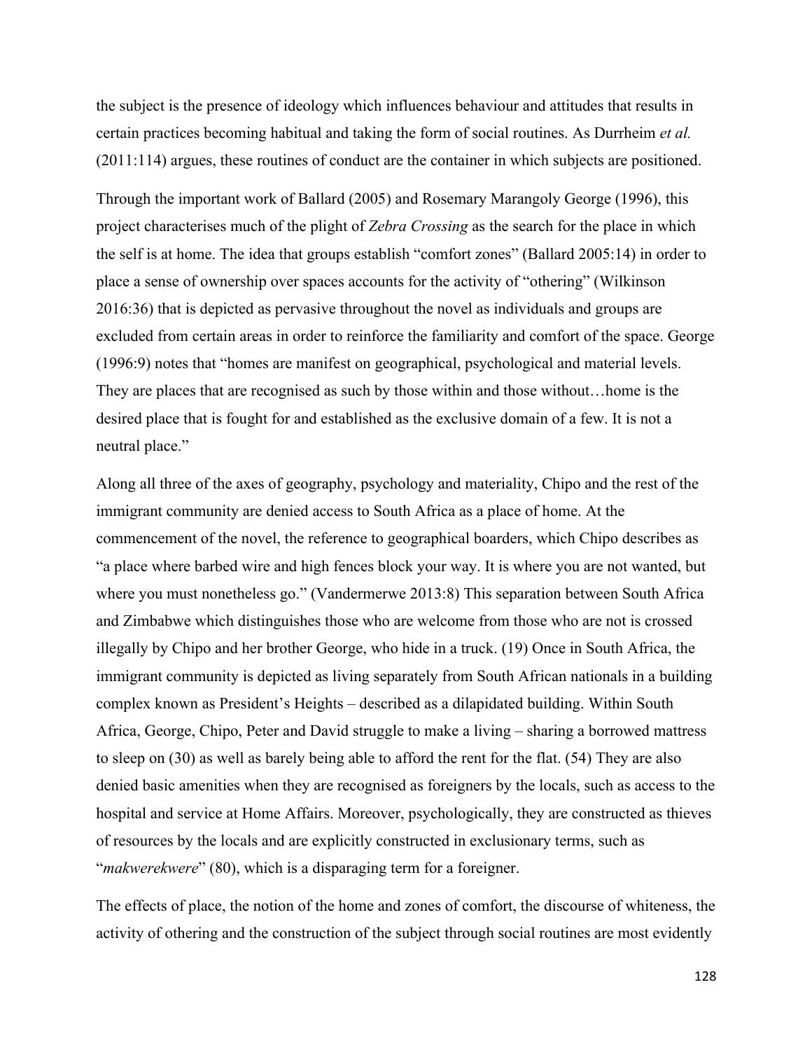the subject is the presence of ideology which influences behaviour and attitudes that results in certain practices becoming habitual and taking the form of social routines. As Durrheim *et al.* (2011:114) argues, these routines of conduct are the container in which subjects are positioned.

Through the important work of Ballard (2005) and Rosemary Marangoly George (1996), this project characterises much of the plight of *Zebra Crossing* as the search for the place in which the self is at home. The idea that groups establish "comfort zones" (Ballard 2005:14) in order to place a sense of ownership over spaces accounts for the activity of "othering" (Wilkinson 2016:36) that is depicted as pervasive throughout the novel as individuals and groups are excluded from certain areas in order to reinforce the familiarity and comfort of the space. George (1996:9) notes that "homes are manifest on geographical, psychological and material levels. They are places that are recognised as such by those within and those without…home is the desired place that is fought for and established as the exclusive domain of a few. It is not a neutral place."

Along all three of the axes of geography, psychology and materiality, Chipo and the rest of the immigrant community are denied access to South Africa as a place of home. At the commencement of the novel, the reference to geographical boarders, which Chipo describes as "a place where barbed wire and high fences block your way. It is where you are not wanted, but where you must nonetheless go." (Vandermerwe 2013:8) This separation between South Africa and Zimbabwe which distinguishes those who are welcome from those who are not is crossed illegally by Chipo and her brother George, who hide in a truck. (19) Once in South Africa, the immigrant community is depicted as living separately from South African nationals in a building complex known as President's Heights – described as a dilapidated building. Within South Africa, George, Chipo, Peter and David struggle to make a living – sharing a borrowed mattress to sleep on (30) as well as barely being able to afford the rent for the flat. (54) They are also denied basic amenities when they are recognised as foreigners by the locals, such as access to the hospital and service at Home Affairs. Moreover, psychologically, they are constructed as thieves of resources by the locals and are explicitly constructed in exclusionary terms, such as "*makwerekwere*" (80), which is a disparaging term for a foreigner.

The effects of place, the notion of the home and zones of comfort, the discourse of whiteness, the activity of othering and the construction of the subject through social routines are most evidently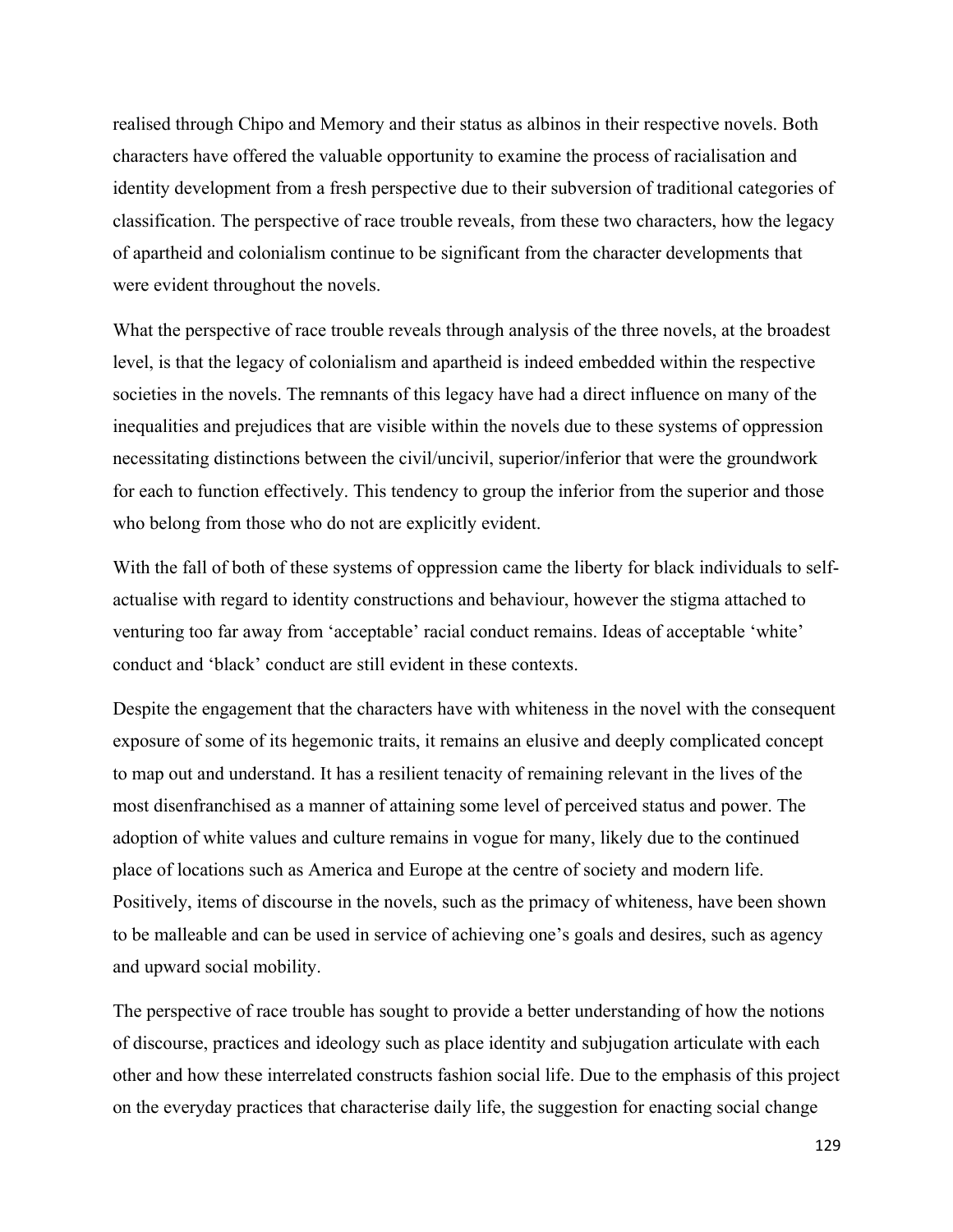realised through Chipo and Memory and their status as albinos in their respective novels. Both characters have offered the valuable opportunity to examine the process of racialisation and identity development from a fresh perspective due to their subversion of traditional categories of classification. The perspective of race trouble reveals, from these two characters, how the legacy of apartheid and colonialism continue to be significant from the character developments that were evident throughout the novels.

What the perspective of race trouble reveals through analysis of the three novels, at the broadest level, is that the legacy of colonialism and apartheid is indeed embedded within the respective societies in the novels. The remnants of this legacy have had a direct influence on many of the inequalities and prejudices that are visible within the novels due to these systems of oppression necessitating distinctions between the civil/uncivil, superior/inferior that were the groundwork for each to function effectively. This tendency to group the inferior from the superior and those who belong from those who do not are explicitly evident.

With the fall of both of these systems of oppression came the liberty for black individuals to self-actualise with regard to identity constructions and behaviour, however the stigma attached to venturing too far away from 'acceptable' racial conduct remains. Ideas of acceptable 'white' conduct and 'black' conduct are still evident in these contexts.

Despite the engagement that the characters have with whiteness in the novel with the consequent exposure of some of its hegemonic traits, it remains an elusive and deeply complicated concept to map out and understand. It has a resilient tenacity of remaining relevant in the lives of the most disenfranchised as a manner of attaining some level of perceived status and power. The adoption of white values and culture remains in vogue for many, likely due to the continued place of locations such as America and Europe at the centre of society and modern life. Positively, items of discourse in the novels, such as the primacy of whiteness, have been shown to be malleable and can be used in service of achieving one's goals and desires, such as agency and upward social mobility.

The perspective of race trouble has sought to provide a better understanding of how the notions of discourse, practices and ideology such as place identity and subjugation articulate with each other and how these interrelated constructs fashion social life. Due to the emphasis of this project on the everyday practices that characterise daily life, the suggestion for enacting social change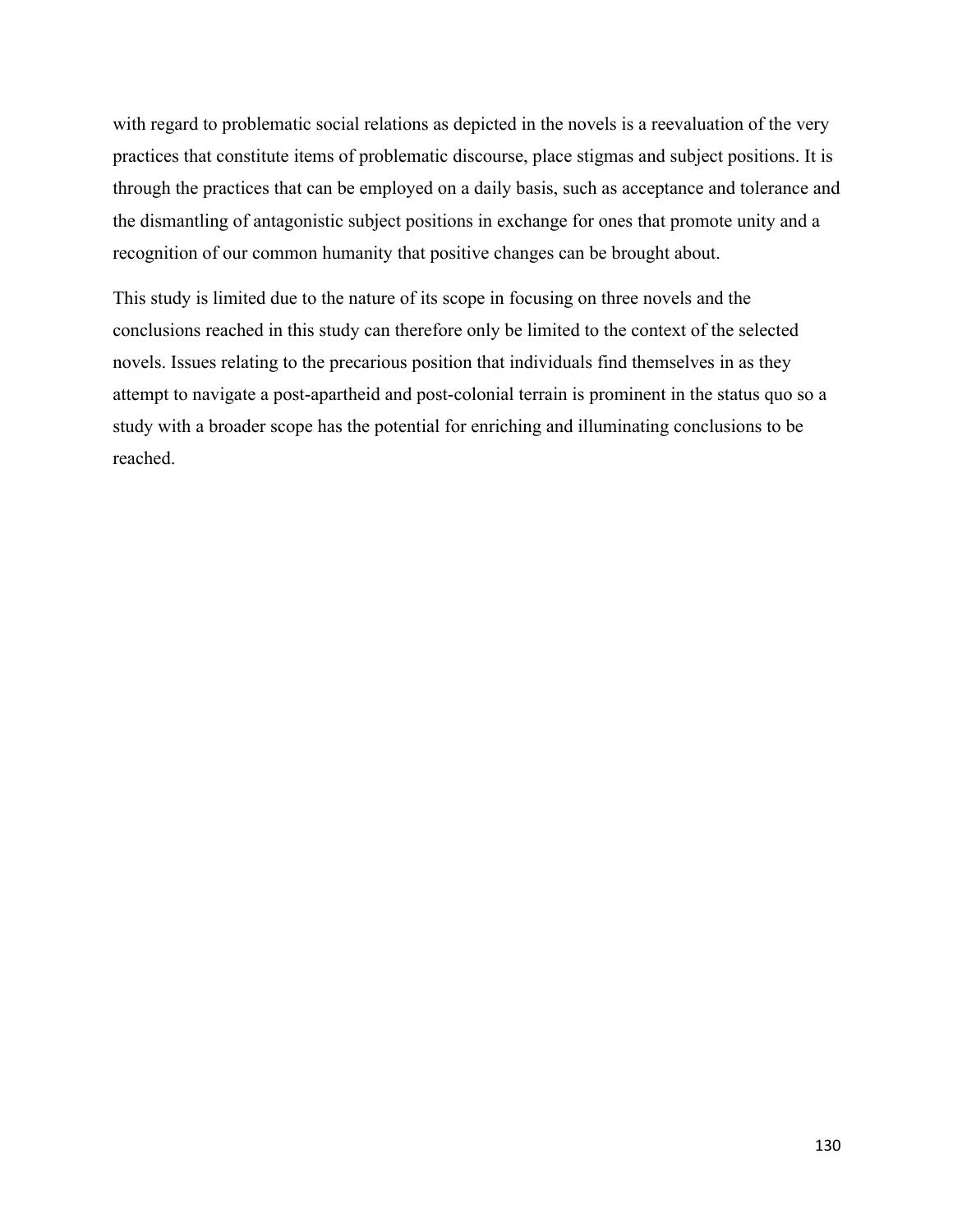with regard to problematic social relations as depicted in the novels is a reevaluation of the very practices that constitute items of problematic discourse, place stigmas and subject positions. It is through the practices that can be employed on a daily basis, such as acceptance and tolerance and the dismantling of antagonistic subject positions in exchange for ones that promote unity and a recognition of our common humanity that positive changes can be brought about.

This study is limited due to the nature of its scope in focusing on three novels and the conclusions reached in this study can therefore only be limited to the context of the selected novels. Issues relating to the precarious position that individuals find themselves in as they attempt to navigate a post-apartheid and post-colonial terrain is prominent in the status quo so a study with a broader scope has the potential for enriching and illuminating conclusions to be reached.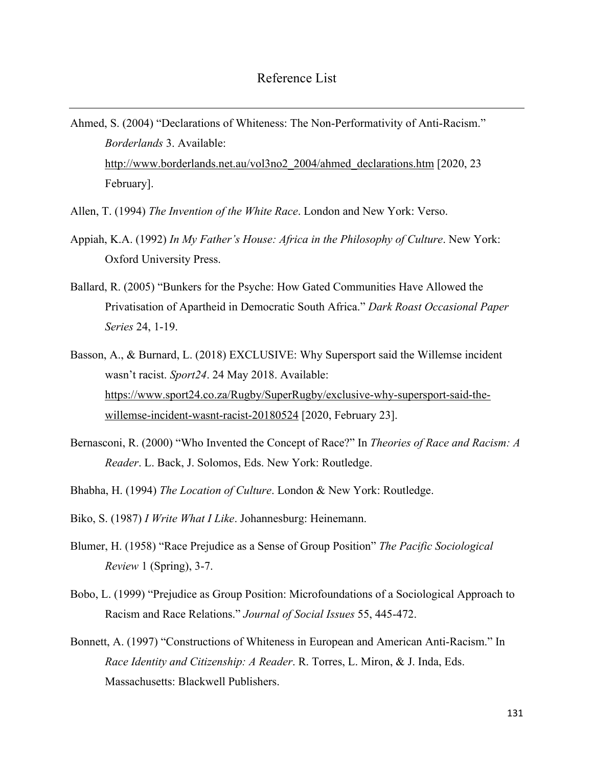# Reference List

Ahmed, S. (2004) "Declarations of Whiteness: The Non-Performativity of Anti-Racism." *Borderlands* 3. Available: http://www.borderlands.net.au/vol3no2_2004/ahmed_declarations.htm [2020, 23 February].

Allen, T. (1994) *The Invention of the White Race*. London and New York: Verso.

Appiah, K.A. (1992) *In My Father's House: Africa in the Philosophy of Culture*. New York: Oxford University Press.

Ballard, R. (2005) "Bunkers for the Psyche: How Gated Communities Have Allowed the Privatisation of Apartheid in Democratic South Africa." *Dark Roast Occasional Paper Series* 24, 1-19.

Basson, A., & Burnard, L. (2018) EXCLUSIVE: Why Supersport said the Willemse incident wasn't racist. *Sport24*. 24 May 2018. Available: https://www.sport24.co.za/Rugby/SuperRugby/exclusive-why-supersport-said-the-willemse-incident-wasnt-racist-20180524 [2020, February 23].

Bernasconi, R. (2000) "Who Invented the Concept of Race?" In *Theories of Race and Racism: A Reader*. L. Back, J. Solomos, Eds. New York: Routledge.

Bhabha, H. (1994) *The Location of Culture*. London & New York: Routledge.

Biko, S. (1987) *I Write What I Like*. Johannesburg: Heinemann.

Blumer, H. (1958) "Race Prejudice as a Sense of Group Position" *The Pacific Sociological Review* 1 (Spring), 3-7.

Bobo, L. (1999) "Prejudice as Group Position: Microfoundations of a Sociological Approach to Racism and Race Relations." *Journal of Social Issues* 55, 445-472.

Bonnett, A. (1997) "Constructions of Whiteness in European and American Anti-Racism." In *Race Identity and Citizenship: A Reader*. R. Torres, L. Miron, & J. Inda, Eds. Massachusetts: Blackwell Publishers.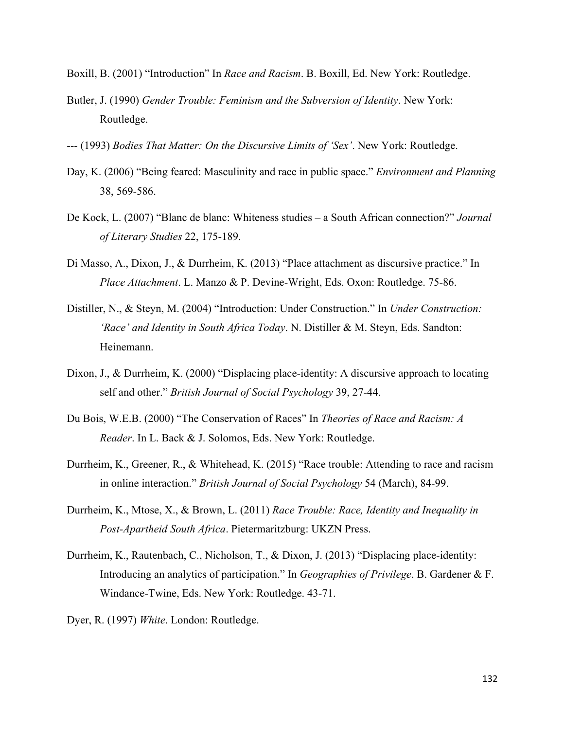Boxill, B. (2001) "Introduction" In *Race and Racism*. B. Boxill, Ed. New York: Routledge.

Butler, J. (1990) *Gender Trouble: Feminism and the Subversion of Identity*. New York: Routledge.

--- (1993) *Bodies That Matter: On the Discursive Limits of 'Sex'*. New York: Routledge.

Day, K. (2006) "Being feared: Masculinity and race in public space." *Environment and Planning* 38, 569-586.

De Kock, L. (2007) "Blanc de blanc: Whiteness studies – a South African connection?" *Journal of Literary Studies* 22, 175-189.

Di Masso, A., Dixon, J., & Durrheim, K. (2013) "Place attachment as discursive practice." In *Place Attachment*. L. Manzo & P. Devine-Wright, Eds. Oxon: Routledge. 75-86.

Distiller, N., & Steyn, M. (2004) "Introduction: Under Construction." In *Under Construction: 'Race' and Identity in South Africa Today*. N. Distiller & M. Steyn, Eds. Sandton: Heinemann.

Dixon, J., & Durrheim, K. (2000) "Displacing place-identity: A discursive approach to locating self and other." *British Journal of Social Psychology* 39, 27-44.

Du Bois, W.E.B. (2000) "The Conservation of Races" In *Theories of Race and Racism: A Reader*. In L. Back & J. Solomos, Eds. New York: Routledge.

Durrheim, K., Greener, R., & Whitehead, K. (2015) "Race trouble: Attending to race and racism in online interaction." *British Journal of Social Psychology* 54 (March), 84-99.

Durrheim, K., Mtose, X., & Brown, L. (2011) *Race Trouble: Race, Identity and Inequality in Post-Apartheid South Africa*. Pietermaritzburg: UKZN Press.

Durrheim, K., Rautenbach, C., Nicholson, T., & Dixon, J. (2013) "Displacing place-identity: Introducing an analytics of participation." In *Geographies of Privilege*. B. Gardener & F. Windance-Twine, Eds. New York: Routledge. 43-71.

Dyer, R. (1997) *White*. London: Routledge.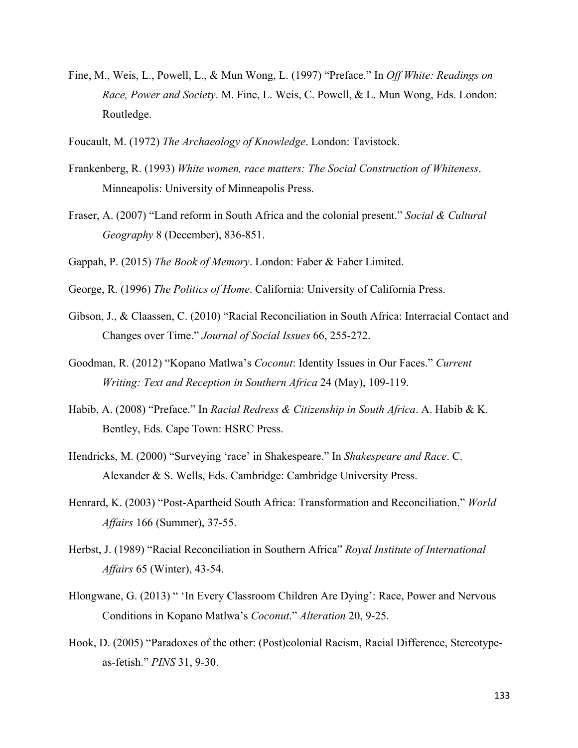Fine, M., Weis, L., Powell, L., & Mun Wong, L. (1997) "Preface." In *Off White: Readings on Race, Power and Society*. M. Fine, L. Weis, C. Powell, & L. Mun Wong, Eds. London: Routledge.

Foucault, M. (1972) *The Archaeology of Knowledge*. London: Tavistock.

Frankenberg, R. (1993) *White women, race matters: The Social Construction of Whiteness*. Minneapolis: University of Minneapolis Press.

Fraser, A. (2007) "Land reform in South Africa and the colonial present." *Social & Cultural Geography* 8 (December), 836-851.

Gappah, P. (2015) *The Book of Memory*. London: Faber & Faber Limited.

George, R. (1996) *The Politics of Home*. California: University of California Press.

Gibson, J., & Claassen, C. (2010) "Racial Reconciliation in South Africa: Interracial Contact and Changes over Time." *Journal of Social Issues* 66, 255-272.

Goodman, R. (2012) "Kopano Matlwa's *Coconut*: Identity Issues in Our Faces." *Current Writing: Text and Reception in Southern Africa* 24 (May), 109-119.

Habib, A. (2008) "Preface." In *Racial Redress & Citizenship in South Africa*. A. Habib & K. Bentley, Eds. Cape Town: HSRC Press.

Hendricks, M. (2000) "Surveying 'race' in Shakespeare." In *Shakespeare and Race*. C. Alexander & S. Wells, Eds. Cambridge: Cambridge University Press.

Henrard, K. (2003) "Post-Apartheid South Africa: Transformation and Reconciliation." *World Affairs* 166 (Summer), 37-55.

Herbst, J. (1989) "Racial Reconciliation in Southern Africa" *Royal Institute of International Affairs* 65 (Winter), 43-54.

Hlongwane, G. (2013) " 'In Every Classroom Children Are Dying': Race, Power and Nervous Conditions in Kopano Matlwa's *Coconut*." *Alteration* 20, 9-25.

Hook, D. (2005) "Paradoxes of the other: (Post)colonial Racism, Racial Difference, Stereotype-as-fetish." *PINS* 31, 9-30.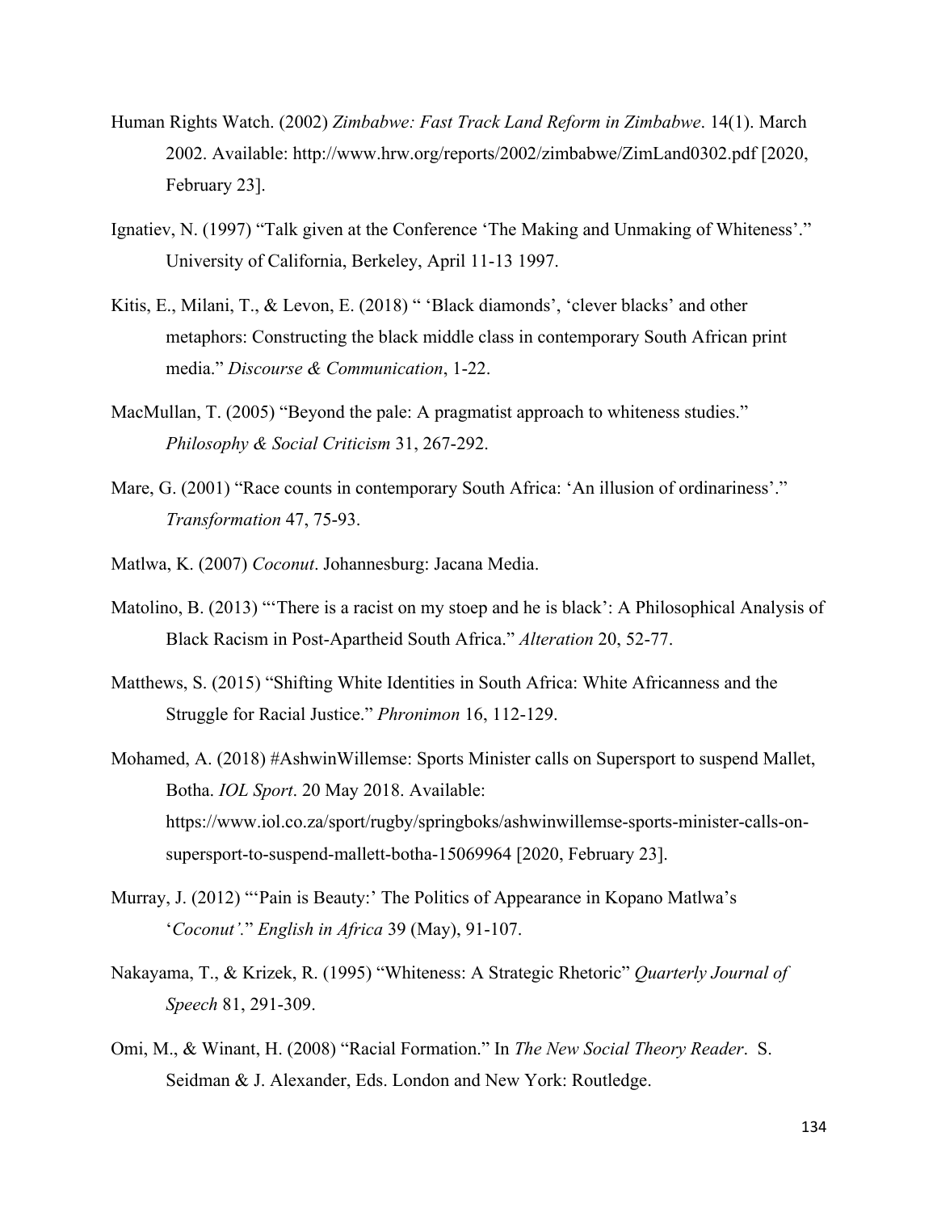Human Rights Watch. (2002) *Zimbabwe: Fast Track Land Reform in Zimbabwe*. 14(1). March 2002. Available: http://www.hrw.org/reports/2002/zimbabwe/ZimLand0302.pdf [2020, February 23].

Ignatiev, N. (1997) "Talk given at the Conference 'The Making and Unmaking of Whiteness'." University of California, Berkeley, April 11-13 1997.

Kitis, E., Milani, T., & Levon, E. (2018) " 'Black diamonds', 'clever blacks' and other metaphors: Constructing the black middle class in contemporary South African print media." *Discourse & Communication*, 1-22.

MacMullan, T. (2005) "Beyond the pale: A pragmatist approach to whiteness studies." *Philosophy & Social Criticism* 31, 267-292.

Mare, G. (2001) "Race counts in contemporary South Africa: 'An illusion of ordinariness'." *Transformation* 47, 75-93.

Matlwa, K. (2007) *Coconut*. Johannesburg: Jacana Media.

Matolino, B. (2013) "'There is a racist on my stoep and he is black': A Philosophical Analysis of Black Racism in Post-Apartheid South Africa." *Alteration* 20, 52-77.

Matthews, S. (2015) "Shifting White Identities in South Africa: White Africanness and the Struggle for Racial Justice." *Phronimon* 16, 112-129.

Mohamed, A. (2018) #AshwinWillemse: Sports Minister calls on Supersport to suspend Mallet, Botha. *IOL Sport*. 20 May 2018. Available: https://www.iol.co.za/sport/rugby/springboks/ashwinwillemse-sports-minister-calls-on-supersport-to-suspend-mallett-botha-15069964 [2020, February 23].

Murray, J. (2012) "'Pain is Beauty:' The Politics of Appearance in Kopano Matlwa's '*Coconut'*." *English in Africa* 39 (May), 91-107.

Nakayama, T., & Krizek, R. (1995) "Whiteness: A Strategic Rhetoric" *Quarterly Journal of Speech* 81, 291-309.

Omi, M., & Winant, H. (2008) "Racial Formation." In *The New Social Theory Reader*. S. Seidman & J. Alexander, Eds. London and New York: Routledge.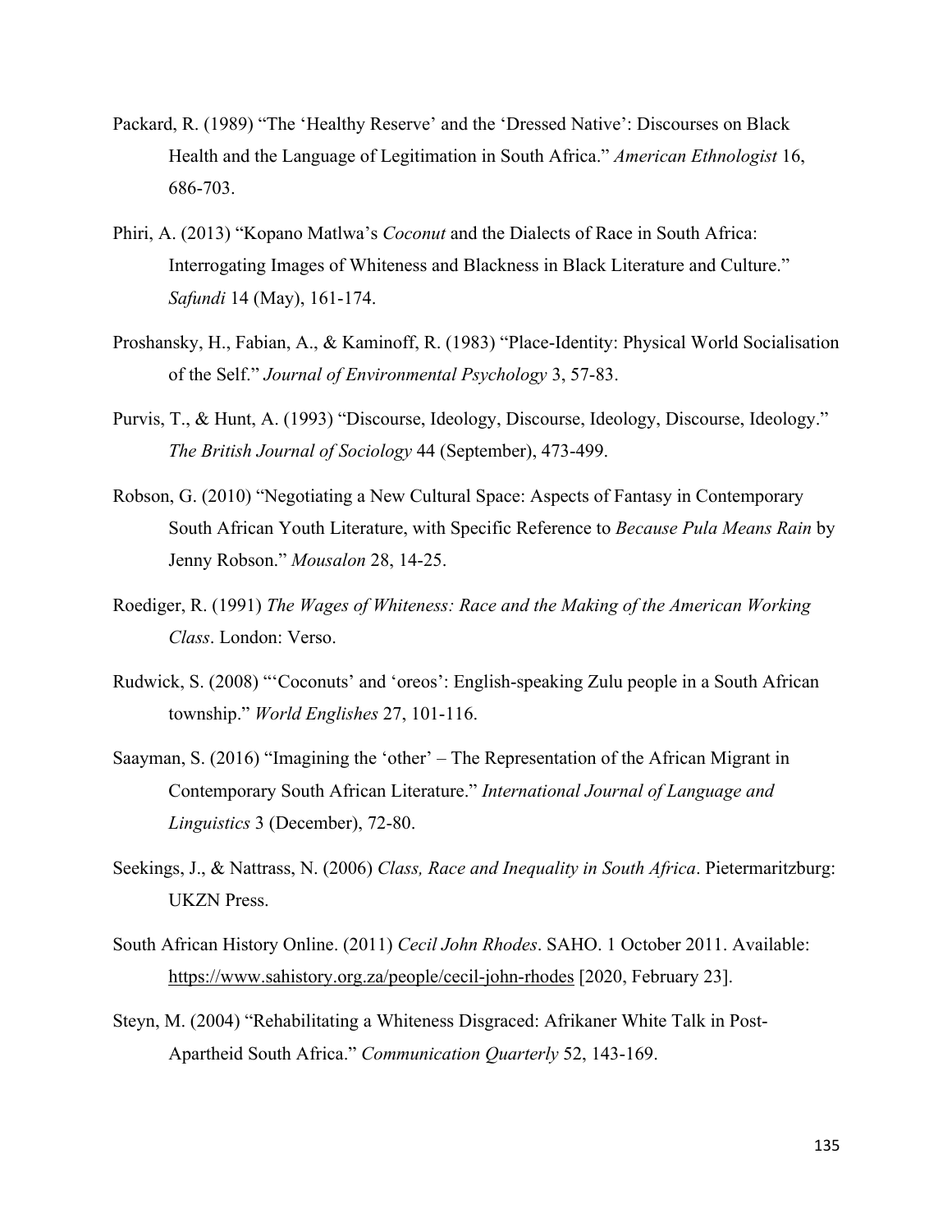Packard, R. (1989) "The 'Healthy Reserve' and the 'Dressed Native': Discourses on Black Health and the Language of Legitimation in South Africa." *American Ethnologist* 16, 686-703.

Phiri, A. (2013) "Kopano Matlwa's *Coconut* and the Dialects of Race in South Africa: Interrogating Images of Whiteness and Blackness in Black Literature and Culture." *Safundi* 14 (May), 161-174.

Proshansky, H., Fabian, A., & Kaminoff, R. (1983) "Place-Identity: Physical World Socialisation of the Self." *Journal of Environmental Psychology* 3, 57-83.

Purvis, T., & Hunt, A. (1993) "Discourse, Ideology, Discourse, Ideology, Discourse, Ideology." *The British Journal of Sociology* 44 (September), 473-499.

Robson, G. (2010) "Negotiating a New Cultural Space: Aspects of Fantasy in Contemporary South African Youth Literature, with Specific Reference to *Because Pula Means Rain* by Jenny Robson." *Mousalon* 28, 14-25.

Roediger, R. (1991) *The Wages of Whiteness: Race and the Making of the American Working Class*. London: Verso.

Rudwick, S. (2008) "'Coconuts' and 'oreos': English-speaking Zulu people in a South African township." *World Englishes* 27, 101-116.

Saayman, S. (2016) "Imagining the 'other' – The Representation of the African Migrant in Contemporary South African Literature." *International Journal of Language and Linguistics* 3 (December), 72-80.

Seekings, J., & Nattrass, N. (2006) *Class, Race and Inequality in South Africa*. Pietermaritzburg: UKZN Press.

South African History Online. (2011) *Cecil John Rhodes*. SAHO. 1 October 2011. Available: https://www.sahistory.org.za/people/cecil-john-rhodes [2020, February 23].

Steyn, M. (2004) "Rehabilitating a Whiteness Disgraced: Afrikaner White Talk in Post-Apartheid South Africa." *Communication Quarterly* 52, 143-169.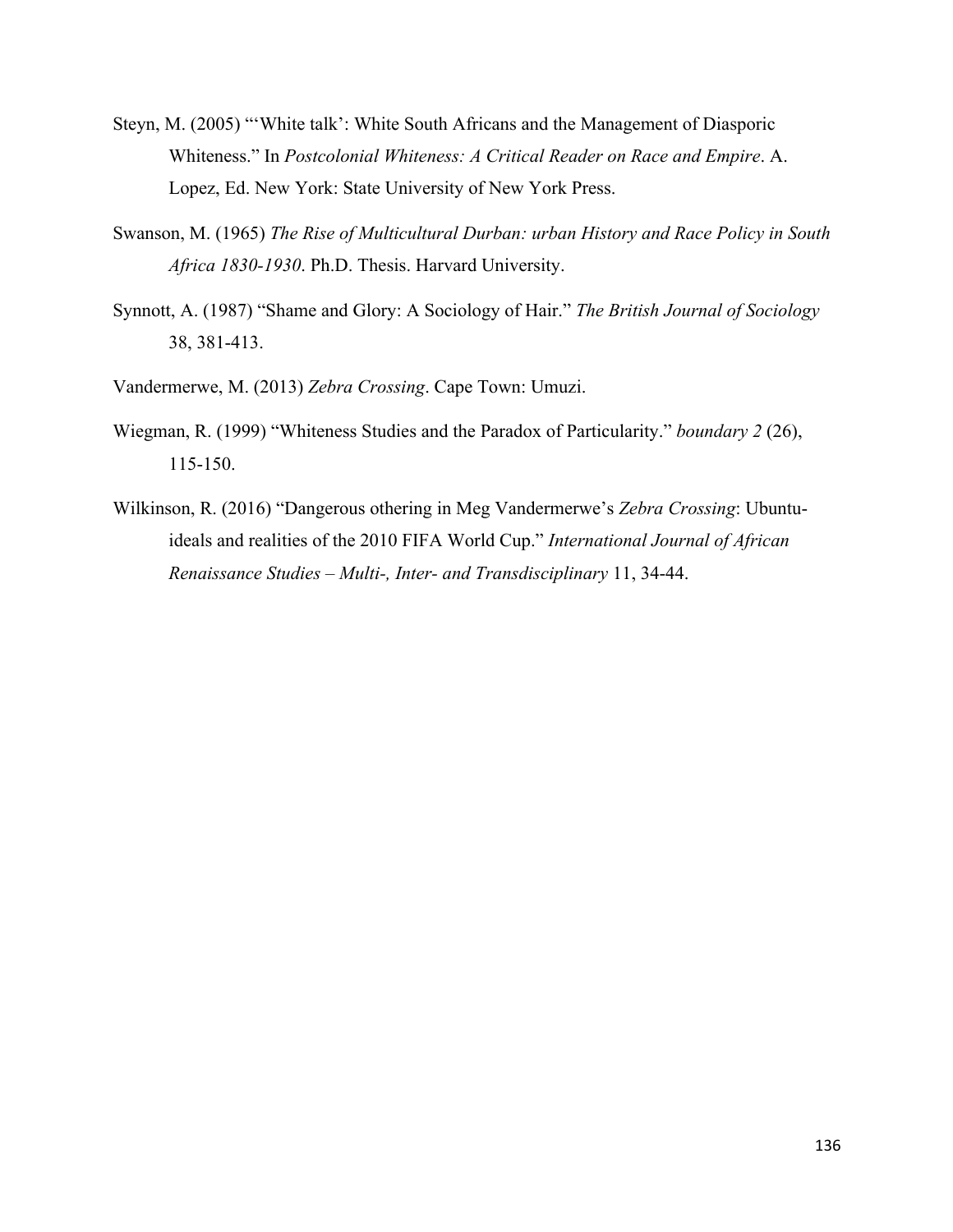Steyn, M. (2005) "'White talk': White South Africans and the Management of Diasporic Whiteness." In *Postcolonial Whiteness: A Critical Reader on Race and Empire*. A. Lopez, Ed. New York: State University of New York Press.

Swanson, M. (1965) *The Rise of Multicultural Durban: urban History and Race Policy in South Africa 1830-1930*. Ph.D. Thesis. Harvard University.

Synnott, A. (1987) "Shame and Glory: A Sociology of Hair." *The British Journal of Sociology* 38, 381-413.

Vandermerwe, M. (2013) *Zebra Crossing*. Cape Town: Umuzi.

Wiegman, R. (1999) "Whiteness Studies and the Paradox of Particularity." *boundary 2* (26), 115-150.

Wilkinson, R. (2016) "Dangerous othering in Meg Vandermerwe's *Zebra Crossing*: Ubuntu-ideals and realities of the 2010 FIFA World Cup." *International Journal of African Renaissance Studies – Multi-, Inter- and Transdisciplinary* 11, 34-44.